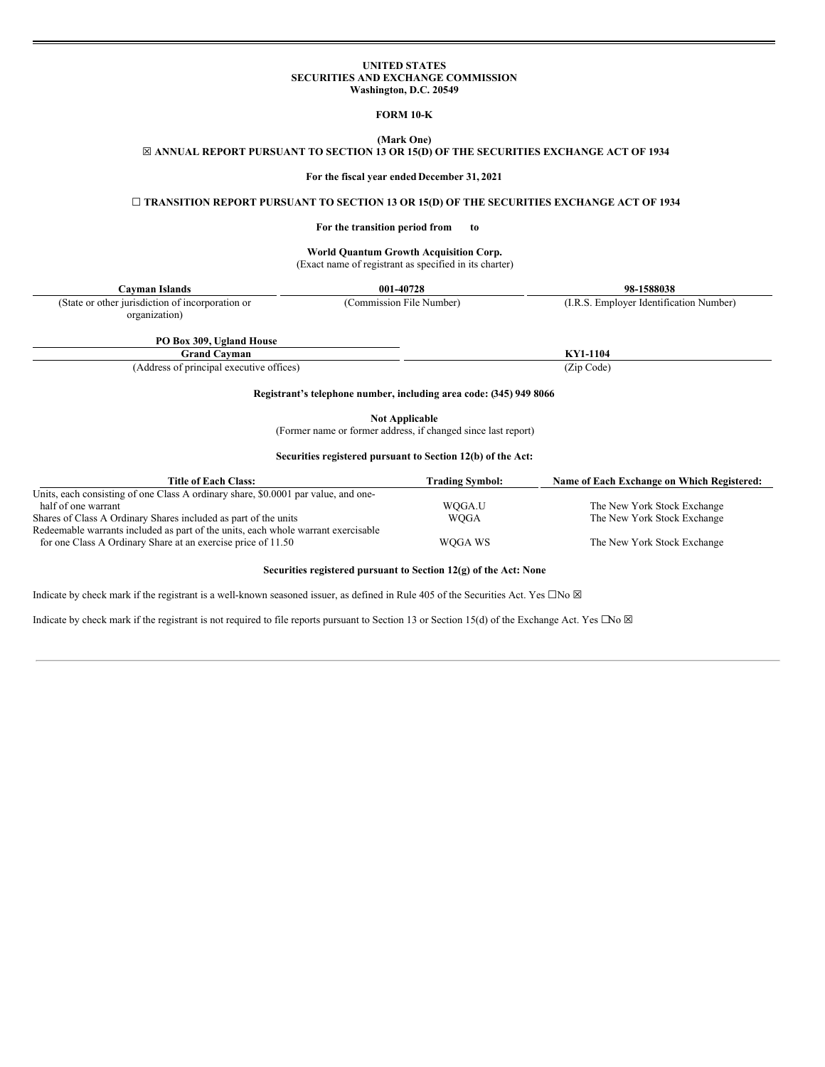**UNITED STATES**
**SECURITIES AND EXCHANGE COMMISSION**
**Washington, D.C. 20549**

**FORM 10-K**

**(Mark One)**
☒ **ANNUAL REPORT PURSUANT TO SECTION 13 OR 15(D) OF THE SECURITIES EXCHANGE ACT OF 1934**

**For the fiscal year ended December 31, 2021**

☐ **TRANSITION REPORT PURSUANT TO SECTION 13 OR 15(D) OF THE SECURITIES EXCHANGE ACT OF 1934**

**For the transition period from to**

**World Quantum Growth Acquisition Corp.**
(Exact name of registrant as specified in its charter)

| **Cayman Islands** | **001-40728** | **98-1588038** |
|---|---|---|
| (State or other jurisdiction of incorporation or organization) | (Commission File Number) | (I.R.S. Employer Identification Number) |

| **PO Box 309, Ugland House Grand Cayman** | **KY1-1104** |
|---|---|
| (Address of principal executive offices) | (Zip Code) |

**Registrant's telephone number, including area code: (345) 949 8066**

**Not Applicable**
(Former name or former address, if changed since last report)

**Securities registered pursuant to Section 12(b) of the Act:**

| Title of Each Class: | Trading Symbol: | Name of Each Exchange on Which Registered: |
|---|---|---|
| Units, each consisting of one Class A ordinary share, $0.0001 par value, and one-half of one warrant | WQGA.U | The New York Stock Exchange |
| Shares of Class A Ordinary Shares included as part of the units | WQGA | The New York Stock Exchange |
| Redeemable warrants included as part of the units, each whole warrant exercisable for one Class A Ordinary Share at an exercise price of 11.50 | WQGA WS | The New York Stock Exchange |

**Securities registered pursuant to Section 12(g) of the Act: None**

Indicate by check mark if the registrant is a well-known seasoned issuer, as defined in Rule 405 of the Securities Act. Yes ☐No ☒

Indicate by check mark if the registrant is not required to file reports pursuant to Section 13 or Section 15(d) of the Exchange Act. Yes ☐No ☒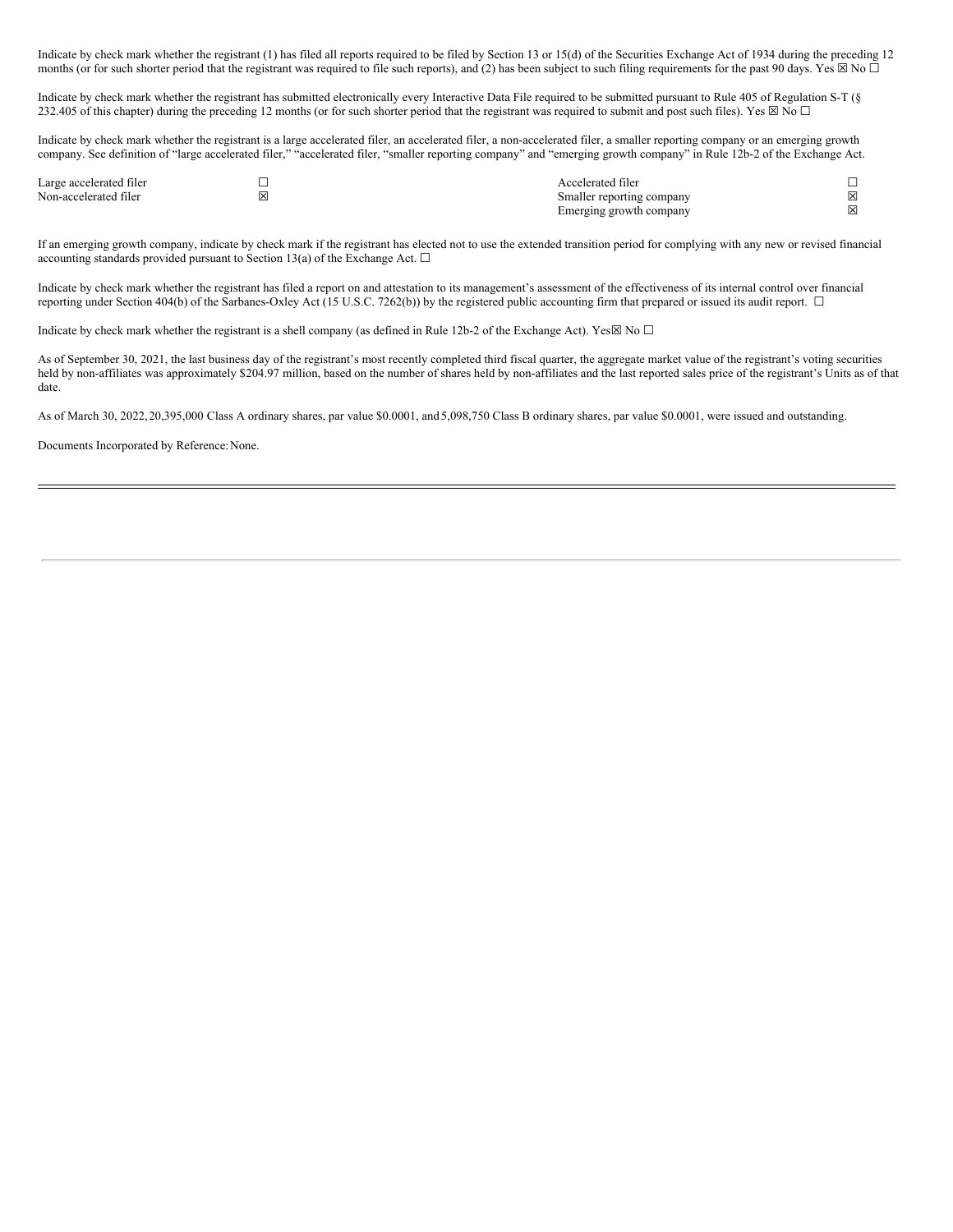Indicate by check mark whether the registrant (1) has filed all reports required to be filed by Section 13 or 15(d) of the Securities Exchange Act of 1934 during the preceding 12 months (or for such shorter period that the registrant was required to file such reports), and (2) has been subject to such filing requirements for the past 90 days. Yes ☒ No ☐

Indicate by check mark whether the registrant has submitted electronically every Interactive Data File required to be submitted pursuant to Rule 405 of Regulation S-T (§ 232.405 of this chapter) during the preceding 12 months (or for such shorter period that the registrant was required to submit and post such files). Yes ☒ No ☐

Indicate by check mark whether the registrant is a large accelerated filer, an accelerated filer, a non-accelerated filer, a smaller reporting company or an emerging growth company. See definition of "large accelerated filer," "accelerated filer, "smaller reporting company" and "emerging growth company" in Rule 12b-2 of the Exchange Act.

| | | | |
|---|---|---|---|
| Large accelerated filer | ☐ | Accelerated filer | ☐ |
| Non-accelerated filer | ☒ | Smaller reporting company | ☒ |
| | | Emerging growth company | ☒ |

If an emerging growth company, indicate by check mark if the registrant has elected not to use the extended transition period for complying with any new or revised financial accounting standards provided pursuant to Section 13(a) of the Exchange Act. ☐

Indicate by check mark whether the registrant has filed a report on and attestation to its management's assessment of the effectiveness of its internal control over financial reporting under Section 404(b) of the Sarbanes-Oxley Act (15 U.S.C. 7262(b)) by the registered public accounting firm that prepared or issued its audit report. ☐

Indicate by check mark whether the registrant is a shell company (as defined in Rule 12b-2 of the Exchange Act). Yes☒ No ☐

As of September 30, 2021, the last business day of the registrant's most recently completed third fiscal quarter, the aggregate market value of the registrant's voting securities held by non-affiliates was approximately $204.97 million, based on the number of shares held by non-affiliates and the last reported sales price of the registrant's Units as of that date.

As of March 30, 2022, 20,395,000 Class A ordinary shares, par value $0.0001, and 5,098,750 Class B ordinary shares, par value $0.0001, were issued and outstanding.

Documents Incorporated by Reference: None.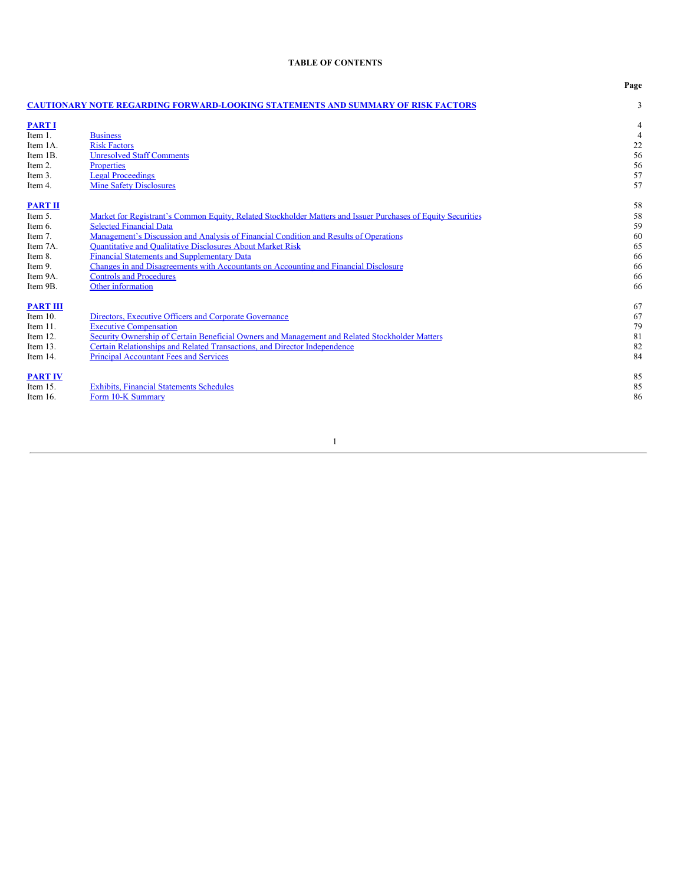**TABLE OF CONTENTS**

| | | Page |
|---|---|---|
| **CAUTIONARY NOTE REGARDING FORWARD-LOOKING STATEMENTS AND SUMMARY OF RISK FACTORS** | | 3 |
| **PART I** | | 4 |
| Item 1. | Business | 4 |
| Item 1A. | Risk Factors | 22 |
| Item 1B. | Unresolved Staff Comments | 56 |
| Item 2. | Properties | 56 |
| Item 3. | Legal Proceedings | 57 |
| Item 4. | Mine Safety Disclosures | 57 |
| **PART II** | | 58 |
| Item 5. | Market for Registrant's Common Equity, Related Stockholder Matters and Issuer Purchases of Equity Securities | 58 |
| Item 6. | Selected Financial Data | 59 |
| Item 7. | Management's Discussion and Analysis of Financial Condition and Results of Operations | 60 |
| Item 7A. | Quantitative and Qualitative Disclosures About Market Risk | 65 |
| Item 8. | Financial Statements and Supplementary Data | 66 |
| Item 9. | Changes in and Disagreements with Accountants on Accounting and Financial Disclosure | 66 |
| Item 9A. | Controls and Procedures | 66 |
| Item 9B. | Other information | 66 |
| **PART III** | | 67 |
| Item 10. | Directors, Executive Officers and Corporate Governance | 67 |
| Item 11. | Executive Compensation | 79 |
| Item 12. | Security Ownership of Certain Beneficial Owners and Management and Related Stockholder Matters | 81 |
| Item 13. | Certain Relationships and Related Transactions, and Director Independence | 82 |
| Item 14. | Principal Accountant Fees and Services | 84 |
| **PART IV** | | 85 |
| Item 15. | Exhibits, Financial Statements Schedules | 85 |
| Item 16. | Form 10-K Summary | 86 |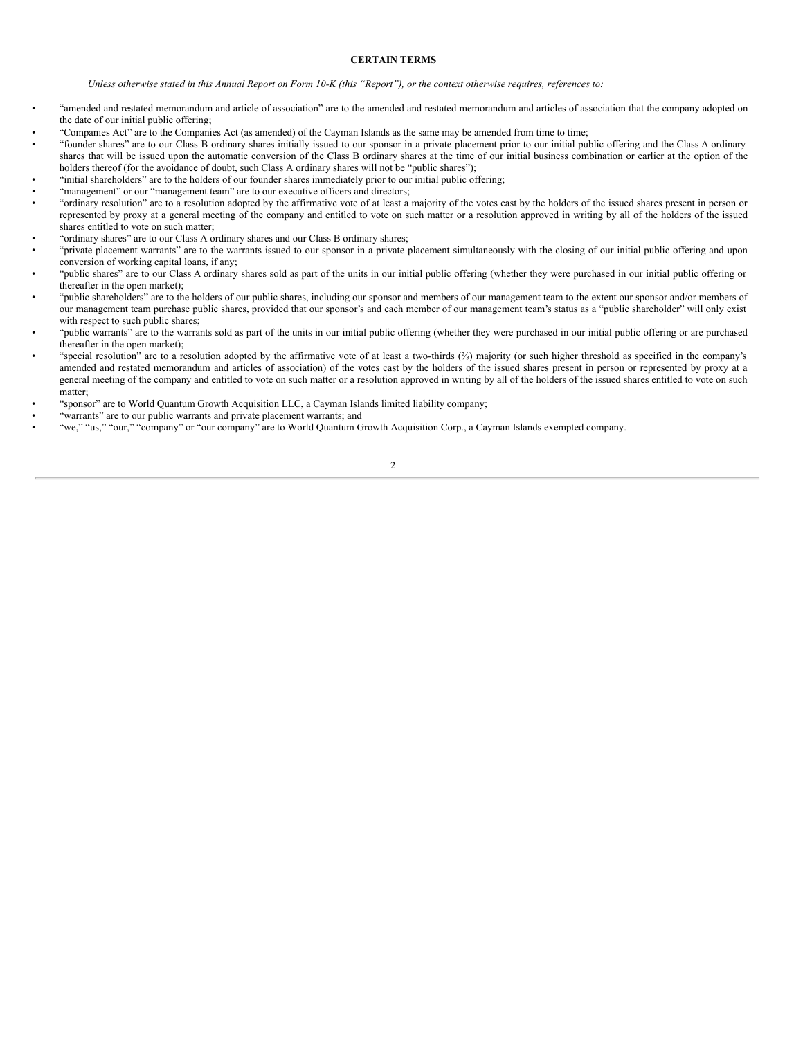## CERTAIN TERMS

*Unless otherwise stated in this Annual Report on Form 10-K (this "Report"), or the context otherwise requires, references to:*

- "amended and restated memorandum and article of association" are to the amended and restated memorandum and articles of association that the company adopted on the date of our initial public offering;
- "Companies Act" are to the Companies Act (as amended) of the Cayman Islands as the same may be amended from time to time;
- "founder shares" are to our Class B ordinary shares initially issued to our sponsor in a private placement prior to our initial public offering and the Class A ordinary shares that will be issued upon the automatic conversion of the Class B ordinary shares at the time of our initial business combination or earlier at the option of the holders thereof (for the avoidance of doubt, such Class A ordinary shares will not be "public shares");
- "initial shareholders" are to the holders of our founder shares immediately prior to our initial public offering;
- "management" or our "management team" are to our executive officers and directors;
- "ordinary resolution" are to a resolution adopted by the affirmative vote of at least a majority of the votes cast by the holders of the issued shares present in person or represented by proxy at a general meeting of the company and entitled to vote on such matter or a resolution approved in writing by all of the holders of the issued shares entitled to vote on such matter;
- "ordinary shares" are to our Class A ordinary shares and our Class B ordinary shares;
- "private placement warrants" are to the warrants issued to our sponsor in a private placement simultaneously with the closing of our initial public offering and upon conversion of working capital loans, if any;
- "public shares" are to our Class A ordinary shares sold as part of the units in our initial public offering (whether they were purchased in our initial public offering or thereafter in the open market);
- "public shareholders" are to the holders of our public shares, including our sponsor and members of our management team to the extent our sponsor and/or members of our management team purchase public shares, provided that our sponsor's and each member of our management team's status as a "public shareholder" will only exist with respect to such public shares;
- "public warrants" are to the warrants sold as part of the units in our initial public offering (whether they were purchased in our initial public offering or are purchased thereafter in the open market);
- "special resolution" are to a resolution adopted by the affirmative vote of at least a two-thirds (⅔) majority (or such higher threshold as specified in the company's amended and restated memorandum and articles of association) of the votes cast by the holders of the issued shares present in person or represented by proxy at a general meeting of the company and entitled to vote on such matter or a resolution approved in writing by all of the holders of the issued shares entitled to vote on such matter;
- "sponsor" are to World Quantum Growth Acquisition LLC, a Cayman Islands limited liability company;
- "warrants" are to our public warrants and private placement warrants; and
- "we," "us," "our," "company" or "our company" are to World Quantum Growth Acquisition Corp., a Cayman Islands exempted company.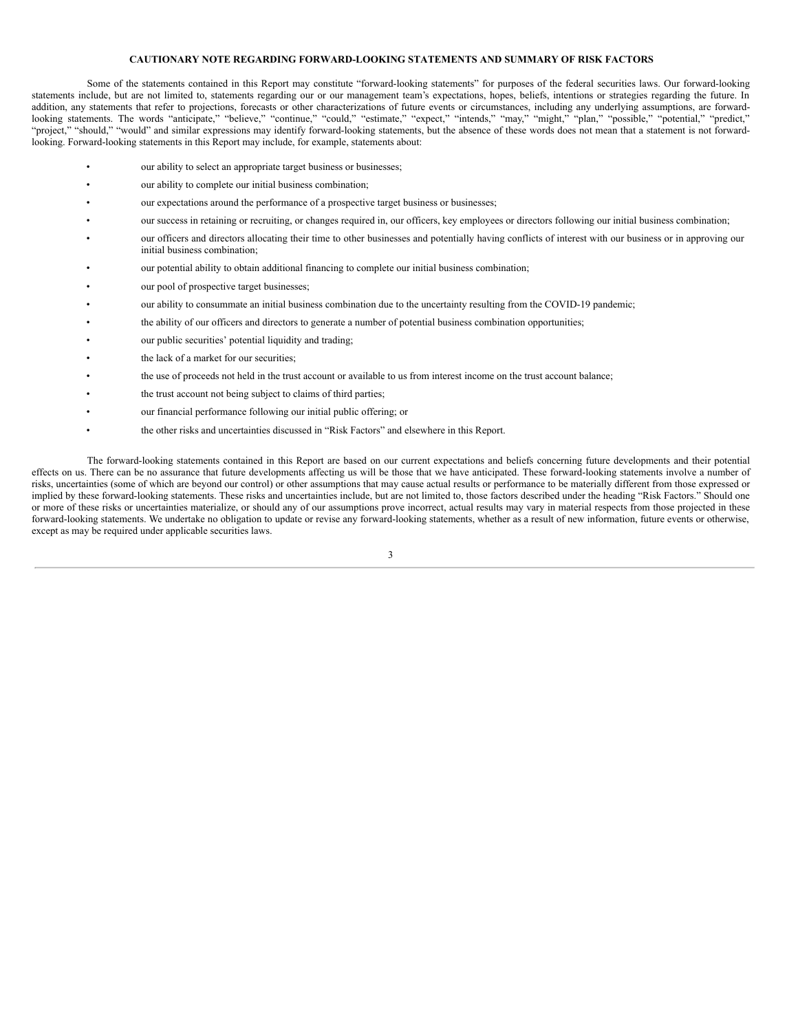## CAUTIONARY NOTE REGARDING FORWARD-LOOKING STATEMENTS AND SUMMARY OF RISK FACTORS

Some of the statements contained in this Report may constitute "forward-looking statements" for purposes of the federal securities laws. Our forward-looking statements include, but are not limited to, statements regarding our or our management team's expectations, hopes, beliefs, intentions or strategies regarding the future. In addition, any statements that refer to projections, forecasts or other characterizations of future events or circumstances, including any underlying assumptions, are forward-looking statements. The words "anticipate," "believe," "continue," "could," "estimate," "expect," "intends," "may," "might," "plan," "possible," "potential," "predict," "project," "should," "would" and similar expressions may identify forward-looking statements, but the absence of these words does not mean that a statement is not forward-looking. Forward-looking statements in this Report may include, for example, statements about:

- our ability to select an appropriate target business or businesses;
- our ability to complete our initial business combination;
- our expectations around the performance of a prospective target business or businesses;
- our success in retaining or recruiting, or changes required in, our officers, key employees or directors following our initial business combination;
- our officers and directors allocating their time to other businesses and potentially having conflicts of interest with our business or in approving our initial business combination;
- our potential ability to obtain additional financing to complete our initial business combination;
- our pool of prospective target businesses;
- our ability to consummate an initial business combination due to the uncertainty resulting from the COVID-19 pandemic;
- the ability of our officers and directors to generate a number of potential business combination opportunities;
- our public securities' potential liquidity and trading;
- the lack of a market for our securities;
- the use of proceeds not held in the trust account or available to us from interest income on the trust account balance;
- the trust account not being subject to claims of third parties;
- our financial performance following our initial public offering; or
- the other risks and uncertainties discussed in "Risk Factors" and elsewhere in this Report.

The forward-looking statements contained in this Report are based on our current expectations and beliefs concerning future developments and their potential effects on us. There can be no assurance that future developments affecting us will be those that we have anticipated. These forward-looking statements involve a number of risks, uncertainties (some of which are beyond our control) or other assumptions that may cause actual results or performance to be materially different from those expressed or implied by these forward-looking statements. These risks and uncertainties include, but are not limited to, those factors described under the heading "Risk Factors." Should one or more of these risks or uncertainties materialize, or should any of our assumptions prove incorrect, actual results may vary in material respects from those projected in these forward-looking statements. We undertake no obligation to update or revise any forward-looking statements, whether as a result of new information, future events or otherwise, except as may be required under applicable securities laws.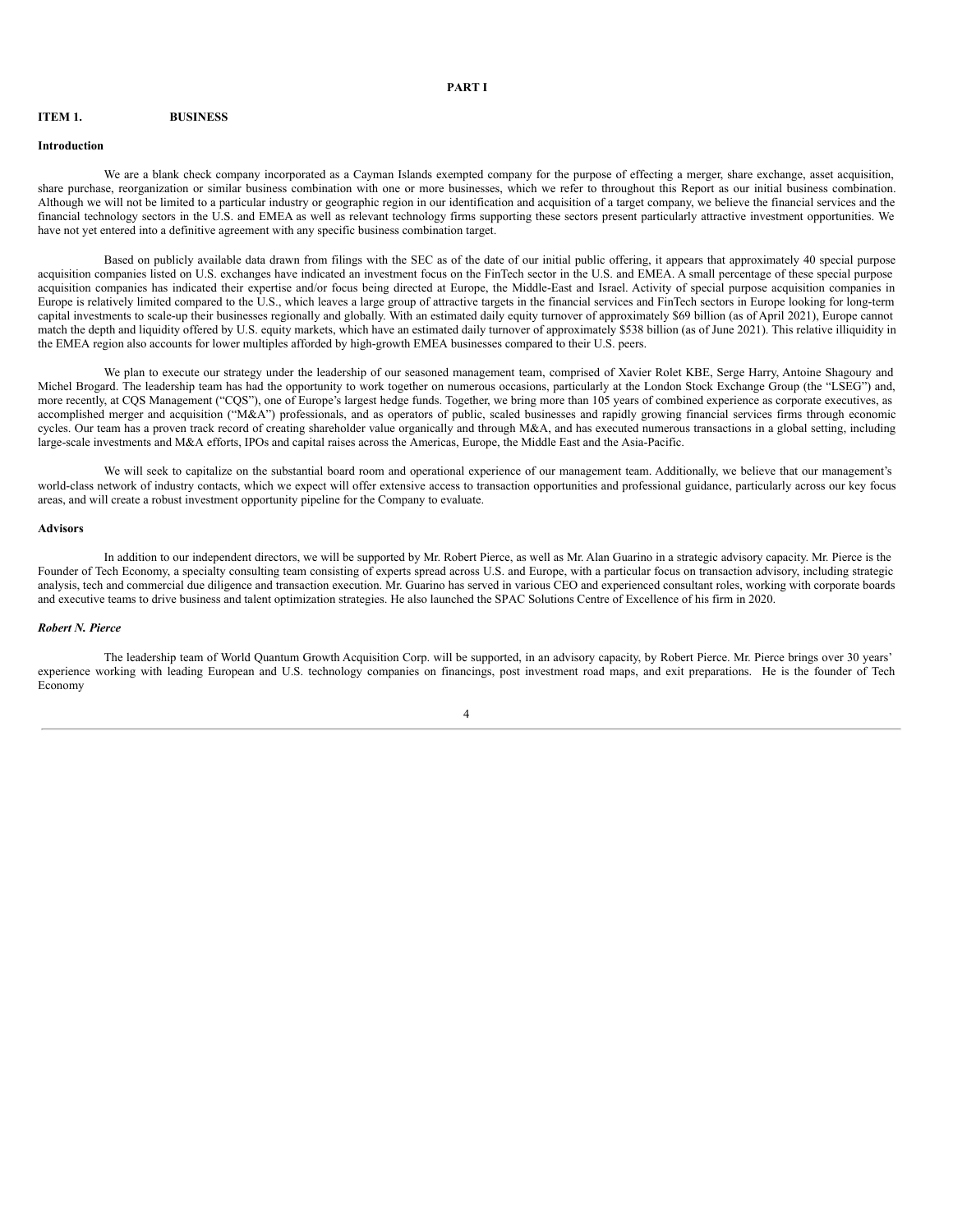# PART I

## ITEM 1. BUSINESS

### Introduction

We are a blank check company incorporated as a Cayman Islands exempted company for the purpose of effecting a merger, share exchange, asset acquisition, share purchase, reorganization or similar business combination with one or more businesses, which we refer to throughout this Report as our initial business combination. Although we will not be limited to a particular industry or geographic region in our identification and acquisition of a target company, we believe the financial services and the financial technology sectors in the U.S. and EMEA as well as relevant technology firms supporting these sectors present particularly attractive investment opportunities. We have not yet entered into a definitive agreement with any specific business combination target.

Based on publicly available data drawn from filings with the SEC as of the date of our initial public offering, it appears that approximately 40 special purpose acquisition companies listed on U.S. exchanges have indicated an investment focus on the FinTech sector in the U.S. and EMEA. A small percentage of these special purpose acquisition companies has indicated their expertise and/or focus being directed at Europe, the Middle-East and Israel. Activity of special purpose acquisition companies in Europe is relatively limited compared to the U.S., which leaves a large group of attractive targets in the financial services and FinTech sectors in Europe looking for long-term capital investments to scale-up their businesses regionally and globally. With an estimated daily equity turnover of approximately $69 billion (as of April 2021), Europe cannot match the depth and liquidity offered by U.S. equity markets, which have an estimated daily turnover of approximately $538 billion (as of June 2021). This relative illiquidity in the EMEA region also accounts for lower multiples afforded by high-growth EMEA businesses compared to their U.S. peers.

We plan to execute our strategy under the leadership of our seasoned management team, comprised of Xavier Rolet KBE, Serge Harry, Antoine Shagoury and Michel Brogard. The leadership team has had the opportunity to work together on numerous occasions, particularly at the London Stock Exchange Group (the "LSEG") and, more recently, at CQS Management ("CQS"), one of Europe's largest hedge funds. Together, we bring more than 105 years of combined experience as corporate executives, as accomplished merger and acquisition ("M&A") professionals, and as operators of public, scaled businesses and rapidly growing financial services firms through economic cycles. Our team has a proven track record of creating shareholder value organically and through M&A, and has executed numerous transactions in a global setting, including large-scale investments and M&A efforts, IPOs and capital raises across the Americas, Europe, the Middle East and the Asia-Pacific.

We will seek to capitalize on the substantial board room and operational experience of our management team. Additionally, we believe that our management's world-class network of industry contacts, which we expect will offer extensive access to transaction opportunities and professional guidance, particularly across our key focus areas, and will create a robust investment opportunity pipeline for the Company to evaluate.

### Advisors

In addition to our independent directors, we will be supported by Mr. Robert Pierce, as well as Mr. Alan Guarino in a strategic advisory capacity. Mr. Pierce is the Founder of Tech Economy, a specialty consulting team consisting of experts spread across U.S. and Europe, with a particular focus on transaction advisory, including strategic analysis, tech and commercial due diligence and transaction execution. Mr. Guarino has served in various CEO and experienced consultant roles, working with corporate boards and executive teams to drive business and talent optimization strategies. He also launched the SPAC Solutions Centre of Excellence of his firm in 2020.

***Robert N. Pierce***

The leadership team of World Quantum Growth Acquisition Corp. will be supported, in an advisory capacity, by Robert Pierce. Mr. Pierce brings over 30 years' experience working with leading European and U.S. technology companies on financings, post investment road maps, and exit preparations. He is the founder of Tech Economy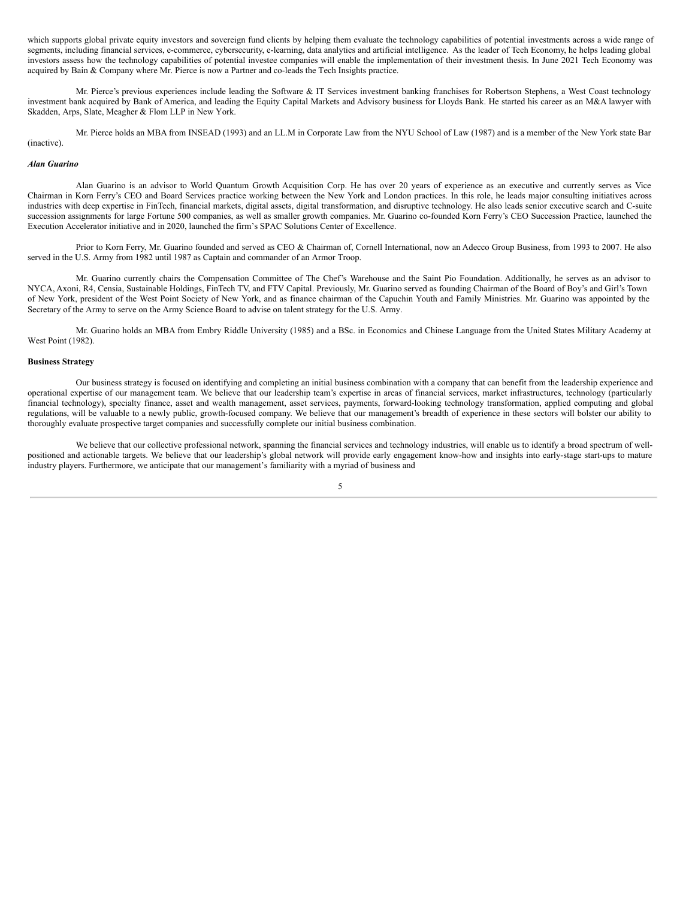which supports global private equity investors and sovereign fund clients by helping them evaluate the technology capabilities of potential investments across a wide range of segments, including financial services, e-commerce, cybersecurity, e-learning, data analytics and artificial intelligence. As the leader of Tech Economy, he helps leading global investors assess how the technology capabilities of potential investee companies will enable the implementation of their investment thesis. In June 2021 Tech Economy was acquired by Bain & Company where Mr. Pierce is now a Partner and co-leads the Tech Insights practice.

Mr. Pierce's previous experiences include leading the Software & IT Services investment banking franchises for Robertson Stephens, a West Coast technology investment bank acquired by Bank of America, and leading the Equity Capital Markets and Advisory business for Lloyds Bank. He started his career as an M&A lawyer with Skadden, Arps, Slate, Meagher & Flom LLP in New York.

Mr. Pierce holds an MBA from INSEAD (1993) and an LL.M in Corporate Law from the NYU School of Law (1987) and is a member of the New York state Bar (inactive).

***Alan Guarino***

Alan Guarino is an advisor to World Quantum Growth Acquisition Corp. He has over 20 years of experience as an executive and currently serves as Vice Chairman in Korn Ferry's CEO and Board Services practice working between the New York and London practices. In this role, he leads major consulting initiatives across industries with deep expertise in FinTech, financial markets, digital assets, digital transformation, and disruptive technology. He also leads senior executive search and C-suite succession assignments for large Fortune 500 companies, as well as smaller growth companies. Mr. Guarino co-founded Korn Ferry's CEO Succession Practice, launched the Execution Accelerator initiative and in 2020, launched the firm's SPAC Solutions Center of Excellence.

Prior to Korn Ferry, Mr. Guarino founded and served as CEO & Chairman of, Cornell International, now an Adecco Group Business, from 1993 to 2007. He also served in the U.S. Army from 1982 until 1987 as Captain and commander of an Armor Troop.

Mr. Guarino currently chairs the Compensation Committee of The Chef's Warehouse and the Saint Pio Foundation. Additionally, he serves as an advisor to NYCA, Axoni, R4, Censia, Sustainable Holdings, FinTech TV, and FTV Capital. Previously, Mr. Guarino served as founding Chairman of the Board of Boy's and Girl's Town of New York, president of the West Point Society of New York, and as finance chairman of the Capuchin Youth and Family Ministries. Mr. Guarino was appointed by the Secretary of the Army to serve on the Army Science Board to advise on talent strategy for the U.S. Army.

Mr. Guarino holds an MBA from Embry Riddle University (1985) and a BSc. in Economics and Chinese Language from the United States Military Academy at West Point (1982).

**Business Strategy**

Our business strategy is focused on identifying and completing an initial business combination with a company that can benefit from the leadership experience and operational expertise of our management team. We believe that our leadership team's expertise in areas of financial services, market infrastructures, technology (particularly financial technology), specialty finance, asset and wealth management, asset services, payments, forward-looking technology transformation, applied computing and global regulations, will be valuable to a newly public, growth-focused company. We believe that our management's breadth of experience in these sectors will bolster our ability to thoroughly evaluate prospective target companies and successfully complete our initial business combination.

We believe that our collective professional network, spanning the financial services and technology industries, will enable us to identify a broad spectrum of well-positioned and actionable targets. We believe that our leadership's global network will provide early engagement know-how and insights into early-stage start-ups to mature industry players. Furthermore, we anticipate that our management's familiarity with a myriad of business and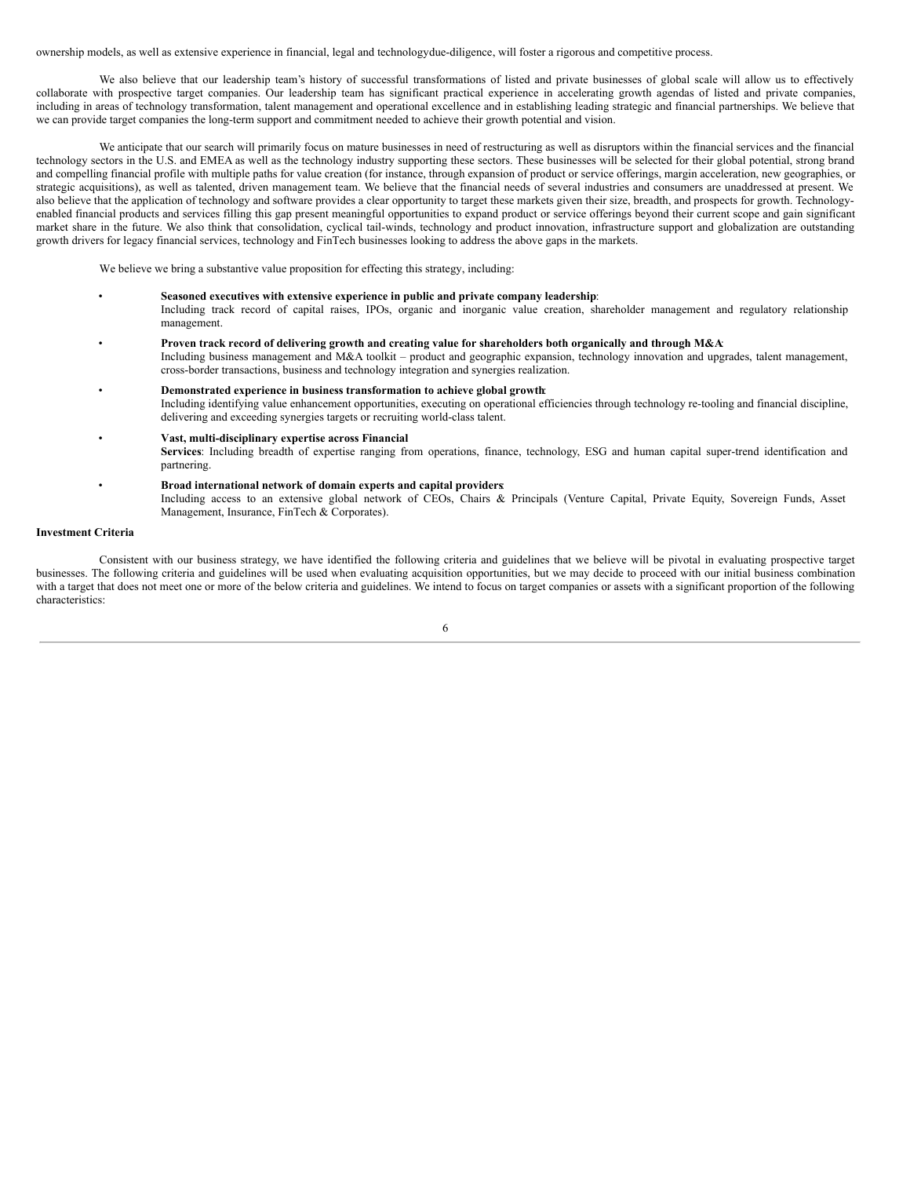ownership models, as well as extensive experience in financial, legal and technologydue-diligence, will foster a rigorous and competitive process.

We also believe that our leadership team's history of successful transformations of listed and private businesses of global scale will allow us to effectively collaborate with prospective target companies. Our leadership team has significant practical experience in accelerating growth agendas of listed and private companies, including in areas of technology transformation, talent management and operational excellence and in establishing leading strategic and financial partnerships. We believe that we can provide target companies the long-term support and commitment needed to achieve their growth potential and vision.

We anticipate that our search will primarily focus on mature businesses in need of restructuring as well as disruptors within the financial services and the financial technology sectors in the U.S. and EMEA as well as the technology industry supporting these sectors. These businesses will be selected for their global potential, strong brand and compelling financial profile with multiple paths for value creation (for instance, through expansion of product or service offerings, margin acceleration, new geographies, or strategic acquisitions), as well as talented, driven management team. We believe that the financial needs of several industries and consumers are unaddressed at present. We also believe that the application of technology and software provides a clear opportunity to target these markets given their size, breadth, and prospects for growth. Technology-enabled financial products and services filling this gap present meaningful opportunities to expand product or service offerings beyond their current scope and gain significant market share in the future. We also think that consolidation, cyclical tail-winds, technology and product innovation, infrastructure support and globalization are outstanding growth drivers for legacy financial services, technology and FinTech businesses looking to address the above gaps in the markets.

We believe we bring a substantive value proposition for effecting this strategy, including:

- **Seasoned executives with extensive experience in public and private company leadership**: Including track record of capital raises, IPOs, organic and inorganic value creation, shareholder management and regulatory relationship management.
- **Proven track record of delivering growth and creating value for shareholders both organically and through M&A**: Including business management and M&A toolkit – product and geographic expansion, technology innovation and upgrades, talent management, cross-border transactions, business and technology integration and synergies realization.
- **Demonstrated experience in business transformation to achieve global growth**: Including identifying value enhancement opportunities, executing on operational efficiencies through technology re-tooling and financial discipline, delivering and exceeding synergies targets or recruiting world-class talent.
- **Vast, multi-disciplinary expertise across Financial Services**: Including breadth of expertise ranging from operations, finance, technology, ESG and human capital super-trend identification and partnering.
- **Broad international network of domain experts and capital providers**: Including access to an extensive global network of CEOs, Chairs & Principals (Venture Capital, Private Equity, Sovereign Funds, Asset Management, Insurance, FinTech & Corporates).

**Investment Criteria**

Consistent with our business strategy, we have identified the following criteria and guidelines that we believe will be pivotal in evaluating prospective target businesses. The following criteria and guidelines will be used when evaluating acquisition opportunities, but we may decide to proceed with our initial business combination with a target that does not meet one or more of the below criteria and guidelines. We intend to focus on target companies or assets with a significant proportion of the following characteristics: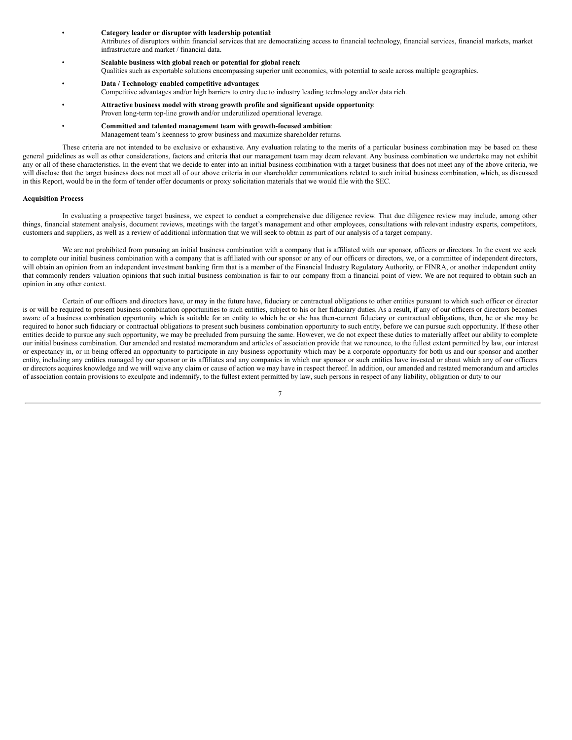- **Category leader or disruptor with leadership potential**:
  Attributes of disruptors within financial services that are democratizing access to financial technology, financial services, financial markets, market infrastructure and market / financial data.
- **Scalable business with global reach or potential for global reach**:
  Qualities such as exportable solutions encompassing superior unit economics, with potential to scale across multiple geographies.
- **Data / Technology enabled competitive advantages**:
  Competitive advantages and/or high barriers to entry due to industry leading technology and/or data rich.
- **Attractive business model with strong growth profile and significant upside opportunity**:
  Proven long-term top-line growth and/or underutilized operational leverage.
- **Committed and talented management team with growth-focused ambition**:
  Management team's keenness to grow business and maximize shareholder returns.

These criteria are not intended to be exclusive or exhaustive. Any evaluation relating to the merits of a particular business combination may be based on these general guidelines as well as other considerations, factors and criteria that our management team may deem relevant. Any business combination we undertake may not exhibit any or all of these characteristics. In the event that we decide to enter into an initial business combination with a target business that does not meet any of the above criteria, we will disclose that the target business does not meet all of our above criteria in our shareholder communications related to such initial business combination, which, as discussed in this Report, would be in the form of tender offer documents or proxy solicitation materials that we would file with the SEC.

**Acquisition Process**

In evaluating a prospective target business, we expect to conduct a comprehensive due diligence review. That due diligence review may include, among other things, financial statement analysis, document reviews, meetings with the target's management and other employees, consultations with relevant industry experts, competitors, customers and suppliers, as well as a review of additional information that we will seek to obtain as part of our analysis of a target company.

We are not prohibited from pursuing an initial business combination with a company that is affiliated with our sponsor, officers or directors. In the event we seek to complete our initial business combination with a company that is affiliated with our sponsor or any of our officers or directors, we, or a committee of independent directors, will obtain an opinion from an independent investment banking firm that is a member of the Financial Industry Regulatory Authority, or FINRA, or another independent entity that commonly renders valuation opinions that such initial business combination is fair to our company from a financial point of view. We are not required to obtain such an opinion in any other context.

Certain of our officers and directors have, or may in the future have, fiduciary or contractual obligations to other entities pursuant to which such officer or director is or will be required to present business combination opportunities to such entities, subject to his or her fiduciary duties. As a result, if any of our officers or directors becomes aware of a business combination opportunity which is suitable for an entity to which he or she has then-current fiduciary or contractual obligations, then, he or she may be required to honor such fiduciary or contractual obligations to present such business combination opportunity to such entity, before we can pursue such opportunity. If these other entities decide to pursue any such opportunity, we may be precluded from pursuing the same. However, we do not expect these duties to materially affect our ability to complete our initial business combination. Our amended and restated memorandum and articles of association provide that we renounce, to the fullest extent permitted by law, our interest or expectancy in, or in being offered an opportunity to participate in any business opportunity which may be a corporate opportunity for both us and our sponsor and another entity, including any entities managed by our sponsor or its affiliates and any companies in which our sponsor or such entities have invested or about which any of our officers or directors acquires knowledge and we will waive any claim or cause of action we may have in respect thereof. In addition, our amended and restated memorandum and articles of association contain provisions to exculpate and indemnify, to the fullest extent permitted by law, such persons in respect of any liability, obligation or duty to our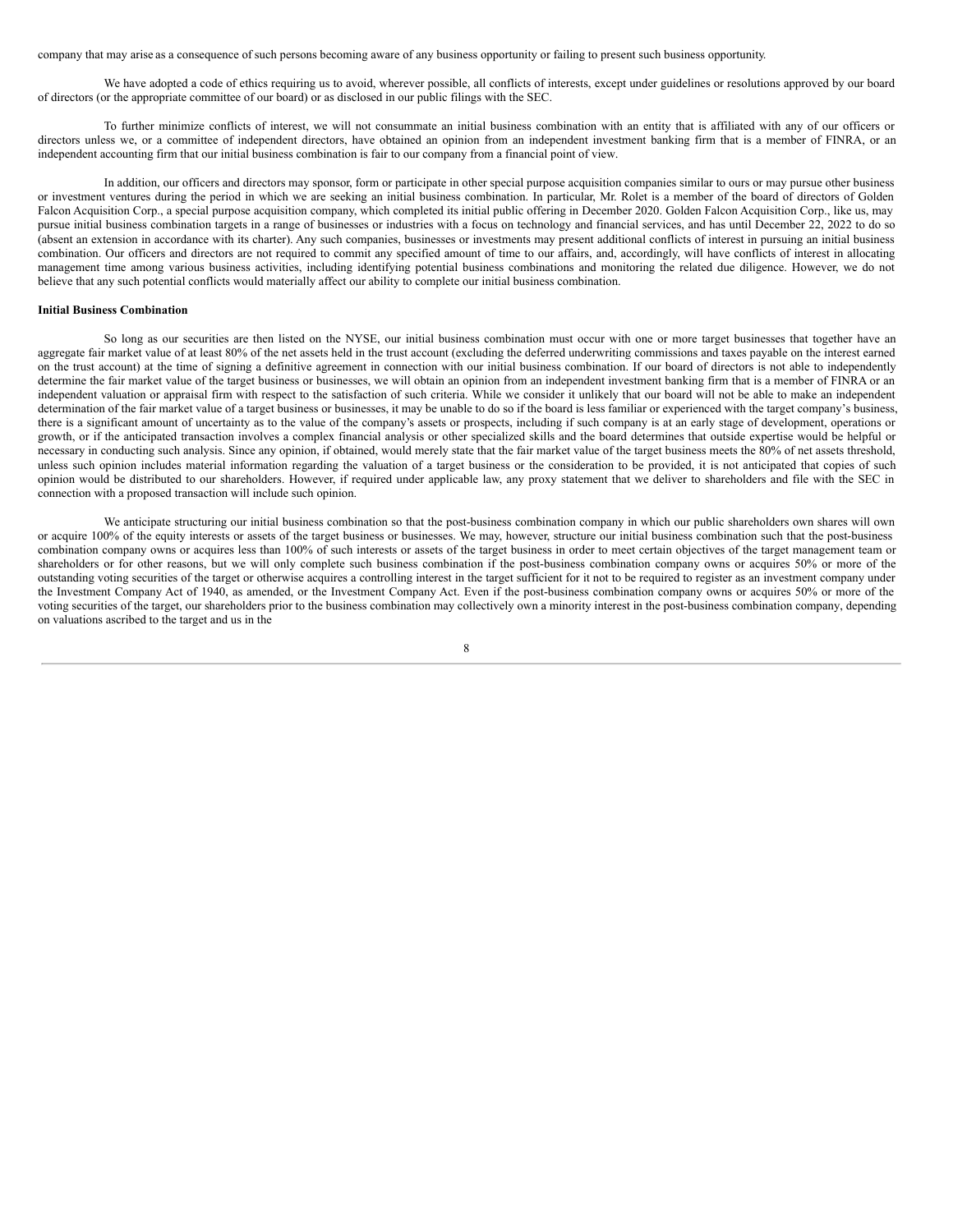company that may arise as a consequence of such persons becoming aware of any business opportunity or failing to present such business opportunity.

We have adopted a code of ethics requiring us to avoid, wherever possible, all conflicts of interests, except under guidelines or resolutions approved by our board of directors (or the appropriate committee of our board) or as disclosed in our public filings with the SEC.

To further minimize conflicts of interest, we will not consummate an initial business combination with an entity that is affiliated with any of our officers or directors unless we, or a committee of independent directors, have obtained an opinion from an independent investment banking firm that is a member of FINRA, or an independent accounting firm that our initial business combination is fair to our company from a financial point of view.

In addition, our officers and directors may sponsor, form or participate in other special purpose acquisition companies similar to ours or may pursue other business or investment ventures during the period in which we are seeking an initial business combination. In particular, Mr. Rolet is a member of the board of directors of Golden Falcon Acquisition Corp., a special purpose acquisition company, which completed its initial public offering in December 2020. Golden Falcon Acquisition Corp., like us, may pursue initial business combination targets in a range of businesses or industries with a focus on technology and financial services, and has until December 22, 2022 to do so (absent an extension in accordance with its charter). Any such companies, businesses or investments may present additional conflicts of interest in pursuing an initial business combination. Our officers and directors are not required to commit any specified amount of time to our affairs, and, accordingly, will have conflicts of interest in allocating management time among various business activities, including identifying potential business combinations and monitoring the related due diligence. However, we do not believe that any such potential conflicts would materially affect our ability to complete our initial business combination.

**Initial Business Combination**

So long as our securities are then listed on the NYSE, our initial business combination must occur with one or more target businesses that together have an aggregate fair market value of at least 80% of the net assets held in the trust account (excluding the deferred underwriting commissions and taxes payable on the interest earned on the trust account) at the time of signing a definitive agreement in connection with our initial business combination. If our board of directors is not able to independently determine the fair market value of the target business or businesses, we will obtain an opinion from an independent investment banking firm that is a member of FINRA or an independent valuation or appraisal firm with respect to the satisfaction of such criteria. While we consider it unlikely that our board will not be able to make an independent determination of the fair market value of a target business or businesses, it may be unable to do so if the board is less familiar or experienced with the target company's business, there is a significant amount of uncertainty as to the value of the company's assets or prospects, including if such company is at an early stage of development, operations or growth, or if the anticipated transaction involves a complex financial analysis or other specialized skills and the board determines that outside expertise would be helpful or necessary in conducting such analysis. Since any opinion, if obtained, would merely state that the fair market value of the target business meets the 80% of net assets threshold, unless such opinion includes material information regarding the valuation of a target business or the consideration to be provided, it is not anticipated that copies of such opinion would be distributed to our shareholders. However, if required under applicable law, any proxy statement that we deliver to shareholders and file with the SEC in connection with a proposed transaction will include such opinion.

We anticipate structuring our initial business combination so that the post-business combination company in which our public shareholders own shares will own or acquire 100% of the equity interests or assets of the target business or businesses. We may, however, structure our initial business combination such that the post-business combination company owns or acquires less than 100% of such interests or assets of the target business in order to meet certain objectives of the target management team or shareholders or for other reasons, but we will only complete such business combination if the post-business combination company owns or acquires 50% or more of the outstanding voting securities of the target or otherwise acquires a controlling interest in the target sufficient for it not to be required to register as an investment company under the Investment Company Act of 1940, as amended, or the Investment Company Act. Even if the post-business combination company owns or acquires 50% or more of the voting securities of the target, our shareholders prior to the business combination may collectively own a minority interest in the post-business combination company, depending on valuations ascribed to the target and us in the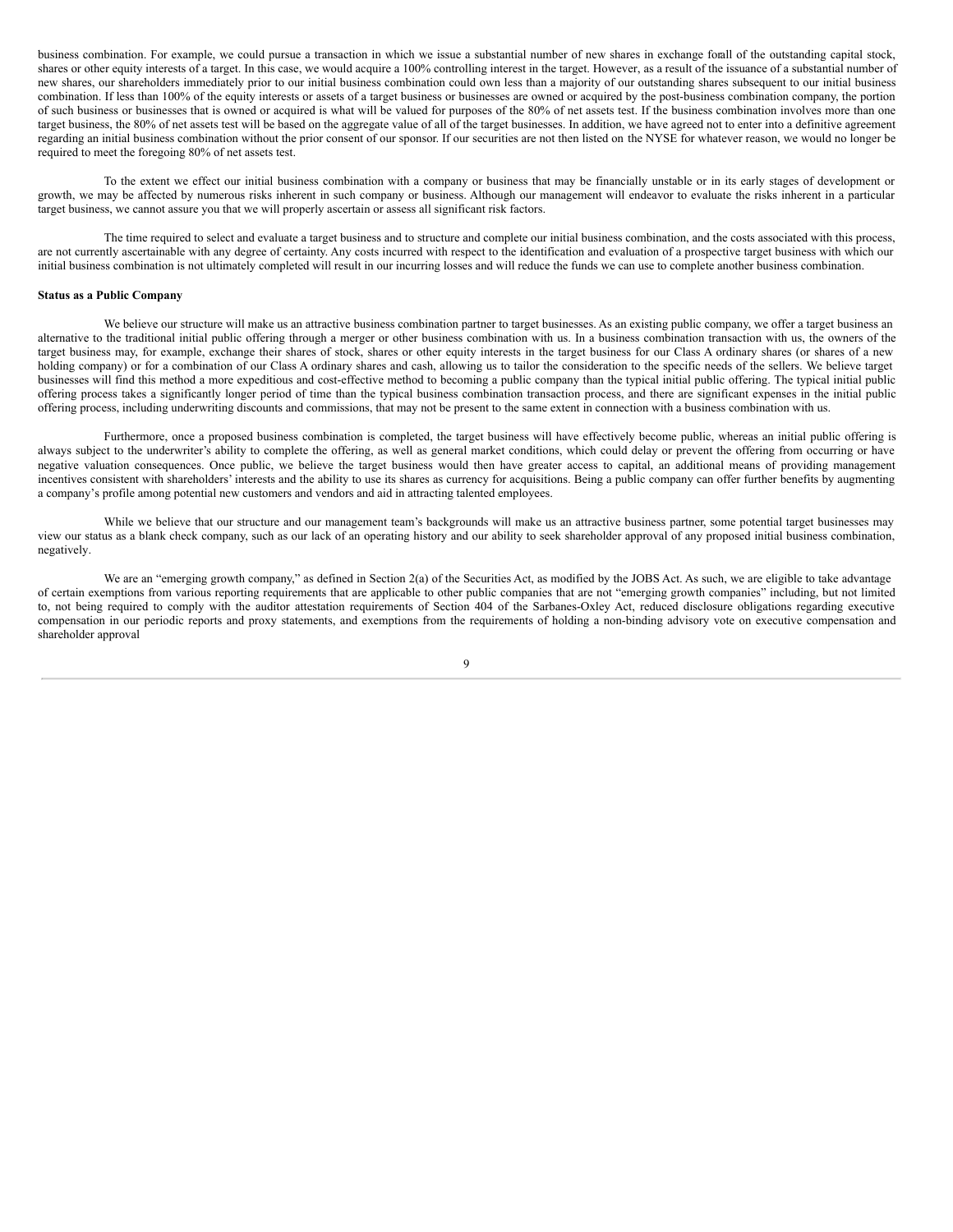business combination. For example, we could pursue a transaction in which we issue a substantial number of new shares in exchange for all of the outstanding capital stock, shares or other equity interests of a target. In this case, we would acquire a 100% controlling interest in the target. However, as a result of the issuance of a substantial number of new shares, our shareholders immediately prior to our initial business combination could own less than a majority of our outstanding shares subsequent to our initial business combination. If less than 100% of the equity interests or assets of a target business or businesses are owned or acquired by the post-business combination company, the portion of such business or businesses that is owned or acquired is what will be valued for purposes of the 80% of net assets test. If the business combination involves more than one target business, the 80% of net assets test will be based on the aggregate value of all of the target businesses. In addition, we have agreed not to enter into a definitive agreement regarding an initial business combination without the prior consent of our sponsor. If our securities are not then listed on the NYSE for whatever reason, we would no longer be required to meet the foregoing 80% of net assets test.

To the extent we effect our initial business combination with a company or business that may be financially unstable or in its early stages of development or growth, we may be affected by numerous risks inherent in such company or business. Although our management will endeavor to evaluate the risks inherent in a particular target business, we cannot assure you that we will properly ascertain or assess all significant risk factors.

The time required to select and evaluate a target business and to structure and complete our initial business combination, and the costs associated with this process, are not currently ascertainable with any degree of certainty. Any costs incurred with respect to the identification and evaluation of a prospective target business with which our initial business combination is not ultimately completed will result in our incurring losses and will reduce the funds we can use to complete another business combination.

**Status as a Public Company**

We believe our structure will make us an attractive business combination partner to target businesses. As an existing public company, we offer a target business an alternative to the traditional initial public offering through a merger or other business combination with us. In a business combination transaction with us, the owners of the target business may, for example, exchange their shares of stock, shares or other equity interests in the target business for our Class A ordinary shares (or shares of a new holding company) or for a combination of our Class A ordinary shares and cash, allowing us to tailor the consideration to the specific needs of the sellers. We believe target businesses will find this method a more expeditious and cost-effective method to becoming a public company than the typical initial public offering. The typical initial public offering process takes a significantly longer period of time than the typical business combination transaction process, and there are significant expenses in the initial public offering process, including underwriting discounts and commissions, that may not be present to the same extent in connection with a business combination with us.

Furthermore, once a proposed business combination is completed, the target business will have effectively become public, whereas an initial public offering is always subject to the underwriter's ability to complete the offering, as well as general market conditions, which could delay or prevent the offering from occurring or have negative valuation consequences. Once public, we believe the target business would then have greater access to capital, an additional means of providing management incentives consistent with shareholders' interests and the ability to use its shares as currency for acquisitions. Being a public company can offer further benefits by augmenting a company's profile among potential new customers and vendors and aid in attracting talented employees.

While we believe that our structure and our management team's backgrounds will make us an attractive business partner, some potential target businesses may view our status as a blank check company, such as our lack of an operating history and our ability to seek shareholder approval of any proposed initial business combination, negatively.

We are an "emerging growth company," as defined in Section 2(a) of the Securities Act, as modified by the JOBS Act. As such, we are eligible to take advantage of certain exemptions from various reporting requirements that are applicable to other public companies that are not "emerging growth companies" including, but not limited to, not being required to comply with the auditor attestation requirements of Section 404 of the Sarbanes-Oxley Act, reduced disclosure obligations regarding executive compensation in our periodic reports and proxy statements, and exemptions from the requirements of holding a non-binding advisory vote on executive compensation and shareholder approval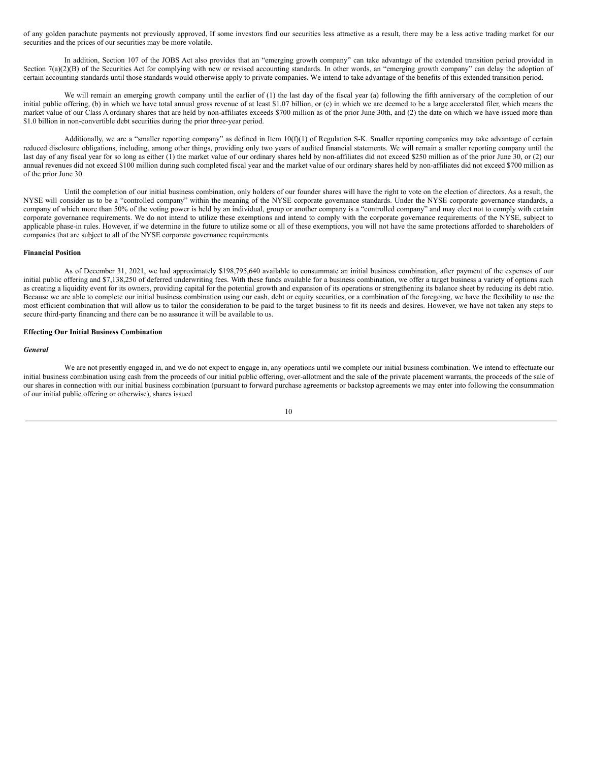of any golden parachute payments not previously approved, If some investors find our securities less attractive as a result, there may be a less active trading market for our securities and the prices of our securities may be more volatile.

In addition, Section 107 of the JOBS Act also provides that an "emerging growth company" can take advantage of the extended transition period provided in Section 7(a)(2)(B) of the Securities Act for complying with new or revised accounting standards. In other words, an "emerging growth company" can delay the adoption of certain accounting standards until those standards would otherwise apply to private companies. We intend to take advantage of the benefits of this extended transition period.

We will remain an emerging growth company until the earlier of (1) the last day of the fiscal year (a) following the fifth anniversary of the completion of our initial public offering, (b) in which we have total annual gross revenue of at least $1.07 billion, or (c) in which we are deemed to be a large accelerated filer, which means the market value of our Class A ordinary shares that are held by non-affiliates exceeds $700 million as of the prior June 30th, and (2) the date on which we have issued more than $1.0 billion in non-convertible debt securities during the prior three-year period.

Additionally, we are a "smaller reporting company" as defined in Item 10(f)(1) of Regulation S-K. Smaller reporting companies may take advantage of certain reduced disclosure obligations, including, among other things, providing only two years of audited financial statements. We will remain a smaller reporting company until the last day of any fiscal year for so long as either (1) the market value of our ordinary shares held by non-affiliates did not exceed $250 million as of the prior June 30, or (2) our annual revenues did not exceed $100 million during such completed fiscal year and the market value of our ordinary shares held by non-affiliates did not exceed $700 million as of the prior June 30.

Until the completion of our initial business combination, only holders of our founder shares will have the right to vote on the election of directors. As a result, the NYSE will consider us to be a "controlled company" within the meaning of the NYSE corporate governance standards. Under the NYSE corporate governance standards, a company of which more than 50% of the voting power is held by an individual, group or another company is a "controlled company" and may elect not to comply with certain corporate governance requirements. We do not intend to utilize these exemptions and intend to comply with the corporate governance requirements of the NYSE, subject to applicable phase-in rules. However, if we determine in the future to utilize some or all of these exemptions, you will not have the same protections afforded to shareholders of companies that are subject to all of the NYSE corporate governance requirements.

**Financial Position**

As of December 31, 2021, we had approximately $198,795,640 available to consummate an initial business combination, after payment of the expenses of our initial public offering and $7,138,250 of deferred underwriting fees. With these funds available for a business combination, we offer a target business a variety of options such as creating a liquidity event for its owners, providing capital for the potential growth and expansion of its operations or strengthening its balance sheet by reducing its debt ratio. Because we are able to complete our initial business combination using our cash, debt or equity securities, or a combination of the foregoing, we have the flexibility to use the most efficient combination that will allow us to tailor the consideration to be paid to the target business to fit its needs and desires. However, we have not taken any steps to secure third-party financing and there can be no assurance it will be available to us.

**Effecting Our Initial Business Combination**

***General***

We are not presently engaged in, and we do not expect to engage in, any operations until we complete our initial business combination. We intend to effectuate our initial business combination using cash from the proceeds of our initial public offering, over-allotment and the sale of the private placement warrants, the proceeds of the sale of our shares in connection with our initial business combination (pursuant to forward purchase agreements or backstop agreements we may enter into following the consummation of our initial public offering or otherwise), shares issued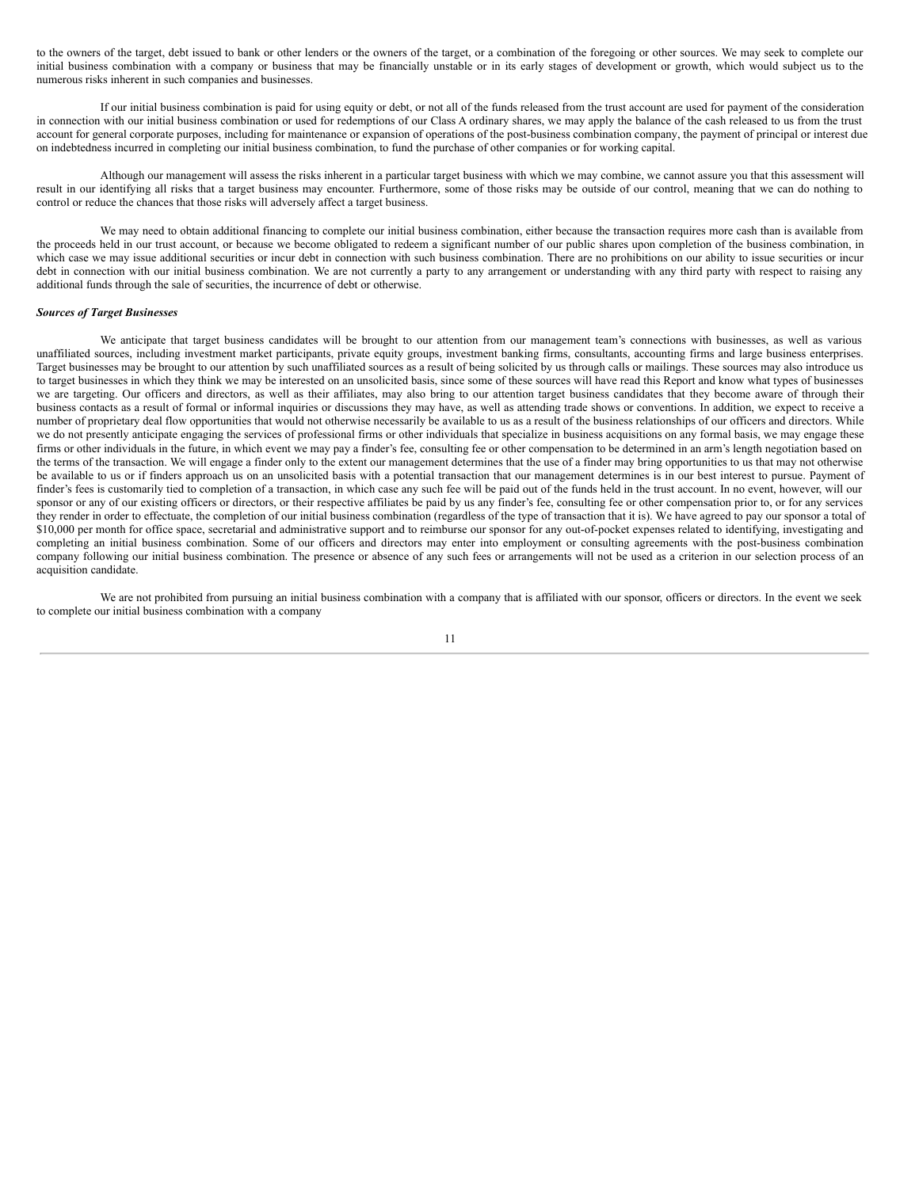to the owners of the target, debt issued to bank or other lenders or the owners of the target, or a combination of the foregoing or other sources. We may seek to complete our initial business combination with a company or business that may be financially unstable or in its early stages of development or growth, which would subject us to the numerous risks inherent in such companies and businesses.

If our initial business combination is paid for using equity or debt, or not all of the funds released from the trust account are used for payment of the consideration in connection with our initial business combination or used for redemptions of our Class A ordinary shares, we may apply the balance of the cash released to us from the trust account for general corporate purposes, including for maintenance or expansion of operations of the post-business combination company, the payment of principal or interest due on indebtedness incurred in completing our initial business combination, to fund the purchase of other companies or for working capital.

Although our management will assess the risks inherent in a particular target business with which we may combine, we cannot assure you that this assessment will result in our identifying all risks that a target business may encounter. Furthermore, some of those risks may be outside of our control, meaning that we can do nothing to control or reduce the chances that those risks will adversely affect a target business.

We may need to obtain additional financing to complete our initial business combination, either because the transaction requires more cash than is available from the proceeds held in our trust account, or because we become obligated to redeem a significant number of our public shares upon completion of the business combination, in which case we may issue additional securities or incur debt in connection with such business combination. There are no prohibitions on our ability to issue securities or incur debt in connection with our initial business combination. We are not currently a party to any arrangement or understanding with any third party with respect to raising any additional funds through the sale of securities, the incurrence of debt or otherwise.

***Sources of Target Businesses***

We anticipate that target business candidates will be brought to our attention from our management team's connections with businesses, as well as various unaffiliated sources, including investment market participants, private equity groups, investment banking firms, consultants, accounting firms and large business enterprises. Target businesses may be brought to our attention by such unaffiliated sources as a result of being solicited by us through calls or mailings. These sources may also introduce us to target businesses in which they think we may be interested on an unsolicited basis, since some of these sources will have read this Report and know what types of businesses we are targeting. Our officers and directors, as well as their affiliates, may also bring to our attention target business candidates that they become aware of through their business contacts as a result of formal or informal inquiries or discussions they may have, as well as attending trade shows or conventions. In addition, we expect to receive a number of proprietary deal flow opportunities that would not otherwise necessarily be available to us as a result of the business relationships of our officers and directors. While we do not presently anticipate engaging the services of professional firms or other individuals that specialize in business acquisitions on any formal basis, we may engage these firms or other individuals in the future, in which event we may pay a finder's fee, consulting fee or other compensation to be determined in an arm's length negotiation based on the terms of the transaction. We will engage a finder only to the extent our management determines that the use of a finder may bring opportunities to us that may not otherwise be available to us or if finders approach us on an unsolicited basis with a potential transaction that our management determines is in our best interest to pursue. Payment of finder's fees is customarily tied to completion of a transaction, in which case any such fee will be paid out of the funds held in the trust account. In no event, however, will our sponsor or any of our existing officers or directors, or their respective affiliates be paid by us any finder's fee, consulting fee or other compensation prior to, or for any services they render in order to effectuate, the completion of our initial business combination (regardless of the type of transaction that it is). We have agreed to pay our sponsor a total of $10,000 per month for office space, secretarial and administrative support and to reimburse our sponsor for any out-of-pocket expenses related to identifying, investigating and completing an initial business combination. Some of our officers and directors may enter into employment or consulting agreements with the post-business combination company following our initial business combination. The presence or absence of any such fees or arrangements will not be used as a criterion in our selection process of an acquisition candidate.

We are not prohibited from pursuing an initial business combination with a company that is affiliated with our sponsor, officers or directors. In the event we seek to complete our initial business combination with a company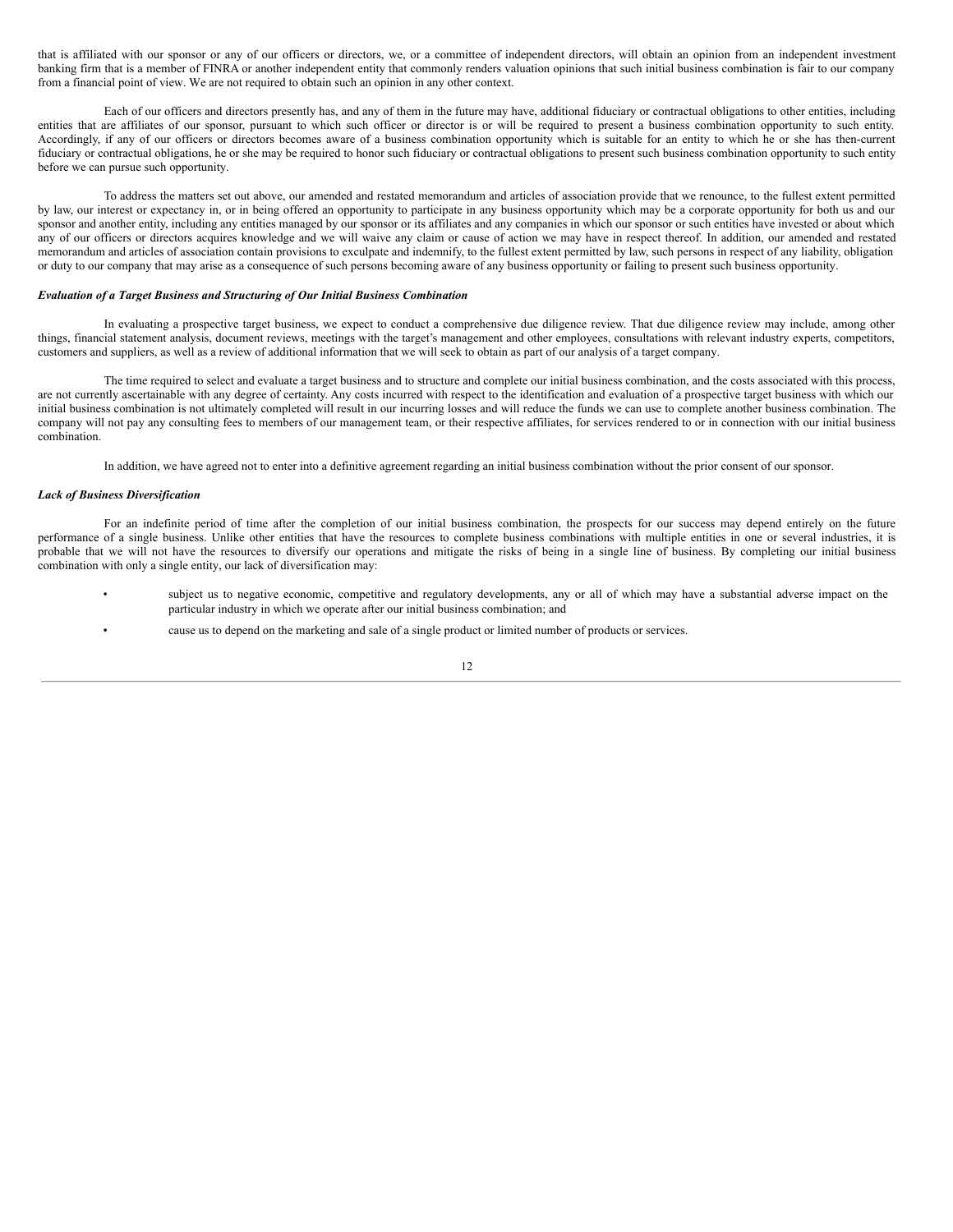that is affiliated with our sponsor or any of our officers or directors, we, or a committee of independent directors, will obtain an opinion from an independent investment banking firm that is a member of FINRA or another independent entity that commonly renders valuation opinions that such initial business combination is fair to our company from a financial point of view. We are not required to obtain such an opinion in any other context.

Each of our officers and directors presently has, and any of them in the future may have, additional fiduciary or contractual obligations to other entities, including entities that are affiliates of our sponsor, pursuant to which such officer or director is or will be required to present a business combination opportunity to such entity. Accordingly, if any of our officers or directors becomes aware of a business combination opportunity which is suitable for an entity to which he or she has then-current fiduciary or contractual obligations, he or she may be required to honor such fiduciary or contractual obligations to present such business combination opportunity to such entity before we can pursue such opportunity.

To address the matters set out above, our amended and restated memorandum and articles of association provide that we renounce, to the fullest extent permitted by law, our interest or expectancy in, or in being offered an opportunity to participate in any business opportunity which may be a corporate opportunity for both us and our sponsor and another entity, including any entities managed by our sponsor or its affiliates and any companies in which our sponsor or such entities have invested or about which any of our officers or directors acquires knowledge and we will waive any claim or cause of action we may have in respect thereof. In addition, our amended and restated memorandum and articles of association contain provisions to exculpate and indemnify, to the fullest extent permitted by law, such persons in respect of any liability, obligation or duty to our company that may arise as a consequence of such persons becoming aware of any business opportunity or failing to present such business opportunity.

***Evaluation of a Target Business and Structuring of Our Initial Business Combination***

In evaluating a prospective target business, we expect to conduct a comprehensive due diligence review. That due diligence review may include, among other things, financial statement analysis, document reviews, meetings with the target's management and other employees, consultations with relevant industry experts, competitors, customers and suppliers, as well as a review of additional information that we will seek to obtain as part of our analysis of a target company.

The time required to select and evaluate a target business and to structure and complete our initial business combination, and the costs associated with this process, are not currently ascertainable with any degree of certainty. Any costs incurred with respect to the identification and evaluation of a prospective target business with which our initial business combination is not ultimately completed will result in our incurring losses and will reduce the funds we can use to complete another business combination. The company will not pay any consulting fees to members of our management team, or their respective affiliates, for services rendered to or in connection with our initial business combination.

In addition, we have agreed not to enter into a definitive agreement regarding an initial business combination without the prior consent of our sponsor.

***Lack of Business Diversification***

For an indefinite period of time after the completion of our initial business combination, the prospects for our success may depend entirely on the future performance of a single business. Unlike other entities that have the resources to complete business combinations with multiple entities in one or several industries, it is probable that we will not have the resources to diversify our operations and mitigate the risks of being in a single line of business. By completing our initial business combination with only a single entity, our lack of diversification may:

- subject us to negative economic, competitive and regulatory developments, any or all of which may have a substantial adverse impact on the particular industry in which we operate after our initial business combination; and
- cause us to depend on the marketing and sale of a single product or limited number of products or services.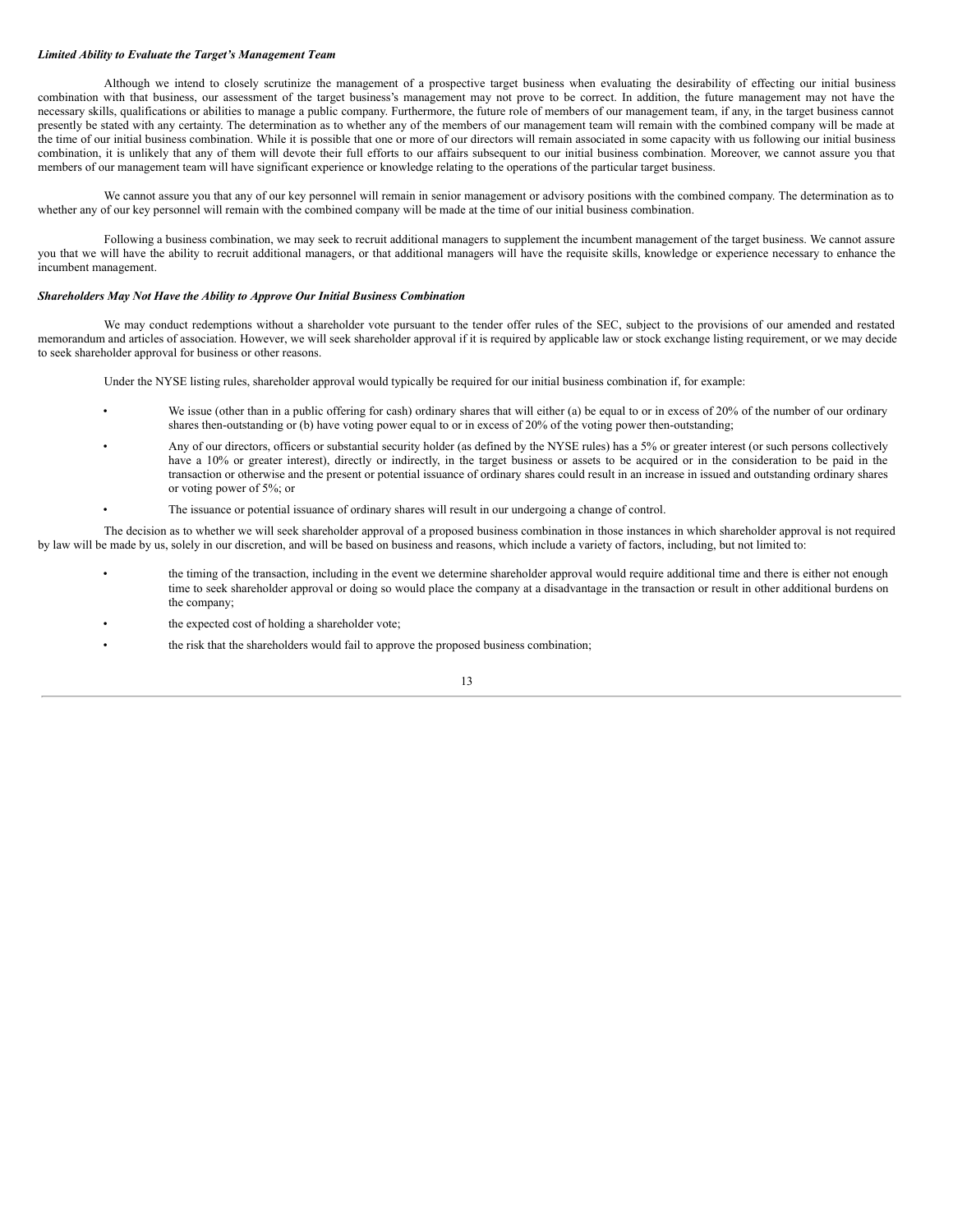***Limited Ability to Evaluate the Target's Management Team***

Although we intend to closely scrutinize the management of a prospective target business when evaluating the desirability of effecting our initial business combination with that business, our assessment of the target business's management may not prove to be correct. In addition, the future management may not have the necessary skills, qualifications or abilities to manage a public company. Furthermore, the future role of members of our management team, if any, in the target business cannot presently be stated with any certainty. The determination as to whether any of the members of our management team will remain with the combined company will be made at the time of our initial business combination. While it is possible that one or more of our directors will remain associated in some capacity with us following our initial business combination, it is unlikely that any of them will devote their full efforts to our affairs subsequent to our initial business combination. Moreover, we cannot assure you that members of our management team will have significant experience or knowledge relating to the operations of the particular target business.

We cannot assure you that any of our key personnel will remain in senior management or advisory positions with the combined company. The determination as to whether any of our key personnel will remain with the combined company will be made at the time of our initial business combination.

Following a business combination, we may seek to recruit additional managers to supplement the incumbent management of the target business. We cannot assure you that we will have the ability to recruit additional managers, or that additional managers will have the requisite skills, knowledge or experience necessary to enhance the incumbent management.

***Shareholders May Not Have the Ability to Approve Our Initial Business Combination***

We may conduct redemptions without a shareholder vote pursuant to the tender offer rules of the SEC, subject to the provisions of our amended and restated memorandum and articles of association. However, we will seek shareholder approval if it is required by applicable law or stock exchange listing requirement, or we may decide to seek shareholder approval for business or other reasons.

Under the NYSE listing rules, shareholder approval would typically be required for our initial business combination if, for example:

- We issue (other than in a public offering for cash) ordinary shares that will either (a) be equal to or in excess of 20% of the number of our ordinary shares then-outstanding or (b) have voting power equal to or in excess of 20% of the voting power then-outstanding;
- Any of our directors, officers or substantial security holder (as defined by the NYSE rules) has a 5% or greater interest (or such persons collectively have a 10% or greater interest), directly or indirectly, in the target business or assets to be acquired or in the consideration to be paid in the transaction or otherwise and the present or potential issuance of ordinary shares could result in an increase in issued and outstanding ordinary shares or voting power of 5%; or
- The issuance or potential issuance of ordinary shares will result in our undergoing a change of control.

The decision as to whether we will seek shareholder approval of a proposed business combination in those instances in which shareholder approval is not required by law will be made by us, solely in our discretion, and will be based on business and reasons, which include a variety of factors, including, but not limited to:

- the timing of the transaction, including in the event we determine shareholder approval would require additional time and there is either not enough time to seek shareholder approval or doing so would place the company at a disadvantage in the transaction or result in other additional burdens on the company;
- the expected cost of holding a shareholder vote;
- the risk that the shareholders would fail to approve the proposed business combination;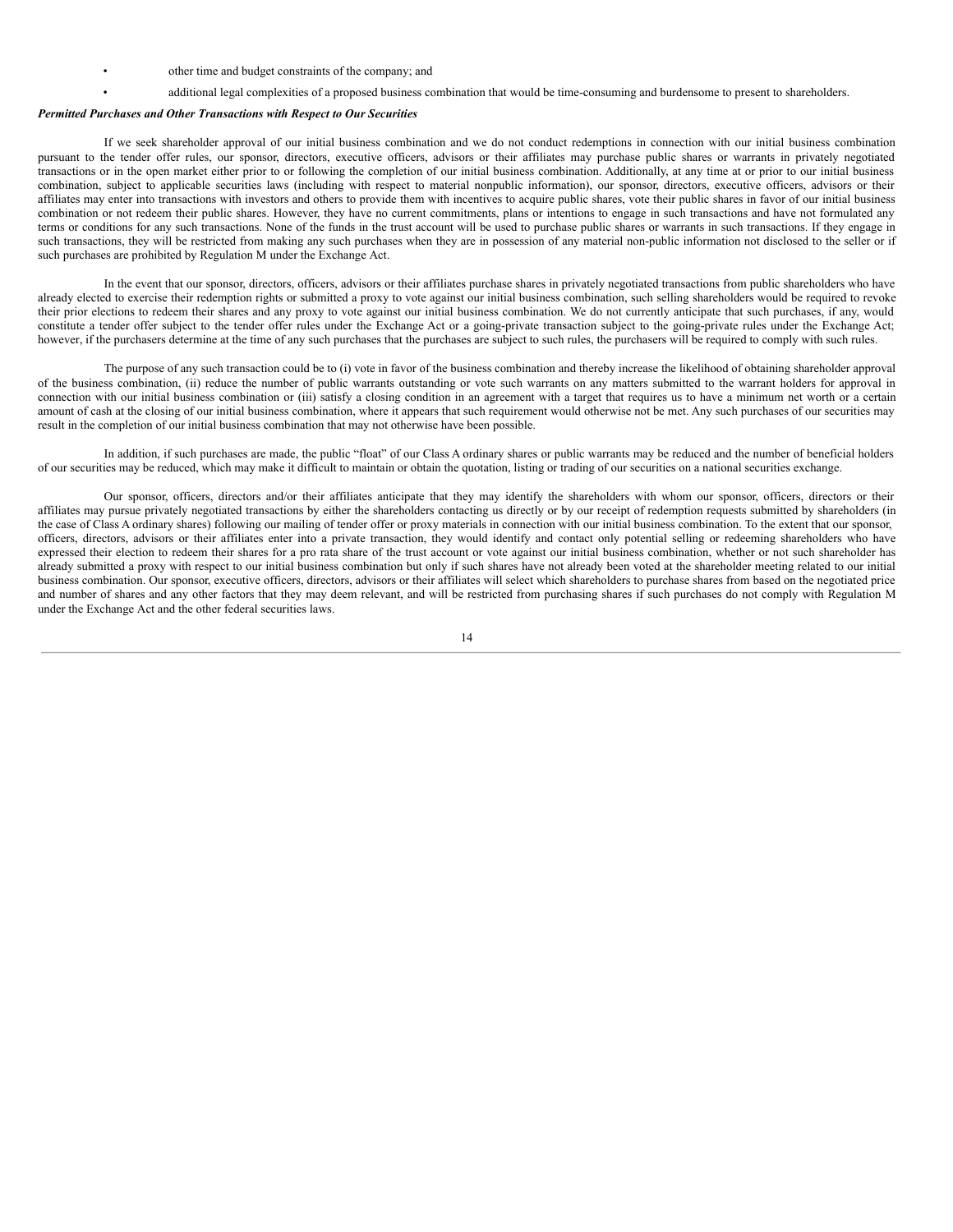- other time and budget constraints of the company; and
- additional legal complexities of a proposed business combination that would be time-consuming and burdensome to present to shareholders.

***Permitted Purchases and Other Transactions with Respect to Our Securities***

If we seek shareholder approval of our initial business combination and we do not conduct redemptions in connection with our initial business combination pursuant to the tender offer rules, our sponsor, directors, executive officers, advisors or their affiliates may purchase public shares or warrants in privately negotiated transactions or in the open market either prior to or following the completion of our initial business combination. Additionally, at any time at or prior to our initial business combination, subject to applicable securities laws (including with respect to material nonpublic information), our sponsor, directors, executive officers, advisors or their affiliates may enter into transactions with investors and others to provide them with incentives to acquire public shares, vote their public shares in favor of our initial business combination or not redeem their public shares. However, they have no current commitments, plans or intentions to engage in such transactions and have not formulated any terms or conditions for any such transactions. None of the funds in the trust account will be used to purchase public shares or warrants in such transactions. If they engage in such transactions, they will be restricted from making any such purchases when they are in possession of any material non-public information not disclosed to the seller or if such purchases are prohibited by Regulation M under the Exchange Act.

In the event that our sponsor, directors, officers, advisors or their affiliates purchase shares in privately negotiated transactions from public shareholders who have already elected to exercise their redemption rights or submitted a proxy to vote against our initial business combination, such selling shareholders would be required to revoke their prior elections to redeem their shares and any proxy to vote against our initial business combination. We do not currently anticipate that such purchases, if any, would constitute a tender offer subject to the tender offer rules under the Exchange Act or a going-private transaction subject to the going-private rules under the Exchange Act; however, if the purchasers determine at the time of any such purchases that the purchases are subject to such rules, the purchasers will be required to comply with such rules.

The purpose of any such transaction could be to (i) vote in favor of the business combination and thereby increase the likelihood of obtaining shareholder approval of the business combination, (ii) reduce the number of public warrants outstanding or vote such warrants on any matters submitted to the warrant holders for approval in connection with our initial business combination or (iii) satisfy a closing condition in an agreement with a target that requires us to have a minimum net worth or a certain amount of cash at the closing of our initial business combination, where it appears that such requirement would otherwise not be met. Any such purchases of our securities may result in the completion of our initial business combination that may not otherwise have been possible.

In addition, if such purchases are made, the public "float" of our Class A ordinary shares or public warrants may be reduced and the number of beneficial holders of our securities may be reduced, which may make it difficult to maintain or obtain the quotation, listing or trading of our securities on a national securities exchange.

Our sponsor, officers, directors and/or their affiliates anticipate that they may identify the shareholders with whom our sponsor, officers, directors or their affiliates may pursue privately negotiated transactions by either the shareholders contacting us directly or by our receipt of redemption requests submitted by shareholders (in the case of Class A ordinary shares) following our mailing of tender offer or proxy materials in connection with our initial business combination. To the extent that our sponsor, officers, directors, advisors or their affiliates enter into a private transaction, they would identify and contact only potential selling or redeeming shareholders who have expressed their election to redeem their shares for a pro rata share of the trust account or vote against our initial business combination, whether or not such shareholder has already submitted a proxy with respect to our initial business combination but only if such shares have not already been voted at the shareholder meeting related to our initial business combination. Our sponsor, executive officers, directors, advisors or their affiliates will select which shareholders to purchase shares from based on the negotiated price and number of shares and any other factors that they may deem relevant, and will be restricted from purchasing shares if such purchases do not comply with Regulation M under the Exchange Act and the other federal securities laws.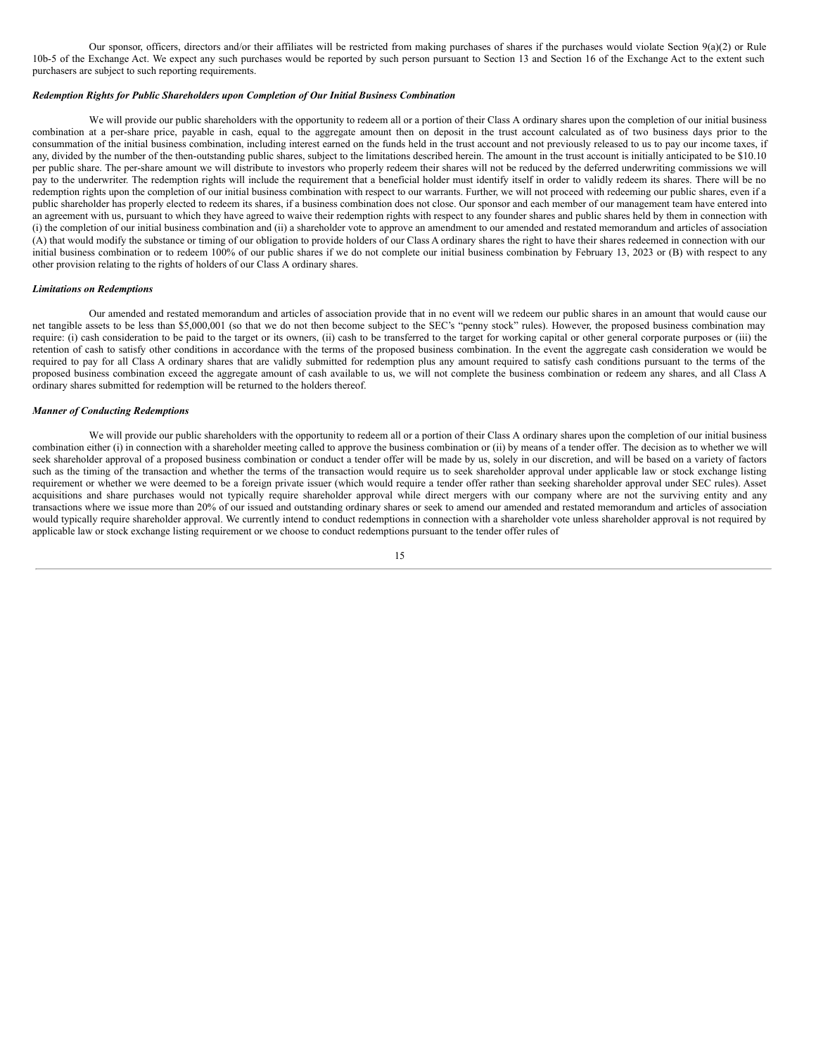Our sponsor, officers, directors and/or their affiliates will be restricted from making purchases of shares if the purchases would violate Section 9(a)(2) or Rule 10b-5 of the Exchange Act. We expect any such purchases would be reported by such person pursuant to Section 13 and Section 16 of the Exchange Act to the extent such purchasers are subject to such reporting requirements.

***Redemption Rights for Public Shareholders upon Completion of Our Initial Business Combination***

We will provide our public shareholders with the opportunity to redeem all or a portion of their Class A ordinary shares upon the completion of our initial business combination at a per-share price, payable in cash, equal to the aggregate amount then on deposit in the trust account calculated as of two business days prior to the consummation of the initial business combination, including interest earned on the funds held in the trust account and not previously released to us to pay our income taxes, if any, divided by the number of the then-outstanding public shares, subject to the limitations described herein. The amount in the trust account is initially anticipated to be $10.10 per public share. The per-share amount we will distribute to investors who properly redeem their shares will not be reduced by the deferred underwriting commissions we will pay to the underwriter. The redemption rights will include the requirement that a beneficial holder must identify itself in order to validly redeem its shares. There will be no redemption rights upon the completion of our initial business combination with respect to our warrants. Further, we will not proceed with redeeming our public shares, even if a public shareholder has properly elected to redeem its shares, if a business combination does not close. Our sponsor and each member of our management team have entered into an agreement with us, pursuant to which they have agreed to waive their redemption rights with respect to any founder shares and public shares held by them in connection with (i) the completion of our initial business combination and (ii) a shareholder vote to approve an amendment to our amended and restated memorandum and articles of association (A) that would modify the substance or timing of our obligation to provide holders of our Class A ordinary shares the right to have their shares redeemed in connection with our initial business combination or to redeem 100% of our public shares if we do not complete our initial business combination by February 13, 2023 or (B) with respect to any other provision relating to the rights of holders of our Class A ordinary shares.

***Limitations on Redemptions***

Our amended and restated memorandum and articles of association provide that in no event will we redeem our public shares in an amount that would cause our net tangible assets to be less than $5,000,001 (so that we do not then become subject to the SEC's "penny stock" rules). However, the proposed business combination may require: (i) cash consideration to be paid to the target or its owners, (ii) cash to be transferred to the target for working capital or other general corporate purposes or (iii) the retention of cash to satisfy other conditions in accordance with the terms of the proposed business combination. In the event the aggregate cash consideration we would be required to pay for all Class A ordinary shares that are validly submitted for redemption plus any amount required to satisfy cash conditions pursuant to the terms of the proposed business combination exceed the aggregate amount of cash available to us, we will not complete the business combination or redeem any shares, and all Class A ordinary shares submitted for redemption will be returned to the holders thereof.

***Manner of Conducting Redemptions***

We will provide our public shareholders with the opportunity to redeem all or a portion of their Class A ordinary shares upon the completion of our initial business combination either (i) in connection with a shareholder meeting called to approve the business combination or (ii) by means of a tender offer. The decision as to whether we will seek shareholder approval of a proposed business combination or conduct a tender offer will be made by us, solely in our discretion, and will be based on a variety of factors such as the timing of the transaction and whether the terms of the transaction would require us to seek shareholder approval under applicable law or stock exchange listing requirement or whether we were deemed to be a foreign private issuer (which would require a tender offer rather than seeking shareholder approval under SEC rules). Asset acquisitions and share purchases would not typically require shareholder approval while direct mergers with our company where are not the surviving entity and any transactions where we issue more than 20% of our issued and outstanding ordinary shares or seek to amend our amended and restated memorandum and articles of association would typically require shareholder approval. We currently intend to conduct redemptions in connection with a shareholder vote unless shareholder approval is not required by applicable law or stock exchange listing requirement or we choose to conduct redemptions pursuant to the tender offer rules of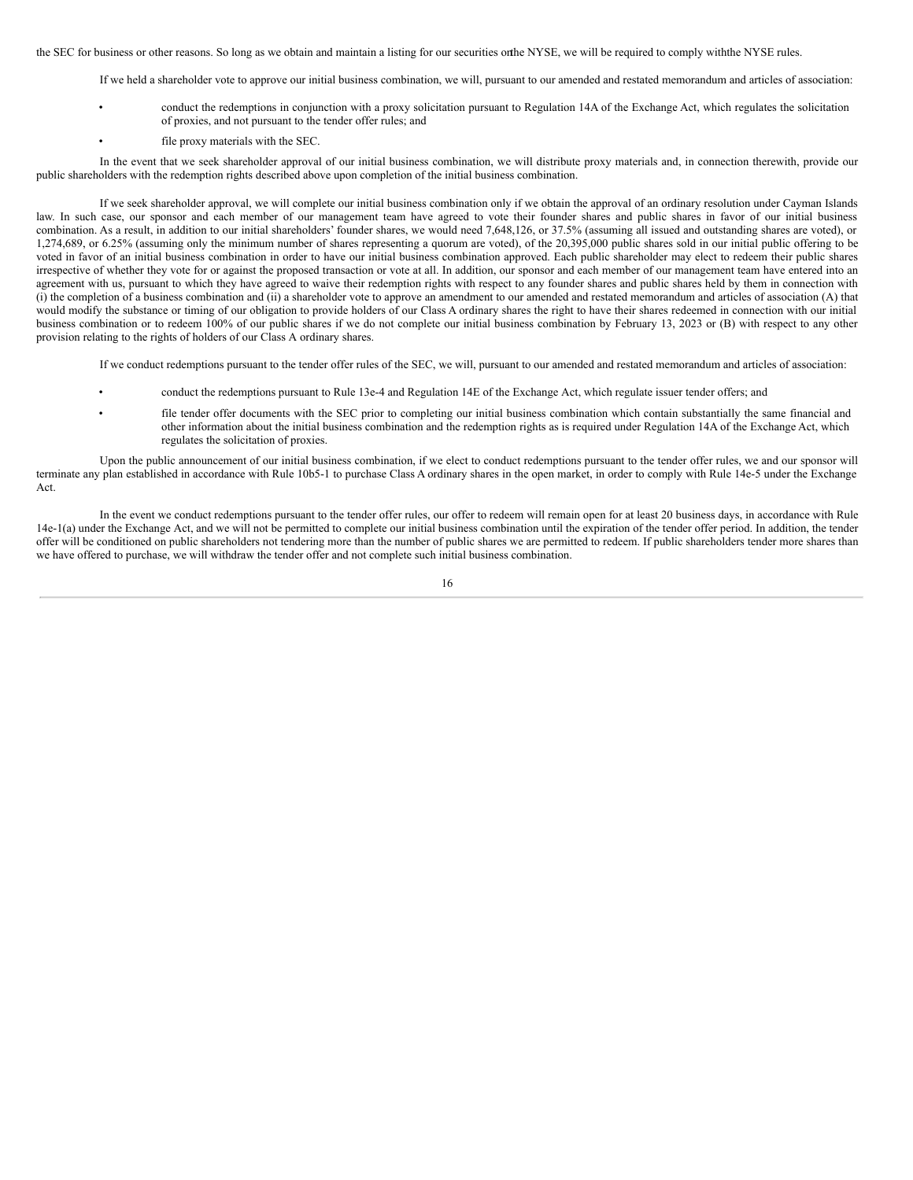the SEC for business or other reasons. So long as we obtain and maintain a listing for our securities on the NYSE, we will be required to comply with the NYSE rules.

If we held a shareholder vote to approve our initial business combination, we will, pursuant to our amended and restated memorandum and articles of association:

- conduct the redemptions in conjunction with a proxy solicitation pursuant to Regulation 14A of the Exchange Act, which regulates the solicitation of proxies, and not pursuant to the tender offer rules; and
- file proxy materials with the SEC.

In the event that we seek shareholder approval of our initial business combination, we will distribute proxy materials and, in connection therewith, provide our public shareholders with the redemption rights described above upon completion of the initial business combination.

If we seek shareholder approval, we will complete our initial business combination only if we obtain the approval of an ordinary resolution under Cayman Islands law. In such case, our sponsor and each member of our management team have agreed to vote their founder shares and public shares in favor of our initial business combination. As a result, in addition to our initial shareholders' founder shares, we would need 7,648,126, or 37.5% (assuming all issued and outstanding shares are voted), or 1,274,689, or 6.25% (assuming only the minimum number of shares representing a quorum are voted), of the 20,395,000 public shares sold in our initial public offering to be voted in favor of an initial business combination in order to have our initial business combination approved. Each public shareholder may elect to redeem their public shares irrespective of whether they vote for or against the proposed transaction or vote at all. In addition, our sponsor and each member of our management team have entered into an agreement with us, pursuant to which they have agreed to waive their redemption rights with respect to any founder shares and public shares held by them in connection with (i) the completion of a business combination and (ii) a shareholder vote to approve an amendment to our amended and restated memorandum and articles of association (A) that would modify the substance or timing of our obligation to provide holders of our Class A ordinary shares the right to have their shares redeemed in connection with our initial business combination or to redeem 100% of our public shares if we do not complete our initial business combination by February 13, 2023 or (B) with respect to any other provision relating to the rights of holders of our Class A ordinary shares.

If we conduct redemptions pursuant to the tender offer rules of the SEC, we will, pursuant to our amended and restated memorandum and articles of association:

- conduct the redemptions pursuant to Rule 13e-4 and Regulation 14E of the Exchange Act, which regulate issuer tender offers; and
- file tender offer documents with the SEC prior to completing our initial business combination which contain substantially the same financial and other information about the initial business combination and the redemption rights as is required under Regulation 14A of the Exchange Act, which regulates the solicitation of proxies.

Upon the public announcement of our initial business combination, if we elect to conduct redemptions pursuant to the tender offer rules, we and our sponsor will terminate any plan established in accordance with Rule 10b5-1 to purchase Class A ordinary shares in the open market, in order to comply with Rule 14e-5 under the Exchange Act.

In the event we conduct redemptions pursuant to the tender offer rules, our offer to redeem will remain open for at least 20 business days, in accordance with Rule 14e-1(a) under the Exchange Act, and we will not be permitted to complete our initial business combination until the expiration of the tender offer period. In addition, the tender offer will be conditioned on public shareholders not tendering more than the number of public shares we are permitted to redeem. If public shareholders tender more shares than we have offered to purchase, we will withdraw the tender offer and not complete such initial business combination.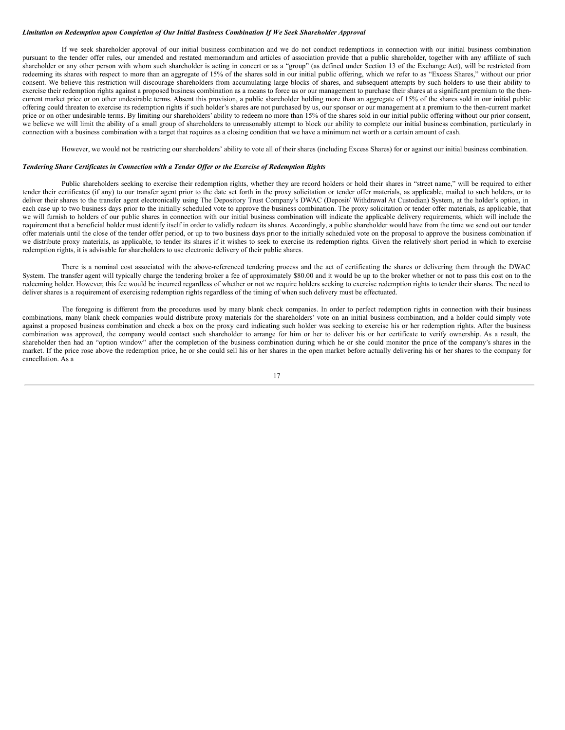***Limitation on Redemption upon Completion of Our Initial Business Combination If We Seek Shareholder Approval***

If we seek shareholder approval of our initial business combination and we do not conduct redemptions in connection with our initial business combination pursuant to the tender offer rules, our amended and restated memorandum and articles of association provide that a public shareholder, together with any affiliate of such shareholder or any other person with whom such shareholder is acting in concert or as a "group" (as defined under Section 13 of the Exchange Act), will be restricted from redeeming its shares with respect to more than an aggregate of 15% of the shares sold in our initial public offering, which we refer to as "Excess Shares," without our prior consent. We believe this restriction will discourage shareholders from accumulating large blocks of shares, and subsequent attempts by such holders to use their ability to exercise their redemption rights against a proposed business combination as a means to force us or our management to purchase their shares at a significant premium to the then-current market price or on other undesirable terms. Absent this provision, a public shareholder holding more than an aggregate of 15% of the shares sold in our initial public offering could threaten to exercise its redemption rights if such holder's shares are not purchased by us, our sponsor or our management at a premium to the then-current market price or on other undesirable terms. By limiting our shareholders' ability to redeem no more than 15% of the shares sold in our initial public offering without our prior consent, we believe we will limit the ability of a small group of shareholders to unreasonably attempt to block our ability to complete our initial business combination, particularly in connection with a business combination with a target that requires as a closing condition that we have a minimum net worth or a certain amount of cash.

However, we would not be restricting our shareholders' ability to vote all of their shares (including Excess Shares) for or against our initial business combination.

***Tendering Share Certificates in Connection with a Tender Offer or the Exercise of Redemption Rights***

Public shareholders seeking to exercise their redemption rights, whether they are record holders or hold their shares in "street name," will be required to either tender their certificates (if any) to our transfer agent prior to the date set forth in the proxy solicitation or tender offer materials, as applicable, mailed to such holders, or to deliver their shares to the transfer agent electronically using The Depository Trust Company's DWAC (Deposit/ Withdrawal At Custodian) System, at the holder's option, in each case up to two business days prior to the initially scheduled vote to approve the business combination. The proxy solicitation or tender offer materials, as applicable, that we will furnish to holders of our public shares in connection with our initial business combination will indicate the applicable delivery requirements, which will include the requirement that a beneficial holder must identify itself in order to validly redeem its shares. Accordingly, a public shareholder would have from the time we send out our tender offer materials until the close of the tender offer period, or up to two business days prior to the initially scheduled vote on the proposal to approve the business combination if we distribute proxy materials, as applicable, to tender its shares if it wishes to seek to exercise its redemption rights. Given the relatively short period in which to exercise redemption rights, it is advisable for shareholders to use electronic delivery of their public shares.

There is a nominal cost associated with the above-referenced tendering process and the act of certificating the shares or delivering them through the DWAC System. The transfer agent will typically charge the tendering broker a fee of approximately $80.00 and it would be up to the broker whether or not to pass this cost on to the redeeming holder. However, this fee would be incurred regardless of whether or not we require holders seeking to exercise redemption rights to tender their shares. The need to deliver shares is a requirement of exercising redemption rights regardless of the timing of when such delivery must be effectuated.

The foregoing is different from the procedures used by many blank check companies. In order to perfect redemption rights in connection with their business combinations, many blank check companies would distribute proxy materials for the shareholders' vote on an initial business combination, and a holder could simply vote against a proposed business combination and check a box on the proxy card indicating such holder was seeking to exercise his or her redemption rights. After the business combination was approved, the company would contact such shareholder to arrange for him or her to deliver his or her certificate to verify ownership. As a result, the shareholder then had an "option window" after the completion of the business combination during which he or she could monitor the price of the company's shares in the market. If the price rose above the redemption price, he or she could sell his or her shares in the open market before actually delivering his or her shares to the company for cancellation. As a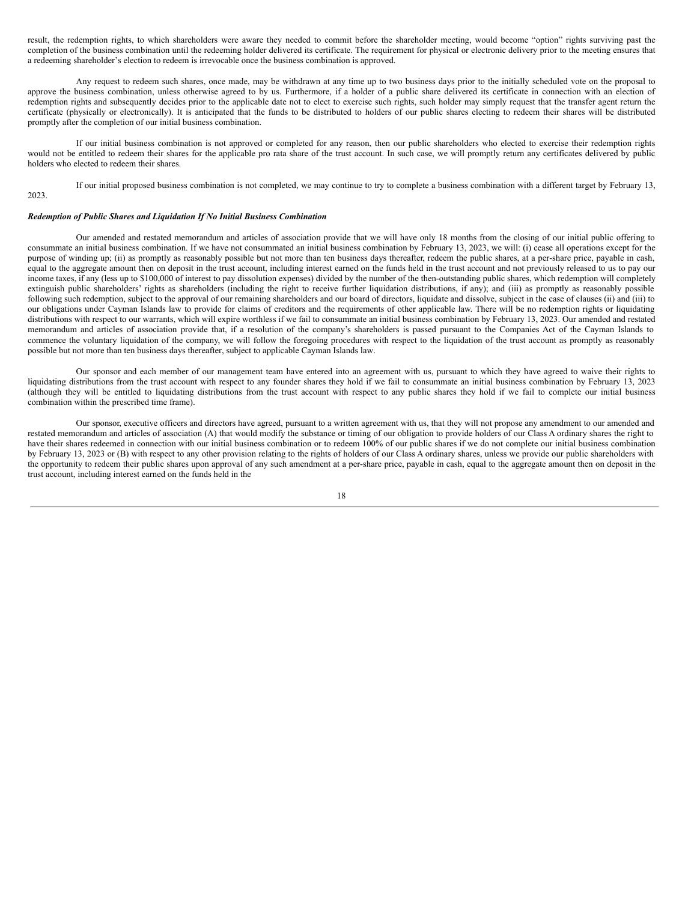result, the redemption rights, to which shareholders were aware they needed to commit before the shareholder meeting, would become "option" rights surviving past the completion of the business combination until the redeeming holder delivered its certificate. The requirement for physical or electronic delivery prior to the meeting ensures that a redeeming shareholder's election to redeem is irrevocable once the business combination is approved.

Any request to redeem such shares, once made, may be withdrawn at any time up to two business days prior to the initially scheduled vote on the proposal to approve the business combination, unless otherwise agreed to by us. Furthermore, if a holder of a public share delivered its certificate in connection with an election of redemption rights and subsequently decides prior to the applicable date not to elect to exercise such rights, such holder may simply request that the transfer agent return the certificate (physically or electronically). It is anticipated that the funds to be distributed to holders of our public shares electing to redeem their shares will be distributed promptly after the completion of our initial business combination.

If our initial business combination is not approved or completed for any reason, then our public shareholders who elected to exercise their redemption rights would not be entitled to redeem their shares for the applicable pro rata share of the trust account. In such case, we will promptly return any certificates delivered by public holders who elected to redeem their shares.

If our initial proposed business combination is not completed, we may continue to try to complete a business combination with a different target by February 13, 2023.

***Redemption of Public Shares and Liquidation If No Initial Business Combination***

Our amended and restated memorandum and articles of association provide that we will have only 18 months from the closing of our initial public offering to consummate an initial business combination. If we have not consummated an initial business combination by February 13, 2023, we will: (i) cease all operations except for the purpose of winding up; (ii) as promptly as reasonably possible but not more than ten business days thereafter, redeem the public shares, at a per-share price, payable in cash, equal to the aggregate amount then on deposit in the trust account, including interest earned on the funds held in the trust account and not previously released to us to pay our income taxes, if any (less up to $100,000 of interest to pay dissolution expenses) divided by the number of the then-outstanding public shares, which redemption will completely extinguish public shareholders' rights as shareholders (including the right to receive further liquidation distributions, if any); and (iii) as promptly as reasonably possible following such redemption, subject to the approval of our remaining shareholders and our board of directors, liquidate and dissolve, subject in the case of clauses (ii) and (iii) to our obligations under Cayman Islands law to provide for claims of creditors and the requirements of other applicable law. There will be no redemption rights or liquidating distributions with respect to our warrants, which will expire worthless if we fail to consummate an initial business combination by February 13, 2023. Our amended and restated memorandum and articles of association provide that, if a resolution of the company's shareholders is passed pursuant to the Companies Act of the Cayman Islands to commence the voluntary liquidation of the company, we will follow the foregoing procedures with respect to the liquidation of the trust account as promptly as reasonably possible but not more than ten business days thereafter, subject to applicable Cayman Islands law.

Our sponsor and each member of our management team have entered into an agreement with us, pursuant to which they have agreed to waive their rights to liquidating distributions from the trust account with respect to any founder shares they hold if we fail to consummate an initial business combination by February 13, 2023 (although they will be entitled to liquidating distributions from the trust account with respect to any public shares they hold if we fail to complete our initial business combination within the prescribed time frame).

Our sponsor, executive officers and directors have agreed, pursuant to a written agreement with us, that they will not propose any amendment to our amended and restated memorandum and articles of association (A) that would modify the substance or timing of our obligation to provide holders of our Class A ordinary shares the right to have their shares redeemed in connection with our initial business combination or to redeem 100% of our public shares if we do not complete our initial business combination by February 13, 2023 or (B) with respect to any other provision relating to the rights of holders of our Class A ordinary shares, unless we provide our public shareholders with the opportunity to redeem their public shares upon approval of any such amendment at a per-share price, payable in cash, equal to the aggregate amount then on deposit in the trust account, including interest earned on the funds held in the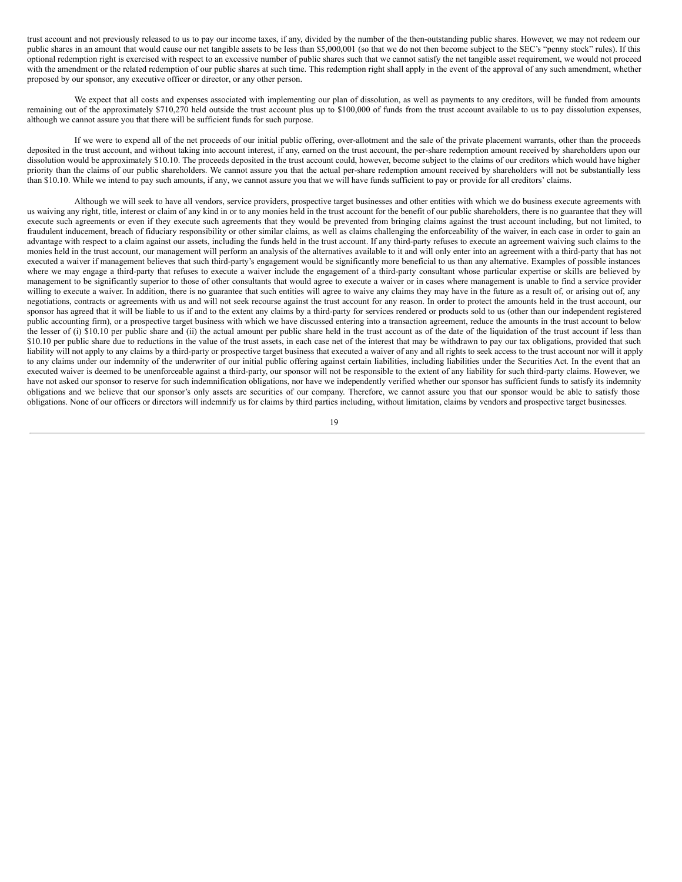trust account and not previously released to us to pay our income taxes, if any, divided by the number of the then-outstanding public shares. However, we may not redeem our public shares in an amount that would cause our net tangible assets to be less than $5,000,001 (so that we do not then become subject to the SEC's "penny stock" rules). If this optional redemption right is exercised with respect to an excessive number of public shares such that we cannot satisfy the net tangible asset requirement, we would not proceed with the amendment or the related redemption of our public shares at such time. This redemption right shall apply in the event of the approval of any such amendment, whether proposed by our sponsor, any executive officer or director, or any other person.

We expect that all costs and expenses associated with implementing our plan of dissolution, as well as payments to any creditors, will be funded from amounts remaining out of the approximately $710,270 held outside the trust account plus up to $100,000 of funds from the trust account available to us to pay dissolution expenses, although we cannot assure you that there will be sufficient funds for such purpose.

If we were to expend all of the net proceeds of our initial public offering, over-allotment and the sale of the private placement warrants, other than the proceeds deposited in the trust account, and without taking into account interest, if any, earned on the trust account, the per-share redemption amount received by shareholders upon our dissolution would be approximately $10.10. The proceeds deposited in the trust account could, however, become subject to the claims of our creditors which would have higher priority than the claims of our public shareholders. We cannot assure you that the actual per-share redemption amount received by shareholders will not be substantially less than $10.10. While we intend to pay such amounts, if any, we cannot assure you that we will have funds sufficient to pay or provide for all creditors' claims.

Although we will seek to have all vendors, service providers, prospective target businesses and other entities with which we do business execute agreements with us waiving any right, title, interest or claim of any kind in or to any monies held in the trust account for the benefit of our public shareholders, there is no guarantee that they will execute such agreements or even if they execute such agreements that they would be prevented from bringing claims against the trust account including, but not limited, to fraudulent inducement, breach of fiduciary responsibility or other similar claims, as well as claims challenging the enforceability of the waiver, in each case in order to gain an advantage with respect to a claim against our assets, including the funds held in the trust account. If any third-party refuses to execute an agreement waiving such claims to the monies held in the trust account, our management will perform an analysis of the alternatives available to it and will only enter into an agreement with a third-party that has not executed a waiver if management believes that such third-party's engagement would be significantly more beneficial to us than any alternative. Examples of possible instances where we may engage a third-party that refuses to execute a waiver include the engagement of a third-party consultant whose particular expertise or skills are believed by management to be significantly superior to those of other consultants that would agree to execute a waiver or in cases where management is unable to find a service provider willing to execute a waiver. In addition, there is no guarantee that such entities will agree to waive any claims they may have in the future as a result of, or arising out of, any negotiations, contracts or agreements with us and will not seek recourse against the trust account for any reason. In order to protect the amounts held in the trust account, our sponsor has agreed that it will be liable to us if and to the extent any claims by a third-party for services rendered or products sold to us (other than our independent registered public accounting firm), or a prospective target business with which we have discussed entering into a transaction agreement, reduce the amounts in the trust account to below the lesser of (i) $10.10 per public share and (ii) the actual amount per public share held in the trust account as of the date of the liquidation of the trust account if less than $10.10 per public share due to reductions in the value of the trust assets, in each case net of the interest that may be withdrawn to pay our tax obligations, provided that such liability will not apply to any claims by a third-party or prospective target business that executed a waiver of any and all rights to seek access to the trust account nor will it apply to any claims under our indemnity of the underwriter of our initial public offering against certain liabilities, including liabilities under the Securities Act. In the event that an executed waiver is deemed to be unenforceable against a third-party, our sponsor will not be responsible to the extent of any liability for such third-party claims. However, we have not asked our sponsor to reserve for such indemnification obligations, nor have we independently verified whether our sponsor has sufficient funds to satisfy its indemnity obligations and we believe that our sponsor's only assets are securities of our company. Therefore, we cannot assure you that our sponsor would be able to satisfy those obligations. None of our officers or directors will indemnify us for claims by third parties including, without limitation, claims by vendors and prospective target businesses.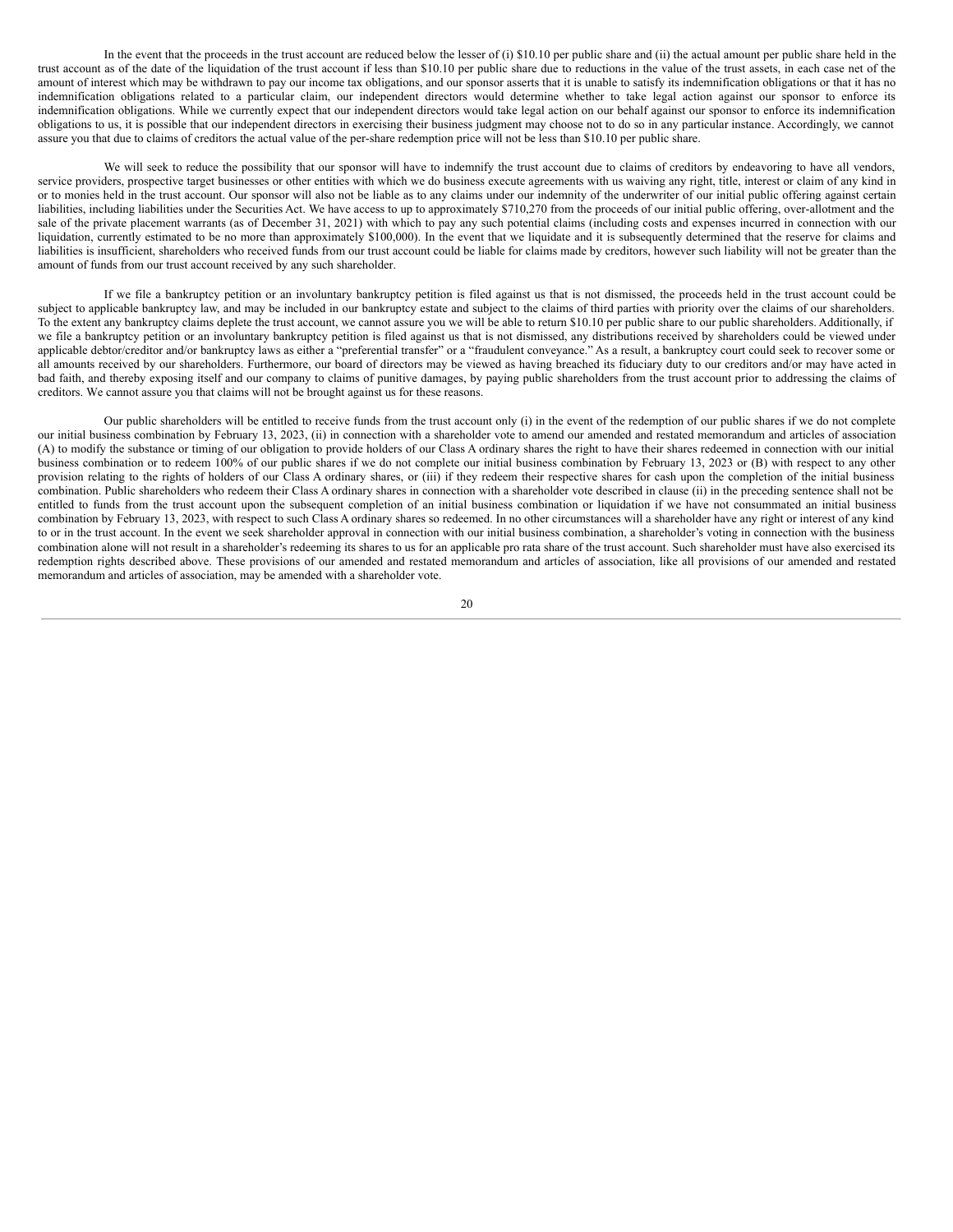In the event that the proceeds in the trust account are reduced below the lesser of (i) $10.10 per public share and (ii) the actual amount per public share held in the trust account as of the date of the liquidation of the trust account if less than $10.10 per public share due to reductions in the value of the trust assets, in each case net of the amount of interest which may be withdrawn to pay our income tax obligations, and our sponsor asserts that it is unable to satisfy its indemnification obligations or that it has no indemnification obligations related to a particular claim, our independent directors would determine whether to take legal action against our sponsor to enforce its indemnification obligations. While we currently expect that our independent directors would take legal action on our behalf against our sponsor to enforce its indemnification obligations to us, it is possible that our independent directors in exercising their business judgment may choose not to do so in any particular instance. Accordingly, we cannot assure you that due to claims of creditors the actual value of the per-share redemption price will not be less than $10.10 per public share.

We will seek to reduce the possibility that our sponsor will have to indemnify the trust account due to claims of creditors by endeavoring to have all vendors, service providers, prospective target businesses or other entities with which we do business execute agreements with us waiving any right, title, interest or claim of any kind in or to monies held in the trust account. Our sponsor will also not be liable as to any claims under our indemnity of the underwriter of our initial public offering against certain liabilities, including liabilities under the Securities Act. We have access to up to approximately $710,270 from the proceeds of our initial public offering, over-allotment and the sale of the private placement warrants (as of December 31, 2021) with which to pay any such potential claims (including costs and expenses incurred in connection with our liquidation, currently estimated to be no more than approximately $100,000). In the event that we liquidate and it is subsequently determined that the reserve for claims and liabilities is insufficient, shareholders who received funds from our trust account could be liable for claims made by creditors, however such liability will not be greater than the amount of funds from our trust account received by any such shareholder.

If we file a bankruptcy petition or an involuntary bankruptcy petition is filed against us that is not dismissed, the proceeds held in the trust account could be subject to applicable bankruptcy law, and may be included in our bankruptcy estate and subject to the claims of third parties with priority over the claims of our shareholders. To the extent any bankruptcy claims deplete the trust account, we cannot assure you we will be able to return $10.10 per public share to our public shareholders. Additionally, if we file a bankruptcy petition or an involuntary bankruptcy petition is filed against us that is not dismissed, any distributions received by shareholders could be viewed under applicable debtor/creditor and/or bankruptcy laws as either a "preferential transfer" or a "fraudulent conveyance." As a result, a bankruptcy court could seek to recover some or all amounts received by our shareholders. Furthermore, our board of directors may be viewed as having breached its fiduciary duty to our creditors and/or may have acted in bad faith, and thereby exposing itself and our company to claims of punitive damages, by paying public shareholders from the trust account prior to addressing the claims of creditors. We cannot assure you that claims will not be brought against us for these reasons.

Our public shareholders will be entitled to receive funds from the trust account only (i) in the event of the redemption of our public shares if we do not complete our initial business combination by February 13, 2023, (ii) in connection with a shareholder vote to amend our amended and restated memorandum and articles of association (A) to modify the substance or timing of our obligation to provide holders of our Class A ordinary shares the right to have their shares redeemed in connection with our initial business combination or to redeem 100% of our public shares if we do not complete our initial business combination by February 13, 2023 or (B) with respect to any other provision relating to the rights of holders of our Class A ordinary shares, or (iii) if they redeem their respective shares for cash upon the completion of the initial business combination. Public shareholders who redeem their Class A ordinary shares in connection with a shareholder vote described in clause (ii) in the preceding sentence shall not be entitled to funds from the trust account upon the subsequent completion of an initial business combination or liquidation if we have not consummated an initial business combination by February 13, 2023, with respect to such Class A ordinary shares so redeemed. In no other circumstances will a shareholder have any right or interest of any kind to or in the trust account. In the event we seek shareholder approval in connection with our initial business combination, a shareholder's voting in connection with the business combination alone will not result in a shareholder's redeeming its shares to us for an applicable pro rata share of the trust account. Such shareholder must have also exercised its redemption rights described above. These provisions of our amended and restated memorandum and articles of association, like all provisions of our amended and restated memorandum and articles of association, may be amended with a shareholder vote.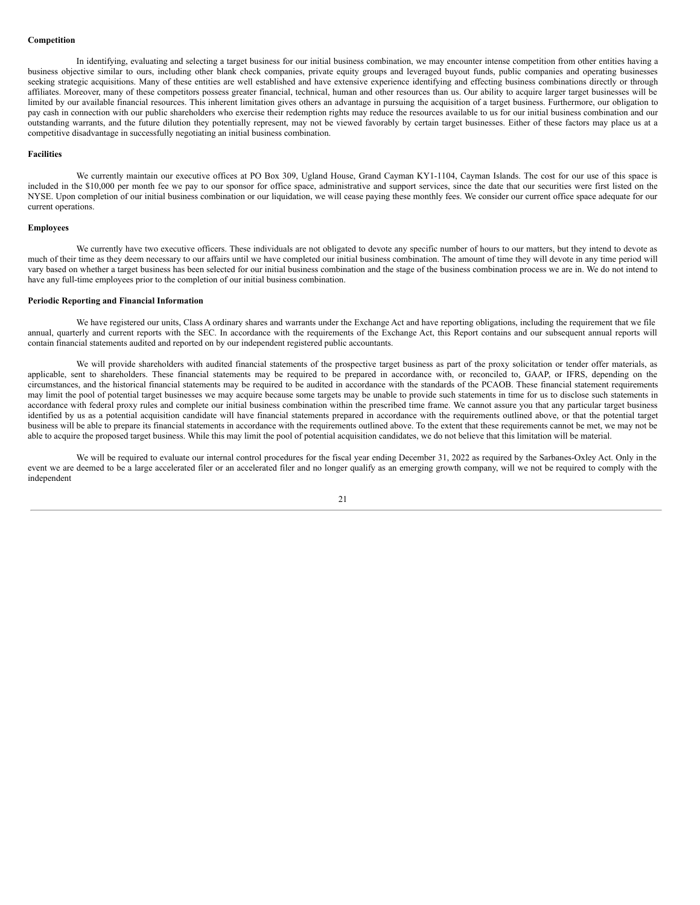**Competition**

In identifying, evaluating and selecting a target business for our initial business combination, we may encounter intense competition from other entities having a business objective similar to ours, including other blank check companies, private equity groups and leveraged buyout funds, public companies and operating businesses seeking strategic acquisitions. Many of these entities are well established and have extensive experience identifying and effecting business combinations directly or through affiliates. Moreover, many of these competitors possess greater financial, technical, human and other resources than us. Our ability to acquire larger target businesses will be limited by our available financial resources. This inherent limitation gives others an advantage in pursuing the acquisition of a target business. Furthermore, our obligation to pay cash in connection with our public shareholders who exercise their redemption rights may reduce the resources available to us for our initial business combination and our outstanding warrants, and the future dilution they potentially represent, may not be viewed favorably by certain target businesses. Either of these factors may place us at a competitive disadvantage in successfully negotiating an initial business combination.

**Facilities**

We currently maintain our executive offices at PO Box 309, Ugland House, Grand Cayman KY1-1104, Cayman Islands. The cost for our use of this space is included in the $10,000 per month fee we pay to our sponsor for office space, administrative and support services, since the date that our securities were first listed on the NYSE. Upon completion of our initial business combination or our liquidation, we will cease paying these monthly fees. We consider our current office space adequate for our current operations.

**Employees**

We currently have two executive officers. These individuals are not obligated to devote any specific number of hours to our matters, but they intend to devote as much of their time as they deem necessary to our affairs until we have completed our initial business combination. The amount of time they will devote in any time period will vary based on whether a target business has been selected for our initial business combination and the stage of the business combination process we are in. We do not intend to have any full-time employees prior to the completion of our initial business combination.

**Periodic Reporting and Financial Information**

We have registered our units, Class A ordinary shares and warrants under the Exchange Act and have reporting obligations, including the requirement that we file annual, quarterly and current reports with the SEC. In accordance with the requirements of the Exchange Act, this Report contains and our subsequent annual reports will contain financial statements audited and reported on by our independent registered public accountants.

We will provide shareholders with audited financial statements of the prospective target business as part of the proxy solicitation or tender offer materials, as applicable, sent to shareholders. These financial statements may be required to be prepared in accordance with, or reconciled to, GAAP, or IFRS, depending on the circumstances, and the historical financial statements may be required to be audited in accordance with the standards of the PCAOB. These financial statement requirements may limit the pool of potential target businesses we may acquire because some targets may be unable to provide such statements in time for us to disclose such statements in accordance with federal proxy rules and complete our initial business combination within the prescribed time frame. We cannot assure you that any particular target business identified by us as a potential acquisition candidate will have financial statements prepared in accordance with the requirements outlined above, or that the potential target business will be able to prepare its financial statements in accordance with the requirements outlined above. To the extent that these requirements cannot be met, we may not be able to acquire the proposed target business. While this may limit the pool of potential acquisition candidates, we do not believe that this limitation will be material.

We will be required to evaluate our internal control procedures for the fiscal year ending December 31, 2022 as required by the Sarbanes-Oxley Act. Only in the event we are deemed to be a large accelerated filer or an accelerated filer and no longer qualify as an emerging growth company, will we not be required to comply with the independent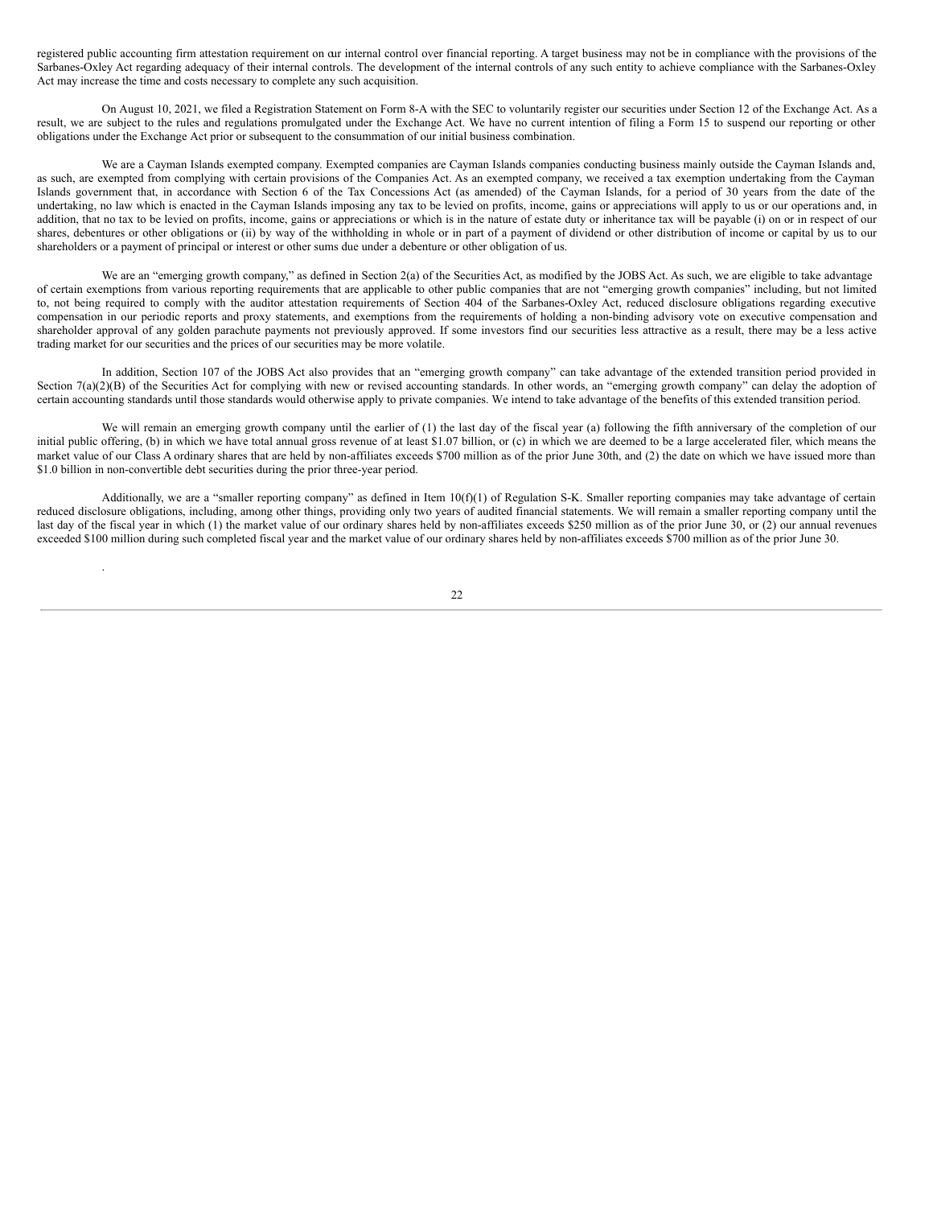registered public accounting firm attestation requirement on our internal control over financial reporting. A target business may not be in compliance with the provisions of the Sarbanes-Oxley Act regarding adequacy of their internal controls. The development of the internal controls of any such entity to achieve compliance with the Sarbanes-Oxley Act may increase the time and costs necessary to complete any such acquisition.

On August 10, 2021, we filed a Registration Statement on Form 8-A with the SEC to voluntarily register our securities under Section 12 of the Exchange Act. As a result, we are subject to the rules and regulations promulgated under the Exchange Act. We have no current intention of filing a Form 15 to suspend our reporting or other obligations under the Exchange Act prior or subsequent to the consummation of our initial business combination.

We are a Cayman Islands exempted company. Exempted companies are Cayman Islands companies conducting business mainly outside the Cayman Islands and, as such, are exempted from complying with certain provisions of the Companies Act. As an exempted company, we received a tax exemption undertaking from the Cayman Islands government that, in accordance with Section 6 of the Tax Concessions Act (as amended) of the Cayman Islands, for a period of 30 years from the date of the undertaking, no law which is enacted in the Cayman Islands imposing any tax to be levied on profits, income, gains or appreciations will apply to us or our operations and, in addition, that no tax to be levied on profits, income, gains or appreciations or which is in the nature of estate duty or inheritance tax will be payable (i) on or in respect of our shares, debentures or other obligations or (ii) by way of the withholding in whole or in part of a payment of dividend or other distribution of income or capital by us to our shareholders or a payment of principal or interest or other sums due under a debenture or other obligation of us.

We are an "emerging growth company," as defined in Section 2(a) of the Securities Act, as modified by the JOBS Act. As such, we are eligible to take advantage of certain exemptions from various reporting requirements that are applicable to other public companies that are not "emerging growth companies" including, but not limited to, not being required to comply with the auditor attestation requirements of Section 404 of the Sarbanes-Oxley Act, reduced disclosure obligations regarding executive compensation in our periodic reports and proxy statements, and exemptions from the requirements of holding a non-binding advisory vote on executive compensation and shareholder approval of any golden parachute payments not previously approved. If some investors find our securities less attractive as a result, there may be a less active trading market for our securities and the prices of our securities may be more volatile.

In addition, Section 107 of the JOBS Act also provides that an "emerging growth company" can take advantage of the extended transition period provided in Section 7(a)(2)(B) of the Securities Act for complying with new or revised accounting standards. In other words, an "emerging growth company" can delay the adoption of certain accounting standards until those standards would otherwise apply to private companies. We intend to take advantage of the benefits of this extended transition period.

We will remain an emerging growth company until the earlier of (1) the last day of the fiscal year (a) following the fifth anniversary of the completion of our initial public offering, (b) in which we have total annual gross revenue of at least $1.07 billion, or (c) in which we are deemed to be a large accelerated filer, which means the market value of our Class A ordinary shares that are held by non-affiliates exceeds $700 million as of the prior June 30th, and (2) the date on which we have issued more than $1.0 billion in non-convertible debt securities during the prior three-year period.

Additionally, we are a "smaller reporting company" as defined in Item 10(f)(1) of Regulation S-K. Smaller reporting companies may take advantage of certain reduced disclosure obligations, including, among other things, providing only two years of audited financial statements. We will remain a smaller reporting company until the last day of the fiscal year in which (1) the market value of our ordinary shares held by non-affiliates exceeds $250 million as of the prior June 30, or (2) our annual revenues exceeded $100 million during such completed fiscal year and the market value of our ordinary shares held by non-affiliates exceeds $700 million as of the prior June 30.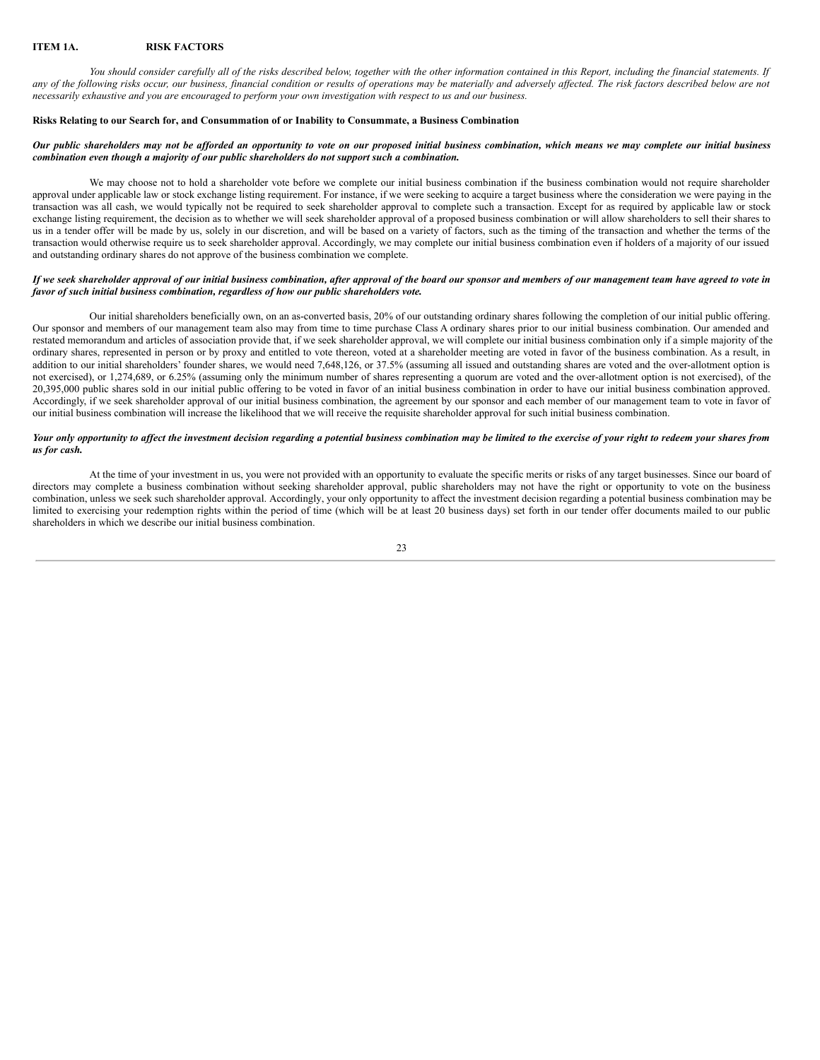## ITEM 1A. RISK FACTORS

*You should consider carefully all of the risks described below, together with the other information contained in this Report, including the financial statements. If any of the following risks occur, our business, financial condition or results of operations may be materially and adversely affected. The risk factors described below are not necessarily exhaustive and you are encouraged to perform your own investigation with respect to us and our business.*

### Risks Relating to our Search for, and Consummation of or Inability to Consummate, a Business Combination

***Our public shareholders may not be afforded an opportunity to vote on our proposed initial business combination, which means we may complete our initial business combination even though a majority of our public shareholders do not support such a combination.***

We may choose not to hold a shareholder vote before we complete our initial business combination if the business combination would not require shareholder approval under applicable law or stock exchange listing requirement. For instance, if we were seeking to acquire a target business where the consideration we were paying in the transaction was all cash, we would typically not be required to seek shareholder approval to complete such a transaction. Except for as required by applicable law or stock exchange listing requirement, the decision as to whether we will seek shareholder approval of a proposed business combination or will allow shareholders to sell their shares to us in a tender offer will be made by us, solely in our discretion, and will be based on a variety of factors, such as the timing of the transaction and whether the terms of the transaction would otherwise require us to seek shareholder approval. Accordingly, we may complete our initial business combination even if holders of a majority of our issued and outstanding ordinary shares do not approve of the business combination we complete.

***If we seek shareholder approval of our initial business combination, after approval of the board our sponsor and members of our management team have agreed to vote in favor of such initial business combination, regardless of how our public shareholders vote.***

Our initial shareholders beneficially own, on an as-converted basis, 20% of our outstanding ordinary shares following the completion of our initial public offering. Our sponsor and members of our management team also may from time to time purchase Class A ordinary shares prior to our initial business combination. Our amended and restated memorandum and articles of association provide that, if we seek shareholder approval, we will complete our initial business combination only if a simple majority of the ordinary shares, represented in person or by proxy and entitled to vote thereon, voted at a shareholder meeting are voted in favor of the business combination. As a result, in addition to our initial shareholders' founder shares, we would need 7,648,126, or 37.5% (assuming all issued and outstanding shares are voted and the over-allotment option is not exercised), or 1,274,689, or 6.25% (assuming only the minimum number of shares representing a quorum are voted and the over-allotment option is not exercised), of the 20,395,000 public shares sold in our initial public offering to be voted in favor of an initial business combination in order to have our initial business combination approved. Accordingly, if we seek shareholder approval of our initial business combination, the agreement by our sponsor and each member of our management team to vote in favor of our initial business combination will increase the likelihood that we will receive the requisite shareholder approval for such initial business combination.

***Your only opportunity to affect the investment decision regarding a potential business combination may be limited to the exercise of your right to redeem your shares from us for cash.***

At the time of your investment in us, you were not provided with an opportunity to evaluate the specific merits or risks of any target businesses. Since our board of directors may complete a business combination without seeking shareholder approval, public shareholders may not have the right or opportunity to vote on the business combination, unless we seek such shareholder approval. Accordingly, your only opportunity to affect the investment decision regarding a potential business combination may be limited to exercising your redemption rights within the period of time (which will be at least 20 business days) set forth in our tender offer documents mailed to our public shareholders in which we describe our initial business combination.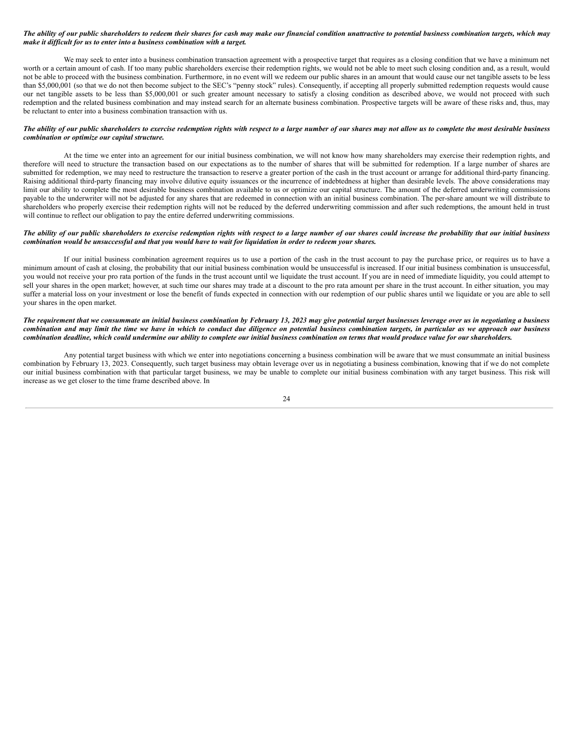***The ability of our public shareholders to redeem their shares for cash may make our financial condition unattractive to potential business combination targets, which may make it difficult for us to enter into a business combination with a target.***

We may seek to enter into a business combination transaction agreement with a prospective target that requires as a closing condition that we have a minimum net worth or a certain amount of cash. If too many public shareholders exercise their redemption rights, we would not be able to meet such closing condition and, as a result, would not be able to proceed with the business combination. Furthermore, in no event will we redeem our public shares in an amount that would cause our net tangible assets to be less than $5,000,001 (so that we do not then become subject to the SEC's "penny stock" rules). Consequently, if accepting all properly submitted redemption requests would cause our net tangible assets to be less than $5,000,001 or such greater amount necessary to satisfy a closing condition as described above, we would not proceed with such redemption and the related business combination and may instead search for an alternate business combination. Prospective targets will be aware of these risks and, thus, may be reluctant to enter into a business combination transaction with us.

***The ability of our public shareholders to exercise redemption rights with respect to a large number of our shares may not allow us to complete the most desirable business combination or optimize our capital structure.***

At the time we enter into an agreement for our initial business combination, we will not know how many shareholders may exercise their redemption rights, and therefore will need to structure the transaction based on our expectations as to the number of shares that will be submitted for redemption. If a large number of shares are submitted for redemption, we may need to restructure the transaction to reserve a greater portion of the cash in the trust account or arrange for additional third-party financing. Raising additional third-party financing may involve dilutive equity issuances or the incurrence of indebtedness at higher than desirable levels. The above considerations may limit our ability to complete the most desirable business combination available to us or optimize our capital structure. The amount of the deferred underwriting commissions payable to the underwriter will not be adjusted for any shares that are redeemed in connection with an initial business combination. The per-share amount we will distribute to shareholders who properly exercise their redemption rights will not be reduced by the deferred underwriting commission and after such redemptions, the amount held in trust will continue to reflect our obligation to pay the entire deferred underwriting commissions.

***The ability of our public shareholders to exercise redemption rights with respect to a large number of our shares could increase the probability that our initial business combination would be unsuccessful and that you would have to wait for liquidation in order to redeem your shares.***

If our initial business combination agreement requires us to use a portion of the cash in the trust account to pay the purchase price, or requires us to have a minimum amount of cash at closing, the probability that our initial business combination would be unsuccessful is increased. If our initial business combination is unsuccessful, you would not receive your pro rata portion of the funds in the trust account until we liquidate the trust account. If you are in need of immediate liquidity, you could attempt to sell your shares in the open market; however, at such time our shares may trade at a discount to the pro rata amount per share in the trust account. In either situation, you may suffer a material loss on your investment or lose the benefit of funds expected in connection with our redemption of our public shares until we liquidate or you are able to sell your shares in the open market.

***The requirement that we consummate an initial business combination by February 13, 2023 may give potential target businesses leverage over us in negotiating a business combination and may limit the time we have in which to conduct due diligence on potential business combination targets, in particular as we approach our business combination deadline, which could undermine our ability to complete our initial business combination on terms that would produce value for our shareholders.***

Any potential target business with which we enter into negotiations concerning a business combination will be aware that we must consummate an initial business combination by February 13, 2023. Consequently, such target business may obtain leverage over us in negotiating a business combination, knowing that if we do not complete our initial business combination with that particular target business, we may be unable to complete our initial business combination with any target business. This risk will increase as we get closer to the time frame described above. In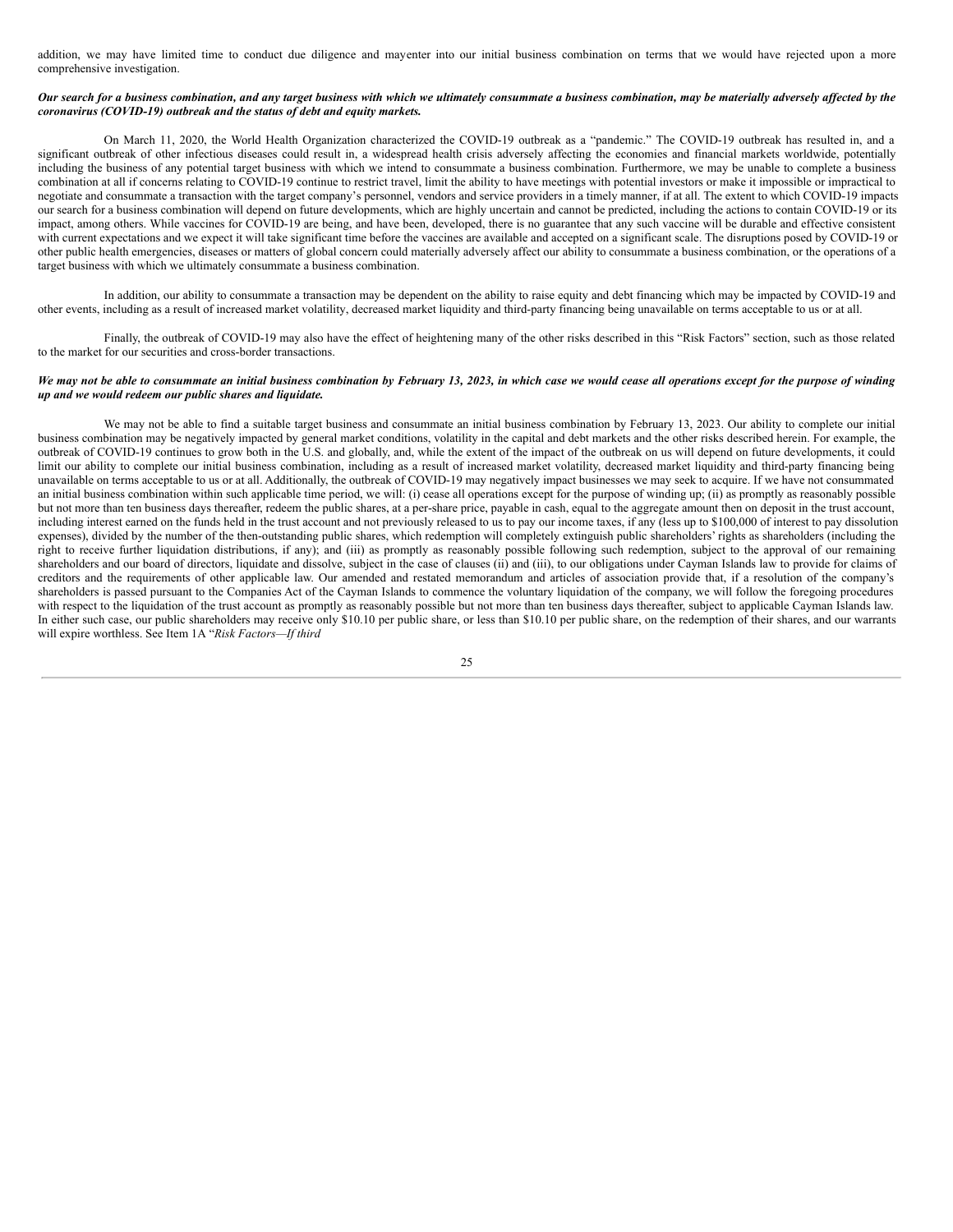addition, we may have limited time to conduct due diligence and mayenter into our initial business combination on terms that we would have rejected upon a more comprehensive investigation.

***Our search for a business combination, and any target business with which we ultimately consummate a business combination, may be materially adversely affected by the coronavirus (COVID-19) outbreak and the status of debt and equity markets.***

On March 11, 2020, the World Health Organization characterized the COVID-19 outbreak as a "pandemic." The COVID-19 outbreak has resulted in, and a significant outbreak of other infectious diseases could result in, a widespread health crisis adversely affecting the economies and financial markets worldwide, potentially including the business of any potential target business with which we intend to consummate a business combination. Furthermore, we may be unable to complete a business combination at all if concerns relating to COVID-19 continue to restrict travel, limit the ability to have meetings with potential investors or make it impossible or impractical to negotiate and consummate a transaction with the target company's personnel, vendors and service providers in a timely manner, if at all. The extent to which COVID-19 impacts our search for a business combination will depend on future developments, which are highly uncertain and cannot be predicted, including the actions to contain COVID-19 or its impact, among others. While vaccines for COVID-19 are being, and have been, developed, there is no guarantee that any such vaccine will be durable and effective consistent with current expectations and we expect it will take significant time before the vaccines are available and accepted on a significant scale. The disruptions posed by COVID-19 or other public health emergencies, diseases or matters of global concern could materially adversely affect our ability to consummate a business combination, or the operations of a target business with which we ultimately consummate a business combination.

In addition, our ability to consummate a transaction may be dependent on the ability to raise equity and debt financing which may be impacted by COVID-19 and other events, including as a result of increased market volatility, decreased market liquidity and third-party financing being unavailable on terms acceptable to us or at all.

Finally, the outbreak of COVID-19 may also have the effect of heightening many of the other risks described in this "Risk Factors" section, such as those related to the market for our securities and cross-border transactions.

***We may not be able to consummate an initial business combination by February 13, 2023, in which case we would cease all operations except for the purpose of winding up and we would redeem our public shares and liquidate.***

We may not be able to find a suitable target business and consummate an initial business combination by February 13, 2023. Our ability to complete our initial business combination may be negatively impacted by general market conditions, volatility in the capital and debt markets and the other risks described herein. For example, the outbreak of COVID-19 continues to grow both in the U.S. and globally, and, while the extent of the impact of the outbreak on us will depend on future developments, it could limit our ability to complete our initial business combination, including as a result of increased market volatility, decreased market liquidity and third-party financing being unavailable on terms acceptable to us or at all. Additionally, the outbreak of COVID-19 may negatively impact businesses we may seek to acquire. If we have not consummated an initial business combination within such applicable time period, we will: (i) cease all operations except for the purpose of winding up; (ii) as promptly as reasonably possible but not more than ten business days thereafter, redeem the public shares, at a per-share price, payable in cash, equal to the aggregate amount then on deposit in the trust account, including interest earned on the funds held in the trust account and not previously released to us to pay our income taxes, if any (less up to $100,000 of interest to pay dissolution expenses), divided by the number of the then-outstanding public shares, which redemption will completely extinguish public shareholders' rights as shareholders (including the right to receive further liquidation distributions, if any); and (iii) as promptly as reasonably possible following such redemption, subject to the approval of our remaining shareholders and our board of directors, liquidate and dissolve, subject in the case of clauses (ii) and (iii), to our obligations under Cayman Islands law to provide for claims of creditors and the requirements of other applicable law. Our amended and restated memorandum and articles of association provide that, if a resolution of the company's shareholders is passed pursuant to the Companies Act of the Cayman Islands to commence the voluntary liquidation of the company, we will follow the foregoing procedures with respect to the liquidation of the trust account as promptly as reasonably possible but not more than ten business days thereafter, subject to applicable Cayman Islands law. In either such case, our public shareholders may receive only $10.10 per public share, or less than $10.10 per public share, on the redemption of their shares, and our warrants will expire worthless. See Item 1A "*Risk Factors—If third*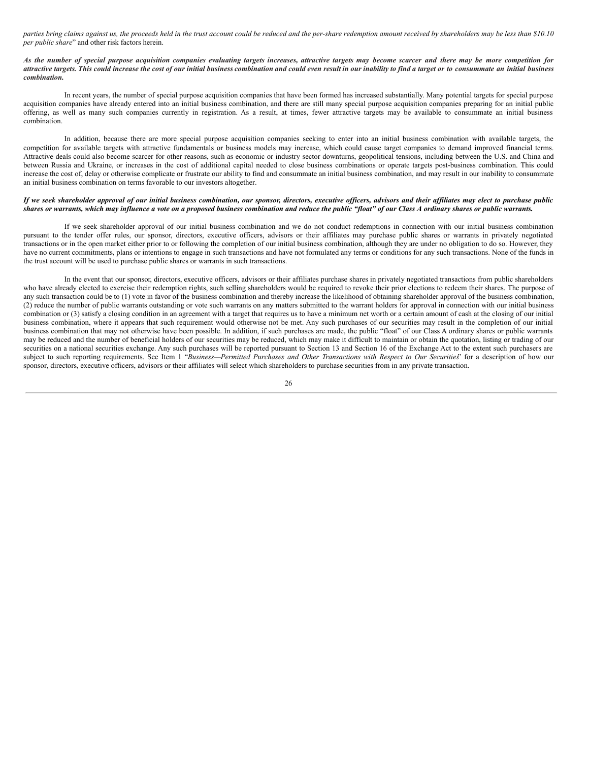*parties bring claims against us, the proceeds held in the trust account could be reduced and the per-share redemption amount received by shareholders may be less than $10.10 per public share*" and other risk factors herein.

***As the number of special purpose acquisition companies evaluating targets increases, attractive targets may become scarcer and there may be more competition for attractive targets. This could increase the cost of our initial business combination and could even result in our inability to find a target or to consummate an initial business combination.***

In recent years, the number of special purpose acquisition companies that have been formed has increased substantially. Many potential targets for special purpose acquisition companies have already entered into an initial business combination, and there are still many special purpose acquisition companies preparing for an initial public offering, as well as many such companies currently in registration. As a result, at times, fewer attractive targets may be available to consummate an initial business combination.

In addition, because there are more special purpose acquisition companies seeking to enter into an initial business combination with available targets, the competition for available targets with attractive fundamentals or business models may increase, which could cause target companies to demand improved financial terms. Attractive deals could also become scarcer for other reasons, such as economic or industry sector downturns, geopolitical tensions, including between the U.S. and China and between Russia and Ukraine, or increases in the cost of additional capital needed to close business combinations or operate targets post-business combination. This could increase the cost of, delay or otherwise complicate or frustrate our ability to find and consummate an initial business combination, and may result in our inability to consummate an initial business combination on terms favorable to our investors altogether.

***If we seek shareholder approval of our initial business combination, our sponsor, directors, executive officers, advisors and their affiliates may elect to purchase public shares or warrants, which may influence a vote on a proposed business combination and reduce the public "float" of our Class A ordinary shares or public warrants.***

If we seek shareholder approval of our initial business combination and we do not conduct redemptions in connection with our initial business combination pursuant to the tender offer rules, our sponsor, directors, executive officers, advisors or their affiliates may purchase public shares or warrants in privately negotiated transactions or in the open market either prior to or following the completion of our initial business combination, although they are under no obligation to do so. However, they have no current commitments, plans or intentions to engage in such transactions and have not formulated any terms or conditions for any such transactions. None of the funds in the trust account will be used to purchase public shares or warrants in such transactions.

In the event that our sponsor, directors, executive officers, advisors or their affiliates purchase shares in privately negotiated transactions from public shareholders who have already elected to exercise their redemption rights, such selling shareholders would be required to revoke their prior elections to redeem their shares. The purpose of any such transaction could be to (1) vote in favor of the business combination and thereby increase the likelihood of obtaining shareholder approval of the business combination, (2) reduce the number of public warrants outstanding or vote such warrants on any matters submitted to the warrant holders for approval in connection with our initial business combination or (3) satisfy a closing condition in an agreement with a target that requires us to have a minimum net worth or a certain amount of cash at the closing of our initial business combination, where it appears that such requirement would otherwise not be met. Any such purchases of our securities may result in the completion of our initial business combination that may not otherwise have been possible. In addition, if such purchases are made, the public "float" of our Class A ordinary shares or public warrants may be reduced and the number of beneficial holders of our securities may be reduced, which may make it difficult to maintain or obtain the quotation, listing or trading of our securities on a national securities exchange. Any such purchases will be reported pursuant to Section 13 and Section 16 of the Exchange Act to the extent such purchasers are subject to such reporting requirements. See Item 1 "*Business—Permitted Purchases and Other Transactions with Respect to Our Securities*" for a description of how our sponsor, directors, executive officers, advisors or their affiliates will select which shareholders to purchase securities from in any private transaction.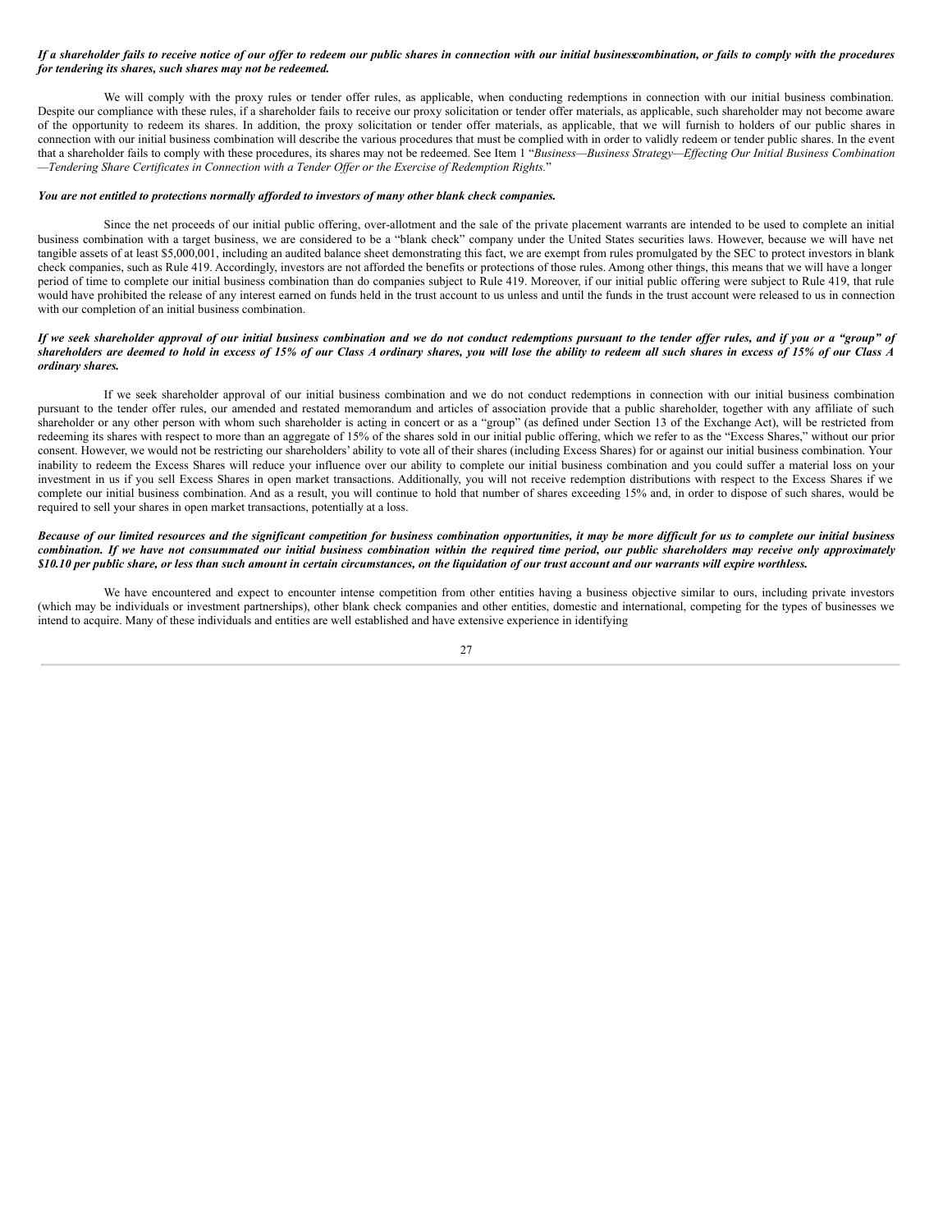***If a shareholder fails to receive notice of our offer to redeem our public shares in connection with our initial businesscombination, or fails to comply with the procedures for tendering its shares, such shares may not be redeemed.***

We will comply with the proxy rules or tender offer rules, as applicable, when conducting redemptions in connection with our initial business combination. Despite our compliance with these rules, if a shareholder fails to receive our proxy solicitation or tender offer materials, as applicable, such shareholder may not become aware of the opportunity to redeem its shares. In addition, the proxy solicitation or tender offer materials, as applicable, that we will furnish to holders of our public shares in connection with our initial business combination will describe the various procedures that must be complied with in order to validly redeem or tender public shares. In the event that a shareholder fails to comply with these procedures, its shares may not be redeemed. See Item 1 "*Business—Business Strategy—Effecting Our Initial Business Combination—Tendering Share Certificates in Connection with a Tender Offer or the Exercise of Redemption Rights.*"

***You are not entitled to protections normally afforded to investors of many other blank check companies.***

Since the net proceeds of our initial public offering, over-allotment and the sale of the private placement warrants are intended to be used to complete an initial business combination with a target business, we are considered to be a "blank check" company under the United States securities laws. However, because we will have net tangible assets of at least $5,000,001, including an audited balance sheet demonstrating this fact, we are exempt from rules promulgated by the SEC to protect investors in blank check companies, such as Rule 419. Accordingly, investors are not afforded the benefits or protections of those rules. Among other things, this means that we will have a longer period of time to complete our initial business combination than do companies subject to Rule 419. Moreover, if our initial public offering were subject to Rule 419, that rule would have prohibited the release of any interest earned on funds held in the trust account to us unless and until the funds in the trust account were released to us in connection with our completion of an initial business combination.

***If we seek shareholder approval of our initial business combination and we do not conduct redemptions pursuant to the tender offer rules, and if you or a "group" of shareholders are deemed to hold in excess of 15% of our Class A ordinary shares, you will lose the ability to redeem all such shares in excess of 15% of our Class A ordinary shares.***

If we seek shareholder approval of our initial business combination and we do not conduct redemptions in connection with our initial business combination pursuant to the tender offer rules, our amended and restated memorandum and articles of association provide that a public shareholder, together with any affiliate of such shareholder or any other person with whom such shareholder is acting in concert or as a "group" (as defined under Section 13 of the Exchange Act), will be restricted from redeeming its shares with respect to more than an aggregate of 15% of the shares sold in our initial public offering, which we refer to as the "Excess Shares," without our prior consent. However, we would not be restricting our shareholders' ability to vote all of their shares (including Excess Shares) for or against our initial business combination. Your inability to redeem the Excess Shares will reduce your influence over our ability to complete our initial business combination and you could suffer a material loss on your investment in us if you sell Excess Shares in open market transactions. Additionally, you will not receive redemption distributions with respect to the Excess Shares if we complete our initial business combination. And as a result, you will continue to hold that number of shares exceeding 15% and, in order to dispose of such shares, would be required to sell your shares in open market transactions, potentially at a loss.

***Because of our limited resources and the significant competition for business combination opportunities, it may be more difficult for us to complete our initial business combination. If we have not consummated our initial business combination within the required time period, our public shareholders may receive only approximately $10.10 per public share, or less than such amount in certain circumstances, on the liquidation of our trust account and our warrants will expire worthless.***

We have encountered and expect to encounter intense competition from other entities having a business objective similar to ours, including private investors (which may be individuals or investment partnerships), other blank check companies and other entities, domestic and international, competing for the types of businesses we intend to acquire. Many of these individuals and entities are well established and have extensive experience in identifying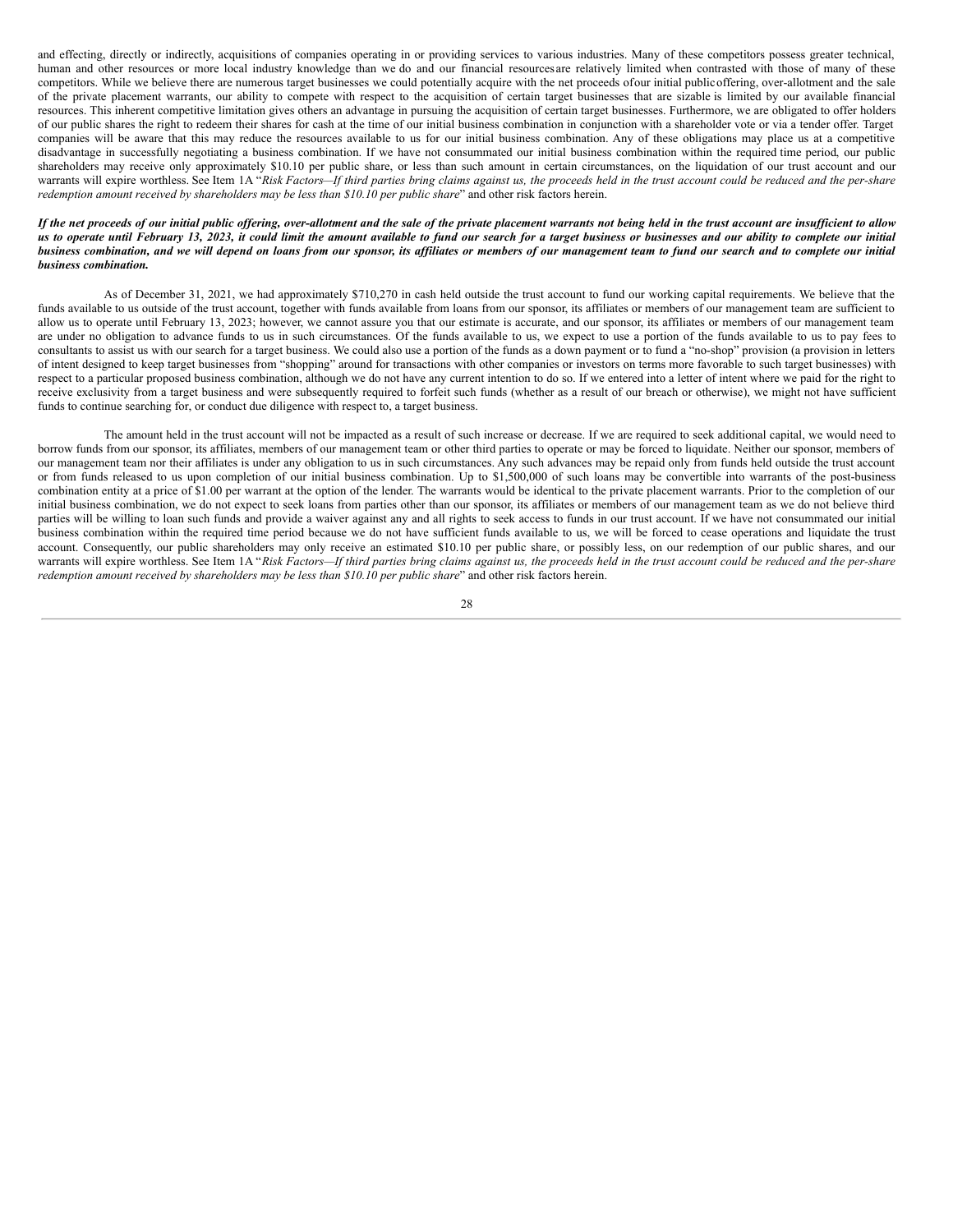and effecting, directly or indirectly, acquisitions of companies operating in or providing services to various industries. Many of these competitors possess greater technical, human and other resources or more local industry knowledge than we do and our financial resources are relatively limited when contrasted with those of many of these competitors. While we believe there are numerous target businesses we could potentially acquire with the net proceeds of our initial public offering, over-allotment and the sale of the private placement warrants, our ability to compete with respect to the acquisition of certain target businesses that are sizable is limited by our available financial resources. This inherent competitive limitation gives others an advantage in pursuing the acquisition of certain target businesses. Furthermore, we are obligated to offer holders of our public shares the right to redeem their shares for cash at the time of our initial business combination in conjunction with a shareholder vote or via a tender offer. Target companies will be aware that this may reduce the resources available to us for our initial business combination. Any of these obligations may place us at a competitive disadvantage in successfully negotiating a business combination. If we have not consummated our initial business combination within the required time period, our public shareholders may receive only approximately $10.10 per public share, or less than such amount in certain circumstances, on the liquidation of our trust account and our warrants will expire worthless. See Item 1A "*Risk Factors—If third parties bring claims against us, the proceeds held in the trust account could be reduced and the per-share redemption amount received by shareholders may be less than $10.10 per public share*" and other risk factors herein.

***If the net proceeds of our initial public offering, over-allotment and the sale of the private placement warrants not being held in the trust account are insufficient to allow us to operate until February 13, 2023, it could limit the amount available to fund our search for a target business or businesses and our ability to complete our initial business combination, and we will depend on loans from our sponsor, its affiliates or members of our management team to fund our search and to complete our initial business combination.***

As of December 31, 2021, we had approximately $710,270 in cash held outside the trust account to fund our working capital requirements. We believe that the funds available to us outside of the trust account, together with funds available from loans from our sponsor, its affiliates or members of our management team are sufficient to allow us to operate until February 13, 2023; however, we cannot assure you that our estimate is accurate, and our sponsor, its affiliates or members of our management team are under no obligation to advance funds to us in such circumstances. Of the funds available to us, we expect to use a portion of the funds available to us to pay fees to consultants to assist us with our search for a target business. We could also use a portion of the funds as a down payment or to fund a "no-shop" provision (a provision in letters of intent designed to keep target businesses from "shopping" around for transactions with other companies or investors on terms more favorable to such target businesses) with respect to a particular proposed business combination, although we do not have any current intention to do so. If we entered into a letter of intent where we paid for the right to receive exclusivity from a target business and were subsequently required to forfeit such funds (whether as a result of our breach or otherwise), we might not have sufficient funds to continue searching for, or conduct due diligence with respect to, a target business.

The amount held in the trust account will not be impacted as a result of such increase or decrease. If we are required to seek additional capital, we would need to borrow funds from our sponsor, its affiliates, members of our management team or other third parties to operate or may be forced to liquidate. Neither our sponsor, members of our management team nor their affiliates is under any obligation to us in such circumstances. Any such advances may be repaid only from funds held outside the trust account or from funds released to us upon completion of our initial business combination. Up to $1,500,000 of such loans may be convertible into warrants of the post-business combination entity at a price of $1.00 per warrant at the option of the lender. The warrants would be identical to the private placement warrants. Prior to the completion of our initial business combination, we do not expect to seek loans from parties other than our sponsor, its affiliates or members of our management team as we do not believe third parties will be willing to loan such funds and provide a waiver against any and all rights to seek access to funds in our trust account. If we have not consummated our initial business combination within the required time period because we do not have sufficient funds available to us, we will be forced to cease operations and liquidate the trust account. Consequently, our public shareholders may only receive an estimated $10.10 per public share, or possibly less, on our redemption of our public shares, and our warrants will expire worthless. See Item 1A "*Risk Factors—If third parties bring claims against us, the proceeds held in the trust account could be reduced and the per-share redemption amount received by shareholders may be less than $10.10 per public share*" and other risk factors herein.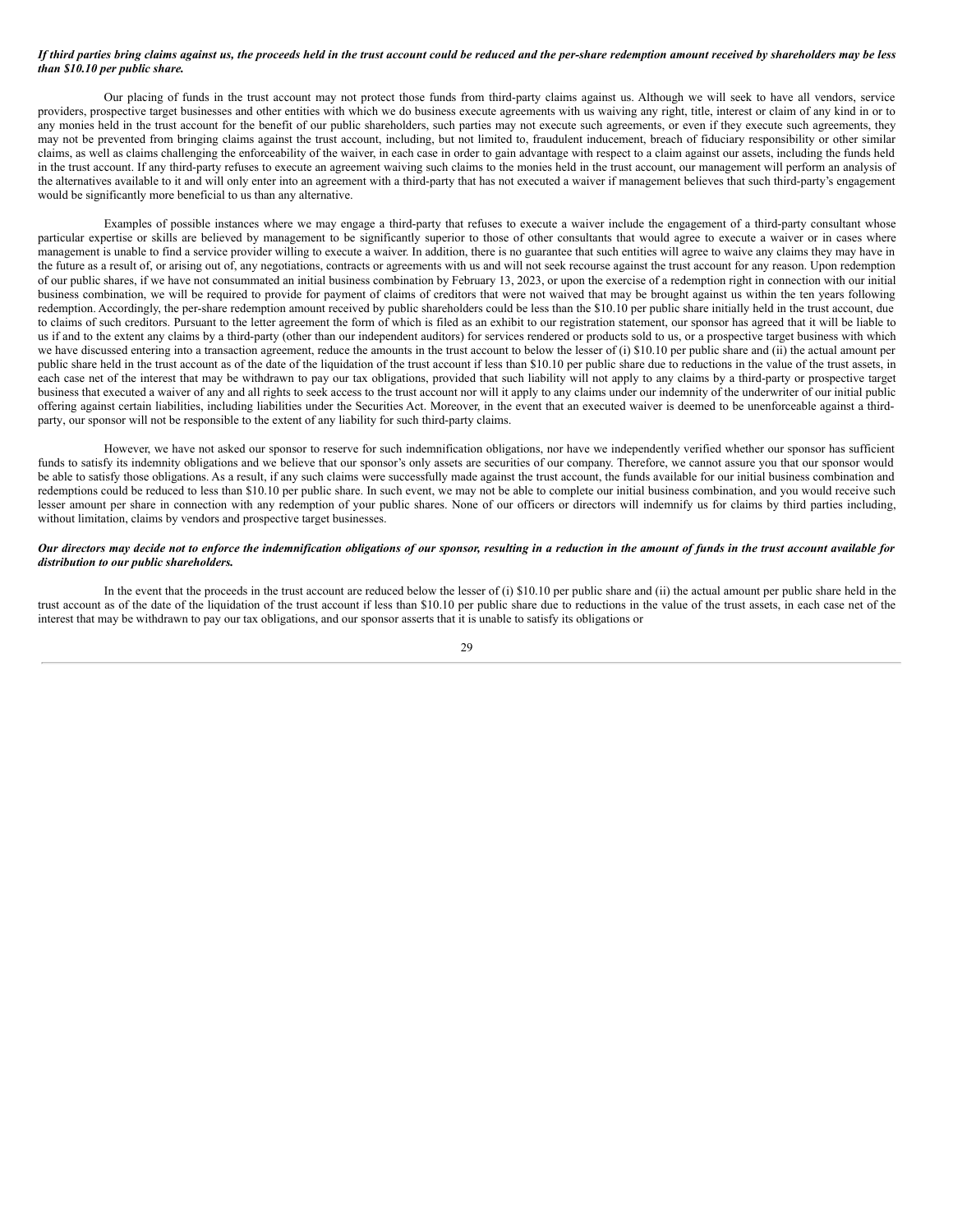***If third parties bring claims against us, the proceeds held in the trust account could be reduced and the per-share redemption amount received by shareholders may be less than $10.10 per public share.***

Our placing of funds in the trust account may not protect those funds from third-party claims against us. Although we will seek to have all vendors, service providers, prospective target businesses and other entities with which we do business execute agreements with us waiving any right, title, interest or claim of any kind in or to any monies held in the trust account for the benefit of our public shareholders, such parties may not execute such agreements, or even if they execute such agreements, they may not be prevented from bringing claims against the trust account, including, but not limited to, fraudulent inducement, breach of fiduciary responsibility or other similar claims, as well as claims challenging the enforceability of the waiver, in each case in order to gain advantage with respect to a claim against our assets, including the funds held in the trust account. If any third-party refuses to execute an agreement waiving such claims to the monies held in the trust account, our management will perform an analysis of the alternatives available to it and will only enter into an agreement with a third-party that has not executed a waiver if management believes that such third-party's engagement would be significantly more beneficial to us than any alternative.

Examples of possible instances where we may engage a third-party that refuses to execute a waiver include the engagement of a third-party consultant whose particular expertise or skills are believed by management to be significantly superior to those of other consultants that would agree to execute a waiver or in cases where management is unable to find a service provider willing to execute a waiver. In addition, there is no guarantee that such entities will agree to waive any claims they may have in the future as a result of, or arising out of, any negotiations, contracts or agreements with us and will not seek recourse against the trust account for any reason. Upon redemption of our public shares, if we have not consummated an initial business combination by February 13, 2023, or upon the exercise of a redemption right in connection with our initial business combination, we will be required to provide for payment of claims of creditors that were not waived that may be brought against us within the ten years following redemption. Accordingly, the per-share redemption amount received by public shareholders could be less than the $10.10 per public share initially held in the trust account, due to claims of such creditors. Pursuant to the letter agreement the form of which is filed as an exhibit to our registration statement, our sponsor has agreed that it will be liable to us if and to the extent any claims by a third-party (other than our independent auditors) for services rendered or products sold to us, or a prospective target business with which we have discussed entering into a transaction agreement, reduce the amounts in the trust account to below the lesser of (i) $10.10 per public share and (ii) the actual amount per public share held in the trust account as of the date of the liquidation of the trust account if less than $10.10 per public share due to reductions in the value of the trust assets, in each case net of the interest that may be withdrawn to pay our tax obligations, provided that such liability will not apply to any claims by a third-party or prospective target business that executed a waiver of any and all rights to seek access to the trust account nor will it apply to any claims under our indemnity of the underwriter of our initial public offering against certain liabilities, including liabilities under the Securities Act. Moreover, in the event that an executed waiver is deemed to be unenforceable against a third-party, our sponsor will not be responsible to the extent of any liability for such third-party claims.

However, we have not asked our sponsor to reserve for such indemnification obligations, nor have we independently verified whether our sponsor has sufficient funds to satisfy its indemnity obligations and we believe that our sponsor's only assets are securities of our company. Therefore, we cannot assure you that our sponsor would be able to satisfy those obligations. As a result, if any such claims were successfully made against the trust account, the funds available for our initial business combination and redemptions could be reduced to less than $10.10 per public share. In such event, we may not be able to complete our initial business combination, and you would receive such lesser amount per share in connection with any redemption of your public shares. None of our officers or directors will indemnify us for claims by third parties including, without limitation, claims by vendors and prospective target businesses.

***Our directors may decide not to enforce the indemnification obligations of our sponsor, resulting in a reduction in the amount of funds in the trust account available for distribution to our public shareholders.***

In the event that the proceeds in the trust account are reduced below the lesser of (i) $10.10 per public share and (ii) the actual amount per public share held in the trust account as of the date of the liquidation of the trust account if less than $10.10 per public share due to reductions in the value of the trust assets, in each case net of the interest that may be withdrawn to pay our tax obligations, and our sponsor asserts that it is unable to satisfy its obligations or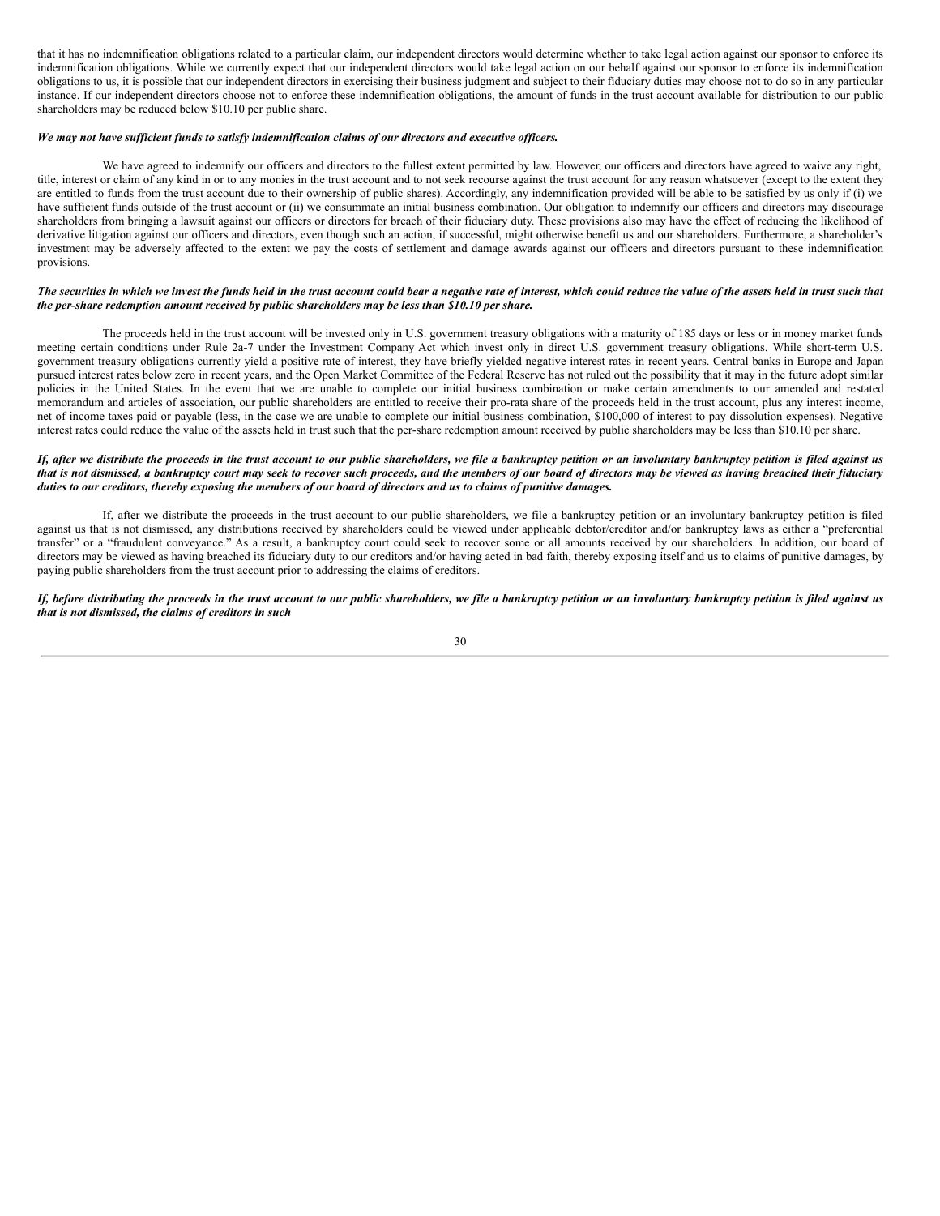that it has no indemnification obligations related to a particular claim, our independent directors would determine whether to take legal action against our sponsor to enforce its indemnification obligations. While we currently expect that our independent directors would take legal action on our behalf against our sponsor to enforce its indemnification obligations to us, it is possible that our independent directors in exercising their business judgment and subject to their fiduciary duties may choose not to do so in any particular instance. If our independent directors choose not to enforce these indemnification obligations, the amount of funds in the trust account available for distribution to our public shareholders may be reduced below $10.10 per public share.

***We may not have sufficient funds to satisfy indemnification claims of our directors and executive officers.***

We have agreed to indemnify our officers and directors to the fullest extent permitted by law. However, our officers and directors have agreed to waive any right, title, interest or claim of any kind in or to any monies in the trust account and to not seek recourse against the trust account for any reason whatsoever (except to the extent they are entitled to funds from the trust account due to their ownership of public shares). Accordingly, any indemnification provided will be able to be satisfied by us only if (i) we have sufficient funds outside of the trust account or (ii) we consummate an initial business combination. Our obligation to indemnify our officers and directors may discourage shareholders from bringing a lawsuit against our officers or directors for breach of their fiduciary duty. These provisions also may have the effect of reducing the likelihood of derivative litigation against our officers and directors, even though such an action, if successful, might otherwise benefit us and our shareholders. Furthermore, a shareholder's investment may be adversely affected to the extent we pay the costs of settlement and damage awards against our officers and directors pursuant to these indemnification provisions.

***The securities in which we invest the funds held in the trust account could bear a negative rate of interest, which could reduce the value of the assets held in trust such that the per-share redemption amount received by public shareholders may be less than $10.10 per share.***

The proceeds held in the trust account will be invested only in U.S. government treasury obligations with a maturity of 185 days or less or in money market funds meeting certain conditions under Rule 2a-7 under the Investment Company Act which invest only in direct U.S. government treasury obligations. While short-term U.S. government treasury obligations currently yield a positive rate of interest, they have briefly yielded negative interest rates in recent years. Central banks in Europe and Japan pursued interest rates below zero in recent years, and the Open Market Committee of the Federal Reserve has not ruled out the possibility that it may in the future adopt similar policies in the United States. In the event that we are unable to complete our initial business combination or make certain amendments to our amended and restated memorandum and articles of association, our public shareholders are entitled to receive their pro-rata share of the proceeds held in the trust account, plus any interest income, net of income taxes paid or payable (less, in the case we are unable to complete our initial business combination, $100,000 of interest to pay dissolution expenses). Negative interest rates could reduce the value of the assets held in trust such that the per-share redemption amount received by public shareholders may be less than $10.10 per share.

***If, after we distribute the proceeds in the trust account to our public shareholders, we file a bankruptcy petition or an involuntary bankruptcy petition is filed against us that is not dismissed, a bankruptcy court may seek to recover such proceeds, and the members of our board of directors may be viewed as having breached their fiduciary duties to our creditors, thereby exposing the members of our board of directors and us to claims of punitive damages.***

If, after we distribute the proceeds in the trust account to our public shareholders, we file a bankruptcy petition or an involuntary bankruptcy petition is filed against us that is not dismissed, any distributions received by shareholders could be viewed under applicable debtor/creditor and/or bankruptcy laws as either a "preferential transfer" or a "fraudulent conveyance." As a result, a bankruptcy court could seek to recover some or all amounts received by our shareholders. In addition, our board of directors may be viewed as having breached its fiduciary duty to our creditors and/or having acted in bad faith, thereby exposing itself and us to claims of punitive damages, by paying public shareholders from the trust account prior to addressing the claims of creditors.

***If, before distributing the proceeds in the trust account to our public shareholders, we file a bankruptcy petition or an involuntary bankruptcy petition is filed against us that is not dismissed, the claims of creditors in such***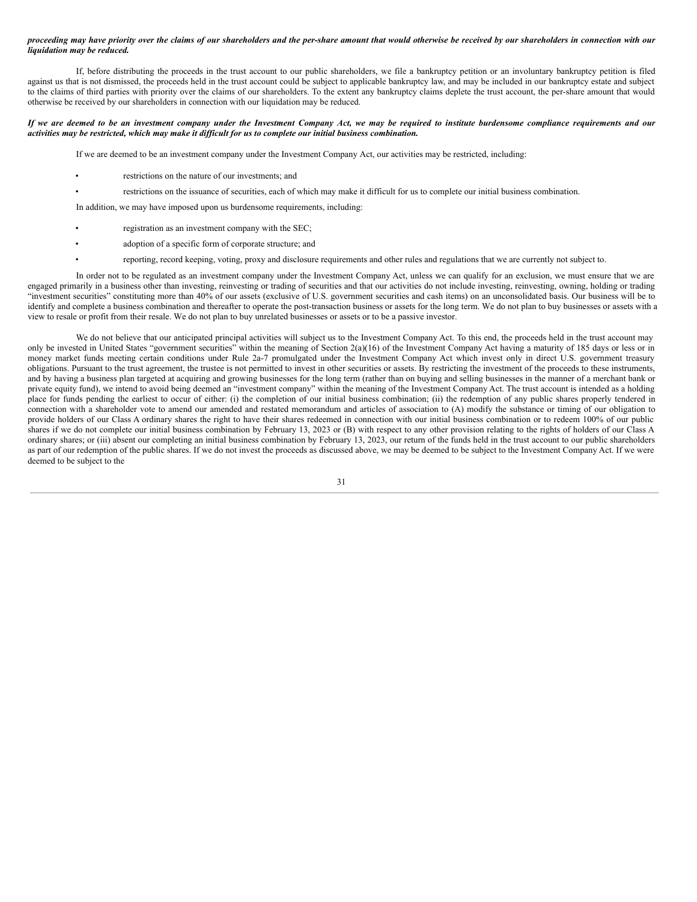***proceeding may have priority over the claims of our shareholders and the per-share amount that would otherwise be received by our shareholders in connection with our liquidation may be reduced.***

If, before distributing the proceeds in the trust account to our public shareholders, we file a bankruptcy petition or an involuntary bankruptcy petition is filed against us that is not dismissed, the proceeds held in the trust account could be subject to applicable bankruptcy law, and may be included in our bankruptcy estate and subject to the claims of third parties with priority over the claims of our shareholders. To the extent any bankruptcy claims deplete the trust account, the per-share amount that would otherwise be received by our shareholders in connection with our liquidation may be reduced.

***If we are deemed to be an investment company under the Investment Company Act, we may be required to institute burdensome compliance requirements and our activities may be restricted, which may make it difficult for us to complete our initial business combination.***

If we are deemed to be an investment company under the Investment Company Act, our activities may be restricted, including:

- restrictions on the nature of our investments; and
- restrictions on the issuance of securities, each of which may make it difficult for us to complete our initial business combination.

In addition, we may have imposed upon us burdensome requirements, including:

- registration as an investment company with the SEC;
- adoption of a specific form of corporate structure; and
- reporting, record keeping, voting, proxy and disclosure requirements and other rules and regulations that we are currently not subject to.

In order not to be regulated as an investment company under the Investment Company Act, unless we can qualify for an exclusion, we must ensure that we are engaged primarily in a business other than investing, reinvesting or trading of securities and that our activities do not include investing, reinvesting, owning, holding or trading "investment securities" constituting more than 40% of our assets (exclusive of U.S. government securities and cash items) on an unconsolidated basis. Our business will be to identify and complete a business combination and thereafter to operate the post-transaction business or assets for the long term. We do not plan to buy businesses or assets with a view to resale or profit from their resale. We do not plan to buy unrelated businesses or assets or to be a passive investor.

We do not believe that our anticipated principal activities will subject us to the Investment Company Act. To this end, the proceeds held in the trust account may only be invested in United States "government securities" within the meaning of Section 2(a)(16) of the Investment Company Act having a maturity of 185 days or less or in money market funds meeting certain conditions under Rule 2a-7 promulgated under the Investment Company Act which invest only in direct U.S. government treasury obligations. Pursuant to the trust agreement, the trustee is not permitted to invest in other securities or assets. By restricting the investment of the proceeds to these instruments, and by having a business plan targeted at acquiring and growing businesses for the long term (rather than on buying and selling businesses in the manner of a merchant bank or private equity fund), we intend to avoid being deemed an "investment company" within the meaning of the Investment Company Act. The trust account is intended as a holding place for funds pending the earliest to occur of either: (i) the completion of our initial business combination; (ii) the redemption of any public shares properly tendered in connection with a shareholder vote to amend our amended and restated memorandum and articles of association to (A) modify the substance or timing of our obligation to provide holders of our Class A ordinary shares the right to have their shares redeemed in connection with our initial business combination or to redeem 100% of our public shares if we do not complete our initial business combination by February 13, 2023 or (B) with respect to any other provision relating to the rights of holders of our Class A ordinary shares; or (iii) absent our completing an initial business combination by February 13, 2023, our return of the funds held in the trust account to our public shareholders as part of our redemption of the public shares. If we do not invest the proceeds as discussed above, we may be deemed to be subject to the Investment Company Act. If we were deemed to be subject to the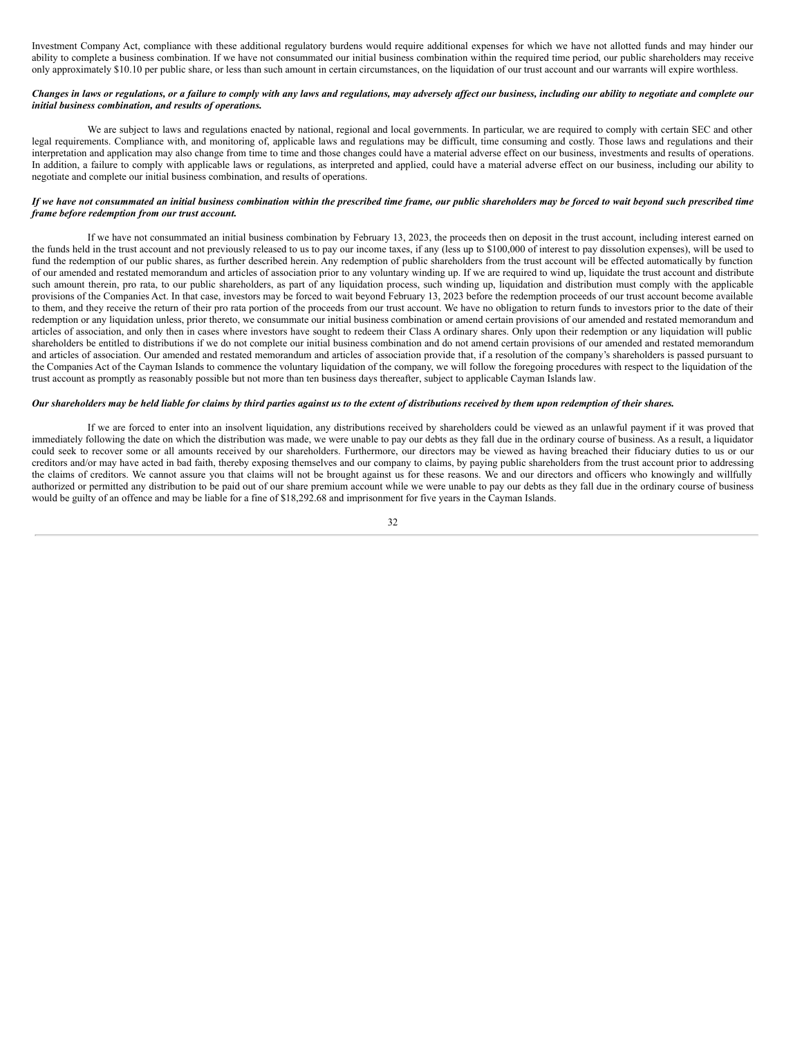Investment Company Act, compliance with these additional regulatory burdens would require additional expenses for which we have not allotted funds and may hinder our ability to complete a business combination. If we have not consummated our initial business combination within the required time period, our public shareholders may receive only approximately $10.10 per public share, or less than such amount in certain circumstances, on the liquidation of our trust account and our warrants will expire worthless.

***Changes in laws or regulations, or a failure to comply with any laws and regulations, may adversely affect our business, including our ability to negotiate and complete our initial business combination, and results of operations.***

We are subject to laws and regulations enacted by national, regional and local governments. In particular, we are required to comply with certain SEC and other legal requirements. Compliance with, and monitoring of, applicable laws and regulations may be difficult, time consuming and costly. Those laws and regulations and their interpretation and application may also change from time to time and those changes could have a material adverse effect on our business, investments and results of operations. In addition, a failure to comply with applicable laws or regulations, as interpreted and applied, could have a material adverse effect on our business, including our ability to negotiate and complete our initial business combination, and results of operations.

***If we have not consummated an initial business combination within the prescribed time frame, our public shareholders may be forced to wait beyond such prescribed time frame before redemption from our trust account.***

If we have not consummated an initial business combination by February 13, 2023, the proceeds then on deposit in the trust account, including interest earned on the funds held in the trust account and not previously released to us to pay our income taxes, if any (less up to $100,000 of interest to pay dissolution expenses), will be used to fund the redemption of our public shares, as further described herein. Any redemption of public shareholders from the trust account will be effected automatically by function of our amended and restated memorandum and articles of association prior to any voluntary winding up. If we are required to wind up, liquidate the trust account and distribute such amount therein, pro rata, to our public shareholders, as part of any liquidation process, such winding up, liquidation and distribution must comply with the applicable provisions of the Companies Act. In that case, investors may be forced to wait beyond February 13, 2023 before the redemption proceeds of our trust account become available to them, and they receive the return of their pro rata portion of the proceeds from our trust account. We have no obligation to return funds to investors prior to the date of their redemption or any liquidation unless, prior thereto, we consummate our initial business combination or amend certain provisions of our amended and restated memorandum and articles of association, and only then in cases where investors have sought to redeem their Class A ordinary shares. Only upon their redemption or any liquidation will public shareholders be entitled to distributions if we do not complete our initial business combination and do not amend certain provisions of our amended and restated memorandum and articles of association. Our amended and restated memorandum and articles of association provide that, if a resolution of the company's shareholders is passed pursuant to the Companies Act of the Cayman Islands to commence the voluntary liquidation of the company, we will follow the foregoing procedures with respect to the liquidation of the trust account as promptly as reasonably possible but not more than ten business days thereafter, subject to applicable Cayman Islands law.

***Our shareholders may be held liable for claims by third parties against us to the extent of distributions received by them upon redemption of their shares.***

If we are forced to enter into an insolvent liquidation, any distributions received by shareholders could be viewed as an unlawful payment if it was proved that immediately following the date on which the distribution was made, we were unable to pay our debts as they fall due in the ordinary course of business. As a result, a liquidator could seek to recover some or all amounts received by our shareholders. Furthermore, our directors may be viewed as having breached their fiduciary duties to us or our creditors and/or may have acted in bad faith, thereby exposing themselves and our company to claims, by paying public shareholders from the trust account prior to addressing the claims of creditors. We cannot assure you that claims will not be brought against us for these reasons. We and our directors and officers who knowingly and willfully authorized or permitted any distribution to be paid out of our share premium account while we were unable to pay our debts as they fall due in the ordinary course of business would be guilty of an offence and may be liable for a fine of $18,292.68 and imprisonment for five years in the Cayman Islands.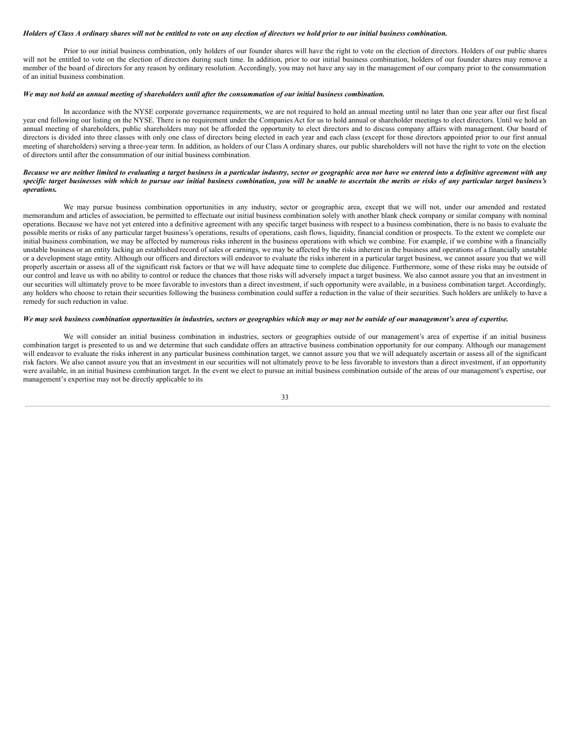***Holders of Class A ordinary shares will not be entitled to vote on any election of directors we hold prior to our initial business combination.***

Prior to our initial business combination, only holders of our founder shares will have the right to vote on the election of directors. Holders of our public shares will not be entitled to vote on the election of directors during such time. In addition, prior to our initial business combination, holders of our founder shares may remove a member of the board of directors for any reason by ordinary resolution. Accordingly, you may not have any say in the management of our company prior to the consummation of an initial business combination.

***We may not hold an annual meeting of shareholders until after the consummation of our initial business combination.***

In accordance with the NYSE corporate governance requirements, we are not required to hold an annual meeting until no later than one year after our first fiscal year end following our listing on the NYSE. There is no requirement under the Companies Act for us to hold annual or shareholder meetings to elect directors. Until we hold an annual meeting of shareholders, public shareholders may not be afforded the opportunity to elect directors and to discuss company affairs with management. Our board of directors is divided into three classes with only one class of directors being elected in each year and each class (except for those directors appointed prior to our first annual meeting of shareholders) serving a three-year term. In addition, as holders of our Class A ordinary shares, our public shareholders will not have the right to vote on the election of directors until after the consummation of our initial business combination.

***Because we are neither limited to evaluating a target business in a particular industry, sector or geographic area nor have we entered into a definitive agreement with any specific target businesses with which to pursue our initial business combination, you will be unable to ascertain the merits or risks of any particular target business's operations.***

We may pursue business combination opportunities in any industry, sector or geographic area, except that we will not, under our amended and restated memorandum and articles of association, be permitted to effectuate our initial business combination solely with another blank check company or similar company with nominal operations. Because we have not yet entered into a definitive agreement with any specific target business with respect to a business combination, there is no basis to evaluate the possible merits or risks of any particular target business's operations, results of operations, cash flows, liquidity, financial condition or prospects. To the extent we complete our initial business combination, we may be affected by numerous risks inherent in the business operations with which we combine. For example, if we combine with a financially unstable business or an entity lacking an established record of sales or earnings, we may be affected by the risks inherent in the business and operations of a financially unstable or a development stage entity. Although our officers and directors will endeavor to evaluate the risks inherent in a particular target business, we cannot assure you that we will properly ascertain or assess all of the significant risk factors or that we will have adequate time to complete due diligence. Furthermore, some of these risks may be outside of our control and leave us with no ability to control or reduce the chances that those risks will adversely impact a target business. We also cannot assure you that an investment in our securities will ultimately prove to be more favorable to investors than a direct investment, if such opportunity were available, in a business combination target. Accordingly, any holders who choose to retain their securities following the business combination could suffer a reduction in the value of their securities. Such holders are unlikely to have a remedy for such reduction in value.

***We may seek business combination opportunities in industries, sectors or geographies which may or may not be outside of our management's area of expertise.***

We will consider an initial business combination in industries, sectors or geographies outside of our management's area of expertise if an initial business combination target is presented to us and we determine that such candidate offers an attractive business combination opportunity for our company. Although our management will endeavor to evaluate the risks inherent in any particular business combination target, we cannot assure you that we will adequately ascertain or assess all of the significant risk factors. We also cannot assure you that an investment in our securities will not ultimately prove to be less favorable to investors than a direct investment, if an opportunity were available, in an initial business combination target. In the event we elect to pursue an initial business combination outside of the areas of our management's expertise, our management's expertise may not be directly applicable to its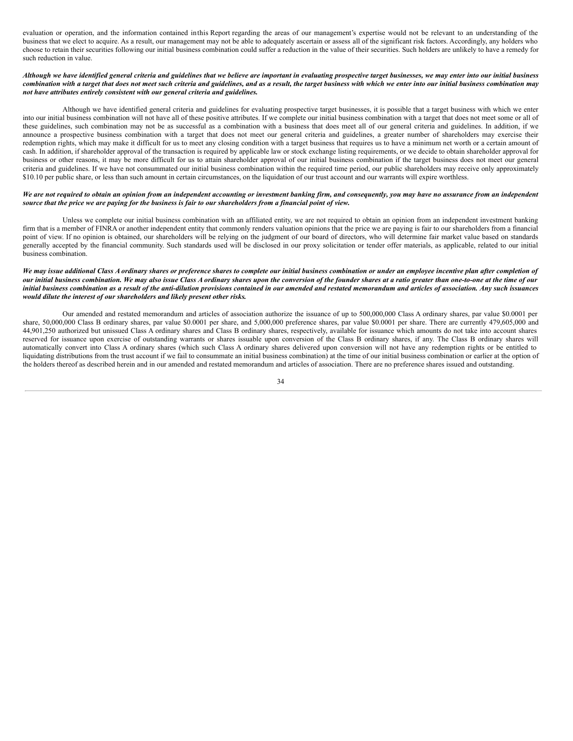evaluation or operation, and the information contained in this Report regarding the areas of our management's expertise would not be relevant to an understanding of the business that we elect to acquire. As a result, our management may not be able to adequately ascertain or assess all of the significant risk factors. Accordingly, any holders who choose to retain their securities following our initial business combination could suffer a reduction in the value of their securities. Such holders are unlikely to have a remedy for such reduction in value.

***Although we have identified general criteria and guidelines that we believe are important in evaluating prospective target businesses, we may enter into our initial business combination with a target that does not meet such criteria and guidelines, and as a result, the target business with which we enter into our initial business combination may not have attributes entirely consistent with our general criteria and guidelines.***

Although we have identified general criteria and guidelines for evaluating prospective target businesses, it is possible that a target business with which we enter into our initial business combination will not have all of these positive attributes. If we complete our initial business combination with a target that does not meet some or all of these guidelines, such combination may not be as successful as a combination with a business that does meet all of our general criteria and guidelines. In addition, if we announce a prospective business combination with a target that does not meet our general criteria and guidelines, a greater number of shareholders may exercise their redemption rights, which may make it difficult for us to meet any closing condition with a target business that requires us to have a minimum net worth or a certain amount of cash. In addition, if shareholder approval of the transaction is required by applicable law or stock exchange listing requirements, or we decide to obtain shareholder approval for business or other reasons, it may be more difficult for us to attain shareholder approval of our initial business combination if the target business does not meet our general criteria and guidelines. If we have not consummated our initial business combination within the required time period, our public shareholders may receive only approximately $10.10 per public share, or less than such amount in certain circumstances, on the liquidation of our trust account and our warrants will expire worthless.

***We are not required to obtain an opinion from an independent accounting or investment banking firm, and consequently, you may have no assurance from an independent source that the price we are paying for the business is fair to our shareholders from a financial point of view.***

Unless we complete our initial business combination with an affiliated entity, we are not required to obtain an opinion from an independent investment banking firm that is a member of FINRA or another independent entity that commonly renders valuation opinions that the price we are paying is fair to our shareholders from a financial point of view. If no opinion is obtained, our shareholders will be relying on the judgment of our board of directors, who will determine fair market value based on standards generally accepted by the financial community. Such standards used will be disclosed in our proxy solicitation or tender offer materials, as applicable, related to our initial business combination.

***We may issue additional Class A ordinary shares or preference shares to complete our initial business combination or under an employee incentive plan after completion of our initial business combination. We may also issue Class A ordinary shares upon the conversion of the founder shares at a ratio greater than one-to-one at the time of our initial business combination as a result of the anti-dilution provisions contained in our amended and restated memorandum and articles of association. Any such issuances would dilute the interest of our shareholders and likely present other risks.***

Our amended and restated memorandum and articles of association authorize the issuance of up to 500,000,000 Class A ordinary shares, par value $0.0001 per share, 50,000,000 Class B ordinary shares, par value $0.0001 per share, and 5,000,000 preference shares, par value $0.0001 per share. There are currently 479,605,000 and 44,901,250 authorized but unissued Class A ordinary shares and Class B ordinary shares, respectively, available for issuance which amounts do not take into account shares reserved for issuance upon exercise of outstanding warrants or shares issuable upon conversion of the Class B ordinary shares, if any. The Class B ordinary shares will automatically convert into Class A ordinary shares (which such Class A ordinary shares delivered upon conversion will not have any redemption rights or be entitled to liquidating distributions from the trust account if we fail to consummate an initial business combination) at the time of our initial business combination or earlier at the option of the holders thereof as described herein and in our amended and restated memorandum and articles of association. There are no preference shares issued and outstanding.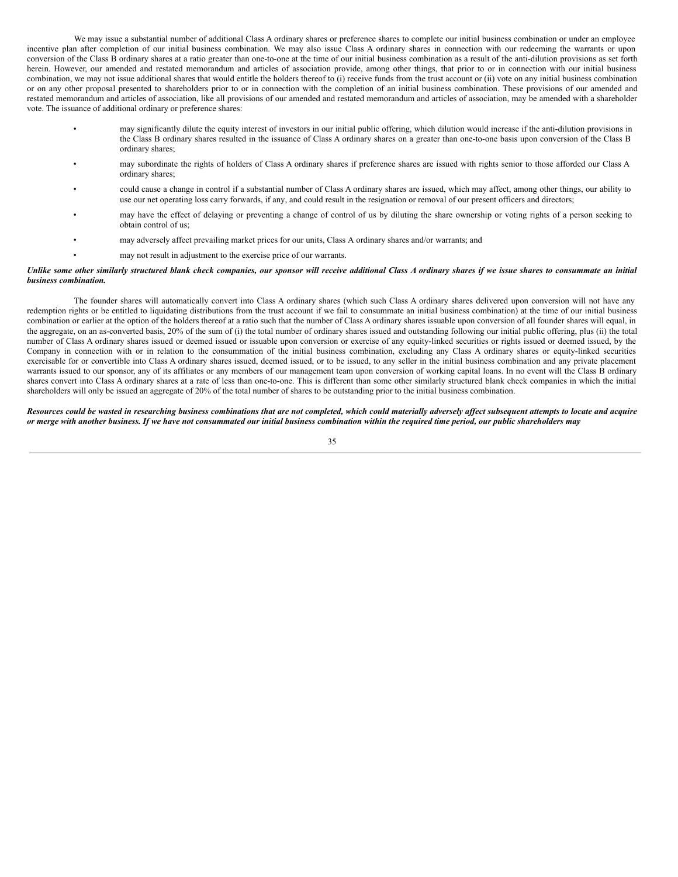We may issue a substantial number of additional Class A ordinary shares or preference shares to complete our initial business combination or under an employee incentive plan after completion of our initial business combination. We may also issue Class A ordinary shares in connection with our redeeming the warrants or upon conversion of the Class B ordinary shares at a ratio greater than one-to-one at the time of our initial business combination as a result of the anti-dilution provisions as set forth herein. However, our amended and restated memorandum and articles of association provide, among other things, that prior to or in connection with our initial business combination, we may not issue additional shares that would entitle the holders thereof to (i) receive funds from the trust account or (ii) vote on any initial business combination or on any other proposal presented to shareholders prior to or in connection with the completion of an initial business combination. These provisions of our amended and restated memorandum and articles of association, like all provisions of our amended and restated memorandum and articles of association, may be amended with a shareholder vote. The issuance of additional ordinary or preference shares:

- may significantly dilute the equity interest of investors in our initial public offering, which dilution would increase if the anti-dilution provisions in the Class B ordinary shares resulted in the issuance of Class A ordinary shares on a greater than one-to-one basis upon conversion of the Class B ordinary shares;
- may subordinate the rights of holders of Class A ordinary shares if preference shares are issued with rights senior to those afforded our Class A ordinary shares;
- could cause a change in control if a substantial number of Class A ordinary shares are issued, which may affect, among other things, our ability to use our net operating loss carry forwards, if any, and could result in the resignation or removal of our present officers and directors;
- may have the effect of delaying or preventing a change of control of us by diluting the share ownership or voting rights of a person seeking to obtain control of us;
- may adversely affect prevailing market prices for our units, Class A ordinary shares and/or warrants; and
- may not result in adjustment to the exercise price of our warrants.

***Unlike some other similarly structured blank check companies, our sponsor will receive additional Class A ordinary shares if we issue shares to consummate an initial business combination.***

The founder shares will automatically convert into Class A ordinary shares (which such Class A ordinary shares delivered upon conversion will not have any redemption rights or be entitled to liquidating distributions from the trust account if we fail to consummate an initial business combination) at the time of our initial business combination or earlier at the option of the holders thereof at a ratio such that the number of Class A ordinary shares issuable upon conversion of all founder shares will equal, in the aggregate, on an as-converted basis, 20% of the sum of (i) the total number of ordinary shares issued and outstanding following our initial public offering, plus (ii) the total number of Class A ordinary shares issued or deemed issued or issuable upon conversion or exercise of any equity-linked securities or rights issued or deemed issued, by the Company in connection with or in relation to the consummation of the initial business combination, excluding any Class A ordinary shares or equity-linked securities exercisable for or convertible into Class A ordinary shares issued, deemed issued, or to be issued, to any seller in the initial business combination and any private placement warrants issued to our sponsor, any of its affiliates or any members of our management team upon conversion of working capital loans. In no event will the Class B ordinary shares convert into Class A ordinary shares at a rate of less than one-to-one. This is different than some other similarly structured blank check companies in which the initial shareholders will only be issued an aggregate of 20% of the total number of shares to be outstanding prior to the initial business combination.

***Resources could be wasted in researching business combinations that are not completed, which could materially adversely affect subsequent attempts to locate and acquire or merge with another business. If we have not consummated our initial business combination within the required time period, our public shareholders may***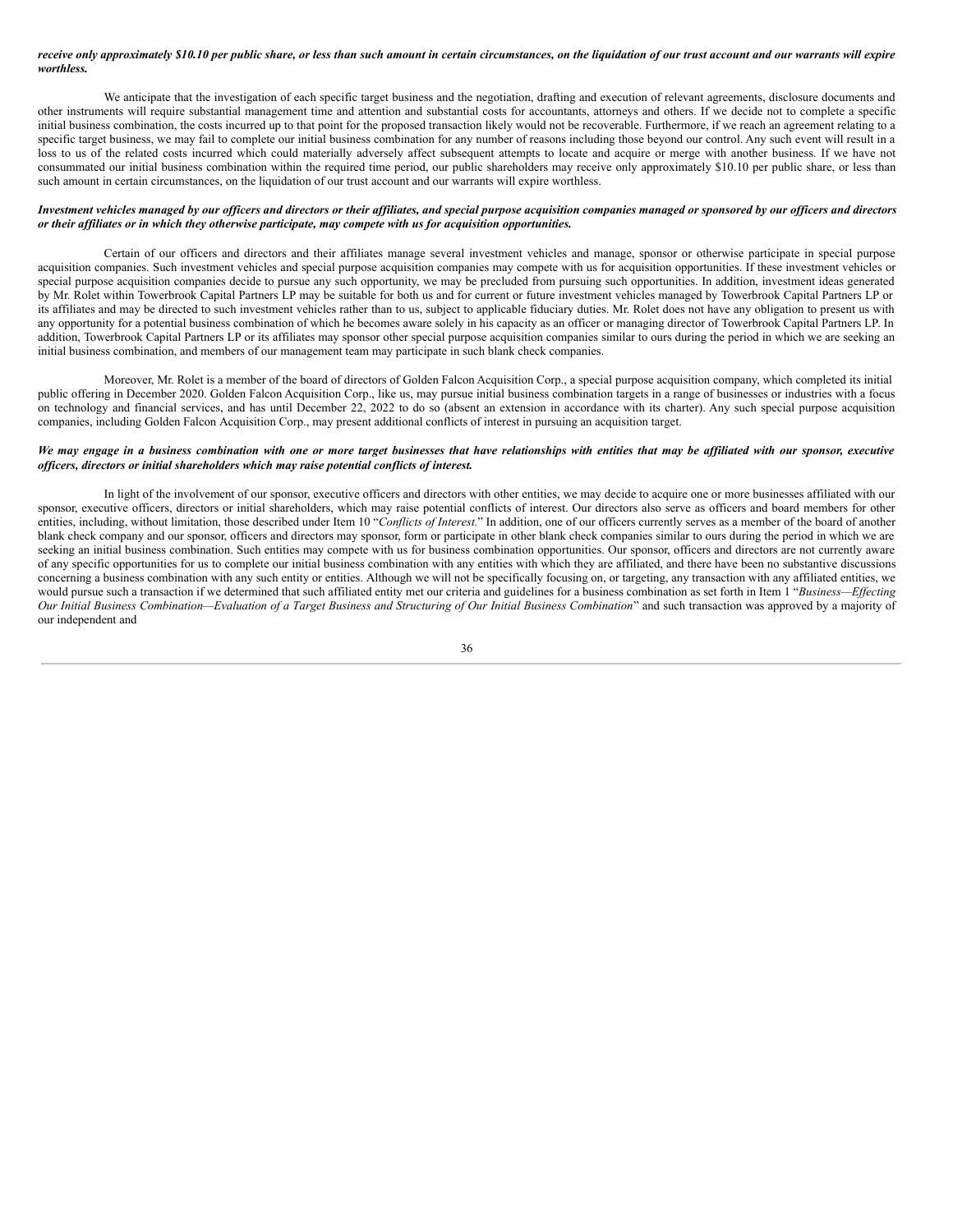***receive only approximately $10.10 per public share, or less than such amount in certain circumstances, on the liquidation of our trust account and our warrants will expire worthless.***

We anticipate that the investigation of each specific target business and the negotiation, drafting and execution of relevant agreements, disclosure documents and other instruments will require substantial management time and attention and substantial costs for accountants, attorneys and others. If we decide not to complete a specific initial business combination, the costs incurred up to that point for the proposed transaction likely would not be recoverable. Furthermore, if we reach an agreement relating to a specific target business, we may fail to complete our initial business combination for any number of reasons including those beyond our control. Any such event will result in a loss to us of the related costs incurred which could materially adversely affect subsequent attempts to locate and acquire or merge with another business. If we have not consummated our initial business combination within the required time period, our public shareholders may receive only approximately $10.10 per public share, or less than such amount in certain circumstances, on the liquidation of our trust account and our warrants will expire worthless.

***Investment vehicles managed by our officers and directors or their affiliates, and special purpose acquisition companies managed or sponsored by our officers and directors or their affiliates or in which they otherwise participate, may compete with us for acquisition opportunities.***

Certain of our officers and directors and their affiliates manage several investment vehicles and manage, sponsor or otherwise participate in special purpose acquisition companies. Such investment vehicles and special purpose acquisition companies may compete with us for acquisition opportunities. If these investment vehicles or special purpose acquisition companies decide to pursue any such opportunity, we may be precluded from pursuing such opportunities. In addition, investment ideas generated by Mr. Rolet within Towerbrook Capital Partners LP may be suitable for both us and for current or future investment vehicles managed by Towerbrook Capital Partners LP or its affiliates and may be directed to such investment vehicles rather than to us, subject to applicable fiduciary duties. Mr. Rolet does not have any obligation to present us with any opportunity for a potential business combination of which he becomes aware solely in his capacity as an officer or managing director of Towerbrook Capital Partners LP. In addition, Towerbrook Capital Partners LP or its affiliates may sponsor other special purpose acquisition companies similar to ours during the period in which we are seeking an initial business combination, and members of our management team may participate in such blank check companies.

Moreover, Mr. Rolet is a member of the board of directors of Golden Falcon Acquisition Corp., a special purpose acquisition company, which completed its initial public offering in December 2020. Golden Falcon Acquisition Corp., like us, may pursue initial business combination targets in a range of businesses or industries with a focus on technology and financial services, and has until December 22, 2022 to do so (absent an extension in accordance with its charter). Any such special purpose acquisition companies, including Golden Falcon Acquisition Corp., may present additional conflicts of interest in pursuing an acquisition target.

***We may engage in a business combination with one or more target businesses that have relationships with entities that may be affiliated with our sponsor, executive officers, directors or initial shareholders which may raise potential conflicts of interest.***

In light of the involvement of our sponsor, executive officers and directors with other entities, we may decide to acquire one or more businesses affiliated with our sponsor, executive officers, directors or initial shareholders, which may raise potential conflicts of interest. Our directors also serve as officers and board members for other entities, including, without limitation, those described under Item 10 "*Conflicts of Interest.*" In addition, one of our officers currently serves as a member of the board of another blank check company and our sponsor, officers and directors may sponsor, form or participate in other blank check companies similar to ours during the period in which we are seeking an initial business combination. Such entities may compete with us for business combination opportunities. Our sponsor, officers and directors are not currently aware of any specific opportunities for us to complete our initial business combination with any entities with which they are affiliated, and there have been no substantive discussions concerning a business combination with any such entity or entities. Although we will not be specifically focusing on, or targeting, any transaction with any affiliated entities, we would pursue such a transaction if we determined that such affiliated entity met our criteria and guidelines for a business combination as set forth in Item 1 "*Business—Effecting Our Initial Business Combination—Evaluation of a Target Business and Structuring of Our Initial Business Combination*" and such transaction was approved by a majority of our independent and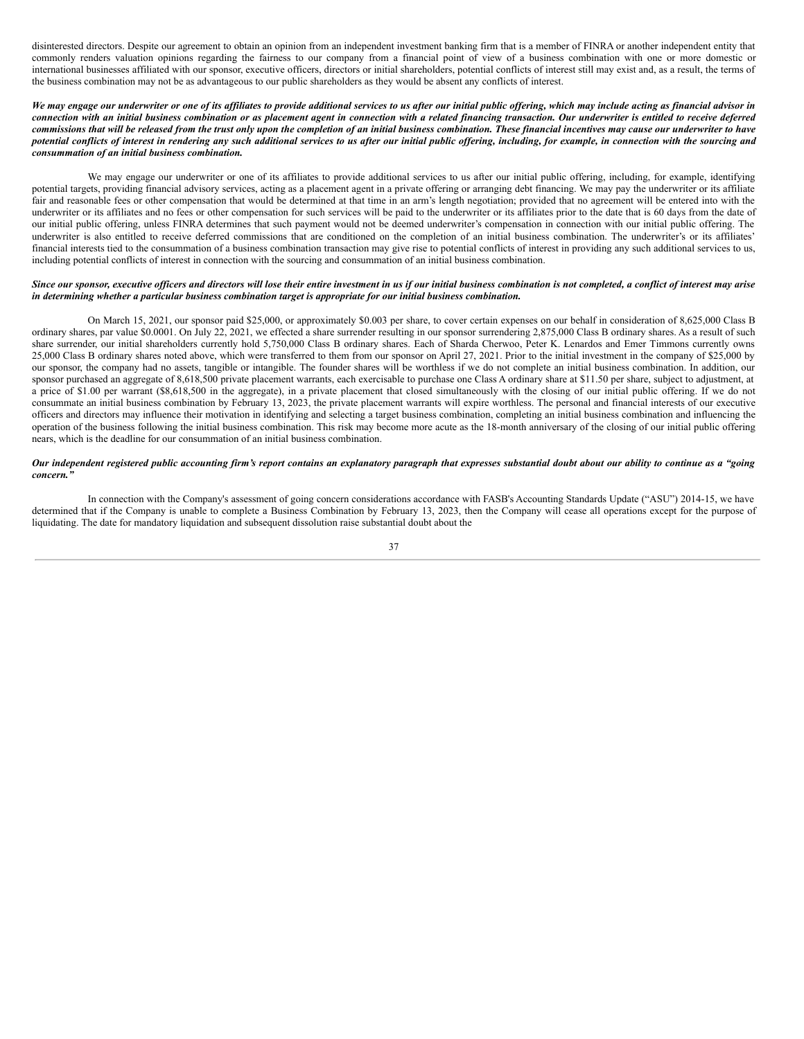disinterested directors. Despite our agreement to obtain an opinion from an independent investment banking firm that is a member of FINRA or another independent entity that commonly renders valuation opinions regarding the fairness to our company from a financial point of view of a business combination with one or more domestic or international businesses affiliated with our sponsor, executive officers, directors or initial shareholders, potential conflicts of interest still may exist and, as a result, the terms of the business combination may not be as advantageous to our public shareholders as they would be absent any conflicts of interest.

***We may engage our underwriter or one of its affiliates to provide additional services to us after our initial public offering, which may include acting as financial advisor in connection with an initial business combination or as placement agent in connection with a related financing transaction. Our underwriter is entitled to receive deferred commissions that will be released from the trust only upon the completion of an initial business combination. These financial incentives may cause our underwriter to have potential conflicts of interest in rendering any such additional services to us after our initial public offering, including, for example, in connection with the sourcing and consummation of an initial business combination.***

We may engage our underwriter or one of its affiliates to provide additional services to us after our initial public offering, including, for example, identifying potential targets, providing financial advisory services, acting as a placement agent in a private offering or arranging debt financing. We may pay the underwriter or its affiliate fair and reasonable fees or other compensation that would be determined at that time in an arm's length negotiation; provided that no agreement will be entered into with the underwriter or its affiliates and no fees or other compensation for such services will be paid to the underwriter or its affiliates prior to the date that is 60 days from the date of our initial public offering, unless FINRA determines that such payment would not be deemed underwriter's compensation in connection with our initial public offering. The underwriter is also entitled to receive deferred commissions that are conditioned on the completion of an initial business combination. The underwriter's or its affiliates' financial interests tied to the consummation of a business combination transaction may give rise to potential conflicts of interest in providing any such additional services to us, including potential conflicts of interest in connection with the sourcing and consummation of an initial business combination.

***Since our sponsor, executive officers and directors will lose their entire investment in us if our initial business combination is not completed, a conflict of interest may arise in determining whether a particular business combination target is appropriate for our initial business combination.***

On March 15, 2021, our sponsor paid $25,000, or approximately $0.003 per share, to cover certain expenses on our behalf in consideration of 8,625,000 Class B ordinary shares, par value $0.0001. On July 22, 2021, we effected a share surrender resulting in our sponsor surrendering 2,875,000 Class B ordinary shares. As a result of such share surrender, our initial shareholders currently hold 5,750,000 Class B ordinary shares. Each of Sharda Cherwoo, Peter K. Lenardos and Emer Timmons currently owns 25,000 Class B ordinary shares noted above, which were transferred to them from our sponsor on April 27, 2021. Prior to the initial investment in the company of $25,000 by our sponsor, the company had no assets, tangible or intangible. The founder shares will be worthless if we do not complete an initial business combination. In addition, our sponsor purchased an aggregate of 8,618,500 private placement warrants, each exercisable to purchase one Class A ordinary share at $11.50 per share, subject to adjustment, at a price of $1.00 per warrant ($8,618,500 in the aggregate), in a private placement that closed simultaneously with the closing of our initial public offering. If we do not consummate an initial business combination by February 13, 2023, the private placement warrants will expire worthless. The personal and financial interests of our executive officers and directors may influence their motivation in identifying and selecting a target business combination, completing an initial business combination and influencing the operation of the business following the initial business combination. This risk may become more acute as the 18-month anniversary of the closing of our initial public offering nears, which is the deadline for our consummation of an initial business combination.

***Our independent registered public accounting firm's report contains an explanatory paragraph that expresses substantial doubt about our ability to continue as a "going concern."***

In connection with the Company's assessment of going concern considerations accordance with FASB's Accounting Standards Update ("ASU") 2014-15, we have determined that if the Company is unable to complete a Business Combination by February 13, 2023, then the Company will cease all operations except for the purpose of liquidating. The date for mandatory liquidation and subsequent dissolution raise substantial doubt about the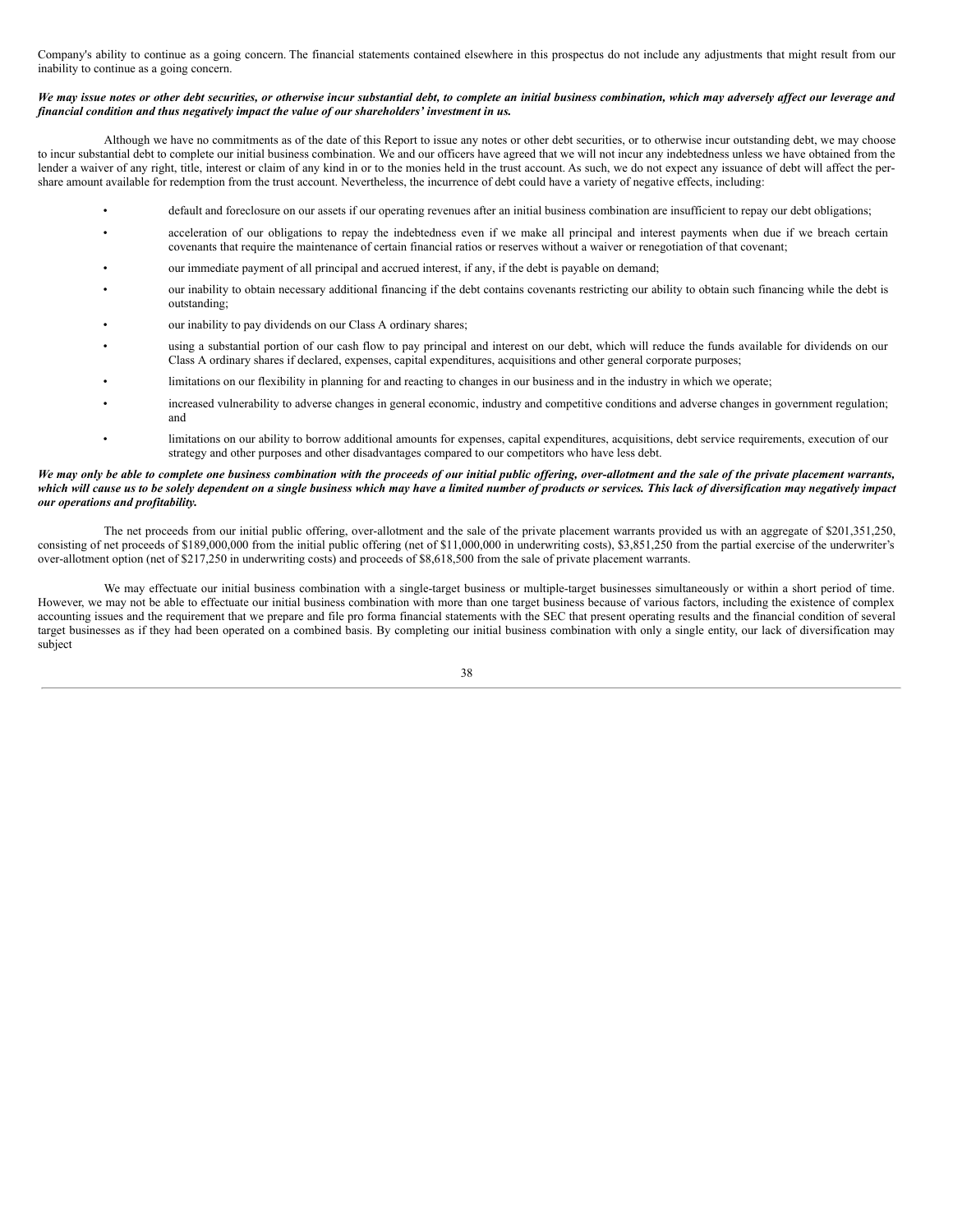Company's ability to continue as a going concern. The financial statements contained elsewhere in this prospectus do not include any adjustments that might result from our inability to continue as a going concern.

***We may issue notes or other debt securities, or otherwise incur substantial debt, to complete an initial business combination, which may adversely affect our leverage and financial condition and thus negatively impact the value of our shareholders' investment in us.***

Although we have no commitments as of the date of this Report to issue any notes or other debt securities, or to otherwise incur outstanding debt, we may choose to incur substantial debt to complete our initial business combination. We and our officers have agreed that we will not incur any indebtedness unless we have obtained from the lender a waiver of any right, title, interest or claim of any kind in or to the monies held in the trust account. As such, we do not expect any issuance of debt will affect the per-share amount available for redemption from the trust account. Nevertheless, the incurrence of debt could have a variety of negative effects, including:

- default and foreclosure on our assets if our operating revenues after an initial business combination are insufficient to repay our debt obligations;
- acceleration of our obligations to repay the indebtedness even if we make all principal and interest payments when due if we breach certain covenants that require the maintenance of certain financial ratios or reserves without a waiver or renegotiation of that covenant;
- our immediate payment of all principal and accrued interest, if any, if the debt is payable on demand;
- our inability to obtain necessary additional financing if the debt contains covenants restricting our ability to obtain such financing while the debt is outstanding;
- our inability to pay dividends on our Class A ordinary shares;
- using a substantial portion of our cash flow to pay principal and interest on our debt, which will reduce the funds available for dividends on our Class A ordinary shares if declared, expenses, capital expenditures, acquisitions and other general corporate purposes;
- limitations on our flexibility in planning for and reacting to changes in our business and in the industry in which we operate;
- increased vulnerability to adverse changes in general economic, industry and competitive conditions and adverse changes in government regulation; and
- limitations on our ability to borrow additional amounts for expenses, capital expenditures, acquisitions, debt service requirements, execution of our strategy and other purposes and other disadvantages compared to our competitors who have less debt.

***We may only be able to complete one business combination with the proceeds of our initial public offering, over-allotment and the sale of the private placement warrants, which will cause us to be solely dependent on a single business which may have a limited number of products or services. This lack of diversification may negatively impact our operations and profitability.***

The net proceeds from our initial public offering, over-allotment and the sale of the private placement warrants provided us with an aggregate of $201,351,250, consisting of net proceeds of $189,000,000 from the initial public offering (net of $11,000,000 in underwriting costs), $3,851,250 from the partial exercise of the underwriter's over-allotment option (net of $217,250 in underwriting costs) and proceeds of $8,618,500 from the sale of private placement warrants.

We may effectuate our initial business combination with a single-target business or multiple-target businesses simultaneously or within a short period of time. However, we may not be able to effectuate our initial business combination with more than one target business because of various factors, including the existence of complex accounting issues and the requirement that we prepare and file pro forma financial statements with the SEC that present operating results and the financial condition of several target businesses as if they had been operated on a combined basis. By completing our initial business combination with only a single entity, our lack of diversification may subject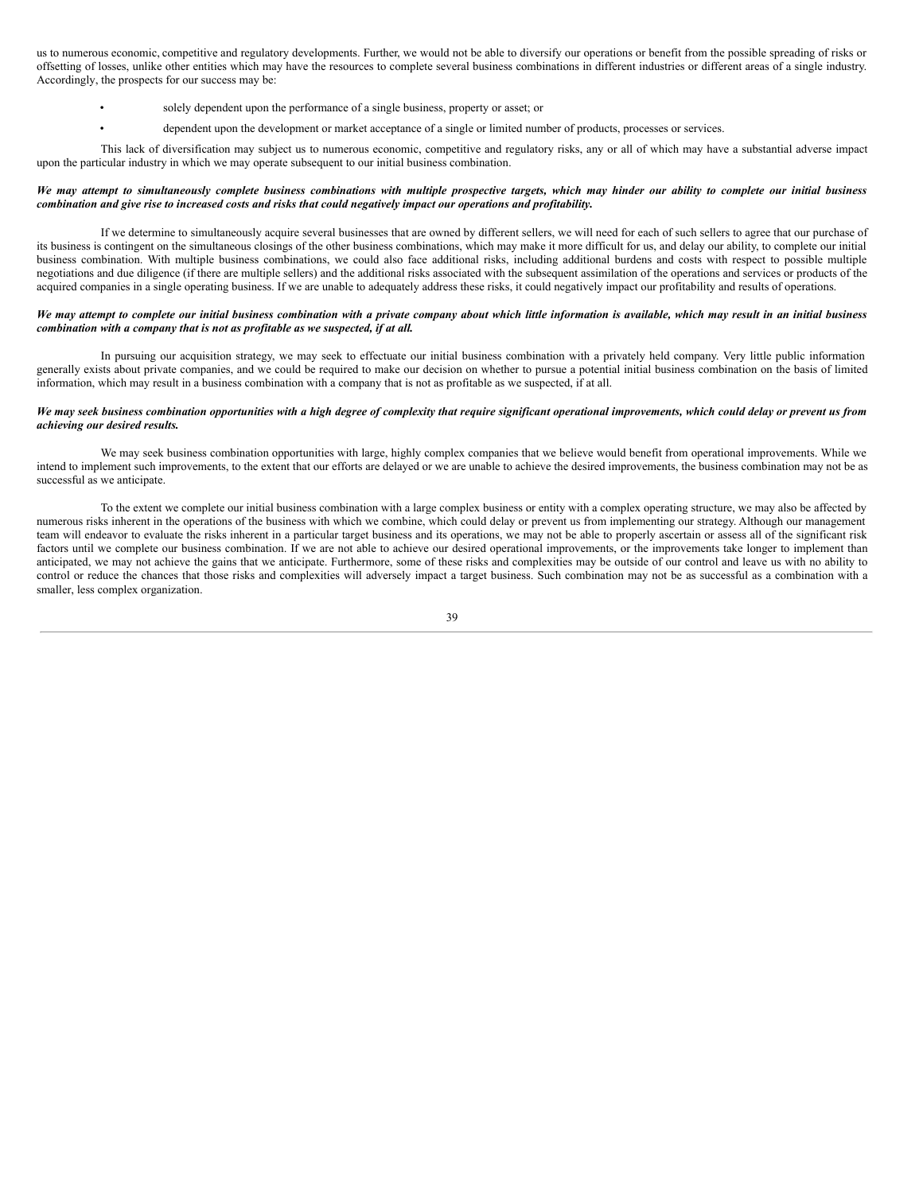us to numerous economic, competitive and regulatory developments. Further, we would not be able to diversify our operations or benefit from the possible spreading of risks or offsetting of losses, unlike other entities which may have the resources to complete several business combinations in different industries or different areas of a single industry. Accordingly, the prospects for our success may be:

- solely dependent upon the performance of a single business, property or asset; or
- dependent upon the development or market acceptance of a single or limited number of products, processes or services.

This lack of diversification may subject us to numerous economic, competitive and regulatory risks, any or all of which may have a substantial adverse impact upon the particular industry in which we may operate subsequent to our initial business combination.

***We may attempt to simultaneously complete business combinations with multiple prospective targets, which may hinder our ability to complete our initial business combination and give rise to increased costs and risks that could negatively impact our operations and profitability.***

If we determine to simultaneously acquire several businesses that are owned by different sellers, we will need for each of such sellers to agree that our purchase of its business is contingent on the simultaneous closings of the other business combinations, which may make it more difficult for us, and delay our ability, to complete our initial business combination. With multiple business combinations, we could also face additional risks, including additional burdens and costs with respect to possible multiple negotiations and due diligence (if there are multiple sellers) and the additional risks associated with the subsequent assimilation of the operations and services or products of the acquired companies in a single operating business. If we are unable to adequately address these risks, it could negatively impact our profitability and results of operations.

***We may attempt to complete our initial business combination with a private company about which little information is available, which may result in an initial business combination with a company that is not as profitable as we suspected, if at all.***

In pursuing our acquisition strategy, we may seek to effectuate our initial business combination with a privately held company. Very little public information generally exists about private companies, and we could be required to make our decision on whether to pursue a potential initial business combination on the basis of limited information, which may result in a business combination with a company that is not as profitable as we suspected, if at all.

***We may seek business combination opportunities with a high degree of complexity that require significant operational improvements, which could delay or prevent us from achieving our desired results.***

We may seek business combination opportunities with large, highly complex companies that we believe would benefit from operational improvements. While we intend to implement such improvements, to the extent that our efforts are delayed or we are unable to achieve the desired improvements, the business combination may not be as successful as we anticipate.

To the extent we complete our initial business combination with a large complex business or entity with a complex operating structure, we may also be affected by numerous risks inherent in the operations of the business with which we combine, which could delay or prevent us from implementing our strategy. Although our management team will endeavor to evaluate the risks inherent in a particular target business and its operations, we may not be able to properly ascertain or assess all of the significant risk factors until we complete our business combination. If we are not able to achieve our desired operational improvements, or the improvements take longer to implement than anticipated, we may not achieve the gains that we anticipate. Furthermore, some of these risks and complexities may be outside of our control and leave us with no ability to control or reduce the chances that those risks and complexities will adversely impact a target business. Such combination may not be as successful as a combination with a smaller, less complex organization.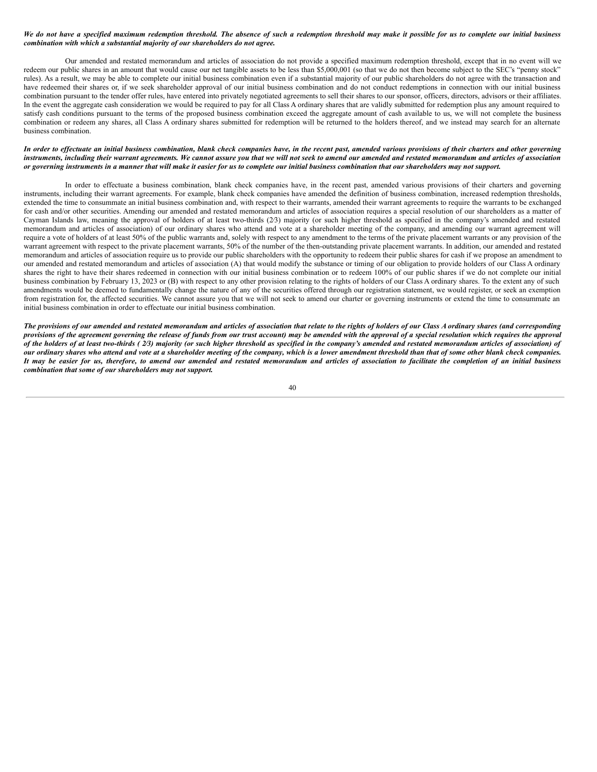***We do not have a specified maximum redemption threshold. The absence of such a redemption threshold may make it possible for us to complete our initial business combination with which a substantial majority of our shareholders do not agree.***

Our amended and restated memorandum and articles of association do not provide a specified maximum redemption threshold, except that in no event will we redeem our public shares in an amount that would cause our net tangible assets to be less than $5,000,001 (so that we do not then become subject to the SEC's "penny stock" rules). As a result, we may be able to complete our initial business combination even if a substantial majority of our public shareholders do not agree with the transaction and have redeemed their shares or, if we seek shareholder approval of our initial business combination and do not conduct redemptions in connection with our initial business combination pursuant to the tender offer rules, have entered into privately negotiated agreements to sell their shares to our sponsor, officers, directors, advisors or their affiliates. In the event the aggregate cash consideration we would be required to pay for all Class A ordinary shares that are validly submitted for redemption plus any amount required to satisfy cash conditions pursuant to the terms of the proposed business combination exceed the aggregate amount of cash available to us, we will not complete the business combination or redeem any shares, all Class A ordinary shares submitted for redemption will be returned to the holders thereof, and we instead may search for an alternate business combination.

***In order to effectuate an initial business combination, blank check companies have, in the recent past, amended various provisions of their charters and other governing instruments, including their warrant agreements. We cannot assure you that we will not seek to amend our amended and restated memorandum and articles of association or governing instruments in a manner that will make it easier for us to complete our initial business combination that our shareholders may not support.***

In order to effectuate a business combination, blank check companies have, in the recent past, amended various provisions of their charters and governing instruments, including their warrant agreements. For example, blank check companies have amended the definition of business combination, increased redemption thresholds, extended the time to consummate an initial business combination and, with respect to their warrants, amended their warrant agreements to require the warrants to be exchanged for cash and/or other securities. Amending our amended and restated memorandum and articles of association requires a special resolution of our shareholders as a matter of Cayman Islands law, meaning the approval of holders of at least two-thirds (2⁄3) majority (or such higher threshold as specified in the company's amended and restated memorandum and articles of association) of our ordinary shares who attend and vote at a shareholder meeting of the company, and amending our warrant agreement will require a vote of holders of at least 50% of the public warrants and, solely with respect to any amendment to the terms of the private placement warrants or any provision of the warrant agreement with respect to the private placement warrants, 50% of the number of the then-outstanding private placement warrants. In addition, our amended and restated memorandum and articles of association require us to provide our public shareholders with the opportunity to redeem their public shares for cash if we propose an amendment to our amended and restated memorandum and articles of association (A) that would modify the substance or timing of our obligation to provide holders of our Class A ordinary shares the right to have their shares redeemed in connection with our initial business combination or to redeem 100% of our public shares if we do not complete our initial business combination by February 13, 2023 or (B) with respect to any other provision relating to the rights of holders of our Class A ordinary shares. To the extent any of such amendments would be deemed to fundamentally change the nature of any of the securities offered through our registration statement, we would register, or seek an exemption from registration for, the affected securities. We cannot assure you that we will not seek to amend our charter or governing instruments or extend the time to consummate an initial business combination in order to effectuate our initial business combination.

***The provisions of our amended and restated memorandum and articles of association that relate to the rights of holders of our Class A ordinary shares (and corresponding provisions of the agreement governing the release of funds from our trust account) may be amended with the approval of a special resolution which requires the approval of the holders of at least two-thirds ( 2⁄3) majority (or such higher threshold as specified in the company's amended and restated memorandum articles of association) of our ordinary shares who attend and vote at a shareholder meeting of the company, which is a lower amendment threshold than that of some other blank check companies. It may be easier for us, therefore, to amend our amended and restated memorandum and articles of association to facilitate the completion of an initial business combination that some of our shareholders may not support.***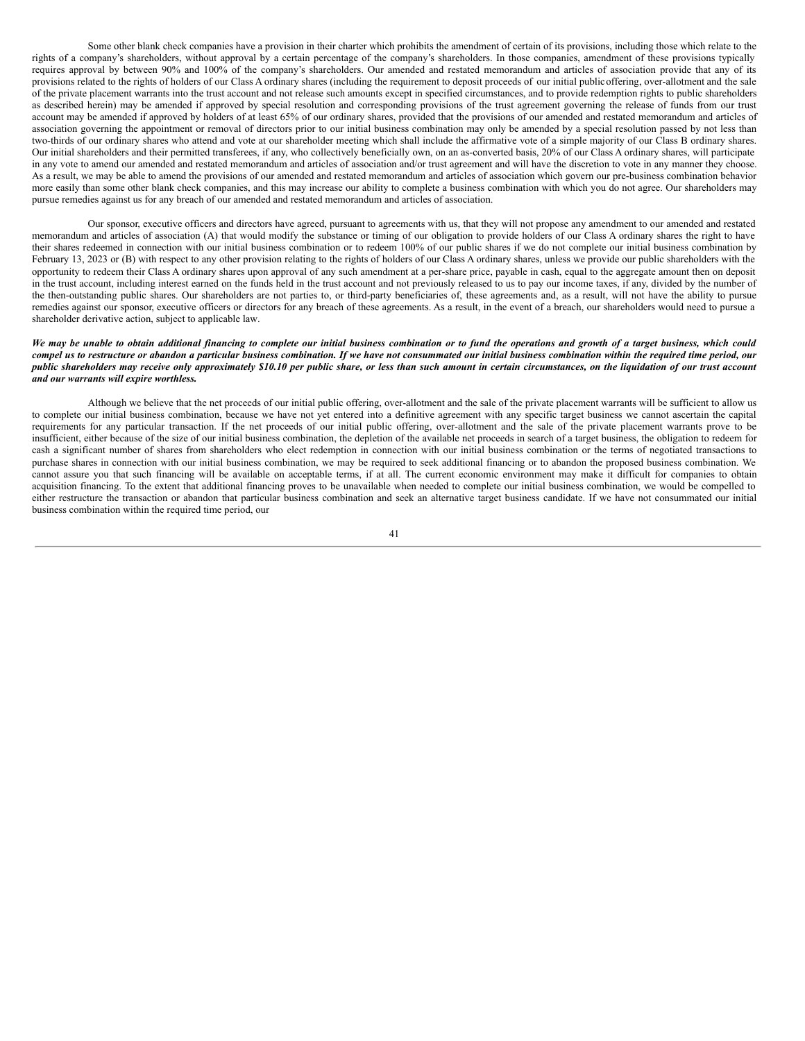Some other blank check companies have a provision in their charter which prohibits the amendment of certain of its provisions, including those which relate to the rights of a company's shareholders, without approval by a certain percentage of the company's shareholders. In those companies, amendment of these provisions typically requires approval by between 90% and 100% of the company's shareholders. Our amended and restated memorandum and articles of association provide that any of its provisions related to the rights of holders of our Class A ordinary shares (including the requirement to deposit proceeds of our initial public offering, over-allotment and the sale of the private placement warrants into the trust account and not release such amounts except in specified circumstances, and to provide redemption rights to public shareholders as described herein) may be amended if approved by special resolution and corresponding provisions of the trust agreement governing the release of funds from our trust account may be amended if approved by holders of at least 65% of our ordinary shares, provided that the provisions of our amended and restated memorandum and articles of association governing the appointment or removal of directors prior to our initial business combination may only be amended by a special resolution passed by not less than two-thirds of our ordinary shares who attend and vote at our shareholder meeting which shall include the affirmative vote of a simple majority of our Class B ordinary shares. Our initial shareholders and their permitted transferees, if any, who collectively beneficially own, on an as-converted basis, 20% of our Class A ordinary shares, will participate in any vote to amend our amended and restated memorandum and articles of association and/or trust agreement and will have the discretion to vote in any manner they choose. As a result, we may be able to amend the provisions of our amended and restated memorandum and articles of association which govern our pre-business combination behavior more easily than some other blank check companies, and this may increase our ability to complete a business combination with which you do not agree. Our shareholders may pursue remedies against us for any breach of our amended and restated memorandum and articles of association.

Our sponsor, executive officers and directors have agreed, pursuant to agreements with us, that they will not propose any amendment to our amended and restated memorandum and articles of association (A) that would modify the substance or timing of our obligation to provide holders of our Class A ordinary shares the right to have their shares redeemed in connection with our initial business combination or to redeem 100% of our public shares if we do not complete our initial business combination by February 13, 2023 or (B) with respect to any other provision relating to the rights of holders of our Class A ordinary shares, unless we provide our public shareholders with the opportunity to redeem their Class A ordinary shares upon approval of any such amendment at a per-share price, payable in cash, equal to the aggregate amount then on deposit in the trust account, including interest earned on the funds held in the trust account and not previously released to us to pay our income taxes, if any, divided by the number of the then-outstanding public shares. Our shareholders are not parties to, or third-party beneficiaries of, these agreements and, as a result, will not have the ability to pursue remedies against our sponsor, executive officers or directors for any breach of these agreements. As a result, in the event of a breach, our shareholders would need to pursue a shareholder derivative action, subject to applicable law.

***We may be unable to obtain additional financing to complete our initial business combination or to fund the operations and growth of a target business, which could compel us to restructure or abandon a particular business combination. If we have not consummated our initial business combination within the required time period, our public shareholders may receive only approximately $10.10 per public share, or less than such amount in certain circumstances, on the liquidation of our trust account and our warrants will expire worthless.***

Although we believe that the net proceeds of our initial public offering, over-allotment and the sale of the private placement warrants will be sufficient to allow us to complete our initial business combination, because we have not yet entered into a definitive agreement with any specific target business we cannot ascertain the capital requirements for any particular transaction. If the net proceeds of our initial public offering, over-allotment and the sale of the private placement warrants prove to be insufficient, either because of the size of our initial business combination, the depletion of the available net proceeds in search of a target business, the obligation to redeem for cash a significant number of shares from shareholders who elect redemption in connection with our initial business combination or the terms of negotiated transactions to purchase shares in connection with our initial business combination, we may be required to seek additional financing or to abandon the proposed business combination. We cannot assure you that such financing will be available on acceptable terms, if at all. The current economic environment may make it difficult for companies to obtain acquisition financing. To the extent that additional financing proves to be unavailable when needed to complete our initial business combination, we would be compelled to either restructure the transaction or abandon that particular business combination and seek an alternative target business candidate. If we have not consummated our initial business combination within the required time period, our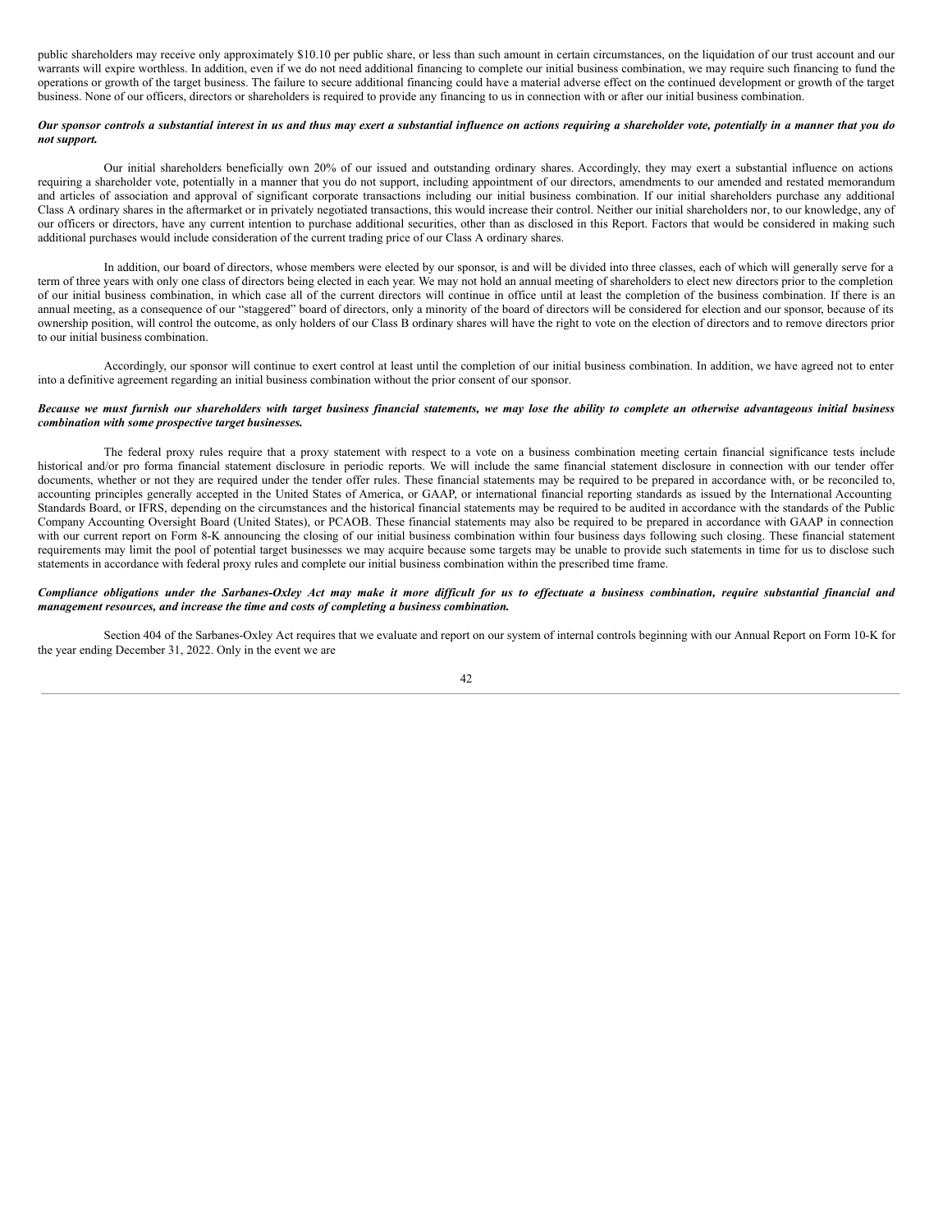public shareholders may receive only approximately $10.10 per public share, or less than such amount in certain circumstances, on the liquidation of our trust account and our warrants will expire worthless. In addition, even if we do not need additional financing to complete our initial business combination, we may require such financing to fund the operations or growth of the target business. The failure to secure additional financing could have a material adverse effect on the continued development or growth of the target business. None of our officers, directors or shareholders is required to provide any financing to us in connection with or after our initial business combination.

***Our sponsor controls a substantial interest in us and thus may exert a substantial influence on actions requiring a shareholder vote, potentially in a manner that you do not support.***

Our initial shareholders beneficially own 20% of our issued and outstanding ordinary shares. Accordingly, they may exert a substantial influence on actions requiring a shareholder vote, potentially in a manner that you do not support, including appointment of our directors, amendments to our amended and restated memorandum and articles of association and approval of significant corporate transactions including our initial business combination. If our initial shareholders purchase any additional Class A ordinary shares in the aftermarket or in privately negotiated transactions, this would increase their control. Neither our initial shareholders nor, to our knowledge, any of our officers or directors, have any current intention to purchase additional securities, other than as disclosed in this Report. Factors that would be considered in making such additional purchases would include consideration of the current trading price of our Class A ordinary shares.

In addition, our board of directors, whose members were elected by our sponsor, is and will be divided into three classes, each of which will generally serve for a term of three years with only one class of directors being elected in each year. We may not hold an annual meeting of shareholders to elect new directors prior to the completion of our initial business combination, in which case all of the current directors will continue in office until at least the completion of the business combination. If there is an annual meeting, as a consequence of our "staggered" board of directors, only a minority of the board of directors will be considered for election and our sponsor, because of its ownership position, will control the outcome, as only holders of our Class B ordinary shares will have the right to vote on the election of directors and to remove directors prior to our initial business combination.

Accordingly, our sponsor will continue to exert control at least until the completion of our initial business combination. In addition, we have agreed not to enter into a definitive agreement regarding an initial business combination without the prior consent of our sponsor.

***Because we must furnish our shareholders with target business financial statements, we may lose the ability to complete an otherwise advantageous initial business combination with some prospective target businesses.***

The federal proxy rules require that a proxy statement with respect to a vote on a business combination meeting certain financial significance tests include historical and/or pro forma financial statement disclosure in periodic reports. We will include the same financial statement disclosure in connection with our tender offer documents, whether or not they are required under the tender offer rules. These financial statements may be required to be prepared in accordance with, or be reconciled to, accounting principles generally accepted in the United States of America, or GAAP, or international financial reporting standards as issued by the International Accounting Standards Board, or IFRS, depending on the circumstances and the historical financial statements may be required to be audited in accordance with the standards of the Public Company Accounting Oversight Board (United States), or PCAOB. These financial statements may also be required to be prepared in accordance with GAAP in connection with our current report on Form 8-K announcing the closing of our initial business combination within four business days following such closing. These financial statement requirements may limit the pool of potential target businesses we may acquire because some targets may be unable to provide such statements in time for us to disclose such statements in accordance with federal proxy rules and complete our initial business combination within the prescribed time frame.

***Compliance obligations under the Sarbanes-Oxley Act may make it more difficult for us to effectuate a business combination, require substantial financial and management resources, and increase the time and costs of completing a business combination.***

Section 404 of the Sarbanes-Oxley Act requires that we evaluate and report on our system of internal controls beginning with our Annual Report on Form 10-K for the year ending December 31, 2022. Only in the event we are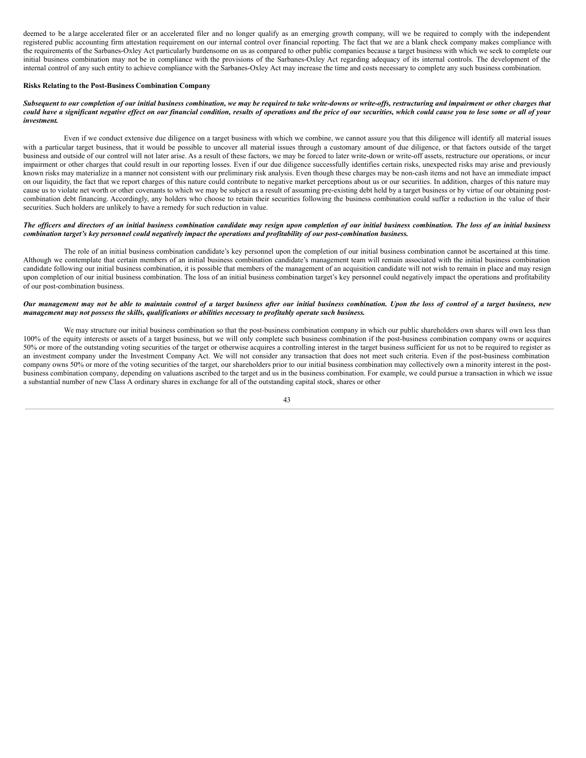deemed to be a large accelerated filer or an accelerated filer and no longer qualify as an emerging growth company, will we be required to comply with the independent registered public accounting firm attestation requirement on our internal control over financial reporting. The fact that we are a blank check company makes compliance with the requirements of the Sarbanes-Oxley Act particularly burdensome on us as compared to other public companies because a target business with which we seek to complete our initial business combination may not be in compliance with the provisions of the Sarbanes-Oxley Act regarding adequacy of its internal controls. The development of the internal control of any such entity to achieve compliance with the Sarbanes-Oxley Act may increase the time and costs necessary to complete any such business combination.

**Risks Relating to the Post-Business Combination Company**

***Subsequent to our completion of our initial business combination, we may be required to take write-downs or write-offs, restructuring and impairment or other charges that could have a significant negative effect on our financial condition, results of operations and the price of our securities, which could cause you to lose some or all of your investment.***

Even if we conduct extensive due diligence on a target business with which we combine, we cannot assure you that this diligence will identify all material issues with a particular target business, that it would be possible to uncover all material issues through a customary amount of due diligence, or that factors outside of the target business and outside of our control will not later arise. As a result of these factors, we may be forced to later write-down or write-off assets, restructure our operations, or incur impairment or other charges that could result in our reporting losses. Even if our due diligence successfully identifies certain risks, unexpected risks may arise and previously known risks may materialize in a manner not consistent with our preliminary risk analysis. Even though these charges may be non-cash items and not have an immediate impact on our liquidity, the fact that we report charges of this nature could contribute to negative market perceptions about us or our securities. In addition, charges of this nature may cause us to violate net worth or other covenants to which we may be subject as a result of assuming pre-existing debt held by a target business or by virtue of our obtaining post-combination debt financing. Accordingly, any holders who choose to retain their securities following the business combination could suffer a reduction in the value of their securities. Such holders are unlikely to have a remedy for such reduction in value.

***The officers and directors of an initial business combination candidate may resign upon completion of our initial business combination. The loss of an initial business combination target's key personnel could negatively impact the operations and profitability of our post-combination business.***

The role of an initial business combination candidate's key personnel upon the completion of our initial business combination cannot be ascertained at this time. Although we contemplate that certain members of an initial business combination candidate's management team will remain associated with the initial business combination candidate following our initial business combination, it is possible that members of the management of an acquisition candidate will not wish to remain in place and may resign upon completion of our initial business combination. The loss of an initial business combination target's key personnel could negatively impact the operations and profitability of our post-combination business.

***Our management may not be able to maintain control of a target business after our initial business combination. Upon the loss of control of a target business, new management may not possess the skills, qualifications or abilities necessary to profitably operate such business.***

We may structure our initial business combination so that the post-business combination company in which our public shareholders own shares will own less than 100% of the equity interests or assets of a target business, but we will only complete such business combination if the post-business combination company owns or acquires 50% or more of the outstanding voting securities of the target or otherwise acquires a controlling interest in the target business sufficient for us not to be required to register as an investment company under the Investment Company Act. We will not consider any transaction that does not meet such criteria. Even if the post-business combination company owns 50% or more of the voting securities of the target, our shareholders prior to our initial business combination may collectively own a minority interest in the post-business combination company, depending on valuations ascribed to the target and us in the business combination. For example, we could pursue a transaction in which we issue a substantial number of new Class A ordinary shares in exchange for all of the outstanding capital stock, shares or other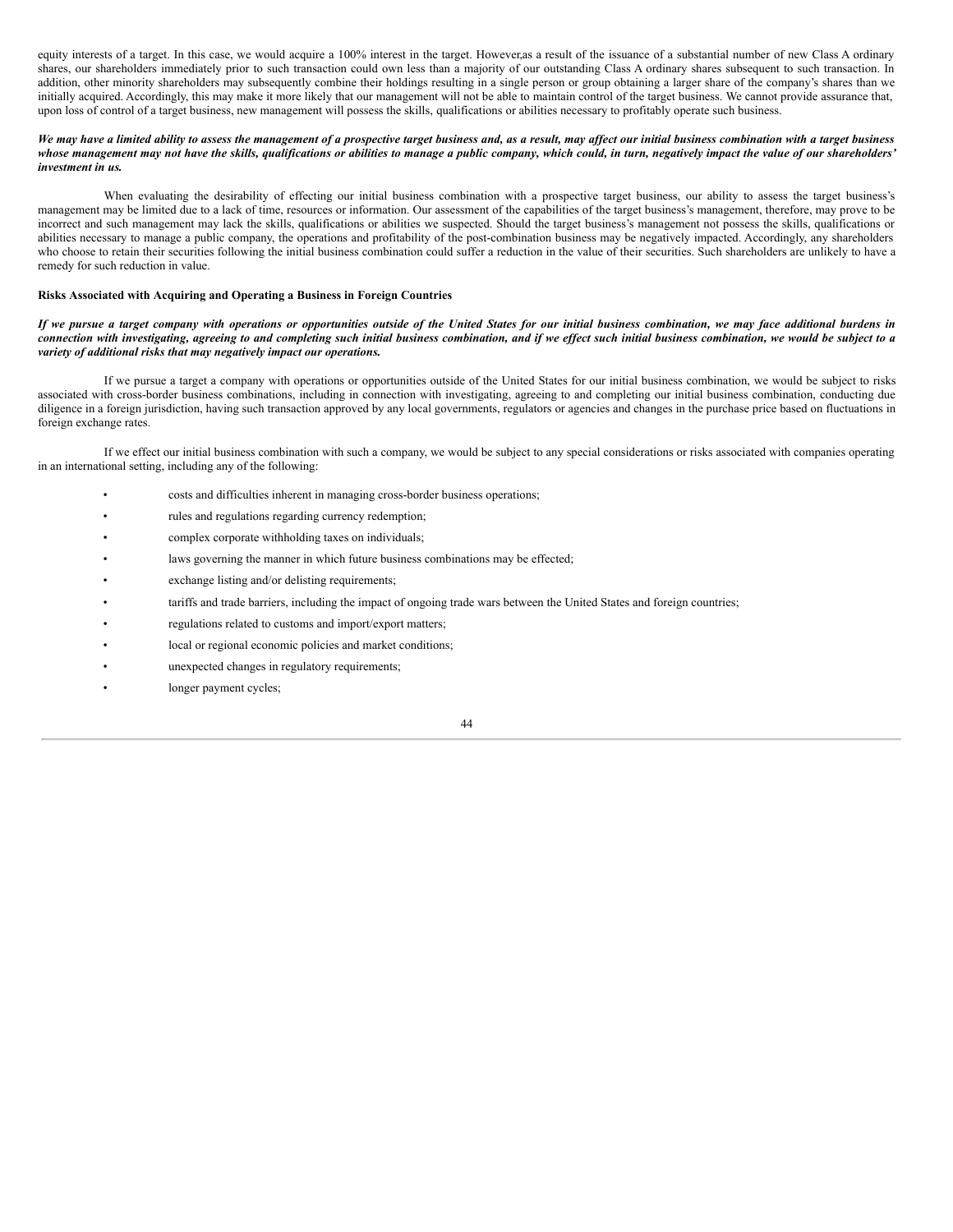equity interests of a target. In this case, we would acquire a 100% interest in the target. However,as a result of the issuance of a substantial number of new Class A ordinary shares, our shareholders immediately prior to such transaction could own less than a majority of our outstanding Class A ordinary shares subsequent to such transaction. In addition, other minority shareholders may subsequently combine their holdings resulting in a single person or group obtaining a larger share of the company's shares than we initially acquired. Accordingly, this may make it more likely that our management will not be able to maintain control of the target business. We cannot provide assurance that, upon loss of control of a target business, new management will possess the skills, qualifications or abilities necessary to profitably operate such business.

***We may have a limited ability to assess the management of a prospective target business and, as a result, may affect our initial business combination with a target business whose management may not have the skills, qualifications or abilities to manage a public company, which could, in turn, negatively impact the value of our shareholders' investment in us.***

When evaluating the desirability of effecting our initial business combination with a prospective target business, our ability to assess the target business's management may be limited due to a lack of time, resources or information. Our assessment of the capabilities of the target business's management, therefore, may prove to be incorrect and such management may lack the skills, qualifications or abilities we suspected. Should the target business's management not possess the skills, qualifications or abilities necessary to manage a public company, the operations and profitability of the post-combination business may be negatively impacted. Accordingly, any shareholders who choose to retain their securities following the initial business combination could suffer a reduction in the value of their securities. Such shareholders are unlikely to have a remedy for such reduction in value.

**Risks Associated with Acquiring and Operating a Business in Foreign Countries**

***If we pursue a target company with operations or opportunities outside of the United States for our initial business combination, we may face additional burdens in connection with investigating, agreeing to and completing such initial business combination, and if we effect such initial business combination, we would be subject to a variety of additional risks that may negatively impact our operations.***

If we pursue a target a company with operations or opportunities outside of the United States for our initial business combination, we would be subject to risks associated with cross-border business combinations, including in connection with investigating, agreeing to and completing our initial business combination, conducting due diligence in a foreign jurisdiction, having such transaction approved by any local governments, regulators or agencies and changes in the purchase price based on fluctuations in foreign exchange rates.

If we effect our initial business combination with such a company, we would be subject to any special considerations or risks associated with companies operating in an international setting, including any of the following:

- costs and difficulties inherent in managing cross-border business operations;
- rules and regulations regarding currency redemption;
- complex corporate withholding taxes on individuals;
- laws governing the manner in which future business combinations may be effected;
- exchange listing and/or delisting requirements;
- tariffs and trade barriers, including the impact of ongoing trade wars between the United States and foreign countries;
- regulations related to customs and import/export matters;
- local or regional economic policies and market conditions;
- unexpected changes in regulatory requirements;
- longer payment cycles;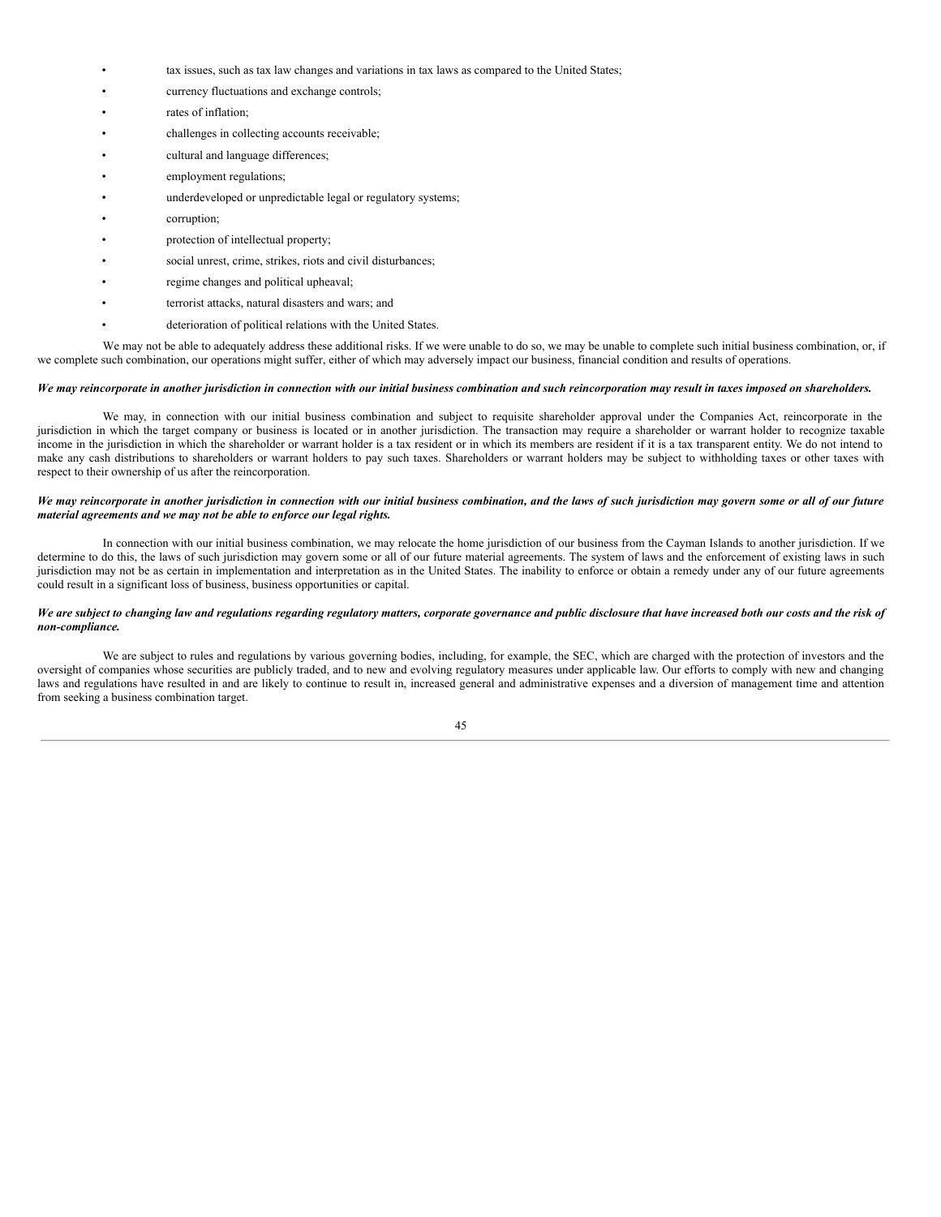- tax issues, such as tax law changes and variations in tax laws as compared to the United States;
- currency fluctuations and exchange controls;
- rates of inflation;
- challenges in collecting accounts receivable;
- cultural and language differences;
- employment regulations;
- underdeveloped or unpredictable legal or regulatory systems;
- corruption;
- protection of intellectual property;
- social unrest, crime, strikes, riots and civil disturbances;
- regime changes and political upheaval;
- terrorist attacks, natural disasters and wars; and
- deterioration of political relations with the United States.

We may not be able to adequately address these additional risks. If we were unable to do so, we may be unable to complete such initial business combination, or, if we complete such combination, our operations might suffer, either of which may adversely impact our business, financial condition and results of operations.

***We may reincorporate in another jurisdiction in connection with our initial business combination and such reincorporation may result in taxes imposed on shareholders.***

We may, in connection with our initial business combination and subject to requisite shareholder approval under the Companies Act, reincorporate in the jurisdiction in which the target company or business is located or in another jurisdiction. The transaction may require a shareholder or warrant holder to recognize taxable income in the jurisdiction in which the shareholder or warrant holder is a tax resident or in which its members are resident if it is a tax transparent entity. We do not intend to make any cash distributions to shareholders or warrant holders to pay such taxes. Shareholders or warrant holders may be subject to withholding taxes or other taxes with respect to their ownership of us after the reincorporation.

***We may reincorporate in another jurisdiction in connection with our initial business combination, and the laws of such jurisdiction may govern some or all of our future material agreements and we may not be able to enforce our legal rights.***

In connection with our initial business combination, we may relocate the home jurisdiction of our business from the Cayman Islands to another jurisdiction. If we determine to do this, the laws of such jurisdiction may govern some or all of our future material agreements. The system of laws and the enforcement of existing laws in such jurisdiction may not be as certain in implementation and interpretation as in the United States. The inability to enforce or obtain a remedy under any of our future agreements could result in a significant loss of business, business opportunities or capital.

***We are subject to changing law and regulations regarding regulatory matters, corporate governance and public disclosure that have increased both our costs and the risk of non-compliance.***

We are subject to rules and regulations by various governing bodies, including, for example, the SEC, which are charged with the protection of investors and the oversight of companies whose securities are publicly traded, and to new and evolving regulatory measures under applicable law. Our efforts to comply with new and changing laws and regulations have resulted in and are likely to continue to result in, increased general and administrative expenses and a diversion of management time and attention from seeking a business combination target.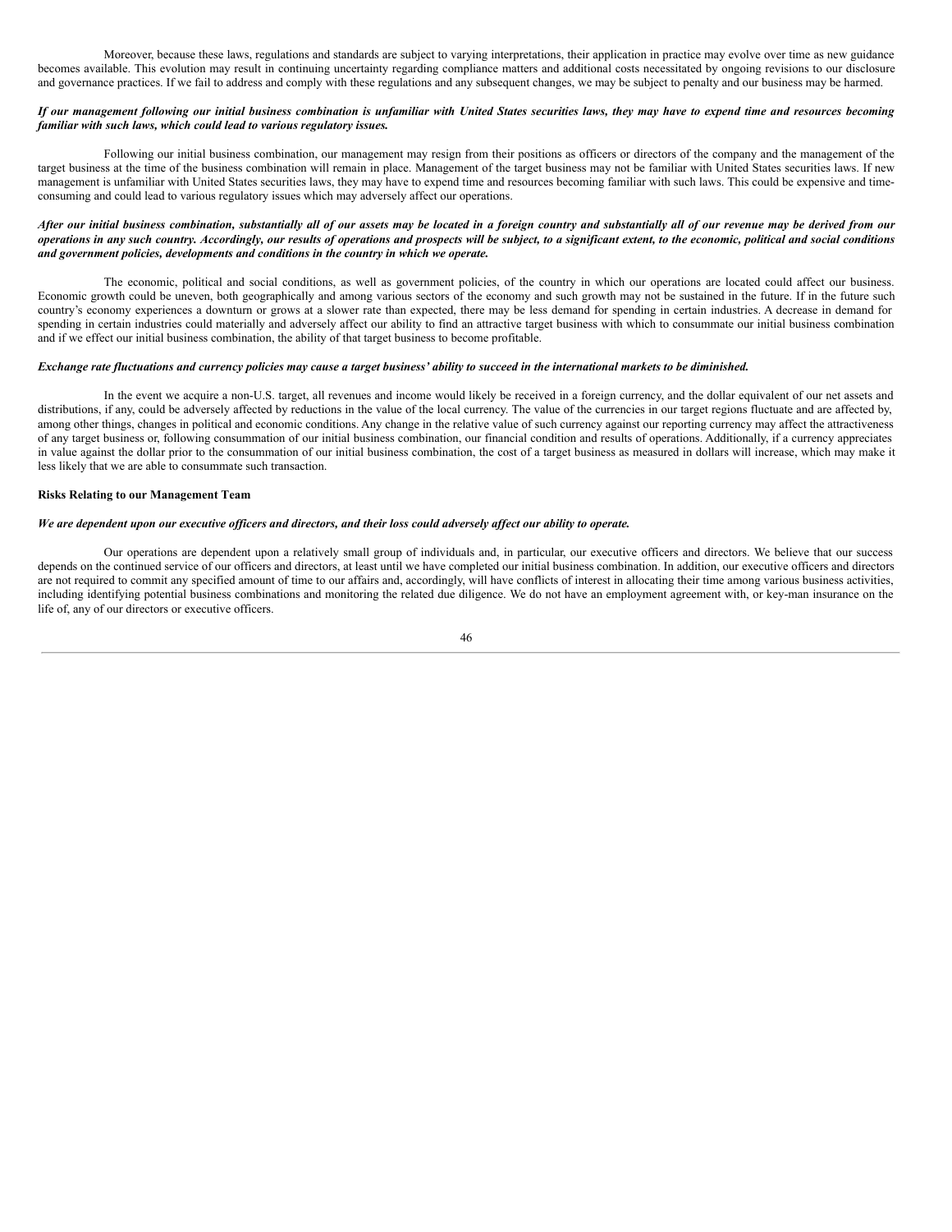Moreover, because these laws, regulations and standards are subject to varying interpretations, their application in practice may evolve over time as new guidance becomes available. This evolution may result in continuing uncertainty regarding compliance matters and additional costs necessitated by ongoing revisions to our disclosure and governance practices. If we fail to address and comply with these regulations and any subsequent changes, we may be subject to penalty and our business may be harmed.

***If our management following our initial business combination is unfamiliar with United States securities laws, they may have to expend time and resources becoming familiar with such laws, which could lead to various regulatory issues.***

Following our initial business combination, our management may resign from their positions as officers or directors of the company and the management of the target business at the time of the business combination will remain in place. Management of the target business may not be familiar with United States securities laws. If new management is unfamiliar with United States securities laws, they may have to expend time and resources becoming familiar with such laws. This could be expensive and time-consuming and could lead to various regulatory issues which may adversely affect our operations.

***After our initial business combination, substantially all of our assets may be located in a foreign country and substantially all of our revenue may be derived from our operations in any such country. Accordingly, our results of operations and prospects will be subject, to a significant extent, to the economic, political and social conditions and government policies, developments and conditions in the country in which we operate.***

The economic, political and social conditions, as well as government policies, of the country in which our operations are located could affect our business. Economic growth could be uneven, both geographically and among various sectors of the economy and such growth may not be sustained in the future. If in the future such country's economy experiences a downturn or grows at a slower rate than expected, there may be less demand for spending in certain industries. A decrease in demand for spending in certain industries could materially and adversely affect our ability to find an attractive target business with which to consummate our initial business combination and if we effect our initial business combination, the ability of that target business to become profitable.

***Exchange rate fluctuations and currency policies may cause a target business' ability to succeed in the international markets to be diminished.***

In the event we acquire a non-U.S. target, all revenues and income would likely be received in a foreign currency, and the dollar equivalent of our net assets and distributions, if any, could be adversely affected by reductions in the value of the local currency. The value of the currencies in our target regions fluctuate and are affected by, among other things, changes in political and economic conditions. Any change in the relative value of such currency against our reporting currency may affect the attractiveness of any target business or, following consummation of our initial business combination, our financial condition and results of operations. Additionally, if a currency appreciates in value against the dollar prior to the consummation of our initial business combination, the cost of a target business as measured in dollars will increase, which may make it less likely that we are able to consummate such transaction.

**Risks Relating to our Management Team**

***We are dependent upon our executive officers and directors, and their loss could adversely affect our ability to operate.***

Our operations are dependent upon a relatively small group of individuals and, in particular, our executive officers and directors. We believe that our success depends on the continued service of our officers and directors, at least until we have completed our initial business combination. In addition, our executive officers and directors are not required to commit any specified amount of time to our affairs and, accordingly, will have conflicts of interest in allocating their time among various business activities, including identifying potential business combinations and monitoring the related due diligence. We do not have an employment agreement with, or key-man insurance on the life of, any of our directors or executive officers.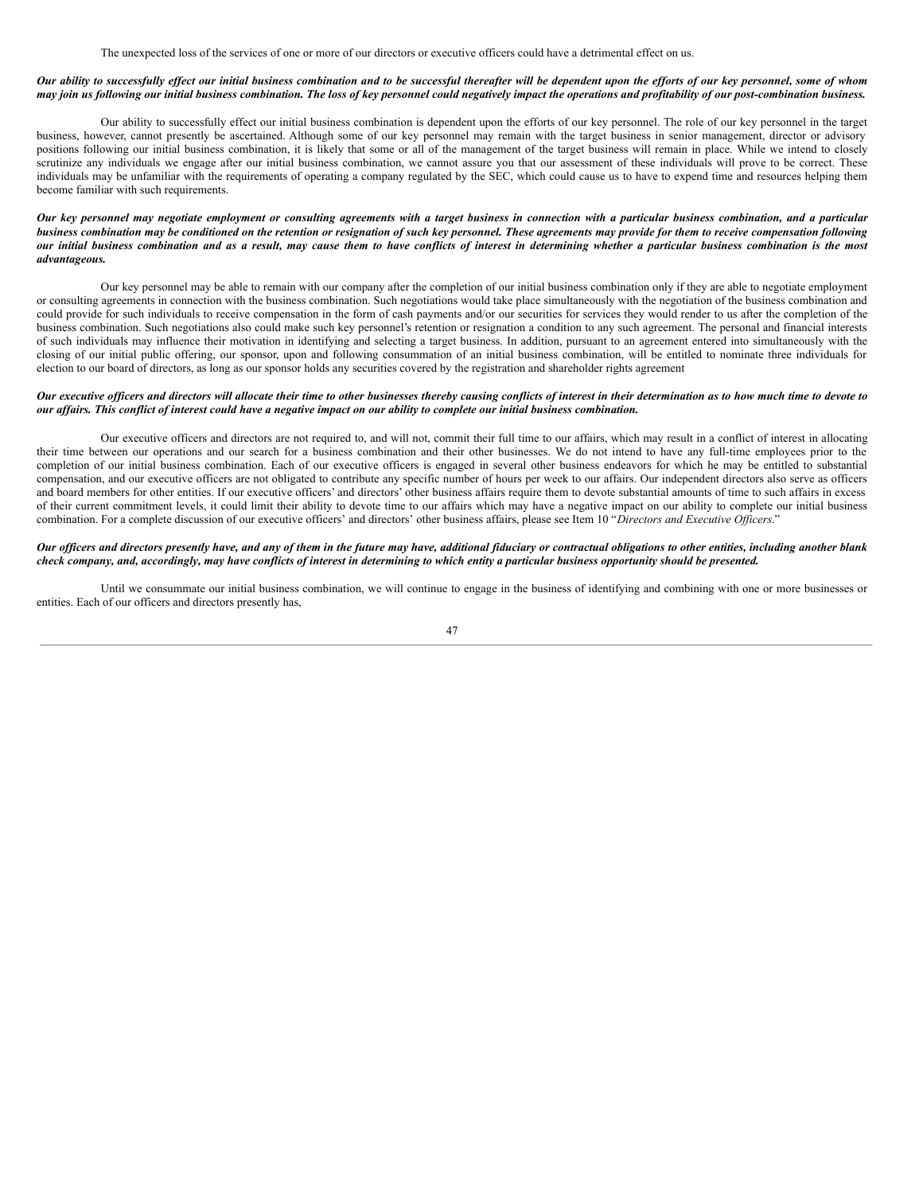The unexpected loss of the services of one or more of our directors or executive officers could have a detrimental effect on us.

***Our ability to successfully effect our initial business combination and to be successful thereafter will be dependent upon the efforts of our key personnel, some of whom may join us following our initial business combination. The loss of key personnel could negatively impact the operations and profitability of our post-combination business.***

Our ability to successfully effect our initial business combination is dependent upon the efforts of our key personnel. The role of our key personnel in the target business, however, cannot presently be ascertained. Although some of our key personnel may remain with the target business in senior management, director or advisory positions following our initial business combination, it is likely that some or all of the management of the target business will remain in place. While we intend to closely scrutinize any individuals we engage after our initial business combination, we cannot assure you that our assessment of these individuals will prove to be correct. These individuals may be unfamiliar with the requirements of operating a company regulated by the SEC, which could cause us to have to expend time and resources helping them become familiar with such requirements.

***Our key personnel may negotiate employment or consulting agreements with a target business in connection with a particular business combination, and a particular business combination may be conditioned on the retention or resignation of such key personnel. These agreements may provide for them to receive compensation following our initial business combination and as a result, may cause them to have conflicts of interest in determining whether a particular business combination is the most advantageous.***

Our key personnel may be able to remain with our company after the completion of our initial business combination only if they are able to negotiate employment or consulting agreements in connection with the business combination. Such negotiations would take place simultaneously with the negotiation of the business combination and could provide for such individuals to receive compensation in the form of cash payments and/or our securities for services they would render to us after the completion of the business combination. Such negotiations also could make such key personnel's retention or resignation a condition to any such agreement. The personal and financial interests of such individuals may influence their motivation in identifying and selecting a target business. In addition, pursuant to an agreement entered into simultaneously with the closing of our initial public offering, our sponsor, upon and following consummation of an initial business combination, will be entitled to nominate three individuals for election to our board of directors, as long as our sponsor holds any securities covered by the registration and shareholder rights agreement

***Our executive officers and directors will allocate their time to other businesses thereby causing conflicts of interest in their determination as to how much time to devote to our affairs. This conflict of interest could have a negative impact on our ability to complete our initial business combination.***

Our executive officers and directors are not required to, and will not, commit their full time to our affairs, which may result in a conflict of interest in allocating their time between our operations and our search for a business combination and their other businesses. We do not intend to have any full-time employees prior to the completion of our initial business combination. Each of our executive officers is engaged in several other business endeavors for which he may be entitled to substantial compensation, and our executive officers are not obligated to contribute any specific number of hours per week to our affairs. Our independent directors also serve as officers and board members for other entities. If our executive officers' and directors' other business affairs require them to devote substantial amounts of time to such affairs in excess of their current commitment levels, it could limit their ability to devote time to our affairs which may have a negative impact on our ability to complete our initial business combination. For a complete discussion of our executive officers' and directors' other business affairs, please see Item 10 "*Directors and Executive Officers*."

***Our officers and directors presently have, and any of them in the future may have, additional fiduciary or contractual obligations to other entities, including another blank check company, and, accordingly, may have conflicts of interest in determining to which entity a particular business opportunity should be presented.***

Until we consummate our initial business combination, we will continue to engage in the business of identifying and combining with one or more businesses or entities. Each of our officers and directors presently has,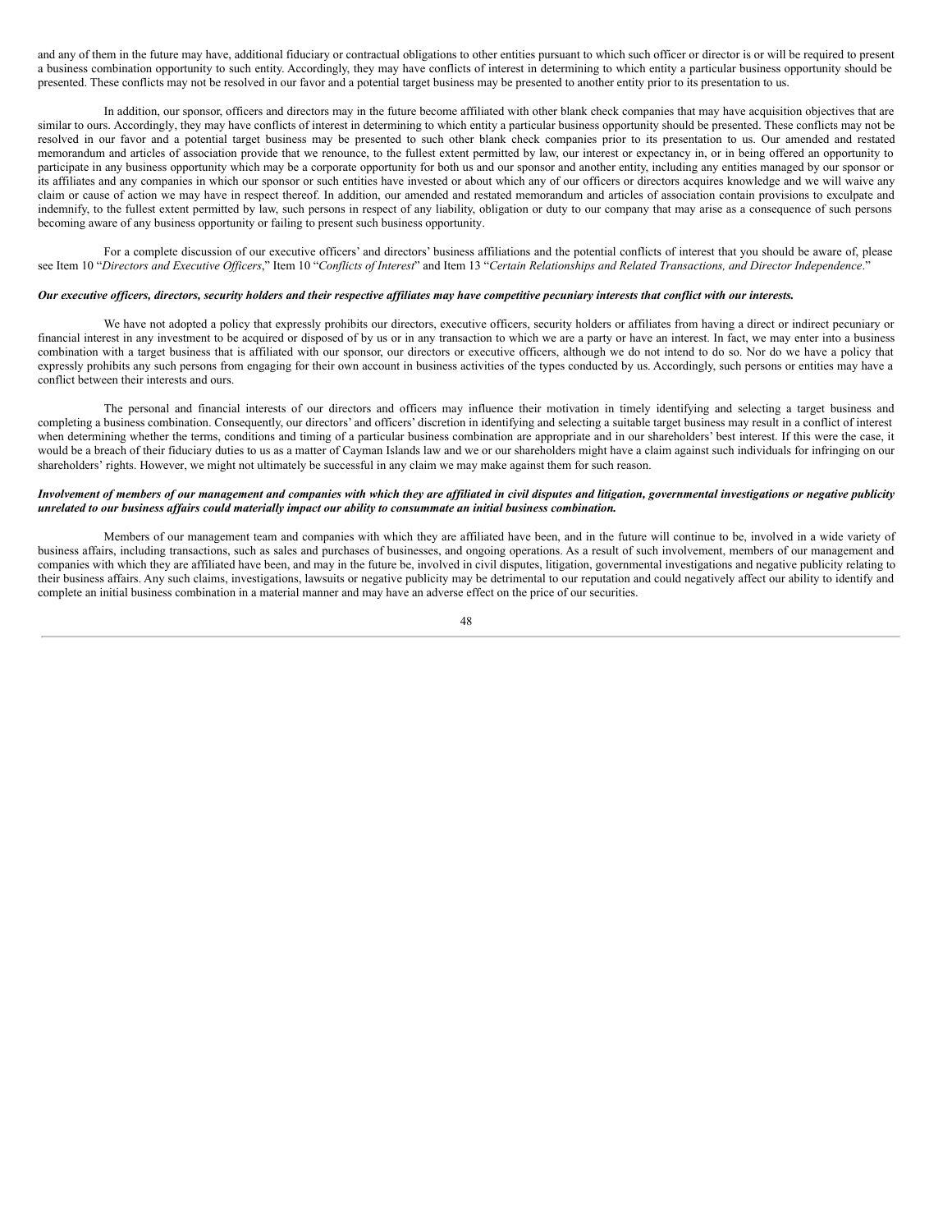and any of them in the future may have, additional fiduciary or contractual obligations to other entities pursuant to which such officer or director is or will be required to present a business combination opportunity to such entity. Accordingly, they may have conflicts of interest in determining to which entity a particular business opportunity should be presented. These conflicts may not be resolved in our favor and a potential target business may be presented to another entity prior to its presentation to us.

In addition, our sponsor, officers and directors may in the future become affiliated with other blank check companies that may have acquisition objectives that are similar to ours. Accordingly, they may have conflicts of interest in determining to which entity a particular business opportunity should be presented. These conflicts may not be resolved in our favor and a potential target business may be presented to such other blank check companies prior to its presentation to us. Our amended and restated memorandum and articles of association provide that we renounce, to the fullest extent permitted by law, our interest or expectancy in, or in being offered an opportunity to participate in any business opportunity which may be a corporate opportunity for both us and our sponsor and another entity, including any entities managed by our sponsor or its affiliates and any companies in which our sponsor or such entities have invested or about which any of our officers or directors acquires knowledge and we will waive any claim or cause of action we may have in respect thereof. In addition, our amended and restated memorandum and articles of association contain provisions to exculpate and indemnify, to the fullest extent permitted by law, such persons in respect of any liability, obligation or duty to our company that may arise as a consequence of such persons becoming aware of any business opportunity or failing to present such business opportunity.

For a complete discussion of our executive officers' and directors' business affiliations and the potential conflicts of interest that you should be aware of, please see Item 10 "*Directors and Executive Officers*," Item 10 "*Conflicts of Interest*" and Item 13 "*Certain Relationships and Related Transactions, and Director Independence*."

***Our executive officers, directors, security holders and their respective affiliates may have competitive pecuniary interests that conflict with our interests.***

We have not adopted a policy that expressly prohibits our directors, executive officers, security holders or affiliates from having a direct or indirect pecuniary or financial interest in any investment to be acquired or disposed of by us or in any transaction to which we are a party or have an interest. In fact, we may enter into a business combination with a target business that is affiliated with our sponsor, our directors or executive officers, although we do not intend to do so. Nor do we have a policy that expressly prohibits any such persons from engaging for their own account in business activities of the types conducted by us. Accordingly, such persons or entities may have a conflict between their interests and ours.

The personal and financial interests of our directors and officers may influence their motivation in timely identifying and selecting a target business and completing a business combination. Consequently, our directors' and officers' discretion in identifying and selecting a suitable target business may result in a conflict of interest when determining whether the terms, conditions and timing of a particular business combination are appropriate and in our shareholders' best interest. If this were the case, it would be a breach of their fiduciary duties to us as a matter of Cayman Islands law and we or our shareholders might have a claim against such individuals for infringing on our shareholders' rights. However, we might not ultimately be successful in any claim we may make against them for such reason.

***Involvement of members of our management and companies with which they are affiliated in civil disputes and litigation, governmental investigations or negative publicity unrelated to our business affairs could materially impact our ability to consummate an initial business combination.***

Members of our management team and companies with which they are affiliated have been, and in the future will continue to be, involved in a wide variety of business affairs, including transactions, such as sales and purchases of businesses, and ongoing operations. As a result of such involvement, members of our management and companies with which they are affiliated have been, and may in the future be, involved in civil disputes, litigation, governmental investigations and negative publicity relating to their business affairs. Any such claims, investigations, lawsuits or negative publicity may be detrimental to our reputation and could negatively affect our ability to identify and complete an initial business combination in a material manner and may have an adverse effect on the price of our securities.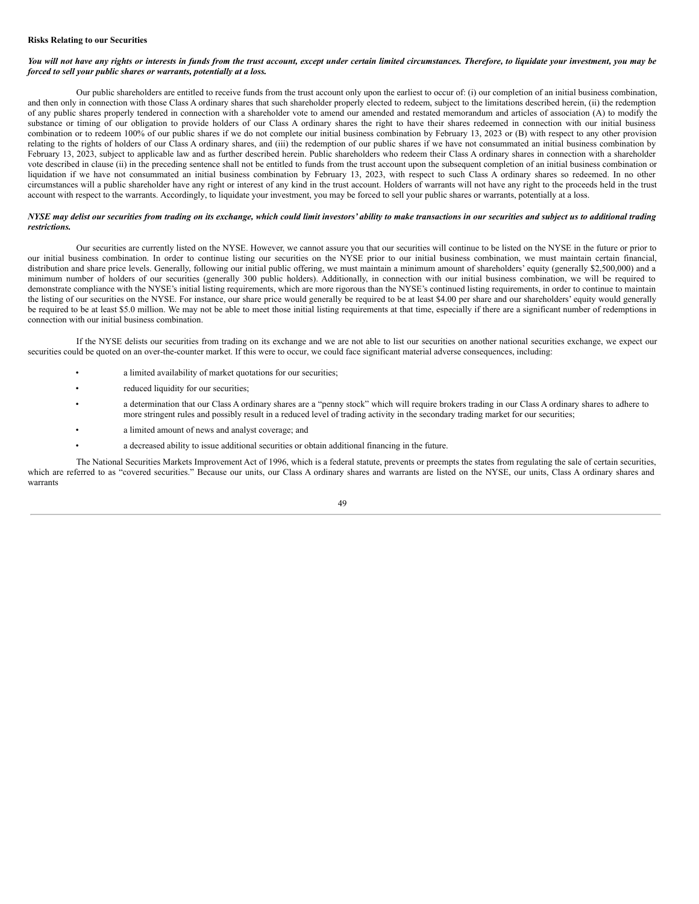**Risks Relating to our Securities**

***You will not have any rights or interests in funds from the trust account, except under certain limited circumstances. Therefore, to liquidate your investment, you may be forced to sell your public shares or warrants, potentially at a loss.***

Our public shareholders are entitled to receive funds from the trust account only upon the earliest to occur of: (i) our completion of an initial business combination, and then only in connection with those Class A ordinary shares that such shareholder properly elected to redeem, subject to the limitations described herein, (ii) the redemption of any public shares properly tendered in connection with a shareholder vote to amend our amended and restated memorandum and articles of association (A) to modify the substance or timing of our obligation to provide holders of our Class A ordinary shares the right to have their shares redeemed in connection with our initial business combination or to redeem 100% of our public shares if we do not complete our initial business combination by February 13, 2023 or (B) with respect to any other provision relating to the rights of holders of our Class A ordinary shares, and (iii) the redemption of our public shares if we have not consummated an initial business combination by February 13, 2023, subject to applicable law and as further described herein. Public shareholders who redeem their Class A ordinary shares in connection with a shareholder vote described in clause (ii) in the preceding sentence shall not be entitled to funds from the trust account upon the subsequent completion of an initial business combination or liquidation if we have not consummated an initial business combination by February 13, 2023, with respect to such Class A ordinary shares so redeemed. In no other circumstances will a public shareholder have any right or interest of any kind in the trust account. Holders of warrants will not have any right to the proceeds held in the trust account with respect to the warrants. Accordingly, to liquidate your investment, you may be forced to sell your public shares or warrants, potentially at a loss.

***NYSE may delist our securities from trading on its exchange, which could limit investors' ability to make transactions in our securities and subject us to additional trading restrictions.***

Our securities are currently listed on the NYSE. However, we cannot assure you that our securities will continue to be listed on the NYSE in the future or prior to our initial business combination. In order to continue listing our securities on the NYSE prior to our initial business combination, we must maintain certain financial, distribution and share price levels. Generally, following our initial public offering, we must maintain a minimum amount of shareholders' equity (generally $2,500,000) and a minimum number of holders of our securities (generally 300 public holders). Additionally, in connection with our initial business combination, we will be required to demonstrate compliance with the NYSE's initial listing requirements, which are more rigorous than the NYSE's continued listing requirements, in order to continue to maintain the listing of our securities on the NYSE. For instance, our share price would generally be required to be at least $4.00 per share and our shareholders' equity would generally be required to be at least $5.0 million. We may not be able to meet those initial listing requirements at that time, especially if there are a significant number of redemptions in connection with our initial business combination.

If the NYSE delists our securities from trading on its exchange and we are not able to list our securities on another national securities exchange, we expect our securities could be quoted on an over-the-counter market. If this were to occur, we could face significant material adverse consequences, including:

- a limited availability of market quotations for our securities;
- reduced liquidity for our securities;
- a determination that our Class A ordinary shares are a "penny stock" which will require brokers trading in our Class A ordinary shares to adhere to more stringent rules and possibly result in a reduced level of trading activity in the secondary trading market for our securities;
- a limited amount of news and analyst coverage; and
- a decreased ability to issue additional securities or obtain additional financing in the future.

The National Securities Markets Improvement Act of 1996, which is a federal statute, prevents or preempts the states from regulating the sale of certain securities, which are referred to as "covered securities." Because our units, our Class A ordinary shares and warrants are listed on the NYSE, our units, Class A ordinary shares and warrants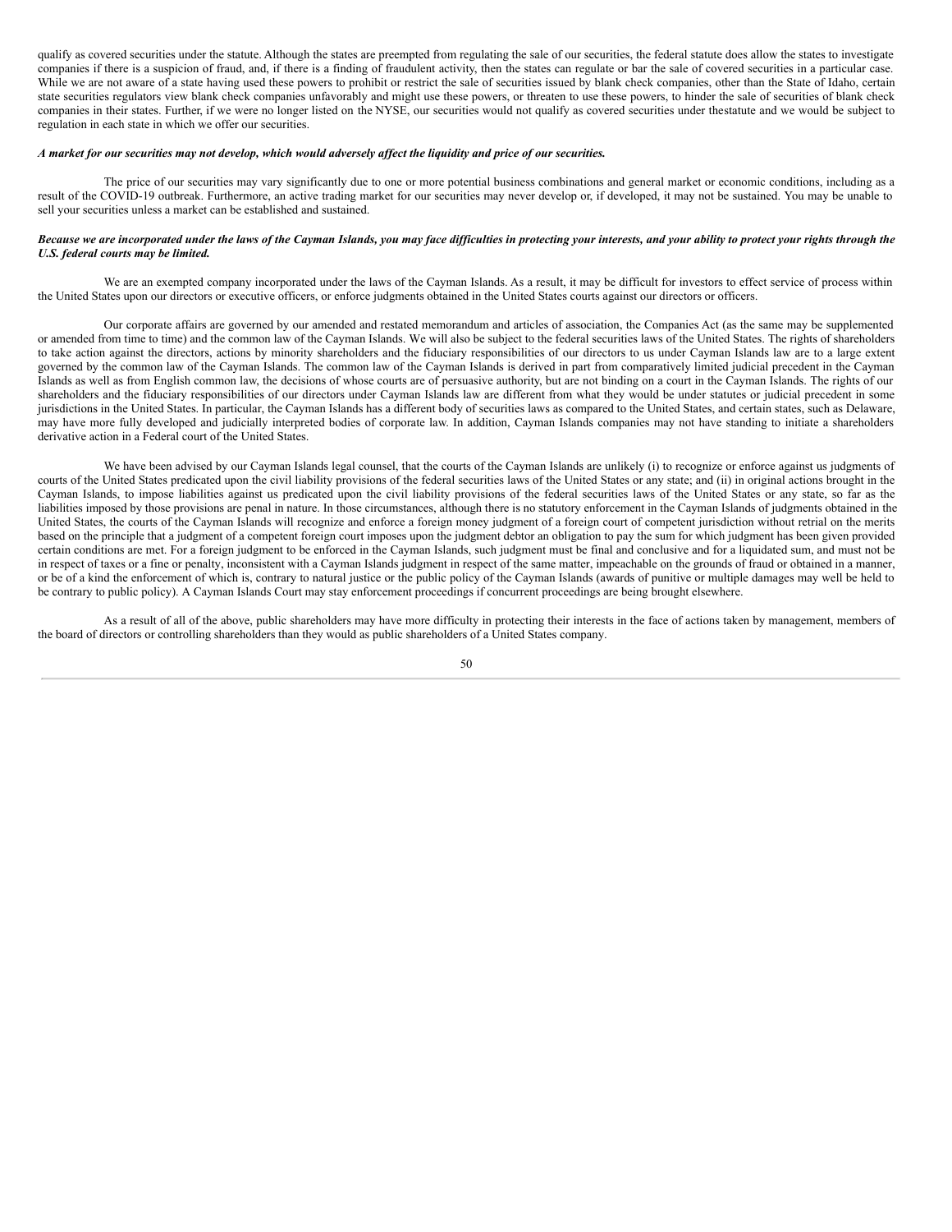qualify as covered securities under the statute. Although the states are preempted from regulating the sale of our securities, the federal statute does allow the states to investigate companies if there is a suspicion of fraud, and, if there is a finding of fraudulent activity, then the states can regulate or bar the sale of covered securities in a particular case. While we are not aware of a state having used these powers to prohibit or restrict the sale of securities issued by blank check companies, other than the State of Idaho, certain state securities regulators view blank check companies unfavorably and might use these powers, or threaten to use these powers, to hinder the sale of securities of blank check companies in their states. Further, if we were no longer listed on the NYSE, our securities would not qualify as covered securities under thestatute and we would be subject to regulation in each state in which we offer our securities.

***A market for our securities may not develop, which would adversely affect the liquidity and price of our securities.***

The price of our securities may vary significantly due to one or more potential business combinations and general market or economic conditions, including as a result of the COVID-19 outbreak. Furthermore, an active trading market for our securities may never develop or, if developed, it may not be sustained. You may be unable to sell your securities unless a market can be established and sustained.

***Because we are incorporated under the laws of the Cayman Islands, you may face difficulties in protecting your interests, and your ability to protect your rights through the U.S. federal courts may be limited.***

We are an exempted company incorporated under the laws of the Cayman Islands. As a result, it may be difficult for investors to effect service of process within the United States upon our directors or executive officers, or enforce judgments obtained in the United States courts against our directors or officers.

Our corporate affairs are governed by our amended and restated memorandum and articles of association, the Companies Act (as the same may be supplemented or amended from time to time) and the common law of the Cayman Islands. We will also be subject to the federal securities laws of the United States. The rights of shareholders to take action against the directors, actions by minority shareholders and the fiduciary responsibilities of our directors to us under Cayman Islands law are to a large extent governed by the common law of the Cayman Islands. The common law of the Cayman Islands is derived in part from comparatively limited judicial precedent in the Cayman Islands as well as from English common law, the decisions of whose courts are of persuasive authority, but are not binding on a court in the Cayman Islands. The rights of our shareholders and the fiduciary responsibilities of our directors under Cayman Islands law are different from what they would be under statutes or judicial precedent in some jurisdictions in the United States. In particular, the Cayman Islands has a different body of securities laws as compared to the United States, and certain states, such as Delaware, may have more fully developed and judicially interpreted bodies of corporate law. In addition, Cayman Islands companies may not have standing to initiate a shareholders derivative action in a Federal court of the United States.

We have been advised by our Cayman Islands legal counsel, that the courts of the Cayman Islands are unlikely (i) to recognize or enforce against us judgments of courts of the United States predicated upon the civil liability provisions of the federal securities laws of the United States or any state; and (ii) in original actions brought in the Cayman Islands, to impose liabilities against us predicated upon the civil liability provisions of the federal securities laws of the United States or any state, so far as the liabilities imposed by those provisions are penal in nature. In those circumstances, although there is no statutory enforcement in the Cayman Islands of judgments obtained in the United States, the courts of the Cayman Islands will recognize and enforce a foreign money judgment of a foreign court of competent jurisdiction without retrial on the merits based on the principle that a judgment of a competent foreign court imposes upon the judgment debtor an obligation to pay the sum for which judgment has been given provided certain conditions are met. For a foreign judgment to be enforced in the Cayman Islands, such judgment must be final and conclusive and for a liquidated sum, and must not be in respect of taxes or a fine or penalty, inconsistent with a Cayman Islands judgment in respect of the same matter, impeachable on the grounds of fraud or obtained in a manner, or be of a kind the enforcement of which is, contrary to natural justice or the public policy of the Cayman Islands (awards of punitive or multiple damages may well be held to be contrary to public policy). A Cayman Islands Court may stay enforcement proceedings if concurrent proceedings are being brought elsewhere.

As a result of all of the above, public shareholders may have more difficulty in protecting their interests in the face of actions taken by management, members of the board of directors or controlling shareholders than they would as public shareholders of a United States company.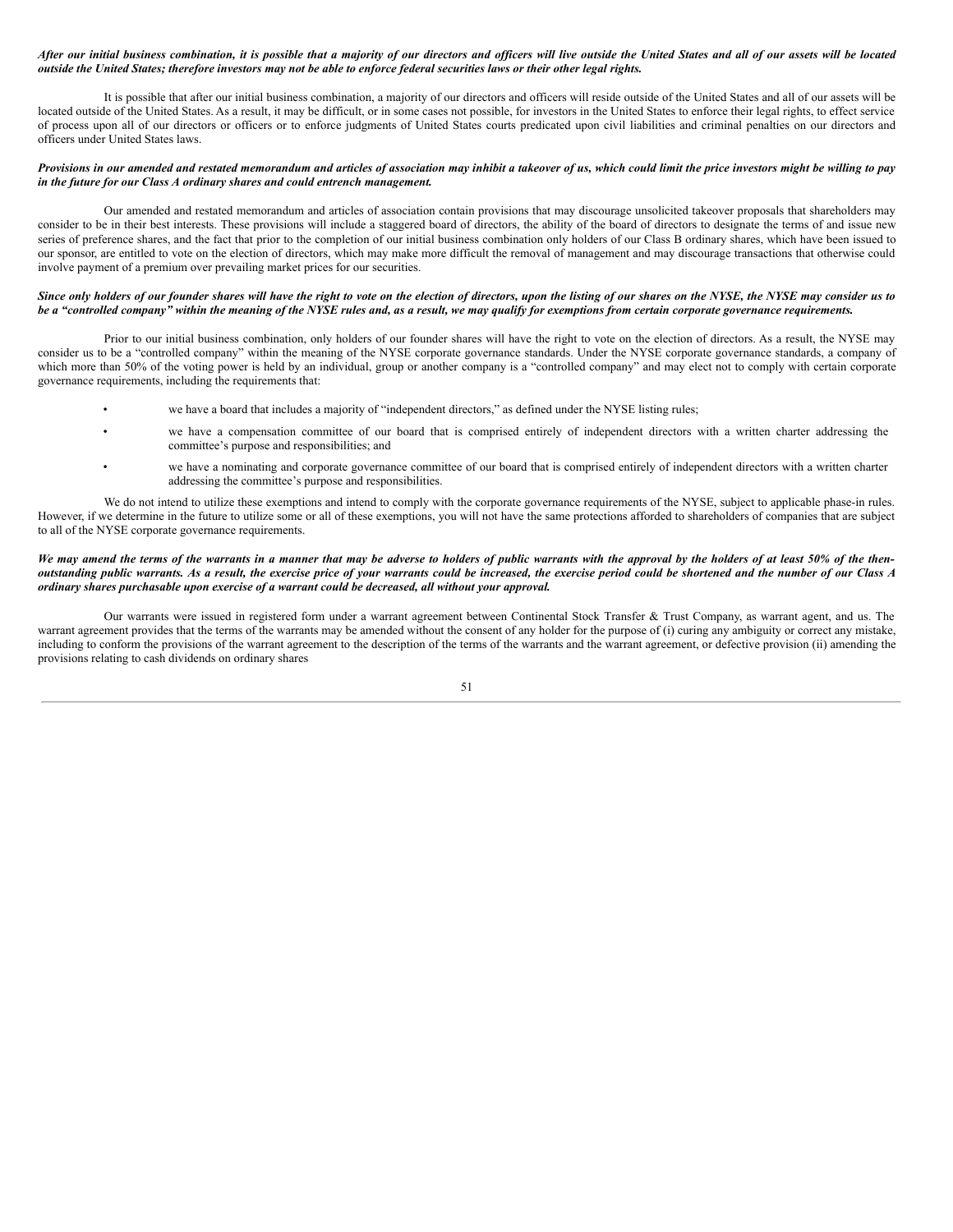***After our initial business combination, it is possible that a majority of our directors and officers will live outside the United States and all of our assets will be located outside the United States; therefore investors may not be able to enforce federal securities laws or their other legal rights.***

It is possible that after our initial business combination, a majority of our directors and officers will reside outside of the United States and all of our assets will be located outside of the United States. As a result, it may be difficult, or in some cases not possible, for investors in the United States to enforce their legal rights, to effect service of process upon all of our directors or officers or to enforce judgments of United States courts predicated upon civil liabilities and criminal penalties on our directors and officers under United States laws.

***Provisions in our amended and restated memorandum and articles of association may inhibit a takeover of us, which could limit the price investors might be willing to pay in the future for our Class A ordinary shares and could entrench management.***

Our amended and restated memorandum and articles of association contain provisions that may discourage unsolicited takeover proposals that shareholders may consider to be in their best interests. These provisions will include a staggered board of directors, the ability of the board of directors to designate the terms of and issue new series of preference shares, and the fact that prior to the completion of our initial business combination only holders of our Class B ordinary shares, which have been issued to our sponsor, are entitled to vote on the election of directors, which may make more difficult the removal of management and may discourage transactions that otherwise could involve payment of a premium over prevailing market prices for our securities.

***Since only holders of our founder shares will have the right to vote on the election of directors, upon the listing of our shares on the NYSE, the NYSE may consider us to be a "controlled company" within the meaning of the NYSE rules and, as a result, we may qualify for exemptions from certain corporate governance requirements.***

Prior to our initial business combination, only holders of our founder shares will have the right to vote on the election of directors. As a result, the NYSE may consider us to be a "controlled company" within the meaning of the NYSE corporate governance standards. Under the NYSE corporate governance standards, a company of which more than 50% of the voting power is held by an individual, group or another company is a "controlled company" and may elect not to comply with certain corporate governance requirements, including the requirements that:

- we have a board that includes a majority of "independent directors," as defined under the NYSE listing rules;
- we have a compensation committee of our board that is comprised entirely of independent directors with a written charter addressing the committee's purpose and responsibilities; and
- we have a nominating and corporate governance committee of our board that is comprised entirely of independent directors with a written charter addressing the committee's purpose and responsibilities.

We do not intend to utilize these exemptions and intend to comply with the corporate governance requirements of the NYSE, subject to applicable phase-in rules. However, if we determine in the future to utilize some or all of these exemptions, you will not have the same protections afforded to shareholders of companies that are subject to all of the NYSE corporate governance requirements.

***We may amend the terms of the warrants in a manner that may be adverse to holders of public warrants with the approval by the holders of at least 50% of the then-outstanding public warrants. As a result, the exercise price of your warrants could be increased, the exercise period could be shortened and the number of our Class A ordinary shares purchasable upon exercise of a warrant could be decreased, all without your approval.***

Our warrants were issued in registered form under a warrant agreement between Continental Stock Transfer & Trust Company, as warrant agent, and us. The warrant agreement provides that the terms of the warrants may be amended without the consent of any holder for the purpose of (i) curing any ambiguity or correct any mistake, including to conform the provisions of the warrant agreement to the description of the terms of the warrants and the warrant agreement, or defective provision (ii) amending the provisions relating to cash dividends on ordinary shares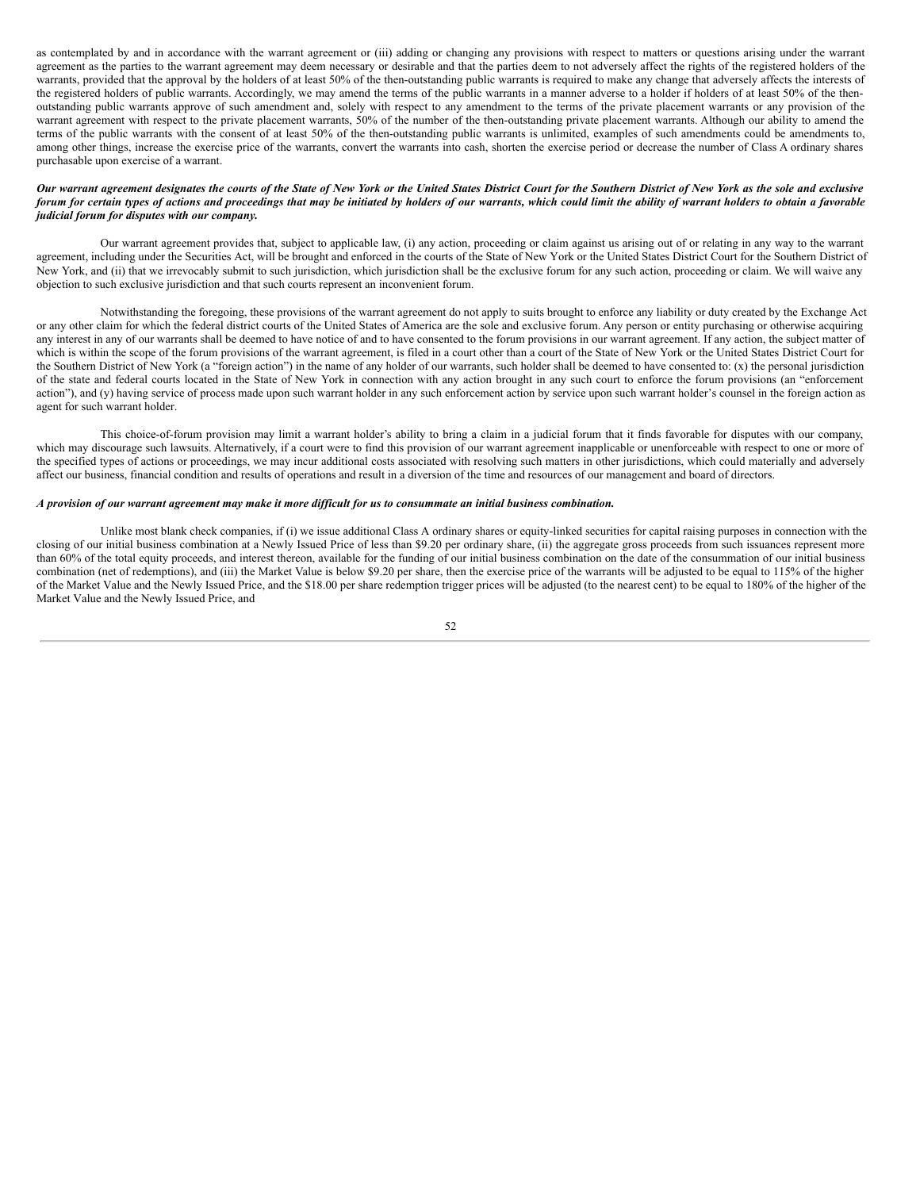as contemplated by and in accordance with the warrant agreement or (iii) adding or changing any provisions with respect to matters or questions arising under the warrant agreement as the parties to the warrant agreement may deem necessary or desirable and that the parties deem to not adversely affect the rights of the registered holders of the warrants, provided that the approval by the holders of at least 50% of the then-outstanding public warrants is required to make any change that adversely affects the interests of the registered holders of public warrants. Accordingly, we may amend the terms of the public warrants in a manner adverse to a holder if holders of at least 50% of the then-outstanding public warrants approve of such amendment and, solely with respect to any amendment to the terms of the private placement warrants or any provision of the warrant agreement with respect to the private placement warrants, 50% of the number of the then-outstanding private placement warrants. Although our ability to amend the terms of the public warrants with the consent of at least 50% of the then-outstanding public warrants is unlimited, examples of such amendments could be amendments to, among other things, increase the exercise price of the warrants, convert the warrants into cash, shorten the exercise period or decrease the number of Class A ordinary shares purchasable upon exercise of a warrant.

***Our warrant agreement designates the courts of the State of New York or the United States District Court for the Southern District of New York as the sole and exclusive forum for certain types of actions and proceedings that may be initiated by holders of our warrants, which could limit the ability of warrant holders to obtain a favorable judicial forum for disputes with our company.***

Our warrant agreement provides that, subject to applicable law, (i) any action, proceeding or claim against us arising out of or relating in any way to the warrant agreement, including under the Securities Act, will be brought and enforced in the courts of the State of New York or the United States District Court for the Southern District of New York, and (ii) that we irrevocably submit to such jurisdiction, which jurisdiction shall be the exclusive forum for any such action, proceeding or claim. We will waive any objection to such exclusive jurisdiction and that such courts represent an inconvenient forum.

Notwithstanding the foregoing, these provisions of the warrant agreement do not apply to suits brought to enforce any liability or duty created by the Exchange Act or any other claim for which the federal district courts of the United States of America are the sole and exclusive forum. Any person or entity purchasing or otherwise acquiring any interest in any of our warrants shall be deemed to have notice of and to have consented to the forum provisions in our warrant agreement. If any action, the subject matter of which is within the scope of the forum provisions of the warrant agreement, is filed in a court other than a court of the State of New York or the United States District Court for the Southern District of New York (a "foreign action") in the name of any holder of our warrants, such holder shall be deemed to have consented to: (x) the personal jurisdiction of the state and federal courts located in the State of New York in connection with any action brought in any such court to enforce the forum provisions (an "enforcement action"), and (y) having service of process made upon such warrant holder in any such enforcement action by service upon such warrant holder's counsel in the foreign action as agent for such warrant holder.

This choice-of-forum provision may limit a warrant holder's ability to bring a claim in a judicial forum that it finds favorable for disputes with our company, which may discourage such lawsuits. Alternatively, if a court were to find this provision of our warrant agreement inapplicable or unenforceable with respect to one or more of the specified types of actions or proceedings, we may incur additional costs associated with resolving such matters in other jurisdictions, which could materially and adversely affect our business, financial condition and results of operations and result in a diversion of the time and resources of our management and board of directors.

***A provision of our warrant agreement may make it more difficult for us to consummate an initial business combination.***

Unlike most blank check companies, if (i) we issue additional Class A ordinary shares or equity-linked securities for capital raising purposes in connection with the closing of our initial business combination at a Newly Issued Price of less than $9.20 per ordinary share, (ii) the aggregate gross proceeds from such issuances represent more than 60% of the total equity proceeds, and interest thereon, available for the funding of our initial business combination on the date of the consummation of our initial business combination (net of redemptions), and (iii) the Market Value is below $9.20 per share, then the exercise price of the warrants will be adjusted to be equal to 115% of the higher of the Market Value and the Newly Issued Price, and the $18.00 per share redemption trigger prices will be adjusted (to the nearest cent) to be equal to 180% of the higher of the Market Value and the Newly Issued Price, and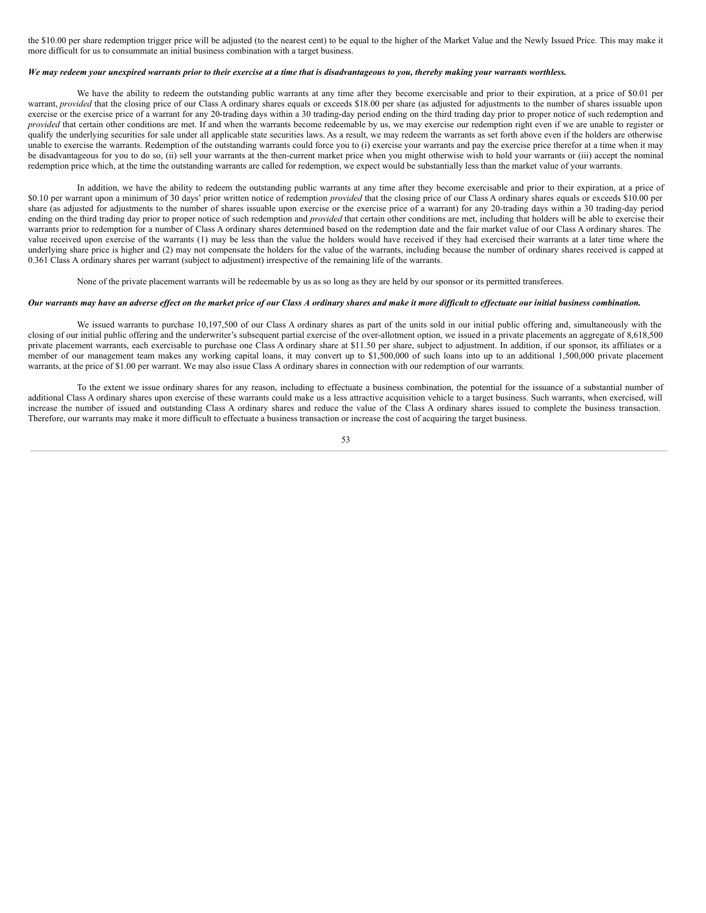the $10.00 per share redemption trigger price will be adjusted (to the nearest cent) to be equal to the higher of the Market Value and the Newly Issued Price. This may make it more difficult for us to consummate an initial business combination with a target business.

***We may redeem your unexpired warrants prior to their exercise at a time that is disadvantageous to you, thereby making your warrants worthless.***

We have the ability to redeem the outstanding public warrants at any time after they become exercisable and prior to their expiration, at a price of $0.01 per warrant, *provided* that the closing price of our Class A ordinary shares equals or exceeds $18.00 per share (as adjusted for adjustments to the number of shares issuable upon exercise or the exercise price of a warrant for any 20-trading days within a 30 trading-day period ending on the third trading day prior to proper notice of such redemption and *provided* that certain other conditions are met. If and when the warrants become redeemable by us, we may exercise our redemption right even if we are unable to register or qualify the underlying securities for sale under all applicable state securities laws. As a result, we may redeem the warrants as set forth above even if the holders are otherwise unable to exercise the warrants. Redemption of the outstanding warrants could force you to (i) exercise your warrants and pay the exercise price therefor at a time when it may be disadvantageous for you to do so, (ii) sell your warrants at the then-current market price when you might otherwise wish to hold your warrants or (iii) accept the nominal redemption price which, at the time the outstanding warrants are called for redemption, we expect would be substantially less than the market value of your warrants.

In addition, we have the ability to redeem the outstanding public warrants at any time after they become exercisable and prior to their expiration, at a price of $0.10 per warrant upon a minimum of 30 days' prior written notice of redemption *provided* that the closing price of our Class A ordinary shares equals or exceeds $10.00 per share (as adjusted for adjustments to the number of shares issuable upon exercise or the exercise price of a warrant) for any 20-trading days within a 30 trading-day period ending on the third trading day prior to proper notice of such redemption and *provided* that certain other conditions are met, including that holders will be able to exercise their warrants prior to redemption for a number of Class A ordinary shares determined based on the redemption date and the fair market value of our Class A ordinary shares. The value received upon exercise of the warrants (1) may be less than the value the holders would have received if they had exercised their warrants at a later time where the underlying share price is higher and (2) may not compensate the holders for the value of the warrants, including because the number of ordinary shares received is capped at 0.361 Class A ordinary shares per warrant (subject to adjustment) irrespective of the remaining life of the warrants.

None of the private placement warrants will be redeemable by us as so long as they are held by our sponsor or its permitted transferees.

***Our warrants may have an adverse effect on the market price of our Class A ordinary shares and make it more difficult to effectuate our initial business combination.***

We issued warrants to purchase 10,197,500 of our Class A ordinary shares as part of the units sold in our initial public offering and, simultaneously with the closing of our initial public offering and the underwriter's subsequent partial exercise of the over-allotment option, we issued in a private placements an aggregate of 8,618,500 private placement warrants, each exercisable to purchase one Class A ordinary share at $11.50 per share, subject to adjustment. In addition, if our sponsor, its affiliates or a member of our management team makes any working capital loans, it may convert up to $1,500,000 of such loans into up to an additional 1,500,000 private placement warrants, at the price of $1.00 per warrant. We may also issue Class A ordinary shares in connection with our redemption of our warrants.

To the extent we issue ordinary shares for any reason, including to effectuate a business combination, the potential for the issuance of a substantial number of additional Class A ordinary shares upon exercise of these warrants could make us a less attractive acquisition vehicle to a target business. Such warrants, when exercised, will increase the number of issued and outstanding Class A ordinary shares and reduce the value of the Class A ordinary shares issued to complete the business transaction. Therefore, our warrants may make it more difficult to effectuate a business transaction or increase the cost of acquiring the target business.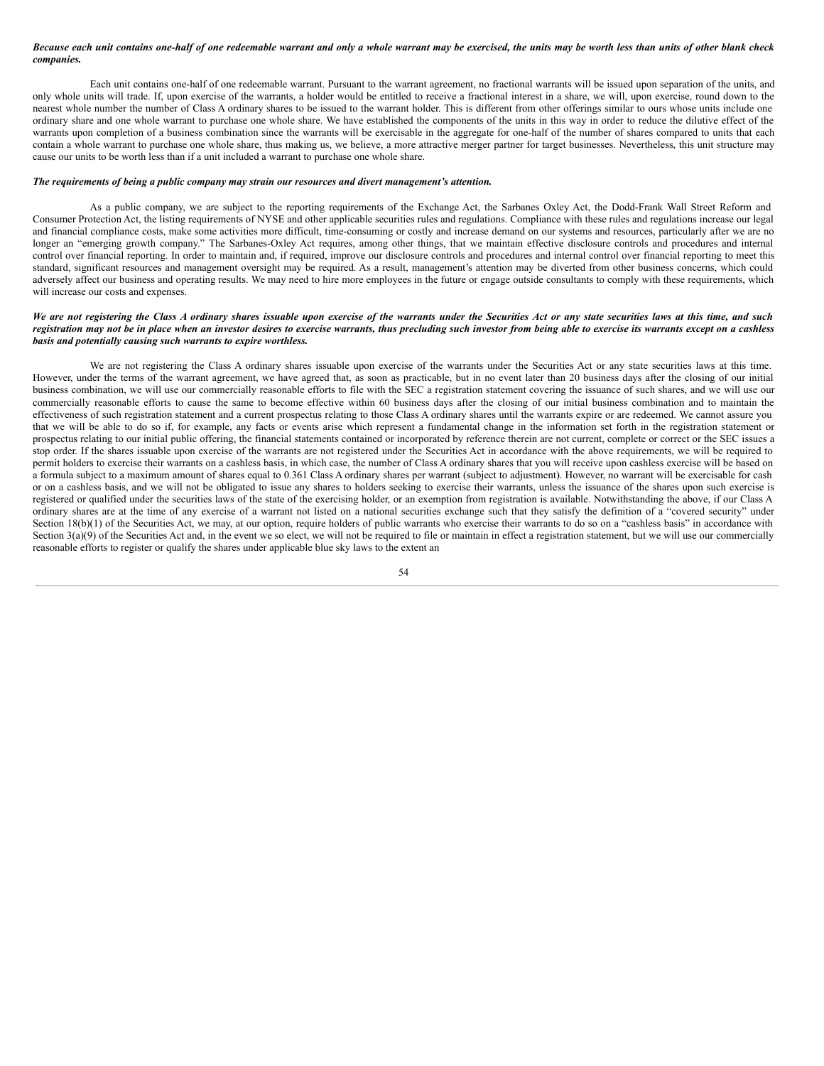***Because each unit contains one-half of one redeemable warrant and only a whole warrant may be exercised, the units may be worth less than units of other blank check companies.***

Each unit contains one-half of one redeemable warrant. Pursuant to the warrant agreement, no fractional warrants will be issued upon separation of the units, and only whole units will trade. If, upon exercise of the warrants, a holder would be entitled to receive a fractional interest in a share, we will, upon exercise, round down to the nearest whole number the number of Class A ordinary shares to be issued to the warrant holder. This is different from other offerings similar to ours whose units include one ordinary share and one whole warrant to purchase one whole share. We have established the components of the units in this way in order to reduce the dilutive effect of the warrants upon completion of a business combination since the warrants will be exercisable in the aggregate for one-half of the number of shares compared to units that each contain a whole warrant to purchase one whole share, thus making us, we believe, a more attractive merger partner for target businesses. Nevertheless, this unit structure may cause our units to be worth less than if a unit included a warrant to purchase one whole share.

***The requirements of being a public company may strain our resources and divert management's attention.***

As a public company, we are subject to the reporting requirements of the Exchange Act, the Sarbanes Oxley Act, the Dodd-Frank Wall Street Reform and Consumer Protection Act, the listing requirements of NYSE and other applicable securities rules and regulations. Compliance with these rules and regulations increase our legal and financial compliance costs, make some activities more difficult, time-consuming or costly and increase demand on our systems and resources, particularly after we are no longer an "emerging growth company." The Sarbanes-Oxley Act requires, among other things, that we maintain effective disclosure controls and procedures and internal control over financial reporting. In order to maintain and, if required, improve our disclosure controls and procedures and internal control over financial reporting to meet this standard, significant resources and management oversight may be required. As a result, management's attention may be diverted from other business concerns, which could adversely affect our business and operating results. We may need to hire more employees in the future or engage outside consultants to comply with these requirements, which will increase our costs and expenses.

***We are not registering the Class A ordinary shares issuable upon exercise of the warrants under the Securities Act or any state securities laws at this time, and such registration may not be in place when an investor desires to exercise warrants, thus precluding such investor from being able to exercise its warrants except on a cashless basis and potentially causing such warrants to expire worthless.***

We are not registering the Class A ordinary shares issuable upon exercise of the warrants under the Securities Act or any state securities laws at this time. However, under the terms of the warrant agreement, we have agreed that, as soon as practicable, but in no event later than 20 business days after the closing of our initial business combination, we will use our commercially reasonable efforts to file with the SEC a registration statement covering the issuance of such shares, and we will use our commercially reasonable efforts to cause the same to become effective within 60 business days after the closing of our initial business combination and to maintain the effectiveness of such registration statement and a current prospectus relating to those Class A ordinary shares until the warrants expire or are redeemed. We cannot assure you that we will be able to do so if, for example, any facts or events arise which represent a fundamental change in the information set forth in the registration statement or prospectus relating to our initial public offering, the financial statements contained or incorporated by reference therein are not current, complete or correct or the SEC issues a stop order. If the shares issuable upon exercise of the warrants are not registered under the Securities Act in accordance with the above requirements, we will be required to permit holders to exercise their warrants on a cashless basis, in which case, the number of Class A ordinary shares that you will receive upon cashless exercise will be based on a formula subject to a maximum amount of shares equal to 0.361 Class A ordinary shares per warrant (subject to adjustment). However, no warrant will be exercisable for cash or on a cashless basis, and we will not be obligated to issue any shares to holders seeking to exercise their warrants, unless the issuance of the shares upon such exercise is registered or qualified under the securities laws of the state of the exercising holder, or an exemption from registration is available. Notwithstanding the above, if our Class A ordinary shares are at the time of any exercise of a warrant not listed on a national securities exchange such that they satisfy the definition of a "covered security" under Section 18(b)(1) of the Securities Act, we may, at our option, require holders of public warrants who exercise their warrants to do so on a "cashless basis" in accordance with Section 3(a)(9) of the Securities Act and, in the event we so elect, we will not be required to file or maintain in effect a registration statement, but we will use our commercially reasonable efforts to register or qualify the shares under applicable blue sky laws to the extent an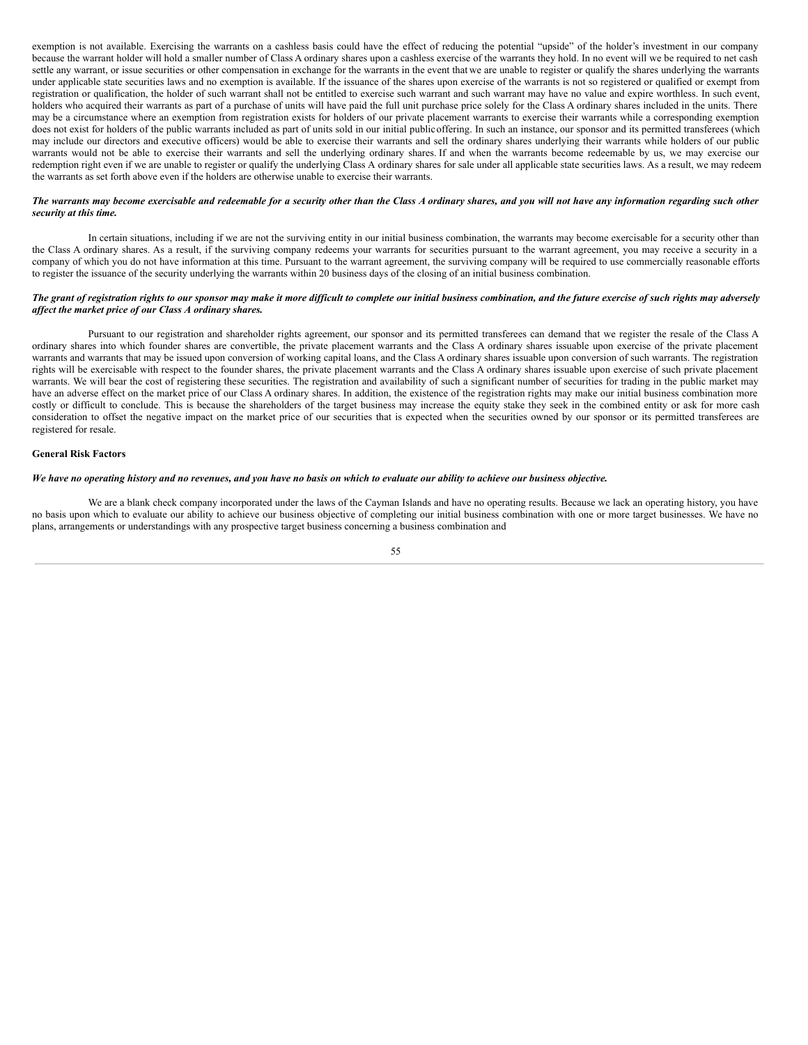exemption is not available. Exercising the warrants on a cashless basis could have the effect of reducing the potential "upside" of the holder's investment in our company because the warrant holder will hold a smaller number of Class A ordinary shares upon a cashless exercise of the warrants they hold. In no event will we be required to net cash settle any warrant, or issue securities or other compensation in exchange for the warrants in the event that we are unable to register or qualify the shares underlying the warrants under applicable state securities laws and no exemption is available. If the issuance of the shares upon exercise of the warrants is not so registered or qualified or exempt from registration or qualification, the holder of such warrant shall not be entitled to exercise such warrant and such warrant may have no value and expire worthless. In such event, holders who acquired their warrants as part of a purchase of units will have paid the full unit purchase price solely for the Class A ordinary shares included in the units. There may be a circumstance where an exemption from registration exists for holders of our private placement warrants to exercise their warrants while a corresponding exemption does not exist for holders of the public warrants included as part of units sold in our initial public offering. In such an instance, our sponsor and its permitted transferees (which may include our directors and executive officers) would be able to exercise their warrants and sell the ordinary shares underlying their warrants while holders of our public warrants would not be able to exercise their warrants and sell the underlying ordinary shares. If and when the warrants become redeemable by us, we may exercise our redemption right even if we are unable to register or qualify the underlying Class A ordinary shares for sale under all applicable state securities laws. As a result, we may redeem the warrants as set forth above even if the holders are otherwise unable to exercise their warrants.

***The warrants may become exercisable and redeemable for a security other than the Class A ordinary shares, and you will not have any information regarding such other security at this time.***

In certain situations, including if we are not the surviving entity in our initial business combination, the warrants may become exercisable for a security other than the Class A ordinary shares. As a result, if the surviving company redeems your warrants for securities pursuant to the warrant agreement, you may receive a security in a company of which you do not have information at this time. Pursuant to the warrant agreement, the surviving company will be required to use commercially reasonable efforts to register the issuance of the security underlying the warrants within 20 business days of the closing of an initial business combination.

***The grant of registration rights to our sponsor may make it more difficult to complete our initial business combination, and the future exercise of such rights may adversely affect the market price of our Class A ordinary shares.***

Pursuant to our registration and shareholder rights agreement, our sponsor and its permitted transferees can demand that we register the resale of the Class A ordinary shares into which founder shares are convertible, the private placement warrants and the Class A ordinary shares issuable upon exercise of the private placement warrants and warrants that may be issued upon conversion of working capital loans, and the Class A ordinary shares issuable upon conversion of such warrants. The registration rights will be exercisable with respect to the founder shares, the private placement warrants and the Class A ordinary shares issuable upon exercise of such private placement warrants. We will bear the cost of registering these securities. The registration and availability of such a significant number of securities for trading in the public market may have an adverse effect on the market price of our Class A ordinary shares. In addition, the existence of the registration rights may make our initial business combination more costly or difficult to conclude. This is because the shareholders of the target business may increase the equity stake they seek in the combined entity or ask for more cash consideration to offset the negative impact on the market price of our securities that is expected when the securities owned by our sponsor or its permitted transferees are registered for resale.

**General Risk Factors**

***We have no operating history and no revenues, and you have no basis on which to evaluate our ability to achieve our business objective.***

We are a blank check company incorporated under the laws of the Cayman Islands and have no operating results. Because we lack an operating history, you have no basis upon which to evaluate our ability to achieve our business objective of completing our initial business combination with one or more target businesses. We have no plans, arrangements or understandings with any prospective target business concerning a business combination and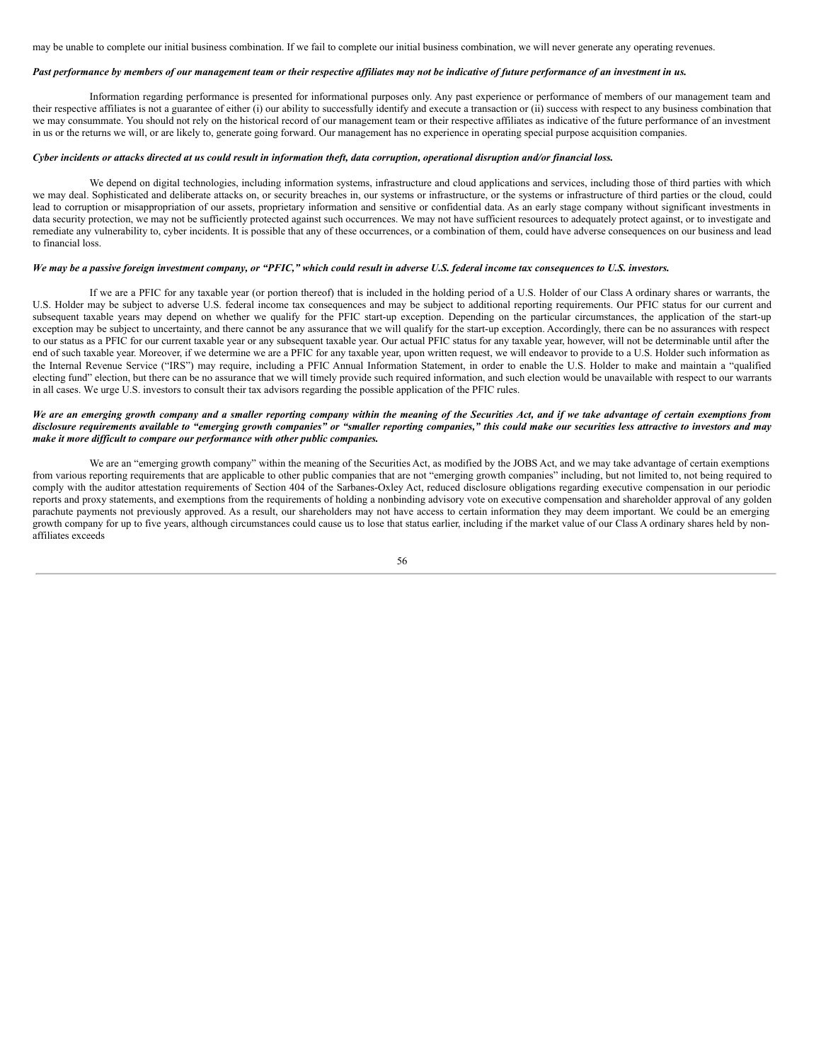may be unable to complete our initial business combination. If we fail to complete our initial business combination, we will never generate any operating revenues.

***Past performance by members of our management team or their respective affiliates may not be indicative of future performance of an investment in us.***

Information regarding performance is presented for informational purposes only. Any past experience or performance of members of our management team and their respective affiliates is not a guarantee of either (i) our ability to successfully identify and execute a transaction or (ii) success with respect to any business combination that we may consummate. You should not rely on the historical record of our management team or their respective affiliates as indicative of the future performance of an investment in us or the returns we will, or are likely to, generate going forward. Our management has no experience in operating special purpose acquisition companies.

***Cyber incidents or attacks directed at us could result in information theft, data corruption, operational disruption and/or financial loss.***

We depend on digital technologies, including information systems, infrastructure and cloud applications and services, including those of third parties with which we may deal. Sophisticated and deliberate attacks on, or security breaches in, our systems or infrastructure, or the systems or infrastructure of third parties or the cloud, could lead to corruption or misappropriation of our assets, proprietary information and sensitive or confidential data. As an early stage company without significant investments in data security protection, we may not be sufficiently protected against such occurrences. We may not have sufficient resources to adequately protect against, or to investigate and remediate any vulnerability to, cyber incidents. It is possible that any of these occurrences, or a combination of them, could have adverse consequences on our business and lead to financial loss.

***We may be a passive foreign investment company, or "PFIC," which could result in adverse U.S. federal income tax consequences to U.S. investors.***

If we are a PFIC for any taxable year (or portion thereof) that is included in the holding period of a U.S. Holder of our Class A ordinary shares or warrants, the U.S. Holder may be subject to adverse U.S. federal income tax consequences and may be subject to additional reporting requirements. Our PFIC status for our current and subsequent taxable years may depend on whether we qualify for the PFIC start-up exception. Depending on the particular circumstances, the application of the start-up exception may be subject to uncertainty, and there cannot be any assurance that we will qualify for the start-up exception. Accordingly, there can be no assurances with respect to our status as a PFIC for our current taxable year or any subsequent taxable year. Our actual PFIC status for any taxable year, however, will not be determinable until after the end of such taxable year. Moreover, if we determine we are a PFIC for any taxable year, upon written request, we will endeavor to provide to a U.S. Holder such information as the Internal Revenue Service ("IRS") may require, including a PFIC Annual Information Statement, in order to enable the U.S. Holder to make and maintain a "qualified electing fund" election, but there can be no assurance that we will timely provide such required information, and such election would be unavailable with respect to our warrants in all cases. We urge U.S. investors to consult their tax advisors regarding the possible application of the PFIC rules.

***We are an emerging growth company and a smaller reporting company within the meaning of the Securities Act, and if we take advantage of certain exemptions from disclosure requirements available to "emerging growth companies" or "smaller reporting companies," this could make our securities less attractive to investors and may make it more difficult to compare our performance with other public companies.***

We are an "emerging growth company" within the meaning of the Securities Act, as modified by the JOBS Act, and we may take advantage of certain exemptions from various reporting requirements that are applicable to other public companies that are not "emerging growth companies" including, but not limited to, not being required to comply with the auditor attestation requirements of Section 404 of the Sarbanes-Oxley Act, reduced disclosure obligations regarding executive compensation in our periodic reports and proxy statements, and exemptions from the requirements of holding a nonbinding advisory vote on executive compensation and shareholder approval of any golden parachute payments not previously approved. As a result, our shareholders may not have access to certain information they may deem important. We could be an emerging growth company for up to five years, although circumstances could cause us to lose that status earlier, including if the market value of our Class A ordinary shares held by non-affiliates exceeds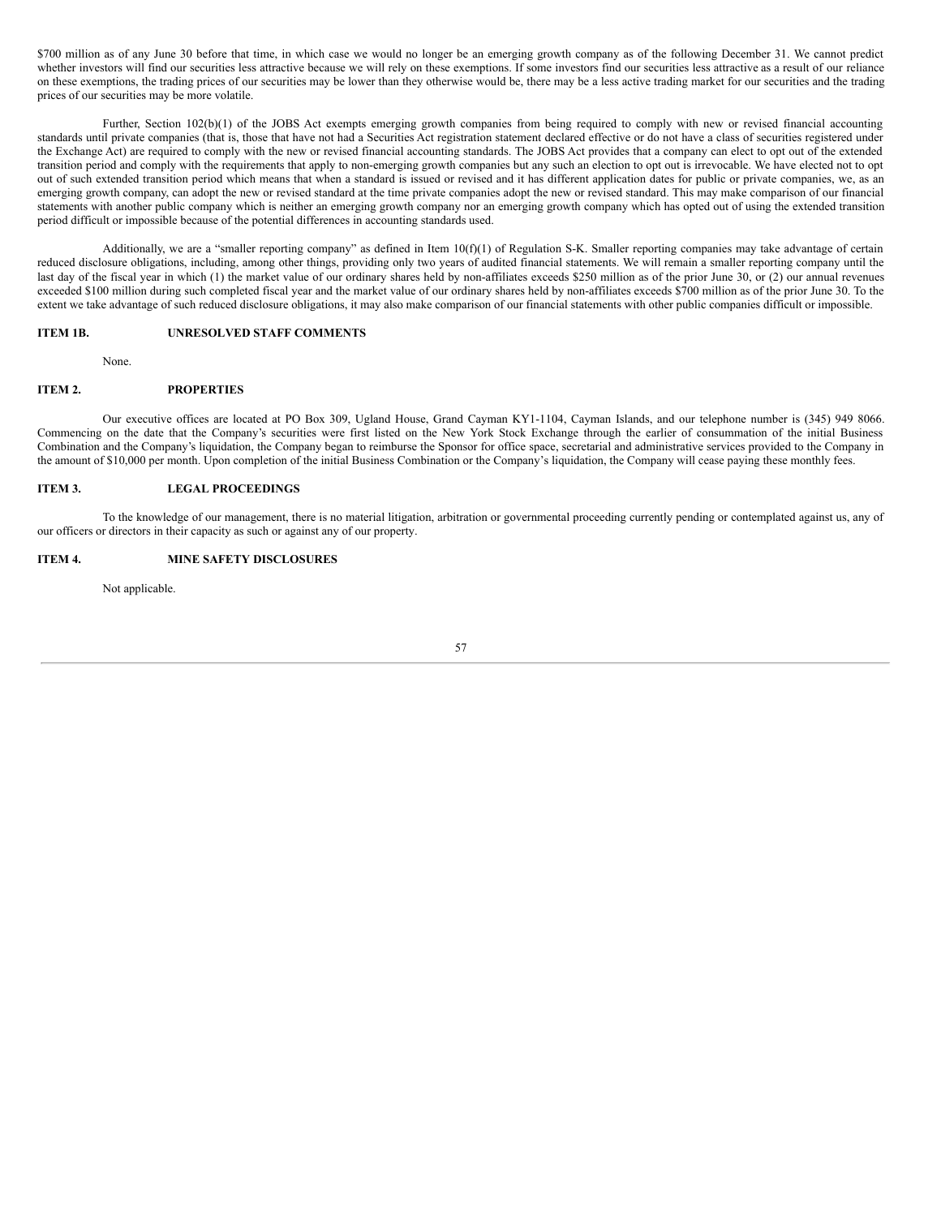$700 million as of any June 30 before that time, in which case we would no longer be an emerging growth company as of the following December 31. We cannot predict whether investors will find our securities less attractive because we will rely on these exemptions. If some investors find our securities less attractive as a result of our reliance on these exemptions, the trading prices of our securities may be lower than they otherwise would be, there may be a less active trading market for our securities and the trading prices of our securities may be more volatile.

Further, Section 102(b)(1) of the JOBS Act exempts emerging growth companies from being required to comply with new or revised financial accounting standards until private companies (that is, those that have not had a Securities Act registration statement declared effective or do not have a class of securities registered under the Exchange Act) are required to comply with the new or revised financial accounting standards. The JOBS Act provides that a company can elect to opt out of the extended transition period and comply with the requirements that apply to non-emerging growth companies but any such an election to opt out is irrevocable. We have elected not to opt out of such extended transition period which means that when a standard is issued or revised and it has different application dates for public or private companies, we, as an emerging growth company, can adopt the new or revised standard at the time private companies adopt the new or revised standard. This may make comparison of our financial statements with another public company which is neither an emerging growth company nor an emerging growth company which has opted out of using the extended transition period difficult or impossible because of the potential differences in accounting standards used.

Additionally, we are a "smaller reporting company" as defined in Item 10(f)(1) of Regulation S-K. Smaller reporting companies may take advantage of certain reduced disclosure obligations, including, among other things, providing only two years of audited financial statements. We will remain a smaller reporting company until the last day of the fiscal year in which (1) the market value of our ordinary shares held by non-affiliates exceeds $250 million as of the prior June 30, or (2) our annual revenues exceeded $100 million during such completed fiscal year and the market value of our ordinary shares held by non-affiliates exceeds $700 million as of the prior June 30. To the extent we take advantage of such reduced disclosure obligations, it may also make comparison of our financial statements with other public companies difficult or impossible.

## ITEM 1B. UNRESOLVED STAFF COMMENTS

None.

## ITEM 2. PROPERTIES

Our executive offices are located at PO Box 309, Ugland House, Grand Cayman KY1-1104, Cayman Islands, and our telephone number is (345) 949 8066. Commencing on the date that the Company's securities were first listed on the New York Stock Exchange through the earlier of consummation of the initial Business Combination and the Company's liquidation, the Company began to reimburse the Sponsor for office space, secretarial and administrative services provided to the Company in the amount of $10,000 per month. Upon completion of the initial Business Combination or the Company's liquidation, the Company will cease paying these monthly fees.

## ITEM 3. LEGAL PROCEEDINGS

To the knowledge of our management, there is no material litigation, arbitration or governmental proceeding currently pending or contemplated against us, any of our officers or directors in their capacity as such or against any of our property.

## ITEM 4. MINE SAFETY DISCLOSURES

Not applicable.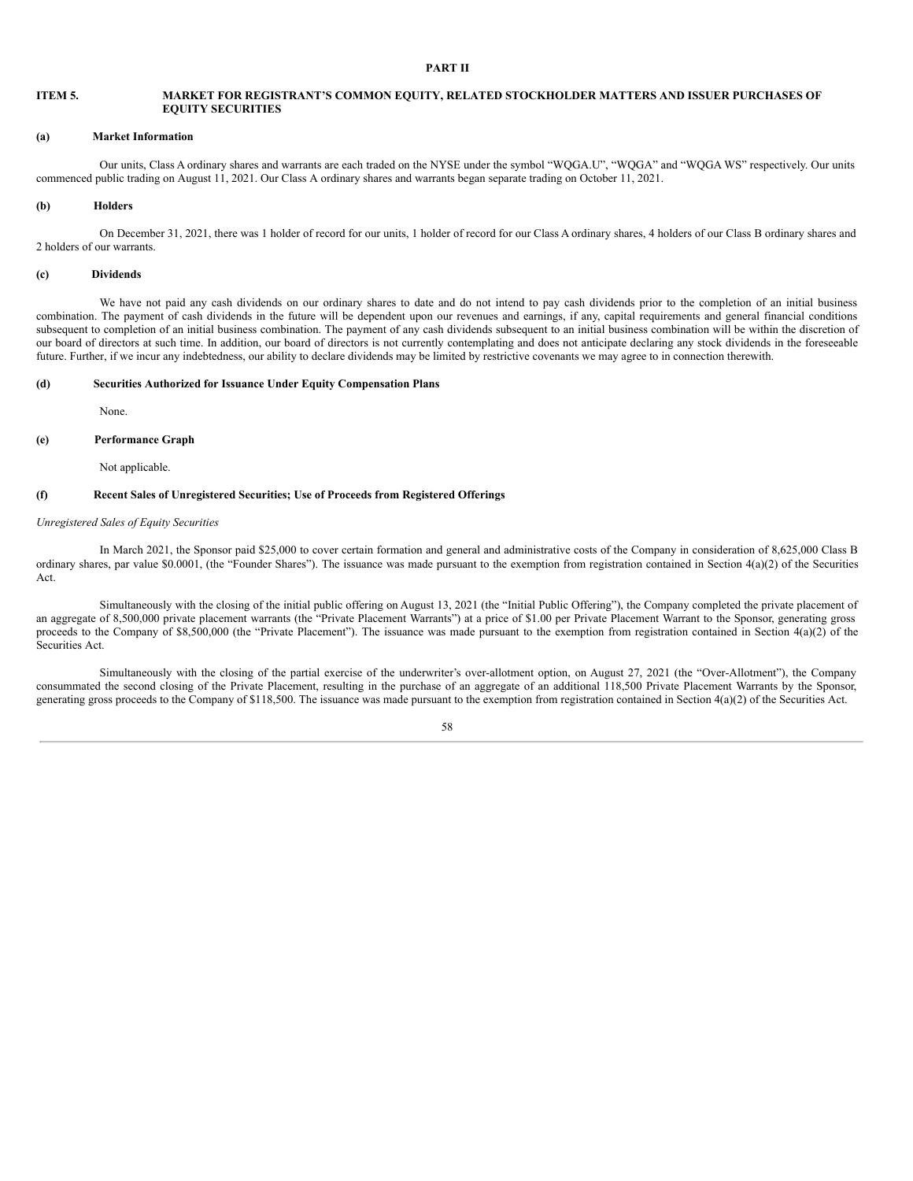# PART II

## ITEM 5. MARKET FOR REGISTRANT'S COMMON EQUITY, RELATED STOCKHOLDER MATTERS AND ISSUER PURCHASES OF EQUITY SECURITIES

### (a) Market Information

Our units, Class A ordinary shares and warrants are each traded on the NYSE under the symbol "WQGA.U", "WQGA" and "WQGA WS" respectively. Our units commenced public trading on August 11, 2021. Our Class A ordinary shares and warrants began separate trading on October 11, 2021.

### (b) Holders

On December 31, 2021, there was 1 holder of record for our units, 1 holder of record for our Class A ordinary shares, 4 holders of our Class B ordinary shares and 2 holders of our warrants.

### (c) Dividends

We have not paid any cash dividends on our ordinary shares to date and do not intend to pay cash dividends prior to the completion of an initial business combination. The payment of cash dividends in the future will be dependent upon our revenues and earnings, if any, capital requirements and general financial conditions subsequent to completion of an initial business combination. The payment of any cash dividends subsequent to an initial business combination will be within the discretion of our board of directors at such time. In addition, our board of directors is not currently contemplating and does not anticipate declaring any stock dividends in the foreseeable future. Further, if we incur any indebtedness, our ability to declare dividends may be limited by restrictive covenants we may agree to in connection therewith.

### (d) Securities Authorized for Issuance Under Equity Compensation Plans

None.

### (e) Performance Graph

Not applicable.

### (f) Recent Sales of Unregistered Securities; Use of Proceeds from Registered Offerings

*Unregistered Sales of Equity Securities*

In March 2021, the Sponsor paid $25,000 to cover certain formation and general and administrative costs of the Company in consideration of 8,625,000 Class B ordinary shares, par value $0.0001, (the "Founder Shares"). The issuance was made pursuant to the exemption from registration contained in Section 4(a)(2) of the Securities Act.

Simultaneously with the closing of the initial public offering on August 13, 2021 (the "Initial Public Offering"), the Company completed the private placement of an aggregate of 8,500,000 private placement warrants (the "Private Placement Warrants") at a price of $1.00 per Private Placement Warrant to the Sponsor, generating gross proceeds to the Company of $8,500,000 (the "Private Placement"). The issuance was made pursuant to the exemption from registration contained in Section 4(a)(2) of the Securities Act.

Simultaneously with the closing of the partial exercise of the underwriter's over-allotment option, on August 27, 2021 (the "Over-Allotment"), the Company consummated the second closing of the Private Placement, resulting in the purchase of an aggregate of an additional 118,500 Private Placement Warrants by the Sponsor, generating gross proceeds to the Company of $118,500. The issuance was made pursuant to the exemption from registration contained in Section 4(a)(2) of the Securities Act.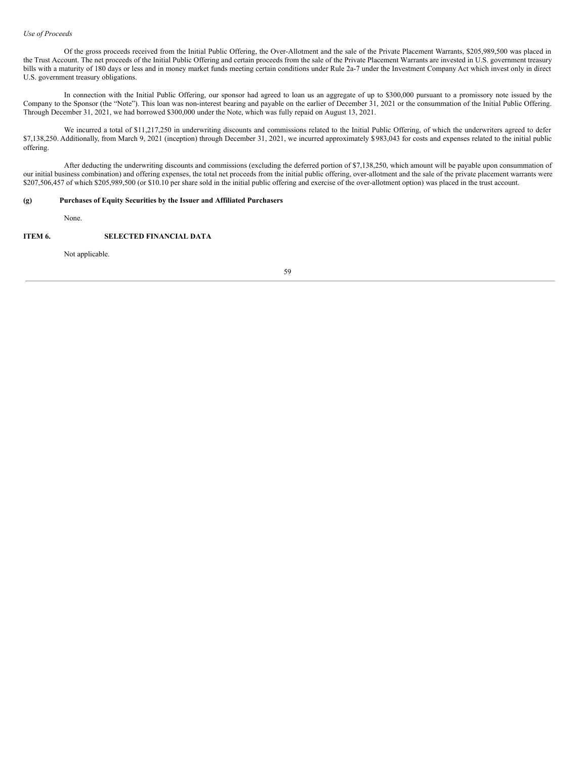*Use of Proceeds*

Of the gross proceeds received from the Initial Public Offering, the Over-Allotment and the sale of the Private Placement Warrants, $205,989,500 was placed in the Trust Account. The net proceeds of the Initial Public Offering and certain proceeds from the sale of the Private Placement Warrants are invested in U.S. government treasury bills with a maturity of 180 days or less and in money market funds meeting certain conditions under Rule 2a-7 under the Investment Company Act which invest only in direct U.S. government treasury obligations.

In connection with the Initial Public Offering, our sponsor had agreed to loan us an aggregate of up to $300,000 pursuant to a promissory note issued by the Company to the Sponsor (the "Note"). This loan was non-interest bearing and payable on the earlier of December 31, 2021 or the consummation of the Initial Public Offering. Through December 31, 2021, we had borrowed $300,000 under the Note, which was fully repaid on August 13, 2021.

We incurred a total of $11,217,250 in underwriting discounts and commissions related to the Initial Public Offering, of which the underwriters agreed to defer $7,138,250. Additionally, from March 9, 2021 (inception) through December 31, 2021, we incurred approximately $983,043 for costs and expenses related to the initial public offering.

After deducting the underwriting discounts and commissions (excluding the deferred portion of $7,138,250, which amount will be payable upon consummation of our initial business combination) and offering expenses, the total net proceeds from the initial public offering, over-allotment and the sale of the private placement warrants were $207,506,457 of which $205,989,500 (or $10.10 per share sold in the initial public offering and exercise of the over-allotment option) was placed in the trust account.

**(g) Purchases of Equity Securities by the Issuer and Affiliated Purchasers**

None.

## ITEM 6. SELECTED FINANCIAL DATA

Not applicable.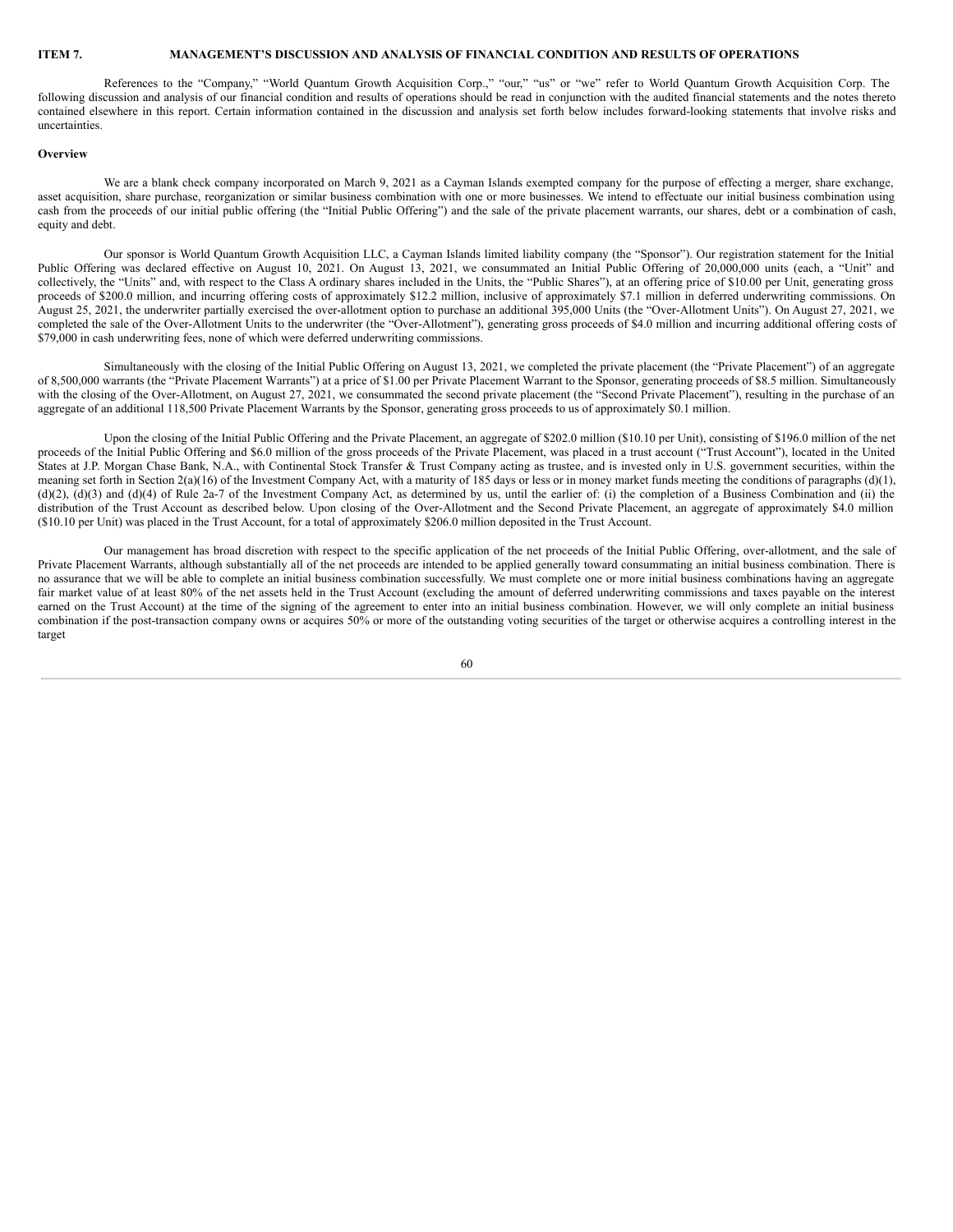**ITEM 7. MANAGEMENT'S DISCUSSION AND ANALYSIS OF FINANCIAL CONDITION AND RESULTS OF OPERATIONS**

References to the "Company," "World Quantum Growth Acquisition Corp.," "our," "us" or "we" refer to World Quantum Growth Acquisition Corp. The following discussion and analysis of our financial condition and results of operations should be read in conjunction with the audited financial statements and the notes thereto contained elsewhere in this report. Certain information contained in the discussion and analysis set forth below includes forward-looking statements that involve risks and uncertainties.

**Overview**

We are a blank check company incorporated on March 9, 2021 as a Cayman Islands exempted company for the purpose of effecting a merger, share exchange, asset acquisition, share purchase, reorganization or similar business combination with one or more businesses. We intend to effectuate our initial business combination using cash from the proceeds of our initial public offering (the "Initial Public Offering") and the sale of the private placement warrants, our shares, debt or a combination of cash, equity and debt.

Our sponsor is World Quantum Growth Acquisition LLC, a Cayman Islands limited liability company (the "Sponsor"). Our registration statement for the Initial Public Offering was declared effective on August 10, 2021. On August 13, 2021, we consummated an Initial Public Offering of 20,000,000 units (each, a "Unit" and collectively, the "Units" and, with respect to the Class A ordinary shares included in the Units, the "Public Shares"), at an offering price of $10.00 per Unit, generating gross proceeds of $200.0 million, and incurring offering costs of approximately $12.2 million, inclusive of approximately $7.1 million in deferred underwriting commissions. On August 25, 2021, the underwriter partially exercised the over-allotment option to purchase an additional 395,000 Units (the "Over-Allotment Units"). On August 27, 2021, we completed the sale of the Over-Allotment Units to the underwriter (the "Over-Allotment"), generating gross proceeds of $4.0 million and incurring additional offering costs of $79,000 in cash underwriting fees, none of which were deferred underwriting commissions.

Simultaneously with the closing of the Initial Public Offering on August 13, 2021, we completed the private placement (the "Private Placement") of an aggregate of 8,500,000 warrants (the "Private Placement Warrants") at a price of $1.00 per Private Placement Warrant to the Sponsor, generating proceeds of $8.5 million. Simultaneously with the closing of the Over-Allotment, on August 27, 2021, we consummated the second private placement (the "Second Private Placement"), resulting in the purchase of an aggregate of an additional 118,500 Private Placement Warrants by the Sponsor, generating gross proceeds to us of approximately $0.1 million.

Upon the closing of the Initial Public Offering and the Private Placement, an aggregate of $202.0 million ($10.10 per Unit), consisting of $196.0 million of the net proceeds of the Initial Public Offering and $6.0 million of the gross proceeds of the Private Placement, was placed in a trust account ("Trust Account"), located in the United States at J.P. Morgan Chase Bank, N.A., with Continental Stock Transfer & Trust Company acting as trustee, and is invested only in U.S. government securities, within the meaning set forth in Section 2(a)(16) of the Investment Company Act, with a maturity of 185 days or less or in money market funds meeting the conditions of paragraphs (d)(1), (d)(2), (d)(3) and (d)(4) of Rule 2a-7 of the Investment Company Act, as determined by us, until the earlier of: (i) the completion of a Business Combination and (ii) the distribution of the Trust Account as described below. Upon closing of the Over-Allotment and the Second Private Placement, an aggregate of approximately $4.0 million ($10.10 per Unit) was placed in the Trust Account, for a total of approximately $206.0 million deposited in the Trust Account.

Our management has broad discretion with respect to the specific application of the net proceeds of the Initial Public Offering, over-allotment, and the sale of Private Placement Warrants, although substantially all of the net proceeds are intended to be applied generally toward consummating an initial business combination. There is no assurance that we will be able to complete an initial business combination successfully. We must complete one or more initial business combinations having an aggregate fair market value of at least 80% of the net assets held in the Trust Account (excluding the amount of deferred underwriting commissions and taxes payable on the interest earned on the Trust Account) at the time of the signing of the agreement to enter into an initial business combination. However, we will only complete an initial business combination if the post-transaction company owns or acquires 50% or more of the outstanding voting securities of the target or otherwise acquires a controlling interest in the target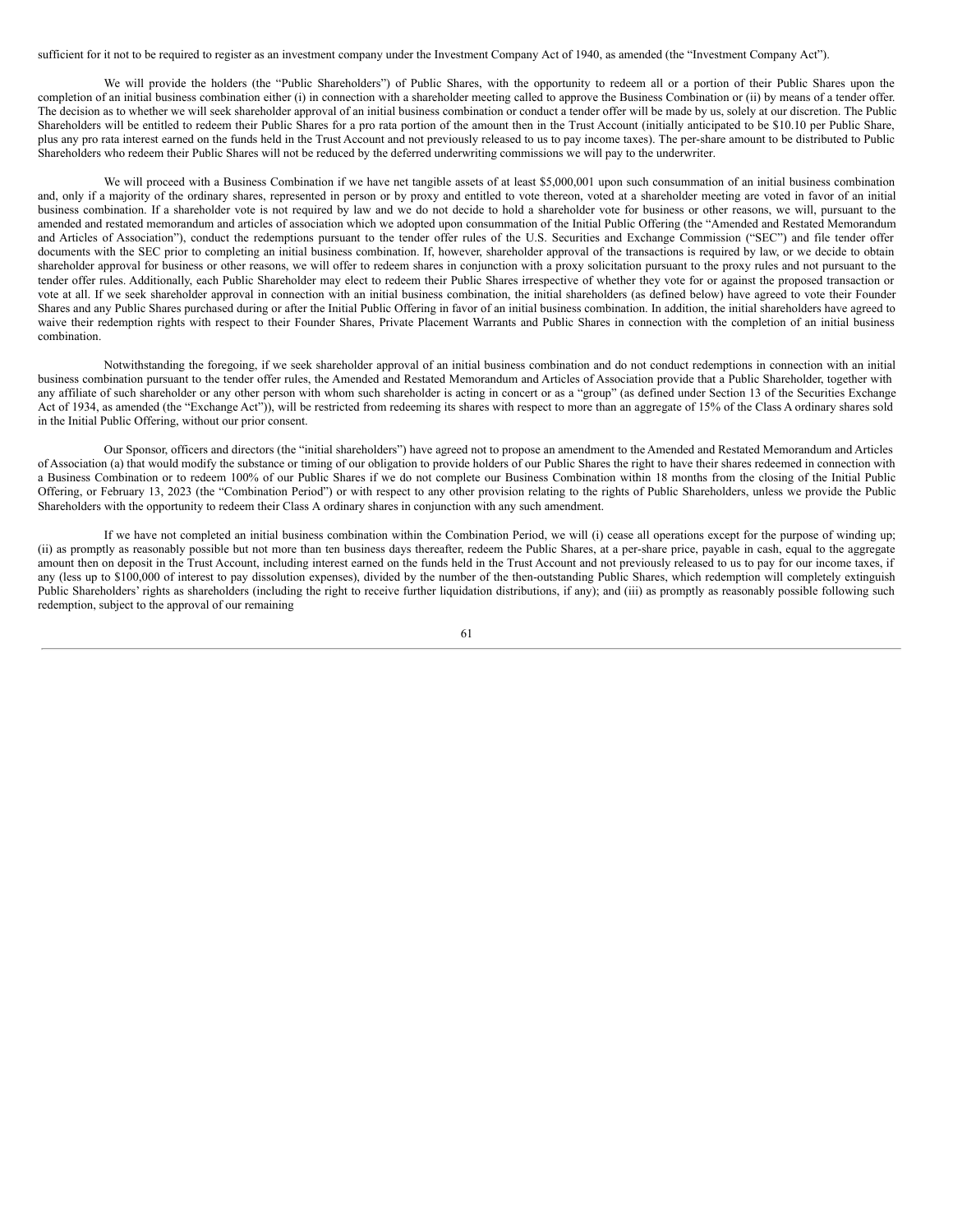sufficient for it not to be required to register as an investment company under the Investment Company Act of 1940, as amended (the "Investment Company Act").

We will provide the holders (the "Public Shareholders") of Public Shares, with the opportunity to redeem all or a portion of their Public Shares upon the completion of an initial business combination either (i) in connection with a shareholder meeting called to approve the Business Combination or (ii) by means of a tender offer. The decision as to whether we will seek shareholder approval of an initial business combination or conduct a tender offer will be made by us, solely at our discretion. The Public Shareholders will be entitled to redeem their Public Shares for a pro rata portion of the amount then in the Trust Account (initially anticipated to be $10.10 per Public Share, plus any pro rata interest earned on the funds held in the Trust Account and not previously released to us to pay income taxes). The per-share amount to be distributed to Public Shareholders who redeem their Public Shares will not be reduced by the deferred underwriting commissions we will pay to the underwriter.

We will proceed with a Business Combination if we have net tangible assets of at least $5,000,001 upon such consummation of an initial business combination and, only if a majority of the ordinary shares, represented in person or by proxy and entitled to vote thereon, voted at a shareholder meeting are voted in favor of an initial business combination. If a shareholder vote is not required by law and we do not decide to hold a shareholder vote for business or other reasons, we will, pursuant to the amended and restated memorandum and articles of association which we adopted upon consummation of the Initial Public Offering (the "Amended and Restated Memorandum and Articles of Association"), conduct the redemptions pursuant to the tender offer rules of the U.S. Securities and Exchange Commission ("SEC") and file tender offer documents with the SEC prior to completing an initial business combination. If, however, shareholder approval of the transactions is required by law, or we decide to obtain shareholder approval for business or other reasons, we will offer to redeem shares in conjunction with a proxy solicitation pursuant to the proxy rules and not pursuant to the tender offer rules. Additionally, each Public Shareholder may elect to redeem their Public Shares irrespective of whether they vote for or against the proposed transaction or vote at all. If we seek shareholder approval in connection with an initial business combination, the initial shareholders (as defined below) have agreed to vote their Founder Shares and any Public Shares purchased during or after the Initial Public Offering in favor of an initial business combination. In addition, the initial shareholders have agreed to waive their redemption rights with respect to their Founder Shares, Private Placement Warrants and Public Shares in connection with the completion of an initial business combination.

Notwithstanding the foregoing, if we seek shareholder approval of an initial business combination and do not conduct redemptions in connection with an initial business combination pursuant to the tender offer rules, the Amended and Restated Memorandum and Articles of Association provide that a Public Shareholder, together with any affiliate of such shareholder or any other person with whom such shareholder is acting in concert or as a "group" (as defined under Section 13 of the Securities Exchange Act of 1934, as amended (the "Exchange Act")), will be restricted from redeeming its shares with respect to more than an aggregate of 15% of the Class A ordinary shares sold in the Initial Public Offering, without our prior consent.

Our Sponsor, officers and directors (the "initial shareholders") have agreed not to propose an amendment to the Amended and Restated Memorandum and Articles of Association (a) that would modify the substance or timing of our obligation to provide holders of our Public Shares the right to have their shares redeemed in connection with a Business Combination or to redeem 100% of our Public Shares if we do not complete our Business Combination within 18 months from the closing of the Initial Public Offering, or February 13, 2023 (the "Combination Period") or with respect to any other provision relating to the rights of Public Shareholders, unless we provide the Public Shareholders with the opportunity to redeem their Class A ordinary shares in conjunction with any such amendment.

If we have not completed an initial business combination within the Combination Period, we will (i) cease all operations except for the purpose of winding up; (ii) as promptly as reasonably possible but not more than ten business days thereafter, redeem the Public Shares, at a per-share price, payable in cash, equal to the aggregate amount then on deposit in the Trust Account, including interest earned on the funds held in the Trust Account and not previously released to us to pay for our income taxes, if any (less up to $100,000 of interest to pay dissolution expenses), divided by the number of the then-outstanding Public Shares, which redemption will completely extinguish Public Shareholders' rights as shareholders (including the right to receive further liquidation distributions, if any); and (iii) as promptly as reasonably possible following such redemption, subject to the approval of our remaining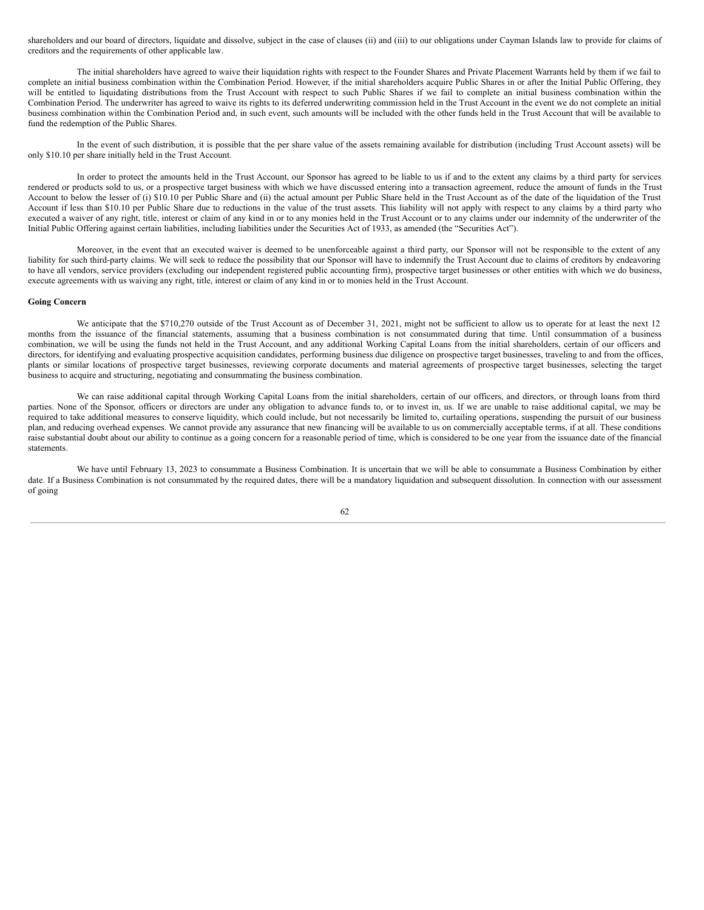shareholders and our board of directors, liquidate and dissolve, subject in the case of clauses (ii) and (iii) to our obligations under Cayman Islands law to provide for claims of creditors and the requirements of other applicable law.

The initial shareholders have agreed to waive their liquidation rights with respect to the Founder Shares and Private Placement Warrants held by them if we fail to complete an initial business combination within the Combination Period. However, if the initial shareholders acquire Public Shares in or after the Initial Public Offering, they will be entitled to liquidating distributions from the Trust Account with respect to such Public Shares if we fail to complete an initial business combination within the Combination Period. The underwriter has agreed to waive its rights to its deferred underwriting commission held in the Trust Account in the event we do not complete an initial business combination within the Combination Period and, in such event, such amounts will be included with the other funds held in the Trust Account that will be available to fund the redemption of the Public Shares.

In the event of such distribution, it is possible that the per share value of the assets remaining available for distribution (including Trust Account assets) will be only $10.10 per share initially held in the Trust Account.

In order to protect the amounts held in the Trust Account, our Sponsor has agreed to be liable to us if and to the extent any claims by a third party for services rendered or products sold to us, or a prospective target business with which we have discussed entering into a transaction agreement, reduce the amount of funds in the Trust Account to below the lesser of (i) $10.10 per Public Share and (ii) the actual amount per Public Share held in the Trust Account as of the date of the liquidation of the Trust Account if less than $10.10 per Public Share due to reductions in the value of the trust assets. This liability will not apply with respect to any claims by a third party who executed a waiver of any right, title, interest or claim of any kind in or to any monies held in the Trust Account or to any claims under our indemnity of the underwriter of the Initial Public Offering against certain liabilities, including liabilities under the Securities Act of 1933, as amended (the "Securities Act").

Moreover, in the event that an executed waiver is deemed to be unenforceable against a third party, our Sponsor will not be responsible to the extent of any liability for such third-party claims. We will seek to reduce the possibility that our Sponsor will have to indemnify the Trust Account due to claims of creditors by endeavoring to have all vendors, service providers (excluding our independent registered public accounting firm), prospective target businesses or other entities with which we do business, execute agreements with us waiving any right, title, interest or claim of any kind in or to monies held in the Trust Account.

**Going Concern**

We anticipate that the $710,270 outside of the Trust Account as of December 31, 2021, might not be sufficient to allow us to operate for at least the next 12 months from the issuance of the financial statements, assuming that a business combination is not consummated during that time. Until consummation of a business combination, we will be using the funds not held in the Trust Account, and any additional Working Capital Loans from the initial shareholders, certain of our officers and directors, for identifying and evaluating prospective acquisition candidates, performing business due diligence on prospective target businesses, traveling to and from the offices, plants or similar locations of prospective target businesses, reviewing corporate documents and material agreements of prospective target businesses, selecting the target business to acquire and structuring, negotiating and consummating the business combination.

We can raise additional capital through Working Capital Loans from the initial shareholders, certain of our officers, and directors, or through loans from third parties. None of the Sponsor, officers or directors are under any obligation to advance funds to, or to invest in, us. If we are unable to raise additional capital, we may be required to take additional measures to conserve liquidity, which could include, but not necessarily be limited to, curtailing operations, suspending the pursuit of our business plan, and reducing overhead expenses. We cannot provide any assurance that new financing will be available to us on commercially acceptable terms, if at all. These conditions raise substantial doubt about our ability to continue as a going concern for a reasonable period of time, which is considered to be one year from the issuance date of the financial statements.

We have until February 13, 2023 to consummate a Business Combination. It is uncertain that we will be able to consummate a Business Combination by either date. If a Business Combination is not consummated by the required dates, there will be a mandatory liquidation and subsequent dissolution. In connection with our assessment of going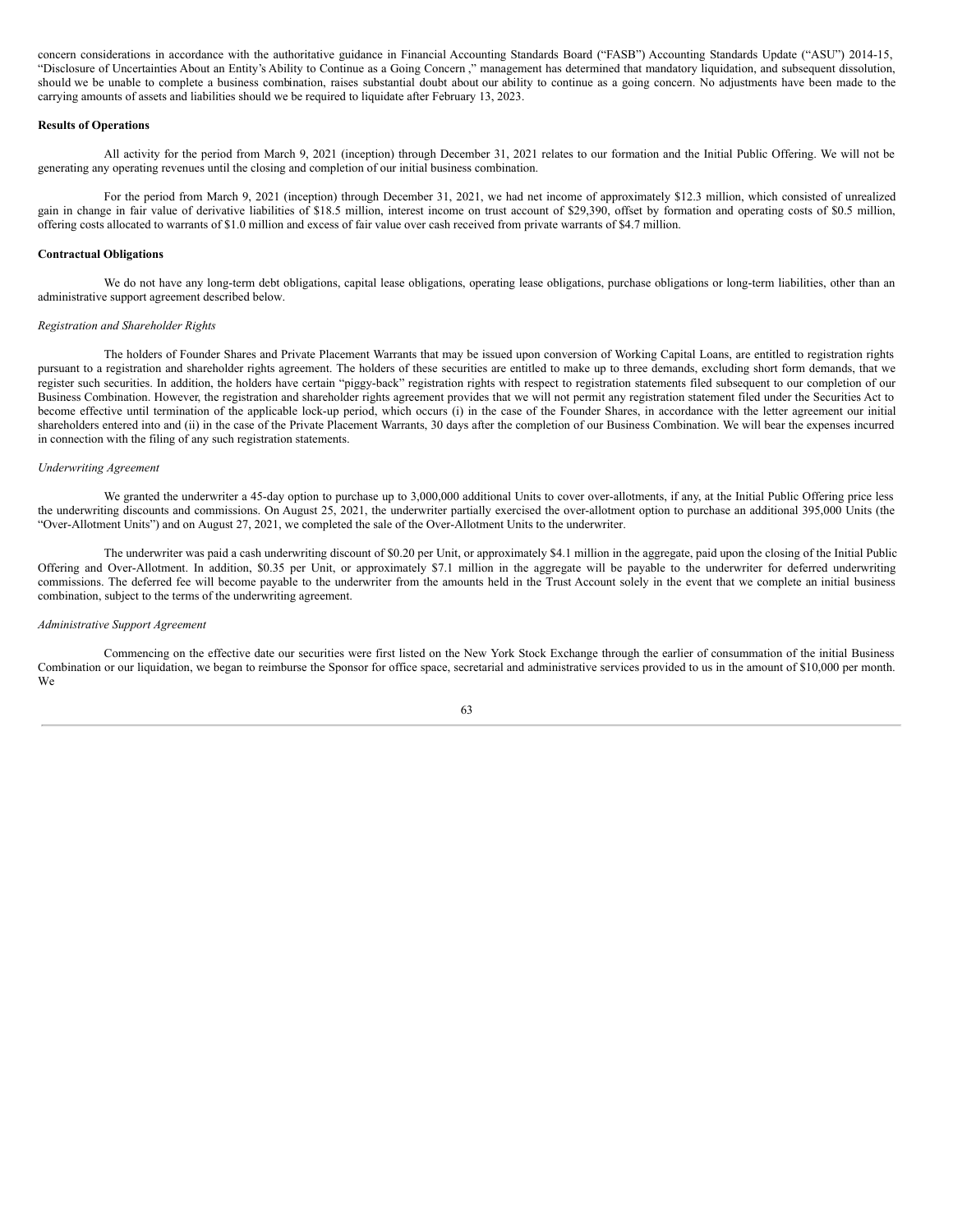concern considerations in accordance with the authoritative guidance in Financial Accounting Standards Board ("FASB") Accounting Standards Update ("ASU") 2014-15, "Disclosure of Uncertainties About an Entity's Ability to Continue as a Going Concern ," management has determined that mandatory liquidation, and subsequent dissolution, should we be unable to complete a business combination, raises substantial doubt about our ability to continue as a going concern. No adjustments have been made to the carrying amounts of assets and liabilities should we be required to liquidate after February 13, 2023.

**Results of Operations**

All activity for the period from March 9, 2021 (inception) through December 31, 2021 relates to our formation and the Initial Public Offering. We will not be generating any operating revenues until the closing and completion of our initial business combination.

For the period from March 9, 2021 (inception) through December 31, 2021, we had net income of approximately $12.3 million, which consisted of unrealized gain in change in fair value of derivative liabilities of $18.5 million, interest income on trust account of $29,390, offset by formation and operating costs of $0.5 million, offering costs allocated to warrants of $1.0 million and excess of fair value over cash received from private warrants of $4.7 million.

**Contractual Obligations**

We do not have any long-term debt obligations, capital lease obligations, operating lease obligations, purchase obligations or long-term liabilities, other than an administrative support agreement described below.

*Registration and Shareholder Rights*

The holders of Founder Shares and Private Placement Warrants that may be issued upon conversion of Working Capital Loans, are entitled to registration rights pursuant to a registration and shareholder rights agreement. The holders of these securities are entitled to make up to three demands, excluding short form demands, that we register such securities. In addition, the holders have certain "piggy-back" registration rights with respect to registration statements filed subsequent to our completion of our Business Combination. However, the registration and shareholder rights agreement provides that we will not permit any registration statement filed under the Securities Act to become effective until termination of the applicable lock-up period, which occurs (i) in the case of the Founder Shares, in accordance with the letter agreement our initial shareholders entered into and (ii) in the case of the Private Placement Warrants, 30 days after the completion of our Business Combination. We will bear the expenses incurred in connection with the filing of any such registration statements.

*Underwriting Agreement*

We granted the underwriter a 45-day option to purchase up to 3,000,000 additional Units to cover over-allotments, if any, at the Initial Public Offering price less the underwriting discounts and commissions. On August 25, 2021, the underwriter partially exercised the over-allotment option to purchase an additional 395,000 Units (the "Over-Allotment Units") and on August 27, 2021, we completed the sale of the Over-Allotment Units to the underwriter.

The underwriter was paid a cash underwriting discount of $0.20 per Unit, or approximately $4.1 million in the aggregate, paid upon the closing of the Initial Public Offering and Over-Allotment. In addition, $0.35 per Unit, or approximately $7.1 million in the aggregate will be payable to the underwriter for deferred underwriting commissions. The deferred fee will become payable to the underwriter from the amounts held in the Trust Account solely in the event that we complete an initial business combination, subject to the terms of the underwriting agreement.

*Administrative Support Agreement*

Commencing on the effective date our securities were first listed on the New York Stock Exchange through the earlier of consummation of the initial Business Combination or our liquidation, we began to reimburse the Sponsor for office space, secretarial and administrative services provided to us in the amount of $10,000 per month. We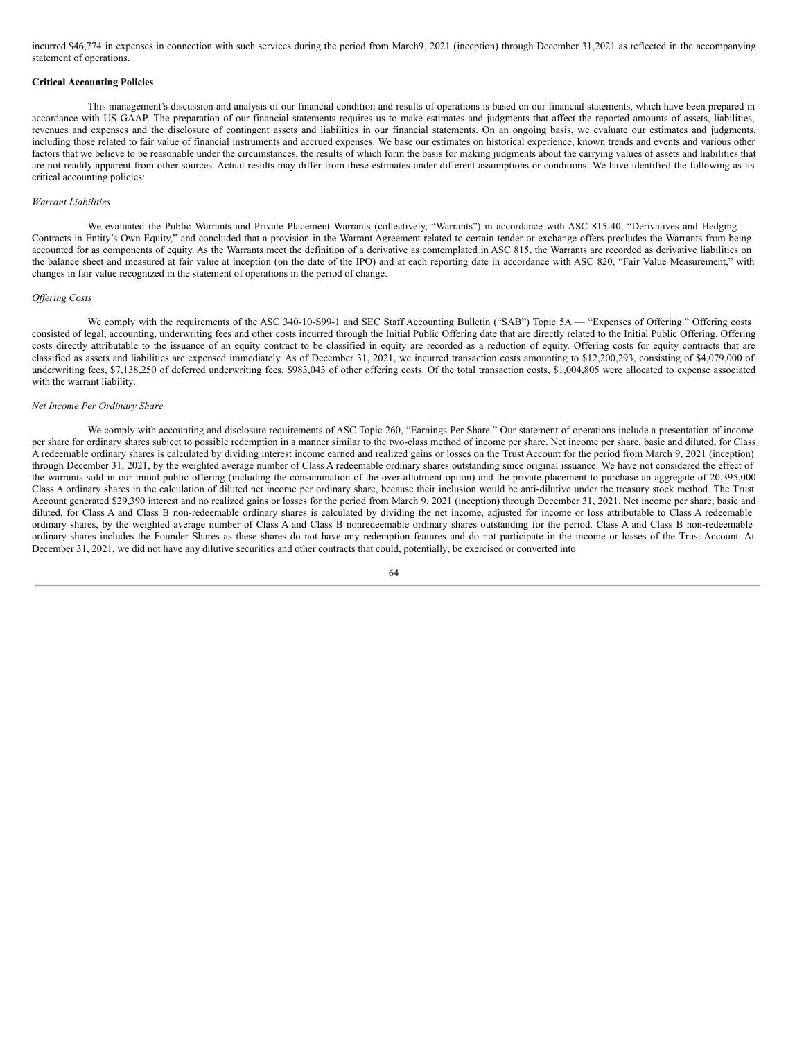incurred $46,774 in expenses in connection with such services during the period from March9, 2021 (inception) through December 31,2021 as reflected in the accompanying statement of operations.

**Critical Accounting Policies**

This management's discussion and analysis of our financial condition and results of operations is based on our financial statements, which have been prepared in accordance with US GAAP. The preparation of our financial statements requires us to make estimates and judgments that affect the reported amounts of assets, liabilities, revenues and expenses and the disclosure of contingent assets and liabilities in our financial statements. On an ongoing basis, we evaluate our estimates and judgments, including those related to fair value of financial instruments and accrued expenses. We base our estimates on historical experience, known trends and events and various other factors that we believe to be reasonable under the circumstances, the results of which form the basis for making judgments about the carrying values of assets and liabilities that are not readily apparent from other sources. Actual results may differ from these estimates under different assumptions or conditions. We have identified the following as its critical accounting policies:

*Warrant Liabilities*

We evaluated the Public Warrants and Private Placement Warrants (collectively, "Warrants") in accordance with ASC 815-40, "Derivatives and Hedging — Contracts in Entity's Own Equity," and concluded that a provision in the Warrant Agreement related to certain tender or exchange offers precludes the Warrants from being accounted for as components of equity. As the Warrants meet the definition of a derivative as contemplated in ASC 815, the Warrants are recorded as derivative liabilities on the balance sheet and measured at fair value at inception (on the date of the IPO) and at each reporting date in accordance with ASC 820, "Fair Value Measurement," with changes in fair value recognized in the statement of operations in the period of change.

*Offering Costs*

We comply with the requirements of the ASC 340-10-S99-1 and SEC Staff Accounting Bulletin ("SAB") Topic 5A — "Expenses of Offering." Offering costs consisted of legal, accounting, underwriting fees and other costs incurred through the Initial Public Offering date that are directly related to the Initial Public Offering. Offering costs directly attributable to the issuance of an equity contract to be classified in equity are recorded as a reduction of equity. Offering costs for equity contracts that are classified as assets and liabilities are expensed immediately. As of December 31, 2021, we incurred transaction costs amounting to $12,200,293, consisting of $4,079,000 of underwriting fees, $7,138,250 of deferred underwriting fees, $983,043 of other offering costs. Of the total transaction costs, $1,004,805 were allocated to expense associated with the warrant liability.

*Net Income Per Ordinary Share*

We comply with accounting and disclosure requirements of ASC Topic 260, "Earnings Per Share." Our statement of operations include a presentation of income per share for ordinary shares subject to possible redemption in a manner similar to the two-class method of income per share. Net income per share, basic and diluted, for Class A redeemable ordinary shares is calculated by dividing interest income earned and realized gains or losses on the Trust Account for the period from March 9, 2021 (inception) through December 31, 2021, by the weighted average number of Class A redeemable ordinary shares outstanding since original issuance. We have not considered the effect of the warrants sold in our initial public offering (including the consummation of the over-allotment option) and the private placement to purchase an aggregate of 20,395,000 Class A ordinary shares in the calculation of diluted net income per ordinary share, because their inclusion would be anti-dilutive under the treasury stock method. The Trust Account generated $29,390 interest and no realized gains or losses for the period from March 9, 2021 (inception) through December 31, 2021. Net income per share, basic and diluted, for Class A and Class B non-redeemable ordinary shares is calculated by dividing the net income, adjusted for income or loss attributable to Class A redeemable ordinary shares, by the weighted average number of Class A and Class B nonredeemable ordinary shares outstanding for the period. Class A and Class B non-redeemable ordinary shares includes the Founder Shares as these shares do not have any redemption features and do not participate in the income or losses of the Trust Account. At December 31, 2021, we did not have any dilutive securities and other contracts that could, potentially, be exercised or converted into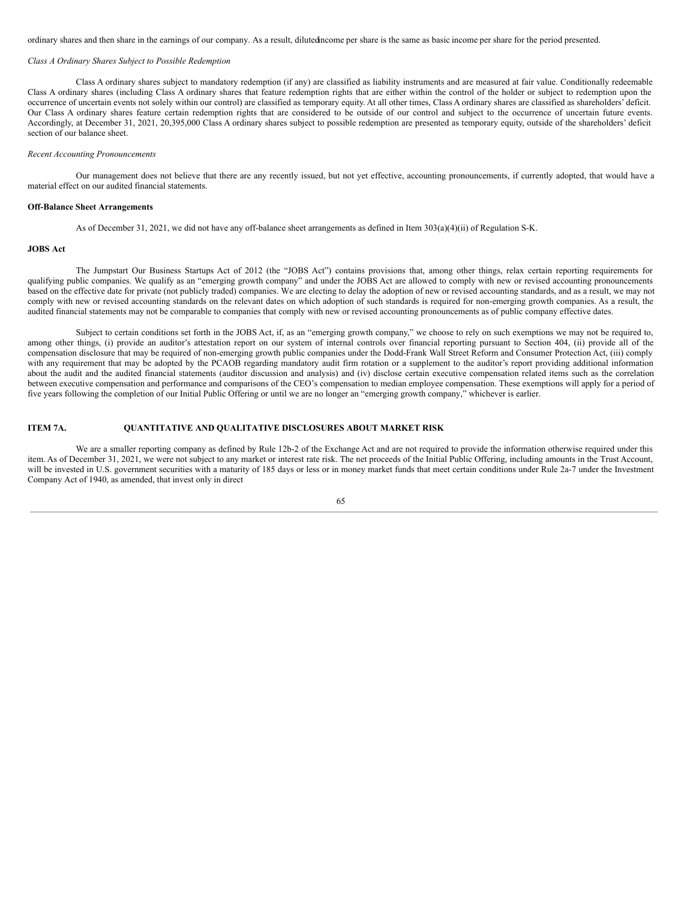ordinary shares and then share in the earnings of our company. As a result, diluted income per share is the same as basic income per share for the period presented.

*Class A Ordinary Shares Subject to Possible Redemption*

Class A ordinary shares subject to mandatory redemption (if any) are classified as liability instruments and are measured at fair value. Conditionally redeemable Class A ordinary shares (including Class A ordinary shares that feature redemption rights that are either within the control of the holder or subject to redemption upon the occurrence of uncertain events not solely within our control) are classified as temporary equity. At all other times, Class A ordinary shares are classified as shareholders' deficit. Our Class A ordinary shares feature certain redemption rights that are considered to be outside of our control and subject to the occurrence of uncertain future events. Accordingly, at December 31, 2021, 20,395,000 Class A ordinary shares subject to possible redemption are presented as temporary equity, outside of the shareholders' deficit section of our balance sheet.

*Recent Accounting Pronouncements*

Our management does not believe that there are any recently issued, but not yet effective, accounting pronouncements, if currently adopted, that would have a material effect on our audited financial statements.

**Off-Balance Sheet Arrangements**

As of December 31, 2021, we did not have any off-balance sheet arrangements as defined in Item 303(a)(4)(ii) of Regulation S-K.

**JOBS Act**

The Jumpstart Our Business Startups Act of 2012 (the "JOBS Act") contains provisions that, among other things, relax certain reporting requirements for qualifying public companies. We qualify as an "emerging growth company" and under the JOBS Act are allowed to comply with new or revised accounting pronouncements based on the effective date for private (not publicly traded) companies. We are electing to delay the adoption of new or revised accounting standards, and as a result, we may not comply with new or revised accounting standards on the relevant dates on which adoption of such standards is required for non-emerging growth companies. As a result, the audited financial statements may not be comparable to companies that comply with new or revised accounting pronouncements as of public company effective dates.

Subject to certain conditions set forth in the JOBS Act, if, as an "emerging growth company," we choose to rely on such exemptions we may not be required to, among other things, (i) provide an auditor's attestation report on our system of internal controls over financial reporting pursuant to Section 404, (ii) provide all of the compensation disclosure that may be required of non-emerging growth public companies under the Dodd-Frank Wall Street Reform and Consumer Protection Act, (iii) comply with any requirement that may be adopted by the PCAOB regarding mandatory audit firm rotation or a supplement to the auditor's report providing additional information about the audit and the audited financial statements (auditor discussion and analysis) and (iv) disclose certain executive compensation related items such as the correlation between executive compensation and performance and comparisons of the CEO's compensation to median employee compensation. These exemptions will apply for a period of five years following the completion of our Initial Public Offering or until we are no longer an "emerging growth company," whichever is earlier.

## ITEM 7A. QUANTITATIVE AND QUALITATIVE DISCLOSURES ABOUT MARKET RISK

We are a smaller reporting company as defined by Rule 12b-2 of the Exchange Act and are not required to provide the information otherwise required under this item. As of December 31, 2021, we were not subject to any market or interest rate risk. The net proceeds of the Initial Public Offering, including amounts in the Trust Account, will be invested in U.S. government securities with a maturity of 185 days or less or in money market funds that meet certain conditions under Rule 2a-7 under the Investment Company Act of 1940, as amended, that invest only in direct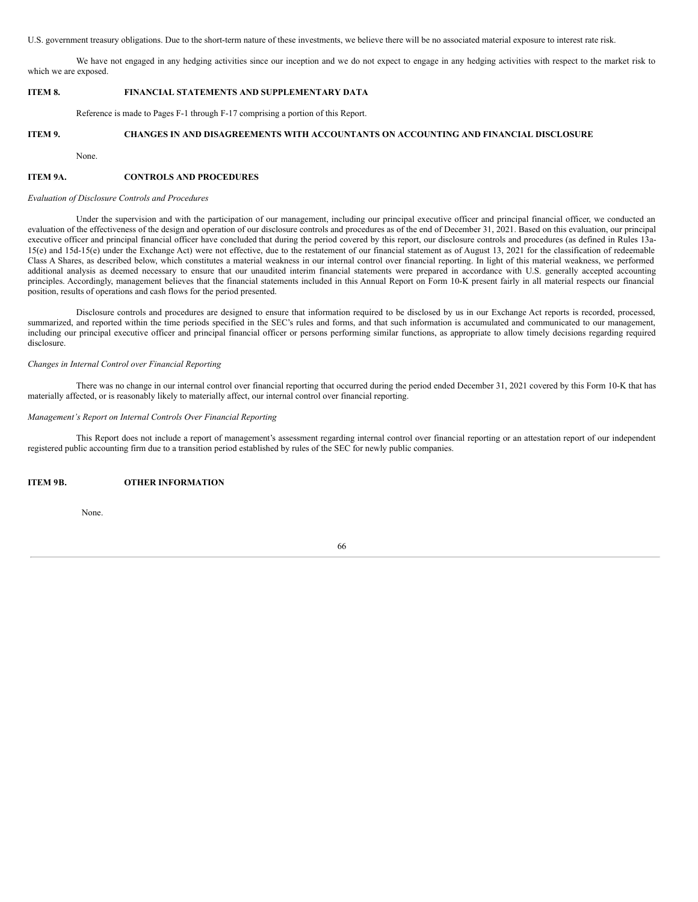U.S. government treasury obligations. Due to the short-term nature of these investments, we believe there will be no associated material exposure to interest rate risk.

We have not engaged in any hedging activities since our inception and we do not expect to engage in any hedging activities with respect to the market risk to which we are exposed.

## ITEM 8. FINANCIAL STATEMENTS AND SUPPLEMENTARY DATA

Reference is made to Pages F-1 through F-17 comprising a portion of this Report.

## ITEM 9. CHANGES IN AND DISAGREEMENTS WITH ACCOUNTANTS ON ACCOUNTING AND FINANCIAL DISCLOSURE

None.

## ITEM 9A. CONTROLS AND PROCEDURES

*Evaluation of Disclosure Controls and Procedures*

Under the supervision and with the participation of our management, including our principal executive officer and principal financial officer, we conducted an evaluation of the effectiveness of the design and operation of our disclosure controls and procedures as of the end of December 31, 2021. Based on this evaluation, our principal executive officer and principal financial officer have concluded that during the period covered by this report, our disclosure controls and procedures (as defined in Rules 13a-15(e) and 15d-15(e) under the Exchange Act) were not effective, due to the restatement of our financial statement as of August 13, 2021 for the classification of redeemable Class A Shares, as described below, which constitutes a material weakness in our internal control over financial reporting. In light of this material weakness, we performed additional analysis as deemed necessary to ensure that our unaudited interim financial statements were prepared in accordance with U.S. generally accepted accounting principles. Accordingly, management believes that the financial statements included in this Annual Report on Form 10-K present fairly in all material respects our financial position, results of operations and cash flows for the period presented.

Disclosure controls and procedures are designed to ensure that information required to be disclosed by us in our Exchange Act reports is recorded, processed, summarized, and reported within the time periods specified in the SEC's rules and forms, and that such information is accumulated and communicated to our management, including our principal executive officer and principal financial officer or persons performing similar functions, as appropriate to allow timely decisions regarding required disclosure.

*Changes in Internal Control over Financial Reporting*

There was no change in our internal control over financial reporting that occurred during the period ended December 31, 2021 covered by this Form 10-K that has materially affected, or is reasonably likely to materially affect, our internal control over financial reporting.

*Management's Report on Internal Controls Over Financial Reporting*

This Report does not include a report of management's assessment regarding internal control over financial reporting or an attestation report of our independent registered public accounting firm due to a transition period established by rules of the SEC for newly public companies.

## ITEM 9B. OTHER INFORMATION

None.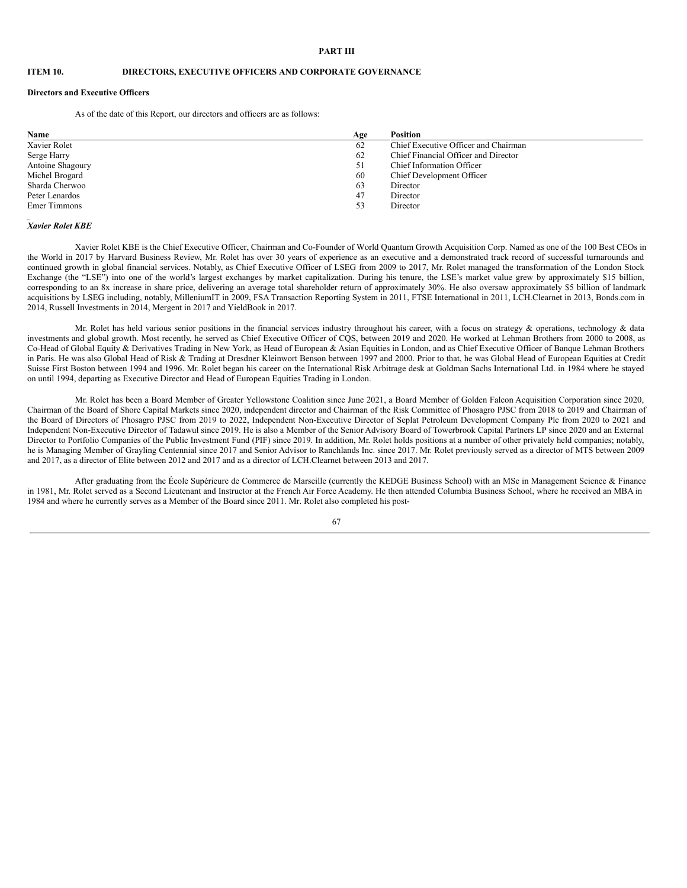# PART III

## ITEM 10. DIRECTORS, EXECUTIVE OFFICERS AND CORPORATE GOVERNANCE

**Directors and Executive Officers**

As of the date of this Report, our directors and officers are as follows:

| Name | Age | Position |
|---|---|---|
| Xavier Rolet | 62 | Chief Executive Officer and Chairman |
| Serge Harry | 62 | Chief Financial Officer and Director |
| Antoine Shagoury | 51 | Chief Information Officer |
| Michel Brogard | 60 | Chief Development Officer |
| Sharda Cherwoo | 63 | Director |
| Peter Lenardos | 47 | Director |
| Emer Timmons | 53 | Director |

***Xavier Rolet KBE***

Xavier Rolet KBE is the Chief Executive Officer, Chairman and Co-Founder of World Quantum Growth Acquisition Corp. Named as one of the 100 Best CEOs in the World in 2017 by Harvard Business Review, Mr. Rolet has over 30 years of experience as an executive and a demonstrated track record of successful turnarounds and continued growth in global financial services. Notably, as Chief Executive Officer of LSEG from 2009 to 2017, Mr. Rolet managed the transformation of the London Stock Exchange (the "LSE") into one of the world's largest exchanges by market capitalization. During his tenure, the LSE's market value grew by approximately $15 billion, corresponding to an 8x increase in share price, delivering an average total shareholder return of approximately 30%. He also oversaw approximately $5 billion of landmark acquisitions by LSEG including, notably, MilleniumIT in 2009, FSA Transaction Reporting System in 2011, FTSE International in 2011, LCH.Clearnet in 2013, Bonds.com in 2014, Russell Investments in 2014, Mergent in 2017 and YieldBook in 2017.

Mr. Rolet has held various senior positions in the financial services industry throughout his career, with a focus on strategy & operations, technology & data investments and global growth. Most recently, he served as Chief Executive Officer of CQS, between 2019 and 2020. He worked at Lehman Brothers from 2000 to 2008, as Co-Head of Global Equity & Derivatives Trading in New York, as Head of European & Asian Equities in London, and as Chief Executive Officer of Banque Lehman Brothers in Paris. He was also Global Head of Risk & Trading at Dresdner Kleinwort Benson between 1997 and 2000. Prior to that, he was Global Head of European Equities at Credit Suisse First Boston between 1994 and 1996. Mr. Rolet began his career on the International Risk Arbitrage desk at Goldman Sachs International Ltd. in 1984 where he stayed on until 1994, departing as Executive Director and Head of European Equities Trading in London.

Mr. Rolet has been a Board Member of Greater Yellowstone Coalition since June 2021, a Board Member of Golden Falcon Acquisition Corporation since 2020, Chairman of the Board of Shore Capital Markets since 2020, independent director and Chairman of the Risk Committee of Phosagro PJSC from 2018 to 2019 and Chairman of the Board of Directors of Phosagro PJSC from 2019 to 2022, Independent Non-Executive Director of Seplat Petroleum Development Company Plc from 2020 to 2021 and Independent Non-Executive Director of Tadawul since 2019. He is also a Member of the Senior Advisory Board of Towerbrook Capital Partners LP since 2020 and an External Director to Portfolio Companies of the Public Investment Fund (PIF) since 2019. In addition, Mr. Rolet holds positions at a number of other privately held companies; notably, he is Managing Member of Grayling Centennial since 2017 and Senior Advisor to Ranchlands Inc. since 2017. Mr. Rolet previously served as a director of MTS between 2009 and 2017, as a director of Elite between 2012 and 2017 and as a director of LCH.Clearnet between 2013 and 2017.

After graduating from the École Supérieure de Commerce de Marseille (currently the KEDGE Business School) with an MSc in Management Science & Finance in 1981, Mr. Rolet served as a Second Lieutenant and Instructor at the French Air Force Academy. He then attended Columbia Business School, where he received an MBA in 1984 and where he currently serves as a Member of the Board since 2011. Mr. Rolet also completed his post-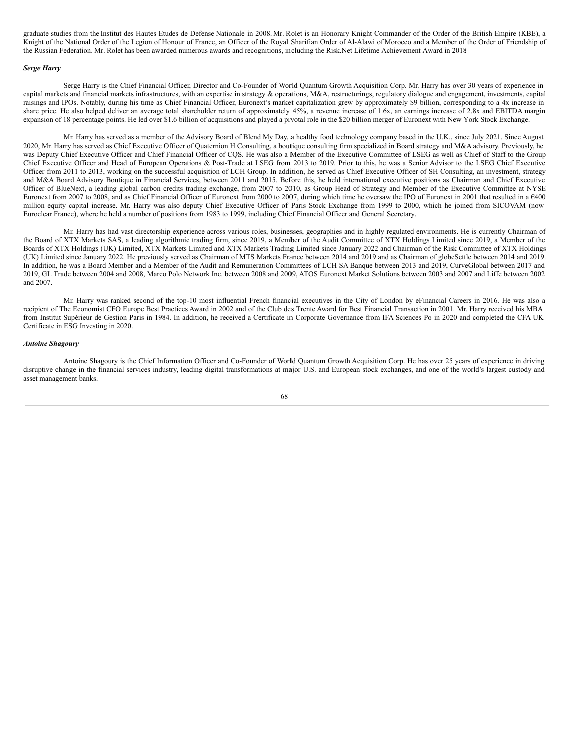graduate studies from the Institut des Hautes Etudes de Defense Nationale in 2008. Mr. Rolet is an Honorary Knight Commander of the Order of the British Empire (KBE), a Knight of the National Order of the Legion of Honour of France, an Officer of the Royal Sharifian Order of Al-Alawi of Morocco and a Member of the Order of Friendship of the Russian Federation. Mr. Rolet has been awarded numerous awards and recognitions, including the Risk.Net Lifetime Achievement Award in 2018

***Serge Harry***

Serge Harry is the Chief Financial Officer, Director and Co-Founder of World Quantum Growth Acquisition Corp. Mr. Harry has over 30 years of experience in capital markets and financial markets infrastructures, with an expertise in strategy & operations, M&A, restructurings, regulatory dialogue and engagement, investments, capital raisings and IPOs. Notably, during his time as Chief Financial Officer, Euronext's market capitalization grew by approximately $9 billion, corresponding to a 4x increase in share price. He also helped deliver an average total shareholder return of approximately 45%, a revenue increase of 1.6x, an earnings increase of 2.8x and EBITDA margin expansion of 18 percentage points. He led over $1.6 billion of acquisitions and played a pivotal role in the $20 billion merger of Euronext with New York Stock Exchange.

Mr. Harry has served as a member of the Advisory Board of Blend My Day, a healthy food technology company based in the U.K., since July 2021. Since August 2020, Mr. Harry has served as Chief Executive Officer of Quaternion H Consulting, a boutique consulting firm specialized in Board strategy and M&A advisory. Previously, he was Deputy Chief Executive Officer and Chief Financial Officer of CQS. He was also a Member of the Executive Committee of LSEG as well as Chief of Staff to the Group Chief Executive Officer and Head of European Operations & Post-Trade at LSEG from 2013 to 2019. Prior to this, he was a Senior Advisor to the LSEG Chief Executive Officer from 2011 to 2013, working on the successful acquisition of LCH Group. In addition, he served as Chief Executive Officer of SH Consulting, an investment, strategy and M&A Board Advisory Boutique in Financial Services, between 2011 and 2015. Before this, he held international executive positions as Chairman and Chief Executive Officer of BlueNext, a leading global carbon credits trading exchange, from 2007 to 2010, as Group Head of Strategy and Member of the Executive Committee at NYSE Euronext from 2007 to 2008, and as Chief Financial Officer of Euronext from 2000 to 2007, during which time he oversaw the IPO of Euronext in 2001 that resulted in a €400 million equity capital increase. Mr. Harry was also deputy Chief Executive Officer of Paris Stock Exchange from 1999 to 2000, which he joined from SICOVAM (now Euroclear France), where he held a number of positions from 1983 to 1999, including Chief Financial Officer and General Secretary.

Mr. Harry has had vast directorship experience across various roles, businesses, geographies and in highly regulated environments. He is currently Chairman of the Board of XTX Markets SAS, a leading algorithmic trading firm, since 2019, a Member of the Audit Committee of XTX Holdings Limited since 2019, a Member of the Boards of XTX Holdings (UK) Limited, XTX Markets Limited and XTX Markets Trading Limited since January 2022 and Chairman of the Risk Committee of XTX Holdings (UK) Limited since January 2022. He previously served as Chairman of MTS Markets France between 2014 and 2019 and as Chairman of globeSettle between 2014 and 2019. In addition, he was a Board Member and a Member of the Audit and Remuneration Committees of LCH SA Banque between 2013 and 2019, CurveGlobal between 2017 and 2019, GL Trade between 2004 and 2008, Marco Polo Network Inc. between 2008 and 2009, ATOS Euronext Market Solutions between 2003 and 2007 and Liffe between 2002 and 2007.

Mr. Harry was ranked second of the top-10 most influential French financial executives in the City of London by eFinancial Careers in 2016. He was also a recipient of The Economist CFO Europe Best Practices Award in 2002 and of the Club des Trente Award for Best Financial Transaction in 2001. Mr. Harry received his MBA from Institut Supérieur de Gestion Paris in 1984. In addition, he received a Certificate in Corporate Governance from IFA Sciences Po in 2020 and completed the CFA UK Certificate in ESG Investing in 2020.

***Antoine Shagoury***

Antoine Shagoury is the Chief Information Officer and Co-Founder of World Quantum Growth Acquisition Corp. He has over 25 years of experience in driving disruptive change in the financial services industry, leading digital transformations at major U.S. and European stock exchanges, and one of the world's largest custody and asset management banks.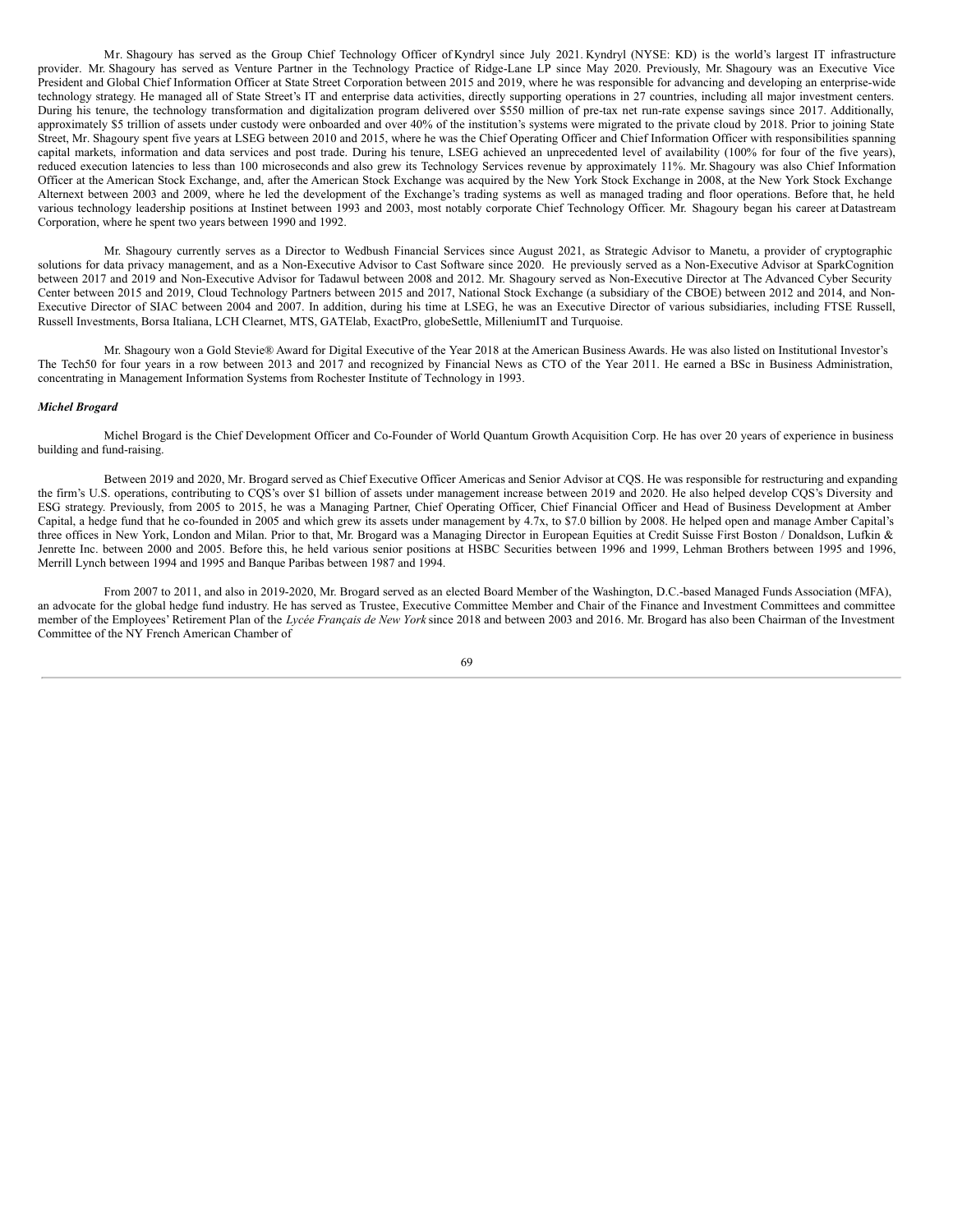Mr. Shagoury has served as the Group Chief Technology Officer of Kyndryl since July 2021. Kyndryl (NYSE: KD) is the world's largest IT infrastructure provider. Mr. Shagoury has served as Venture Partner in the Technology Practice of Ridge-Lane LP since May 2020. Previously, Mr. Shagoury was an Executive Vice President and Global Chief Information Officer at State Street Corporation between 2015 and 2019, where he was responsible for advancing and developing an enterprise-wide technology strategy. He managed all of State Street's IT and enterprise data activities, directly supporting operations in 27 countries, including all major investment centers. During his tenure, the technology transformation and digitalization program delivered over $550 million of pre-tax net run-rate expense savings since 2017. Additionally, approximately $5 trillion of assets under custody were onboarded and over 40% of the institution's systems were migrated to the private cloud by 2018. Prior to joining State Street, Mr. Shagoury spent five years at LSEG between 2010 and 2015, where he was the Chief Operating Officer and Chief Information Officer with responsibilities spanning capital markets, information and data services and post trade. During his tenure, LSEG achieved an unprecedented level of availability (100% for four of the five years), reduced execution latencies to less than 100 microseconds and also grew its Technology Services revenue by approximately 11%. Mr. Shagoury was also Chief Information Officer at the American Stock Exchange, and, after the American Stock Exchange was acquired by the New York Stock Exchange in 2008, at the New York Stock Exchange Alternext between 2003 and 2009, where he led the development of the Exchange's trading systems as well as managed trading and floor operations. Before that, he held various technology leadership positions at Instinet between 1993 and 2003, most notably corporate Chief Technology Officer. Mr. Shagoury began his career at Datastream Corporation, where he spent two years between 1990 and 1992.

Mr. Shagoury currently serves as a Director to Wedbush Financial Services since August 2021, as Strategic Advisor to Manetu, a provider of cryptographic solutions for data privacy management, and as a Non-Executive Advisor to Cast Software since 2020. He previously served as a Non-Executive Advisor at SparkCognition between 2017 and 2019 and Non-Executive Advisor for Tadawul between 2008 and 2012. Mr. Shagoury served as Non-Executive Director at The Advanced Cyber Security Center between 2015 and 2019, Cloud Technology Partners between 2015 and 2017, National Stock Exchange (a subsidiary of the CBOE) between 2012 and 2014, and Non-Executive Director of SIAC between 2004 and 2007. In addition, during his time at LSEG, he was an Executive Director of various subsidiaries, including FTSE Russell, Russell Investments, Borsa Italiana, LCH Clearnet, MTS, GATElab, ExactPro, globeSettle, MilleniumIT and Turquoise.

Mr. Shagoury won a Gold Stevie® Award for Digital Executive of the Year 2018 at the American Business Awards. He was also listed on Institutional Investor's The Tech50 for four years in a row between 2013 and 2017 and recognized by Financial News as CTO of the Year 2011. He earned a BSc in Business Administration, concentrating in Management Information Systems from Rochester Institute of Technology in 1993.

***Michel Brogard***

Michel Brogard is the Chief Development Officer and Co-Founder of World Quantum Growth Acquisition Corp. He has over 20 years of experience in business building and fund-raising.

Between 2019 and 2020, Mr. Brogard served as Chief Executive Officer Americas and Senior Advisor at CQS. He was responsible for restructuring and expanding the firm's U.S. operations, contributing to CQS's over $1 billion of assets under management increase between 2019 and 2020. He also helped develop CQS's Diversity and ESG strategy. Previously, from 2005 to 2015, he was a Managing Partner, Chief Operating Officer, Chief Financial Officer and Head of Business Development at Amber Capital, a hedge fund that he co-founded in 2005 and which grew its assets under management by 4.7x, to $7.0 billion by 2008. He helped open and manage Amber Capital's three offices in New York, London and Milan. Prior to that, Mr. Brogard was a Managing Director in European Equities at Credit Suisse First Boston / Donaldson, Lufkin & Jenrette Inc. between 2000 and 2005. Before this, he held various senior positions at HSBC Securities between 1996 and 1999, Lehman Brothers between 1995 and 1996, Merrill Lynch between 1994 and 1995 and Banque Paribas between 1987 and 1994.

From 2007 to 2011, and also in 2019-2020, Mr. Brogard served as an elected Board Member of the Washington, D.C.-based Managed Funds Association (MFA), an advocate for the global hedge fund industry. He has served as Trustee, Executive Committee Member and Chair of the Finance and Investment Committees and committee member of the Employees' Retirement Plan of the *Lycée Français de New York* since 2018 and between 2003 and 2016. Mr. Brogard has also been Chairman of the Investment Committee of the NY French American Chamber of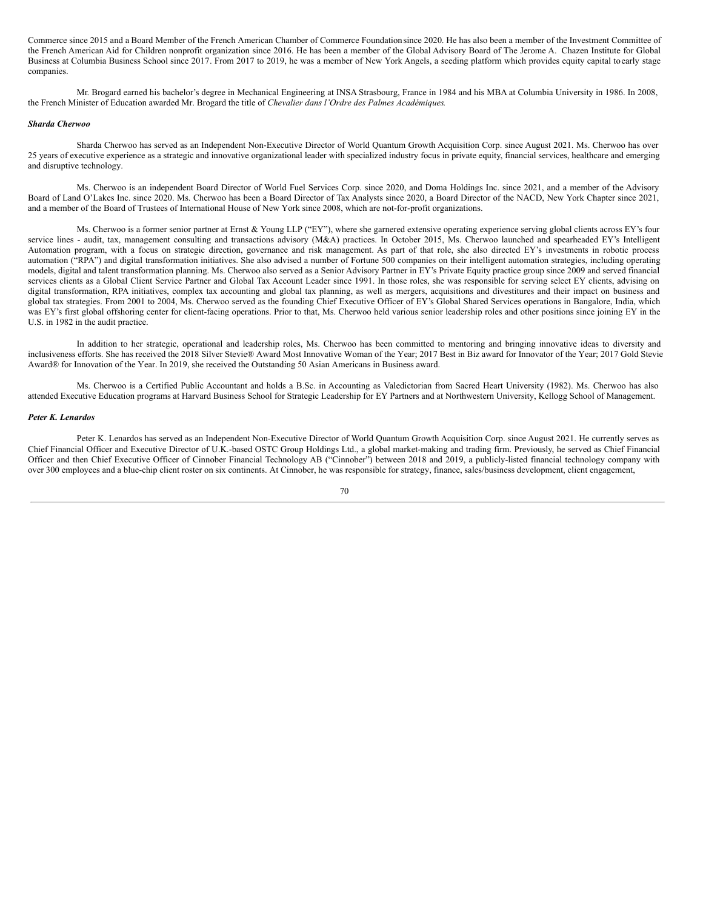Commerce since 2015 and a Board Member of the French American Chamber of Commerce Foundation since 2020. He has also been a member of the Investment Committee of the French American Aid for Children nonprofit organization since 2016. He has been a member of the Global Advisory Board of The Jerome A. Chazen Institute for Global Business at Columbia Business School since 2017. From 2017 to 2019, he was a member of New York Angels, a seeding platform which provides equity capital to early stage companies.

Mr. Brogard earned his bachelor's degree in Mechanical Engineering at INSA Strasbourg, France in 1984 and his MBA at Columbia University in 1986. In 2008, the French Minister of Education awarded Mr. Brogard the title of *Chevalier dans l'Ordre des Palmes Académiques.*

***Sharda Cherwoo***

Sharda Cherwoo has served as an Independent Non-Executive Director of World Quantum Growth Acquisition Corp. since August 2021. Ms. Cherwoo has over 25 years of executive experience as a strategic and innovative organizational leader with specialized industry focus in private equity, financial services, healthcare and emerging and disruptive technology.

Ms. Cherwoo is an independent Board Director of World Fuel Services Corp. since 2020, and Doma Holdings Inc. since 2021, and a member of the Advisory Board of Land O'Lakes Inc. since 2020. Ms. Cherwoo has been a Board Director of Tax Analysts since 2020, a Board Director of the NACD, New York Chapter since 2021, and a member of the Board of Trustees of International House of New York since 2008, which are not-for-profit organizations.

Ms. Cherwoo is a former senior partner at Ernst & Young LLP ("EY"), where she garnered extensive operating experience serving global clients across EY's four service lines - audit, tax, management consulting and transactions advisory (M&A) practices. In October 2015, Ms. Cherwoo launched and spearheaded EY's Intelligent Automation program, with a focus on strategic direction, governance and risk management. As part of that role, she also directed EY's investments in robotic process automation ("RPA") and digital transformation initiatives. She also advised a number of Fortune 500 companies on their intelligent automation strategies, including operating models, digital and talent transformation planning. Ms. Cherwoo also served as a Senior Advisory Partner in EY's Private Equity practice group since 2009 and served financial services clients as a Global Client Service Partner and Global Tax Account Leader since 1991. In those roles, she was responsible for serving select EY clients, advising on digital transformation, RPA initiatives, complex tax accounting and global tax planning, as well as mergers, acquisitions and divestitures and their impact on business and global tax strategies. From 2001 to 2004, Ms. Cherwoo served as the founding Chief Executive Officer of EY's Global Shared Services operations in Bangalore, India, which was EY's first global offshoring center for client-facing operations. Prior to that, Ms. Cherwoo held various senior leadership roles and other positions since joining EY in the U.S. in 1982 in the audit practice.

In addition to her strategic, operational and leadership roles, Ms. Cherwoo has been committed to mentoring and bringing innovative ideas to diversity and inclusiveness efforts. She has received the 2018 Silver Stevie® Award Most Innovative Woman of the Year; 2017 Best in Biz award for Innovator of the Year; 2017 Gold Stevie Award® for Innovation of the Year. In 2019, she received the Outstanding 50 Asian Americans in Business award.

Ms. Cherwoo is a Certified Public Accountant and holds a B.Sc. in Accounting as Valedictorian from Sacred Heart University (1982). Ms. Cherwoo has also attended Executive Education programs at Harvard Business School for Strategic Leadership for EY Partners and at Northwestern University, Kellogg School of Management.

***Peter K. Lenardos***

Peter K. Lenardos has served as an Independent Non-Executive Director of World Quantum Growth Acquisition Corp. since August 2021. He currently serves as Chief Financial Officer and Executive Director of U.K.-based OSTC Group Holdings Ltd., a global market-making and trading firm. Previously, he served as Chief Financial Officer and then Chief Executive Officer of Cinnober Financial Technology AB ("Cinnober") between 2018 and 2019, a publicly-listed financial technology company with over 300 employees and a blue-chip client roster on six continents. At Cinnober, he was responsible for strategy, finance, sales/business development, client engagement,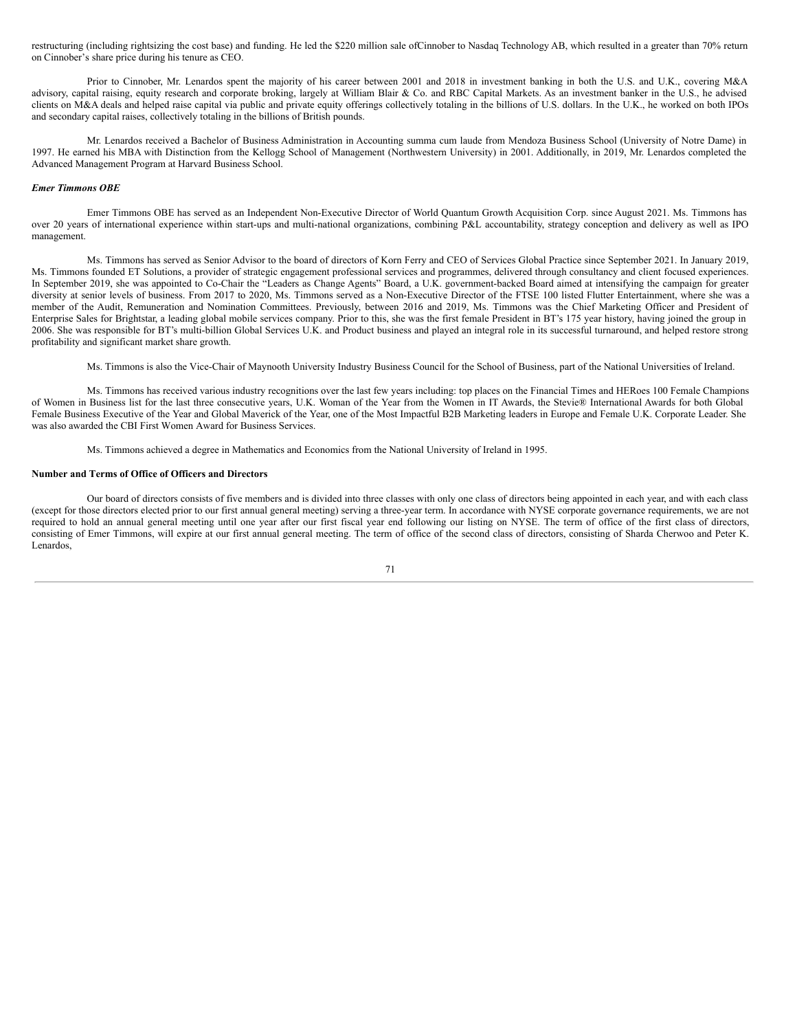restructuring (including rightsizing the cost base) and funding. He led the $220 million sale ofCinnober to Nasdaq Technology AB, which resulted in a greater than 70% return on Cinnober's share price during his tenure as CEO.

Prior to Cinnober, Mr. Lenardos spent the majority of his career between 2001 and 2018 in investment banking in both the U.S. and U.K., covering M&A advisory, capital raising, equity research and corporate broking, largely at William Blair & Co. and RBC Capital Markets. As an investment banker in the U.S., he advised clients on M&A deals and helped raise capital via public and private equity offerings collectively totaling in the billions of U.S. dollars. In the U.K., he worked on both IPOs and secondary capital raises, collectively totaling in the billions of British pounds.

Mr. Lenardos received a Bachelor of Business Administration in Accounting summa cum laude from Mendoza Business School (University of Notre Dame) in 1997. He earned his MBA with Distinction from the Kellogg School of Management (Northwestern University) in 2001. Additionally, in 2019, Mr. Lenardos completed the Advanced Management Program at Harvard Business School.

***Emer Timmons OBE***

Emer Timmons OBE has served as an Independent Non-Executive Director of World Quantum Growth Acquisition Corp. since August 2021. Ms. Timmons has over 20 years of international experience within start-ups and multi-national organizations, combining P&L accountability, strategy conception and delivery as well as IPO management.

Ms. Timmons has served as Senior Advisor to the board of directors of Korn Ferry and CEO of Services Global Practice since September 2021. In January 2019, Ms. Timmons founded ET Solutions, a provider of strategic engagement professional services and programmes, delivered through consultancy and client focused experiences. In September 2019, she was appointed to Co-Chair the "Leaders as Change Agents" Board, a U.K. government-backed Board aimed at intensifying the campaign for greater diversity at senior levels of business. From 2017 to 2020, Ms. Timmons served as a Non-Executive Director of the FTSE 100 listed Flutter Entertainment, where she was a member of the Audit, Remuneration and Nomination Committees. Previously, between 2016 and 2019, Ms. Timmons was the Chief Marketing Officer and President of Enterprise Sales for Brightstar, a leading global mobile services company. Prior to this, she was the first female President in BT's 175 year history, having joined the group in 2006. She was responsible for BT's multi-billion Global Services U.K. and Product business and played an integral role in its successful turnaround, and helped restore strong profitability and significant market share growth.

Ms. Timmons is also the Vice-Chair of Maynooth University Industry Business Council for the School of Business, part of the National Universities of Ireland.

Ms. Timmons has received various industry recognitions over the last few years including: top places on the Financial Times and HERoes 100 Female Champions of Women in Business list for the last three consecutive years, U.K. Woman of the Year from the Women in IT Awards, the Stevie® International Awards for both Global Female Business Executive of the Year and Global Maverick of the Year, one of the Most Impactful B2B Marketing leaders in Europe and Female U.K. Corporate Leader. She was also awarded the CBI First Women Award for Business Services.

Ms. Timmons achieved a degree in Mathematics and Economics from the National University of Ireland in 1995.

**Number and Terms of Office of Officers and Directors**

Our board of directors consists of five members and is divided into three classes with only one class of directors being appointed in each year, and with each class (except for those directors elected prior to our first annual general meeting) serving a three-year term. In accordance with NYSE corporate governance requirements, we are not required to hold an annual general meeting until one year after our first fiscal year end following our listing on NYSE. The term of office of the first class of directors, consisting of Emer Timmons, will expire at our first annual general meeting. The term of office of the second class of directors, consisting of Sharda Cherwoo and Peter K. Lenardos,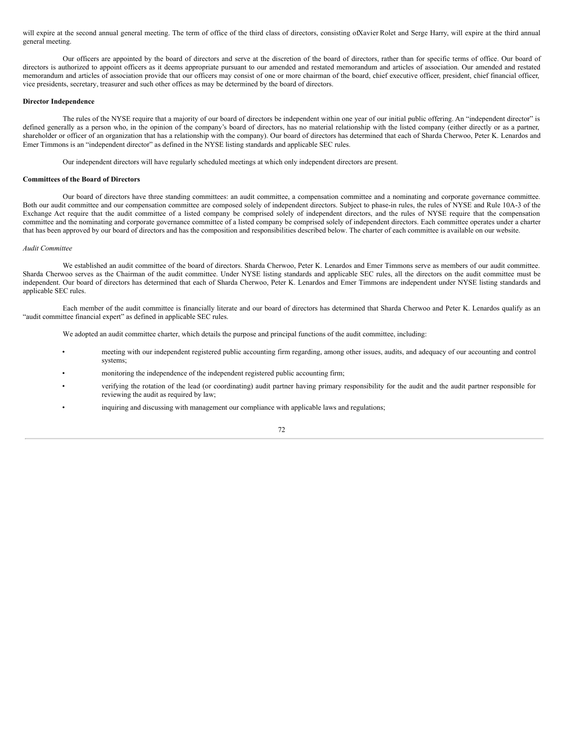will expire at the second annual general meeting. The term of office of the third class of directors, consisting ofXavier Rolet and Serge Harry, will expire at the third annual general meeting.

Our officers are appointed by the board of directors and serve at the discretion of the board of directors, rather than for specific terms of office. Our board of directors is authorized to appoint officers as it deems appropriate pursuant to our amended and restated memorandum and articles of association. Our amended and restated memorandum and articles of association provide that our officers may consist of one or more chairman of the board, chief executive officer, president, chief financial officer, vice presidents, secretary, treasurer and such other offices as may be determined by the board of directors.

**Director Independence**

The rules of the NYSE require that a majority of our board of directors be independent within one year of our initial public offering. An "independent director" is defined generally as a person who, in the opinion of the company's board of directors, has no material relationship with the listed company (either directly or as a partner, shareholder or officer of an organization that has a relationship with the company). Our board of directors has determined that each of Sharda Cherwoo, Peter K. Lenardos and Emer Timmons is an "independent director" as defined in the NYSE listing standards and applicable SEC rules.

Our independent directors will have regularly scheduled meetings at which only independent directors are present.

**Committees of the Board of Directors**

Our board of directors have three standing committees: an audit committee, a compensation committee and a nominating and corporate governance committee. Both our audit committee and our compensation committee are composed solely of independent directors. Subject to phase-in rules, the rules of NYSE and Rule 10A-3 of the Exchange Act require that the audit committee of a listed company be comprised solely of independent directors, and the rules of NYSE require that the compensation committee and the nominating and corporate governance committee of a listed company be comprised solely of independent directors. Each committee operates under a charter that has been approved by our board of directors and has the composition and responsibilities described below. The charter of each committee is available on our website.

*Audit Committee*

We established an audit committee of the board of directors. Sharda Cherwoo, Peter K. Lenardos and Emer Timmons serve as members of our audit committee. Sharda Cherwoo serves as the Chairman of the audit committee. Under NYSE listing standards and applicable SEC rules, all the directors on the audit committee must be independent. Our board of directors has determined that each of Sharda Cherwoo, Peter K. Lenardos and Emer Timmons are independent under NYSE listing standards and applicable SEC rules.

Each member of the audit committee is financially literate and our board of directors has determined that Sharda Cherwoo and Peter K. Lenardos qualify as an "audit committee financial expert" as defined in applicable SEC rules.

We adopted an audit committee charter, which details the purpose and principal functions of the audit committee, including:

- meeting with our independent registered public accounting firm regarding, among other issues, audits, and adequacy of our accounting and control systems;
- monitoring the independence of the independent registered public accounting firm;
- verifying the rotation of the lead (or coordinating) audit partner having primary responsibility for the audit and the audit partner responsible for reviewing the audit as required by law;
- inquiring and discussing with management our compliance with applicable laws and regulations;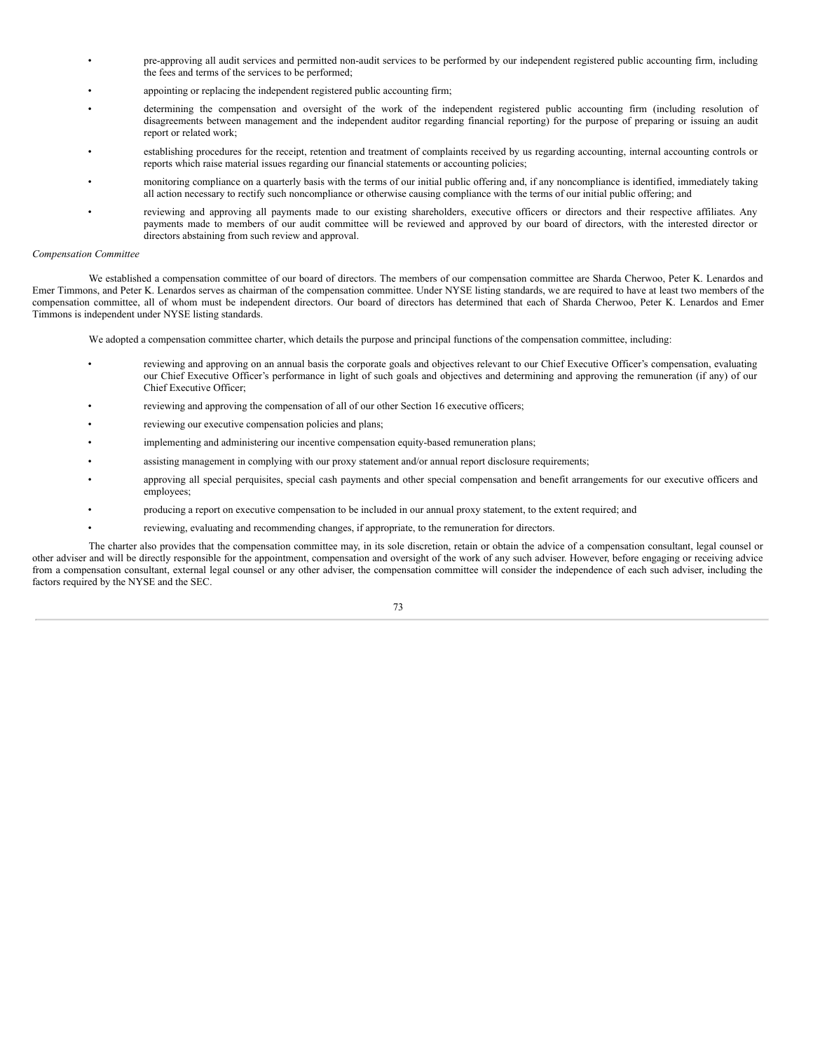- pre-approving all audit services and permitted non-audit services to be performed by our independent registered public accounting firm, including the fees and terms of the services to be performed;
- appointing or replacing the independent registered public accounting firm;
- determining the compensation and oversight of the work of the independent registered public accounting firm (including resolution of disagreements between management and the independent auditor regarding financial reporting) for the purpose of preparing or issuing an audit report or related work;
- establishing procedures for the receipt, retention and treatment of complaints received by us regarding accounting, internal accounting controls or reports which raise material issues regarding our financial statements or accounting policies;
- monitoring compliance on a quarterly basis with the terms of our initial public offering and, if any noncompliance is identified, immediately taking all action necessary to rectify such noncompliance or otherwise causing compliance with the terms of our initial public offering; and
- reviewing and approving all payments made to our existing shareholders, executive officers or directors and their respective affiliates. Any payments made to members of our audit committee will be reviewed and approved by our board of directors, with the interested director or directors abstaining from such review and approval.

*Compensation Committee*

We established a compensation committee of our board of directors. The members of our compensation committee are Sharda Cherwoo, Peter K. Lenardos and Emer Timmons, and Peter K. Lenardos serves as chairman of the compensation committee. Under NYSE listing standards, we are required to have at least two members of the compensation committee, all of whom must be independent directors. Our board of directors has determined that each of Sharda Cherwoo, Peter K. Lenardos and Emer Timmons is independent under NYSE listing standards.

We adopted a compensation committee charter, which details the purpose and principal functions of the compensation committee, including:

- reviewing and approving on an annual basis the corporate goals and objectives relevant to our Chief Executive Officer's compensation, evaluating our Chief Executive Officer's performance in light of such goals and objectives and determining and approving the remuneration (if any) of our Chief Executive Officer;
- reviewing and approving the compensation of all of our other Section 16 executive officers;
- reviewing our executive compensation policies and plans;
- implementing and administering our incentive compensation equity-based remuneration plans;
- assisting management in complying with our proxy statement and/or annual report disclosure requirements;
- approving all special perquisites, special cash payments and other special compensation and benefit arrangements for our executive officers and employees;
- producing a report on executive compensation to be included in our annual proxy statement, to the extent required; and
- reviewing, evaluating and recommending changes, if appropriate, to the remuneration for directors.

The charter also provides that the compensation committee may, in its sole discretion, retain or obtain the advice of a compensation consultant, legal counsel or other adviser and will be directly responsible for the appointment, compensation and oversight of the work of any such adviser. However, before engaging or receiving advice from a compensation consultant, external legal counsel or any other adviser, the compensation committee will consider the independence of each such adviser, including the factors required by the NYSE and the SEC.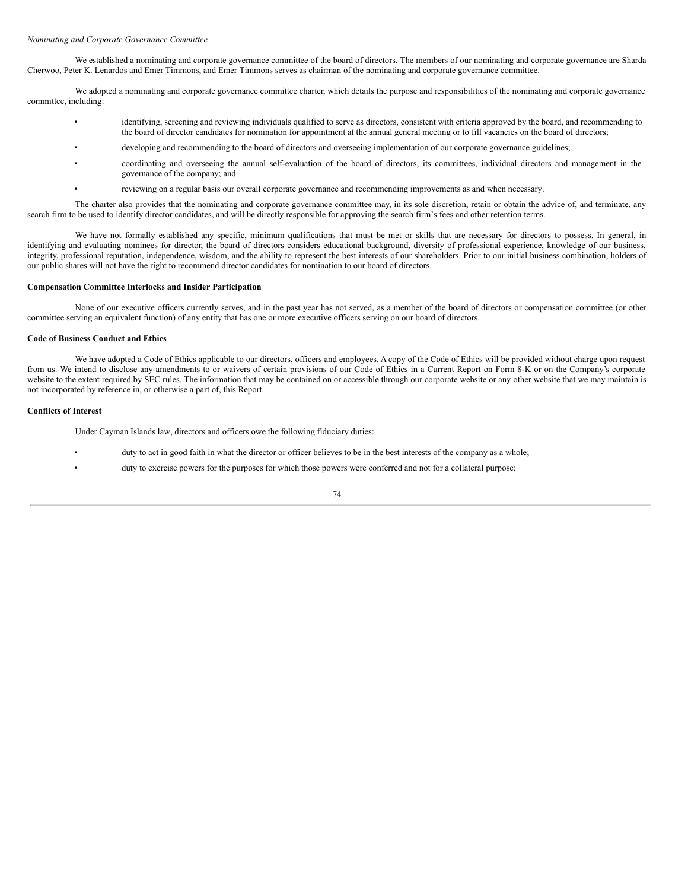*Nominating and Corporate Governance Committee*

We established a nominating and corporate governance committee of the board of directors. The members of our nominating and corporate governance are Sharda Cherwoo, Peter K. Lenardos and Emer Timmons, and Emer Timmons serves as chairman of the nominating and corporate governance committee.

We adopted a nominating and corporate governance committee charter, which details the purpose and responsibilities of the nominating and corporate governance committee, including:

- identifying, screening and reviewing individuals qualified to serve as directors, consistent with criteria approved by the board, and recommending to the board of director candidates for nomination for appointment at the annual general meeting or to fill vacancies on the board of directors;
- developing and recommending to the board of directors and overseeing implementation of our corporate governance guidelines;
- coordinating and overseeing the annual self-evaluation of the board of directors, its committees, individual directors and management in the governance of the company; and
- reviewing on a regular basis our overall corporate governance and recommending improvements as and when necessary.

The charter also provides that the nominating and corporate governance committee may, in its sole discretion, retain or obtain the advice of, and terminate, any search firm to be used to identify director candidates, and will be directly responsible for approving the search firm's fees and other retention terms.

We have not formally established any specific, minimum qualifications that must be met or skills that are necessary for directors to possess. In general, in identifying and evaluating nominees for director, the board of directors considers educational background, diversity of professional experience, knowledge of our business, integrity, professional reputation, independence, wisdom, and the ability to represent the best interests of our shareholders. Prior to our initial business combination, holders of our public shares will not have the right to recommend director candidates for nomination to our board of directors.

**Compensation Committee Interlocks and Insider Participation**

None of our executive officers currently serves, and in the past year has not served, as a member of the board of directors or compensation committee (or other committee serving an equivalent function) of any entity that has one or more executive officers serving on our board of directors.

**Code of Business Conduct and Ethics**

We have adopted a Code of Ethics applicable to our directors, officers and employees. A copy of the Code of Ethics will be provided without charge upon request from us. We intend to disclose any amendments to or waivers of certain provisions of our Code of Ethics in a Current Report on Form 8-K or on the Company's corporate website to the extent required by SEC rules. The information that may be contained on or accessible through our corporate website or any other website that we may maintain is not incorporated by reference in, or otherwise a part of, this Report.

**Conflicts of Interest**

Under Cayman Islands law, directors and officers owe the following fiduciary duties:

- duty to act in good faith in what the director or officer believes to be in the best interests of the company as a whole;
- duty to exercise powers for the purposes for which those powers were conferred and not for a collateral purpose;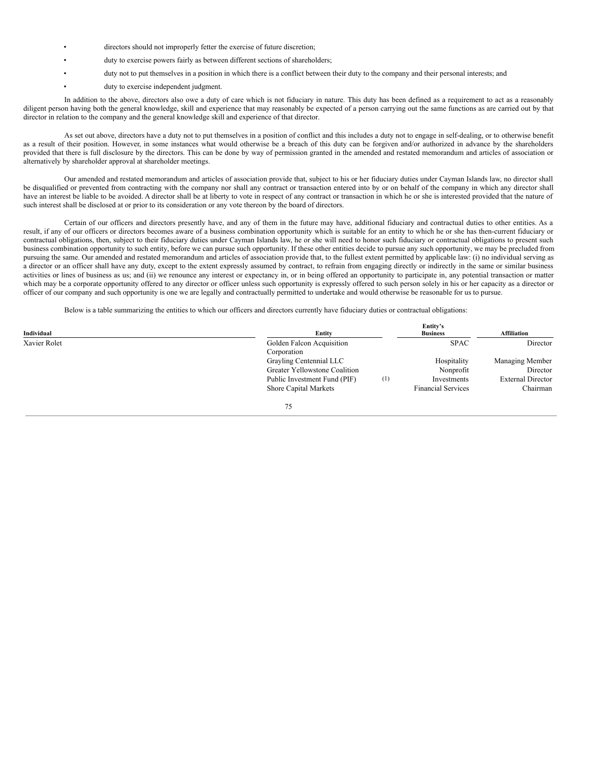- directors should not improperly fetter the exercise of future discretion;
- duty to exercise powers fairly as between different sections of shareholders;
- duty not to put themselves in a position in which there is a conflict between their duty to the company and their personal interests; and
- duty to exercise independent judgment.

In addition to the above, directors also owe a duty of care which is not fiduciary in nature. This duty has been defined as a requirement to act as a reasonably diligent person having both the general knowledge, skill and experience that may reasonably be expected of a person carrying out the same functions as are carried out by that director in relation to the company and the general knowledge skill and experience of that director.

As set out above, directors have a duty not to put themselves in a position of conflict and this includes a duty not to engage in self-dealing, or to otherwise benefit as a result of their position. However, in some instances what would otherwise be a breach of this duty can be forgiven and/or authorized in advance by the shareholders provided that there is full disclosure by the directors. This can be done by way of permission granted in the amended and restated memorandum and articles of association or alternatively by shareholder approval at shareholder meetings.

Our amended and restated memorandum and articles of association provide that, subject to his or her fiduciary duties under Cayman Islands law, no director shall be disqualified or prevented from contracting with the company nor shall any contract or transaction entered into by or on behalf of the company in which any director shall have an interest be liable to be avoided. A director shall be at liberty to vote in respect of any contract or transaction in which he or she is interested provided that the nature of such interest shall be disclosed at or prior to its consideration or any vote thereon by the board of directors.

Certain of our officers and directors presently have, and any of them in the future may have, additional fiduciary and contractual duties to other entities. As a result, if any of our officers or directors becomes aware of a business combination opportunity which is suitable for an entity to which he or she has then-current fiduciary or contractual obligations, then, subject to their fiduciary duties under Cayman Islands law, he or she will need to honor such fiduciary or contractual obligations to present such business combination opportunity to such entity, before we can pursue such opportunity. If these other entities decide to pursue any such opportunity, we may be precluded from pursuing the same. Our amended and restated memorandum and articles of association provide that, to the fullest extent permitted by applicable law: (i) no individual serving as a director or an officer shall have any duty, except to the extent expressly assumed by contract, to refrain from engaging directly or indirectly in the same or similar business activities or lines of business as us; and (ii) we renounce any interest or expectancy in, or in being offered an opportunity to participate in, any potential transaction or matter which may be a corporate opportunity offered to any director or officer unless such opportunity is expressly offered to such person solely in his or her capacity as a director or officer of our company and such opportunity is one we are legally and contractually permitted to undertake and would otherwise be reasonable for us to pursue.

Below is a table summarizing the entities to which our officers and directors currently have fiduciary duties or contractual obligations:

| Individual | Entity | Entity's Business | Affiliation |
|---|---|---|---|
| Xavier Rolet | Golden Falcon Acquisition Corporation | SPAC | Director |
| | Grayling Centennial LLC | Hospitality | Managing Member |
| | Greater Yellowstone Coalition | Nonprofit | Director |
| | Public Investment Fund (PIF) (1) | Investments | External Director |
| | Shore Capital Markets | Financial Services | Chairman |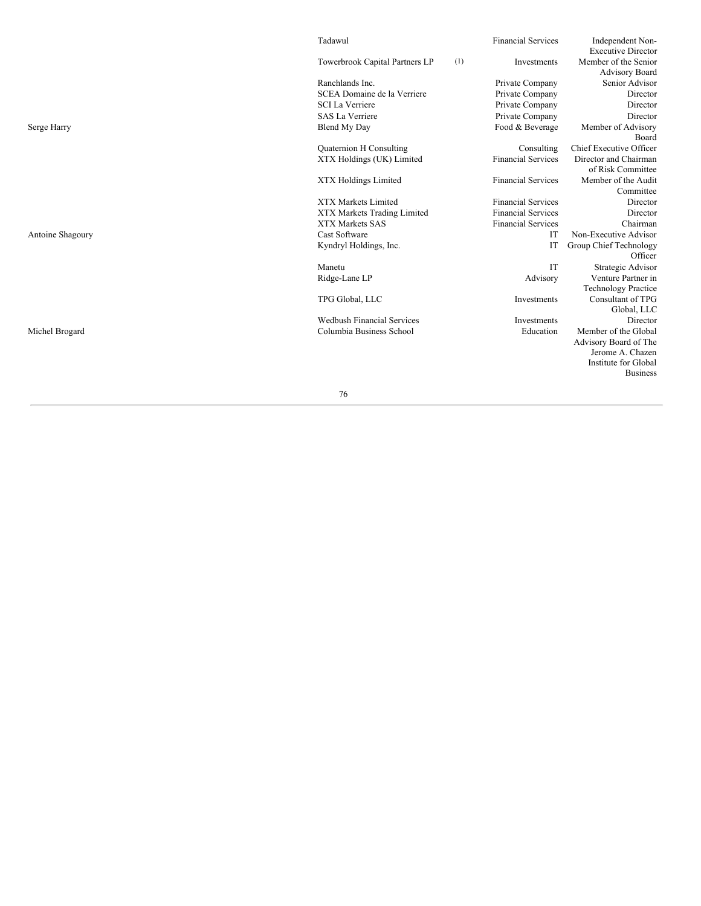| | | | |
|---|---|---|---|
| | Tadawul | Financial Services | Independent Non-Executive Director |
| | Towerbrook Capital Partners LP (1) | Investments | Member of the Senior Advisory Board |
| | Ranchlands Inc. | Private Company | Senior Advisor |
| | SCEA Domaine de la Verriere | Private Company | Director |
| | SCI La Verriere | Private Company | Director |
| | SAS La Verriere | Private Company | Director |
| Serge Harry | Blend My Day | Food & Beverage | Member of Advisory Board |
| | Quaternion H Consulting | Consulting | Chief Executive Officer |
| | XTX Holdings (UK) Limited | Financial Services | Director and Chairman of Risk Committee |
| | XTX Holdings Limited | Financial Services | Member of the Audit Committee |
| | XTX Markets Limited | Financial Services | Director |
| | XTX Markets Trading Limited | Financial Services | Director |
| | XTX Markets SAS | Financial Services | Chairman |
| Antoine Shagoury | Cast Software | IT | Non-Executive Advisor |
| | Kyndryl Holdings, Inc. | IT | Group Chief Technology Officer |
| | Manetu | IT | Strategic Advisor |
| | Ridge-Lane LP | Advisory | Venture Partner in Technology Practice |
| | TPG Global, LLC | Investments | Consultant of TPG Global, LLC |
| | Wedbush Financial Services | Investments | Director |
| Michel Brogard | Columbia Business School | Education | Member of the Global Advisory Board of The Jerome A. Chazen Institute for Global Business |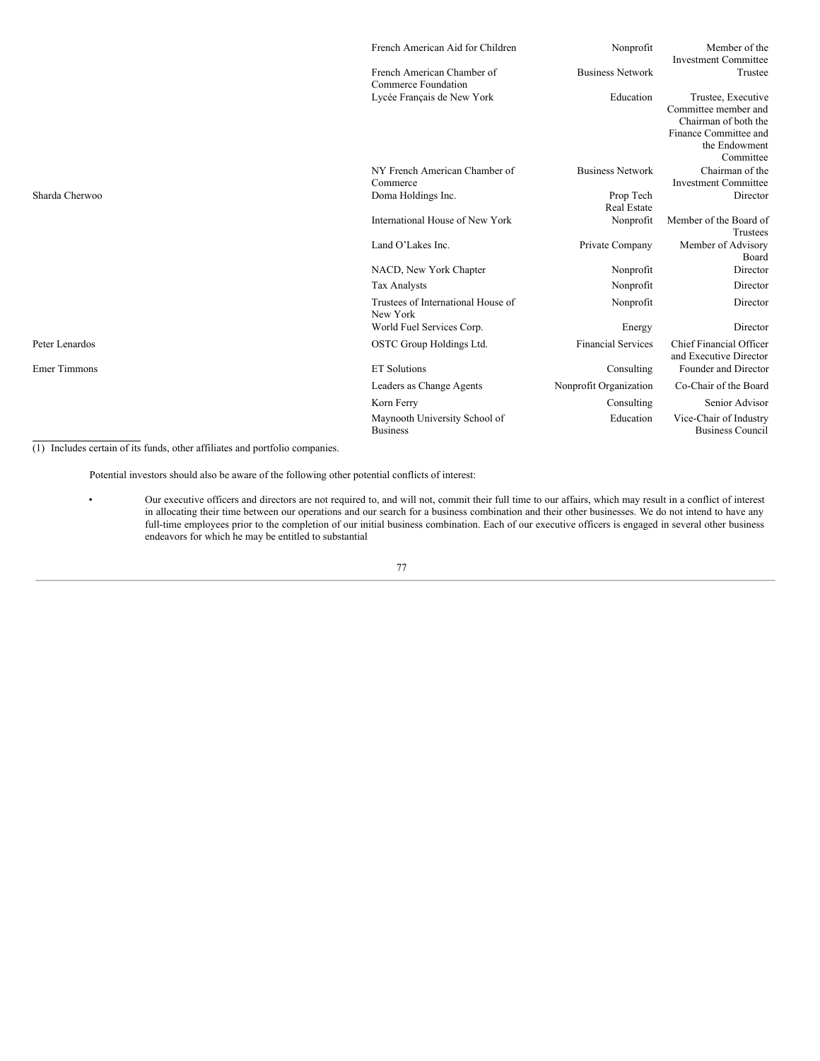| | | | |
|---|---|---|---|
| | French American Aid for Children | Nonprofit | Member of the Investment Committee |
| | French American Chamber of Commerce Foundation | Business Network | Trustee |
| | Lycée Français de New York | Education | Trustee, Executive Committee member and Chairman of both the Finance Committee and the Endowment Committee |
| | NY French American Chamber of Commerce | Business Network | Chairman of the Investment Committee |
| Sharda Cherwoo | Doma Holdings Inc. | Prop Tech Real Estate | Director |
| | International House of New York | Nonprofit | Member of the Board of Trustees |
| | Land O'Lakes Inc. | Private Company | Member of Advisory Board |
| | NACD, New York Chapter | Nonprofit | Director |
| | Tax Analysts | Nonprofit | Director |
| | Trustees of International House of New York | Nonprofit | Director |
| | World Fuel Services Corp. | Energy | Director |
| Peter Lenardos | OSTC Group Holdings Ltd. | Financial Services | Chief Financial Officer and Executive Director |
| Emer Timmons | ET Solutions | Consulting | Founder and Director |
| | Leaders as Change Agents | Nonprofit Organization | Co-Chair of the Board |
| | Korn Ferry | Consulting | Senior Advisor |
| | Maynooth University School of Business | Education | Vice-Chair of Industry Business Council |

(1) Includes certain of its funds, other affiliates and portfolio companies.

Potential investors should also be aware of the following other potential conflicts of interest:

- Our executive officers and directors are not required to, and will not, commit their full time to our affairs, which may result in a conflict of interest in allocating their time between our operations and our search for a business combination and their other businesses. We do not intend to have any full-time employees prior to the completion of our initial business combination. Each of our executive officers is engaged in several other business endeavors for which he may be entitled to substantial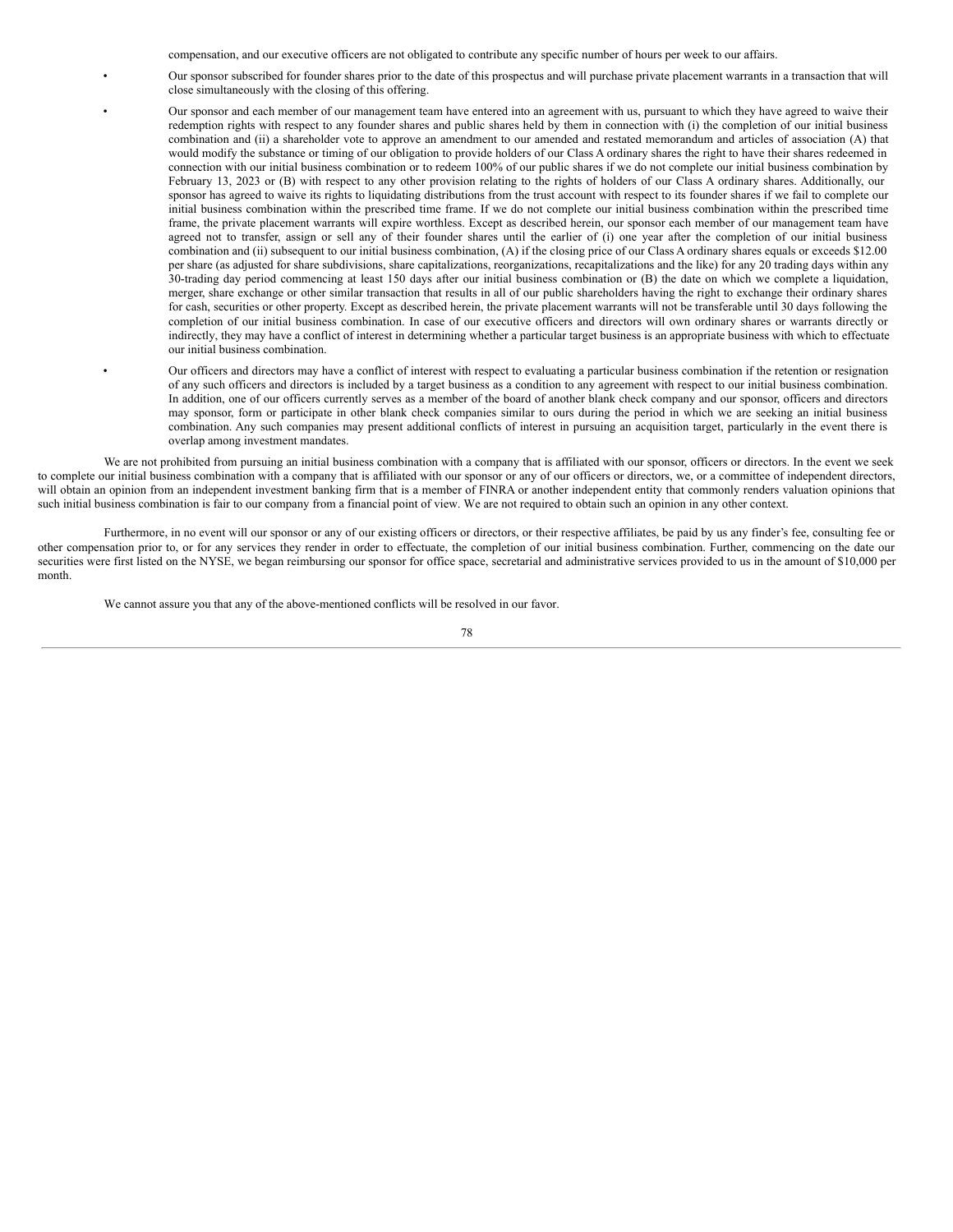compensation, and our executive officers are not obligated to contribute any specific number of hours per week to our affairs.

- Our sponsor subscribed for founder shares prior to the date of this prospectus and will purchase private placement warrants in a transaction that will close simultaneously with the closing of this offering.
- Our sponsor and each member of our management team have entered into an agreement with us, pursuant to which they have agreed to waive their redemption rights with respect to any founder shares and public shares held by them in connection with (i) the completion of our initial business combination and (ii) a shareholder vote to approve an amendment to our amended and restated memorandum and articles of association (A) that would modify the substance or timing of our obligation to provide holders of our Class A ordinary shares the right to have their shares redeemed in connection with our initial business combination or to redeem 100% of our public shares if we do not complete our initial business combination by February 13, 2023 or (B) with respect to any other provision relating to the rights of holders of our Class A ordinary shares. Additionally, our sponsor has agreed to waive its rights to liquidating distributions from the trust account with respect to its founder shares if we fail to complete our initial business combination within the prescribed time frame. If we do not complete our initial business combination within the prescribed time frame, the private placement warrants will expire worthless. Except as described herein, our sponsor each member of our management team have agreed not to transfer, assign or sell any of their founder shares until the earlier of (i) one year after the completion of our initial business combination and (ii) subsequent to our initial business combination, (A) if the closing price of our Class A ordinary shares equals or exceeds $12.00 per share (as adjusted for share subdivisions, share capitalizations, reorganizations, recapitalizations and the like) for any 20 trading days within any 30-trading day period commencing at least 150 days after our initial business combination or (B) the date on which we complete a liquidation, merger, share exchange or other similar transaction that results in all of our public shareholders having the right to exchange their ordinary shares for cash, securities or other property. Except as described herein, the private placement warrants will not be transferable until 30 days following the completion of our initial business combination. In case of our executive officers and directors will own ordinary shares or warrants directly or indirectly, they may have a conflict of interest in determining whether a particular target business is an appropriate business with which to effectuate our initial business combination.
- Our officers and directors may have a conflict of interest with respect to evaluating a particular business combination if the retention or resignation of any such officers and directors is included by a target business as a condition to any agreement with respect to our initial business combination. In addition, one of our officers currently serves as a member of the board of another blank check company and our sponsor, officers and directors may sponsor, form or participate in other blank check companies similar to ours during the period in which we are seeking an initial business combination. Any such companies may present additional conflicts of interest in pursuing an acquisition target, particularly in the event there is overlap among investment mandates.

We are not prohibited from pursuing an initial business combination with a company that is affiliated with our sponsor, officers or directors. In the event we seek to complete our initial business combination with a company that is affiliated with our sponsor or any of our officers or directors, we, or a committee of independent directors, will obtain an opinion from an independent investment banking firm that is a member of FINRA or another independent entity that commonly renders valuation opinions that such initial business combination is fair to our company from a financial point of view. We are not required to obtain such an opinion in any other context.

Furthermore, in no event will our sponsor or any of our existing officers or directors, or their respective affiliates, be paid by us any finder's fee, consulting fee or other compensation prior to, or for any services they render in order to effectuate, the completion of our initial business combination. Further, commencing on the date our securities were first listed on the NYSE, we began reimbursing our sponsor for office space, secretarial and administrative services provided to us in the amount of $10,000 per month.

We cannot assure you that any of the above-mentioned conflicts will be resolved in our favor.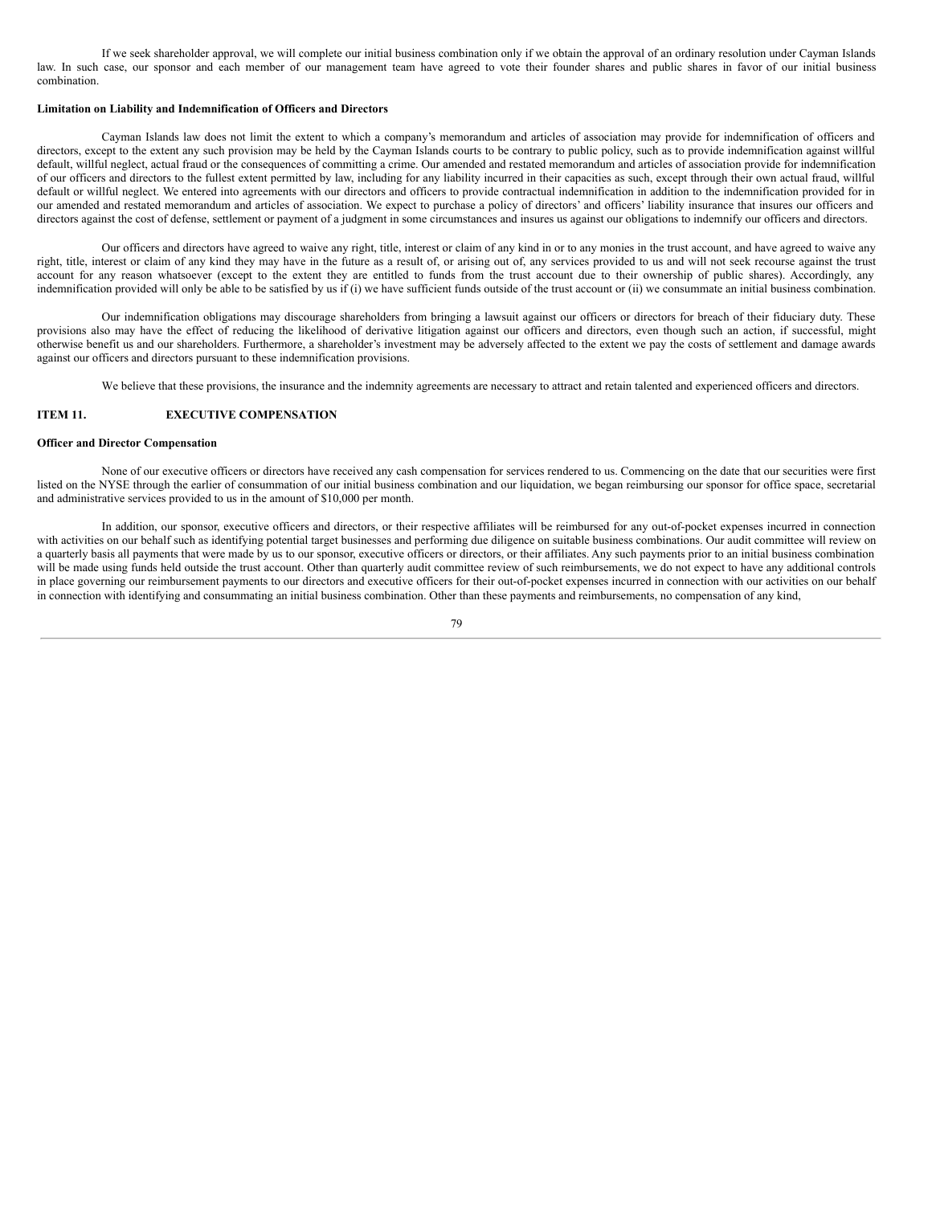If we seek shareholder approval, we will complete our initial business combination only if we obtain the approval of an ordinary resolution under Cayman Islands law. In such case, our sponsor and each member of our management team have agreed to vote their founder shares and public shares in favor of our initial business combination.

**Limitation on Liability and Indemnification of Officers and Directors**

Cayman Islands law does not limit the extent to which a company's memorandum and articles of association may provide for indemnification of officers and directors, except to the extent any such provision may be held by the Cayman Islands courts to be contrary to public policy, such as to provide indemnification against willful default, willful neglect, actual fraud or the consequences of committing a crime. Our amended and restated memorandum and articles of association provide for indemnification of our officers and directors to the fullest extent permitted by law, including for any liability incurred in their capacities as such, except through their own actual fraud, willful default or willful neglect. We entered into agreements with our directors and officers to provide contractual indemnification in addition to the indemnification provided for in our amended and restated memorandum and articles of association. We expect to purchase a policy of directors' and officers' liability insurance that insures our officers and directors against the cost of defense, settlement or payment of a judgment in some circumstances and insures us against our obligations to indemnify our officers and directors.

Our officers and directors have agreed to waive any right, title, interest or claim of any kind in or to any monies in the trust account, and have agreed to waive any right, title, interest or claim of any kind they may have in the future as a result of, or arising out of, any services provided to us and will not seek recourse against the trust account for any reason whatsoever (except to the extent they are entitled to funds from the trust account due to their ownership of public shares). Accordingly, any indemnification provided will only be able to be satisfied by us if (i) we have sufficient funds outside of the trust account or (ii) we consummate an initial business combination.

Our indemnification obligations may discourage shareholders from bringing a lawsuit against our officers or directors for breach of their fiduciary duty. These provisions also may have the effect of reducing the likelihood of derivative litigation against our officers and directors, even though such an action, if successful, might otherwise benefit us and our shareholders. Furthermore, a shareholder's investment may be adversely affected to the extent we pay the costs of settlement and damage awards against our officers and directors pursuant to these indemnification provisions.

We believe that these provisions, the insurance and the indemnity agreements are necessary to attract and retain talented and experienced officers and directors.

## ITEM 11. EXECUTIVE COMPENSATION

**Officer and Director Compensation**

None of our executive officers or directors have received any cash compensation for services rendered to us. Commencing on the date that our securities were first listed on the NYSE through the earlier of consummation of our initial business combination and our liquidation, we began reimbursing our sponsor for office space, secretarial and administrative services provided to us in the amount of $10,000 per month.

In addition, our sponsor, executive officers and directors, or their respective affiliates will be reimbursed for any out-of-pocket expenses incurred in connection with activities on our behalf such as identifying potential target businesses and performing due diligence on suitable business combinations. Our audit committee will review on a quarterly basis all payments that were made by us to our sponsor, executive officers or directors, or their affiliates. Any such payments prior to an initial business combination will be made using funds held outside the trust account. Other than quarterly audit committee review of such reimbursements, we do not expect to have any additional controls in place governing our reimbursement payments to our directors and executive officers for their out-of-pocket expenses incurred in connection with our activities on our behalf in connection with identifying and consummating an initial business combination. Other than these payments and reimbursements, no compensation of any kind,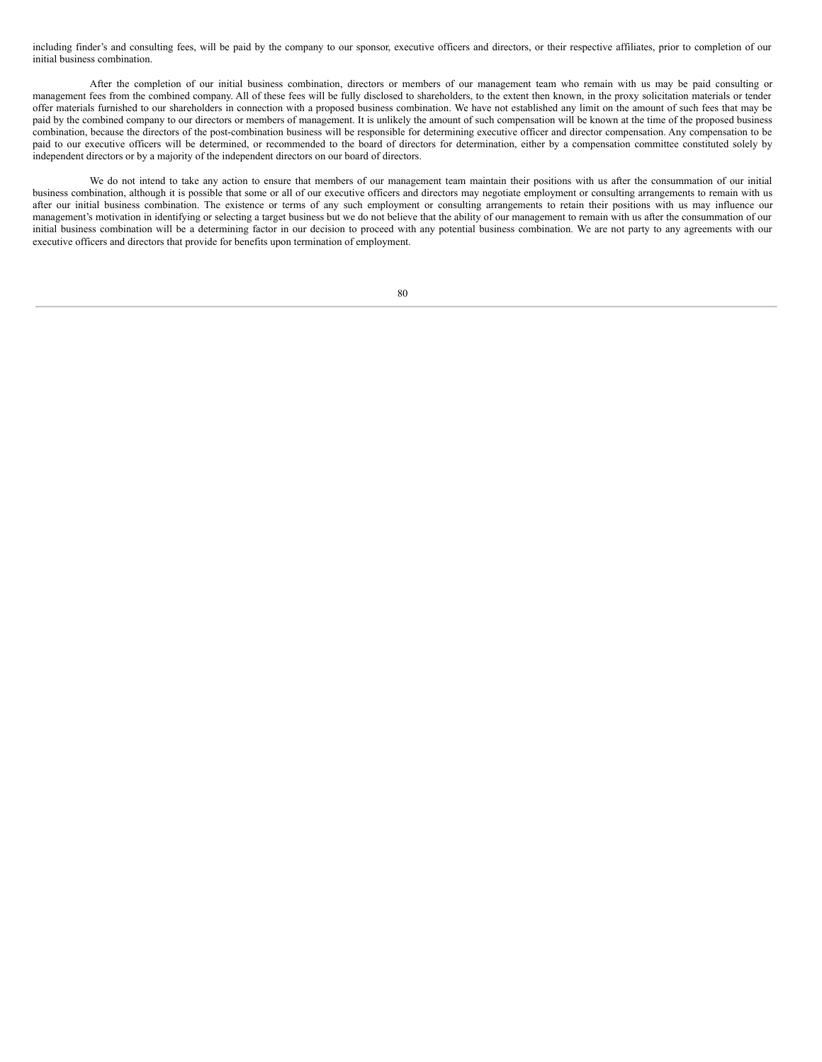including finder's and consulting fees, will be paid by the company to our sponsor, executive officers and directors, or their respective affiliates, prior to completion of our initial business combination.

After the completion of our initial business combination, directors or members of our management team who remain with us may be paid consulting or management fees from the combined company. All of these fees will be fully disclosed to shareholders, to the extent then known, in the proxy solicitation materials or tender offer materials furnished to our shareholders in connection with a proposed business combination. We have not established any limit on the amount of such fees that may be paid by the combined company to our directors or members of management. It is unlikely the amount of such compensation will be known at the time of the proposed business combination, because the directors of the post-combination business will be responsible for determining executive officer and director compensation. Any compensation to be paid to our executive officers will be determined, or recommended to the board of directors for determination, either by a compensation committee constituted solely by independent directors or by a majority of the independent directors on our board of directors.

We do not intend to take any action to ensure that members of our management team maintain their positions with us after the consummation of our initial business combination, although it is possible that some or all of our executive officers and directors may negotiate employment or consulting arrangements to remain with us after our initial business combination. The existence or terms of any such employment or consulting arrangements to retain their positions with us may influence our management's motivation in identifying or selecting a target business but we do not believe that the ability of our management to remain with us after the consummation of our initial business combination will be a determining factor in our decision to proceed with any potential business combination. We are not party to any agreements with our executive officers and directors that provide for benefits upon termination of employment.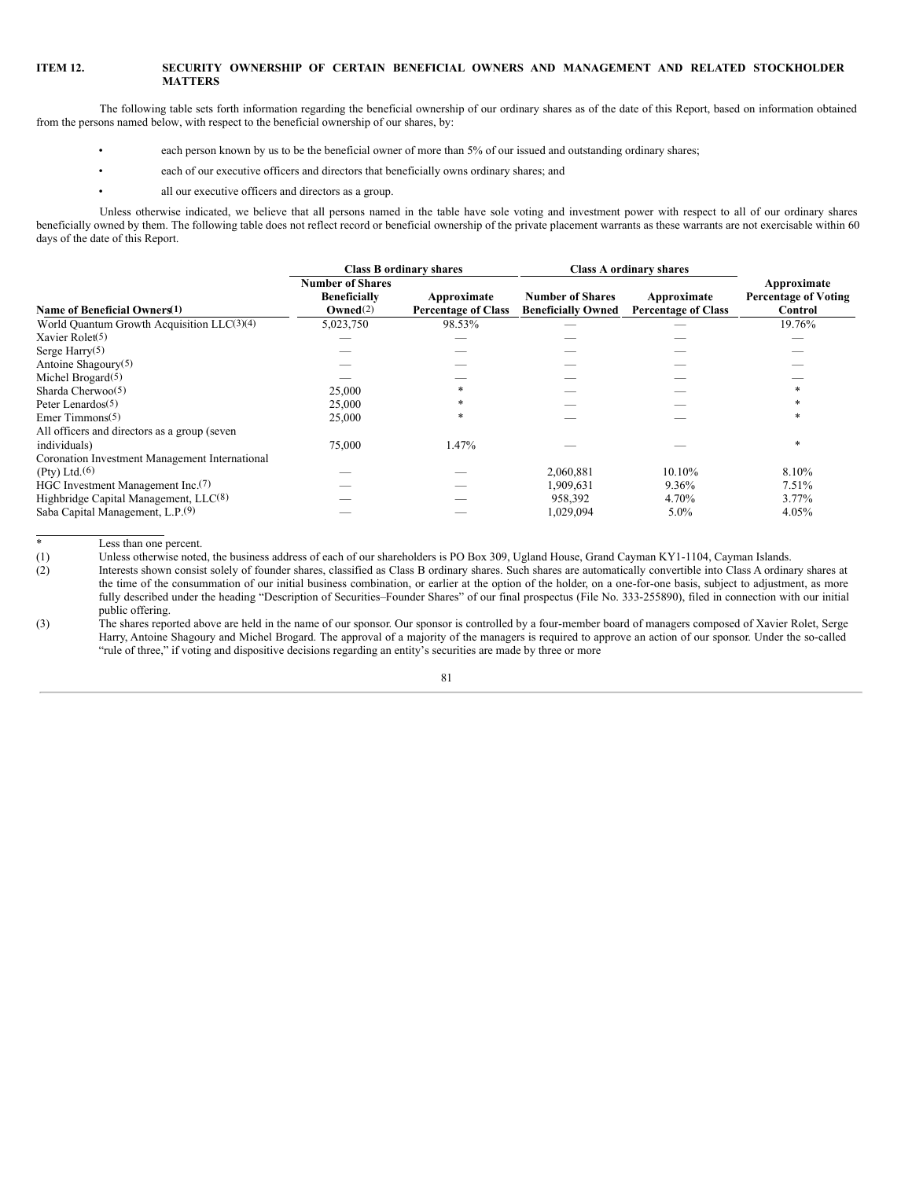**ITEM 12. SECURITY OWNERSHIP OF CERTAIN BENEFICIAL OWNERS AND MANAGEMENT AND RELATED STOCKHOLDER MATTERS**

The following table sets forth information regarding the beneficial ownership of our ordinary shares as of the date of this Report, based on information obtained from the persons named below, with respect to the beneficial ownership of our shares, by:

- each person known by us to be the beneficial owner of more than 5% of our issued and outstanding ordinary shares;
- each of our executive officers and directors that beneficially owns ordinary shares; and
- all our executive officers and directors as a group.

Unless otherwise indicated, we believe that all persons named in the table have sole voting and investment power with respect to all of our ordinary shares beneficially owned by them. The following table does not reflect record or beneficial ownership of the private placement warrants as these warrants are not exercisable within 60 days of the date of this Report.

| | Class B ordinary shares | | Class A ordinary shares | | |
|---|---|---|---|---|---|
| **Name of Beneficial Owners(1)** | **Number of Shares Beneficially Owned(2)** | **Approximate Percentage of Class** | **Number of Shares Beneficially Owned** | **Approximate Percentage of Class** | **Approximate Percentage of Voting Control** |
| World Quantum Growth Acquisition LLC(3)(4) | 5,023,750 | 98.53% | — | — | 19.76% |
| Xavier Rolet(5) | — | — | — | — | — |
| Serge Harry(5) | — | — | — | — | — |
| Antoine Shagoury(5) | — | — | — | — | — |
| Michel Brogard(5) | — | — | — | — | — |
| Sharda Cherwoo(5) | 25,000 | * | — | — | * |
| Peter Lenardos(5) | 25,000 | * | — | — | * |
| Emer Timmons(5) | 25,000 | * | — | — | * |
| All officers and directors as a group (seven individuals) | 75,000 | 1.47% | — | — | * |
| Coronation Investment Management International (Pty) Ltd.(6) | — | — | 2,060,881 | 10.10% | 8.10% |
| HGC Investment Management Inc.(7) | — | — | 1,909,631 | 9.36% | 7.51% |
| Highbridge Capital Management, LLC(8) | — | — | 958,392 | 4.70% | 3.77% |
| Saba Capital Management, L.P.(9) | — | — | 1,029,094 | 5.0% | 4.05% |

\* Less than one percent.

(1) Unless otherwise noted, the business address of each of our shareholders is PO Box 309, Ugland House, Grand Cayman KY1-1104, Cayman Islands.

(2) Interests shown consist solely of founder shares, classified as Class B ordinary shares. Such shares are automatically convertible into Class A ordinary shares at the time of the consummation of our initial business combination, or earlier at the option of the holder, on a one-for-one basis, subject to adjustment, as more fully described under the heading "Description of Securities–Founder Shares" of our final prospectus (File No. 333-255890), filed in connection with our initial public offering.

(3) The shares reported above are held in the name of our sponsor. Our sponsor is controlled by a four-member board of managers composed of Xavier Rolet, Serge Harry, Antoine Shagoury and Michel Brogard. The approval of a majority of the managers is required to approve an action of our sponsor. Under the so-called "rule of three," if voting and dispositive decisions regarding an entity's securities are made by three or more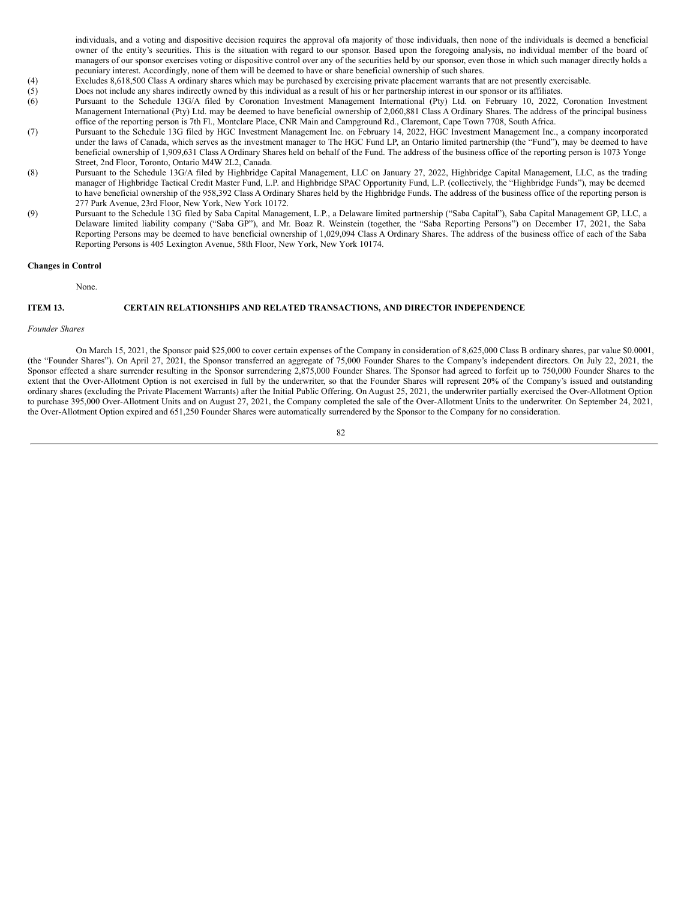individuals, and a voting and dispositive decision requires the approval ofa majority of those individuals, then none of the individuals is deemed a beneficial owner of the entity's securities. This is the situation with regard to our sponsor. Based upon the foregoing analysis, no individual member of the board of managers of our sponsor exercises voting or dispositive control over any of the securities held by our sponsor, even those in which such manager directly holds a pecuniary interest. Accordingly, none of them will be deemed to have or share beneficial ownership of such shares.

(4) Excludes 8,618,500 Class A ordinary shares which may be purchased by exercising private placement warrants that are not presently exercisable.

(5) Does not include any shares indirectly owned by this individual as a result of his or her partnership interest in our sponsor or its affiliates.

(6) Pursuant to the Schedule 13G/A filed by Coronation Investment Management International (Pty) Ltd. on February 10, 2022, Coronation Investment Management International (Pty) Ltd. may be deemed to have beneficial ownership of 2,060,881 Class A Ordinary Shares. The address of the principal business office of the reporting person is 7th Fl., Montclare Place, CNR Main and Campground Rd., Claremont, Cape Town 7708, South Africa.

(7) Pursuant to the Schedule 13G filed by HGC Investment Management Inc. on February 14, 2022, HGC Investment Management Inc., a company incorporated under the laws of Canada, which serves as the investment manager to The HGC Fund LP, an Ontario limited partnership (the "Fund"), may be deemed to have beneficial ownership of 1,909,631 Class A Ordinary Shares held on behalf of the Fund. The address of the business office of the reporting person is 1073 Yonge Street, 2nd Floor, Toronto, Ontario M4W 2L2, Canada.

(8) Pursuant to the Schedule 13G/A filed by Highbridge Capital Management, LLC on January 27, 2022, Highbridge Capital Management, LLC, as the trading manager of Highbridge Tactical Credit Master Fund, L.P. and Highbridge SPAC Opportunity Fund, L.P. (collectively, the "Highbridge Funds"), may be deemed to have beneficial ownership of the 958,392 Class A Ordinary Shares held by the Highbridge Funds. The address of the business office of the reporting person is 277 Park Avenue, 23rd Floor, New York, New York 10172.

(9) Pursuant to the Schedule 13G filed by Saba Capital Management, L.P., a Delaware limited partnership ("Saba Capital"), Saba Capital Management GP, LLC, a Delaware limited liability company ("Saba GP"), and Mr. Boaz R. Weinstein (together, the "Saba Reporting Persons") on December 17, 2021, the Saba Reporting Persons may be deemed to have beneficial ownership of 1,029,094 Class A Ordinary Shares. The address of the business office of each of the Saba Reporting Persons is 405 Lexington Avenue, 58th Floor, New York, New York 10174.

**Changes in Control**

None.

## ITEM 13. CERTAIN RELATIONSHIPS AND RELATED TRANSACTIONS, AND DIRECTOR INDEPENDENCE

*Founder Shares*

On March 15, 2021, the Sponsor paid $25,000 to cover certain expenses of the Company in consideration of 8,625,000 Class B ordinary shares, par value $0.0001, (the "Founder Shares"). On April 27, 2021, the Sponsor transferred an aggregate of 75,000 Founder Shares to the Company's independent directors. On July 22, 2021, the Sponsor effected a share surrender resulting in the Sponsor surrendering 2,875,000 Founder Shares. The Sponsor had agreed to forfeit up to 750,000 Founder Shares to the extent that the Over-Allotment Option is not exercised in full by the underwriter, so that the Founder Shares will represent 20% of the Company's issued and outstanding ordinary shares (excluding the Private Placement Warrants) after the Initial Public Offering. On August 25, 2021, the underwriter partially exercised the Over-Allotment Option to purchase 395,000 Over-Allotment Units and on August 27, 2021, the Company completed the sale of the Over-Allotment Units to the underwriter. On September 24, 2021, the Over-Allotment Option expired and 651,250 Founder Shares were automatically surrendered by the Sponsor to the Company for no consideration.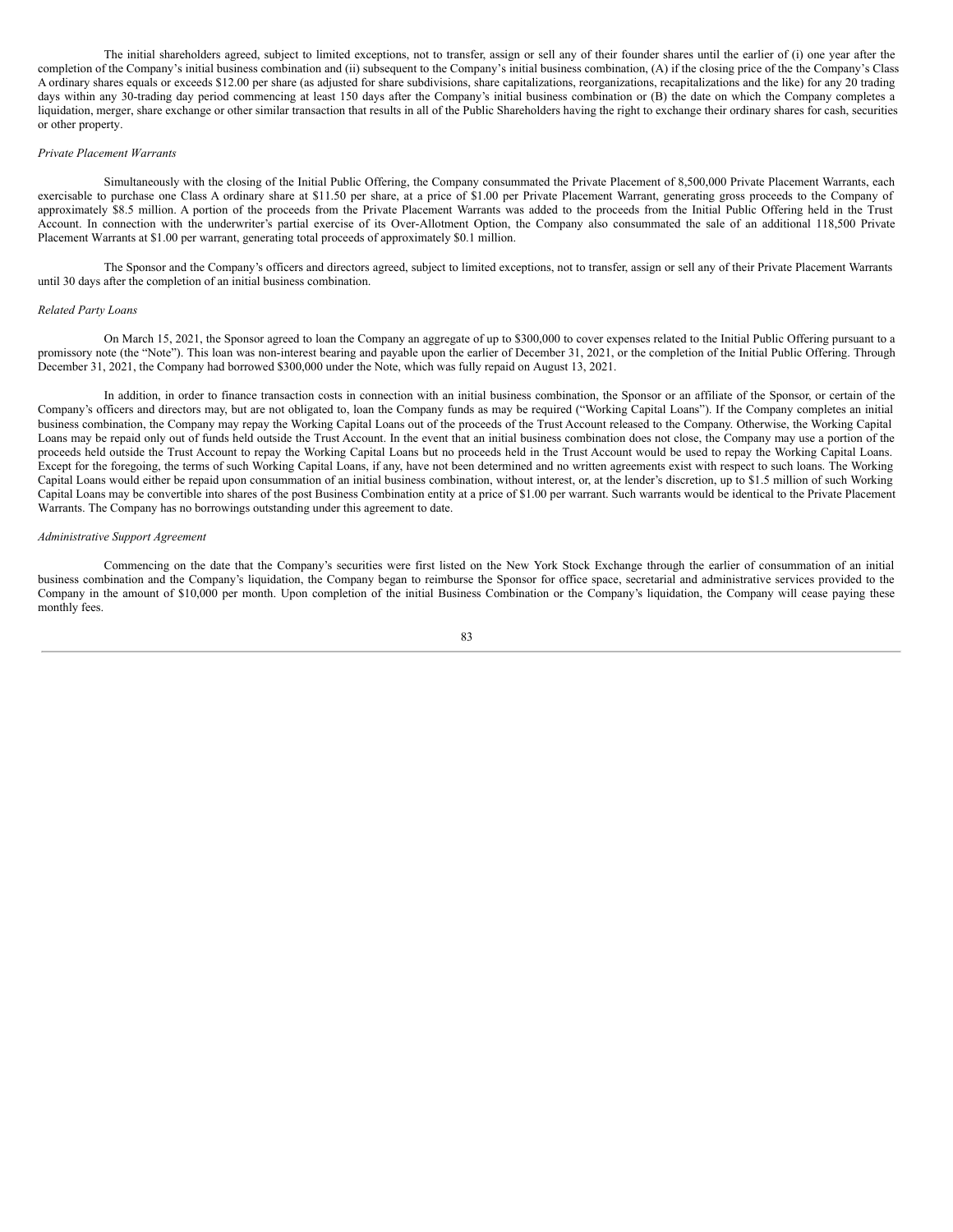The initial shareholders agreed, subject to limited exceptions, not to transfer, assign or sell any of their founder shares until the earlier of (i) one year after the completion of the Company's initial business combination and (ii) subsequent to the Company's initial business combination, (A) if the closing price of the the Company's Class A ordinary shares equals or exceeds $12.00 per share (as adjusted for share subdivisions, share capitalizations, reorganizations, recapitalizations and the like) for any 20 trading days within any 30-trading day period commencing at least 150 days after the Company's initial business combination or (B) the date on which the Company completes a liquidation, merger, share exchange or other similar transaction that results in all of the Public Shareholders having the right to exchange their ordinary shares for cash, securities or other property.

*Private Placement Warrants*

Simultaneously with the closing of the Initial Public Offering, the Company consummated the Private Placement of 8,500,000 Private Placement Warrants, each exercisable to purchase one Class A ordinary share at $11.50 per share, at a price of $1.00 per Private Placement Warrant, generating gross proceeds to the Company of approximately $8.5 million. A portion of the proceeds from the Private Placement Warrants was added to the proceeds from the Initial Public Offering held in the Trust Account. In connection with the underwriter's partial exercise of its Over-Allotment Option, the Company also consummated the sale of an additional 118,500 Private Placement Warrants at $1.00 per warrant, generating total proceeds of approximately $0.1 million.

The Sponsor and the Company's officers and directors agreed, subject to limited exceptions, not to transfer, assign or sell any of their Private Placement Warrants until 30 days after the completion of an initial business combination.

*Related Party Loans*

On March 15, 2021, the Sponsor agreed to loan the Company an aggregate of up to $300,000 to cover expenses related to the Initial Public Offering pursuant to a promissory note (the "Note"). This loan was non-interest bearing and payable upon the earlier of December 31, 2021, or the completion of the Initial Public Offering. Through December 31, 2021, the Company had borrowed $300,000 under the Note, which was fully repaid on August 13, 2021.

In addition, in order to finance transaction costs in connection with an initial business combination, the Sponsor or an affiliate of the Sponsor, or certain of the Company's officers and directors may, but are not obligated to, loan the Company funds as may be required ("Working Capital Loans"). If the Company completes an initial business combination, the Company may repay the Working Capital Loans out of the proceeds of the Trust Account released to the Company. Otherwise, the Working Capital Loans may be repaid only out of funds held outside the Trust Account. In the event that an initial business combination does not close, the Company may use a portion of the proceeds held outside the Trust Account to repay the Working Capital Loans but no proceeds held in the Trust Account would be used to repay the Working Capital Loans. Except for the foregoing, the terms of such Working Capital Loans, if any, have not been determined and no written agreements exist with respect to such loans. The Working Capital Loans would either be repaid upon consummation of an initial business combination, without interest, or, at the lender's discretion, up to $1.5 million of such Working Capital Loans may be convertible into shares of the post Business Combination entity at a price of $1.00 per warrant. Such warrants would be identical to the Private Placement Warrants. The Company has no borrowings outstanding under this agreement to date.

*Administrative Support Agreement*

Commencing on the date that the Company's securities were first listed on the New York Stock Exchange through the earlier of consummation of an initial business combination and the Company's liquidation, the Company began to reimburse the Sponsor for office space, secretarial and administrative services provided to the Company in the amount of $10,000 per month. Upon completion of the initial Business Combination or the Company's liquidation, the Company will cease paying these monthly fees.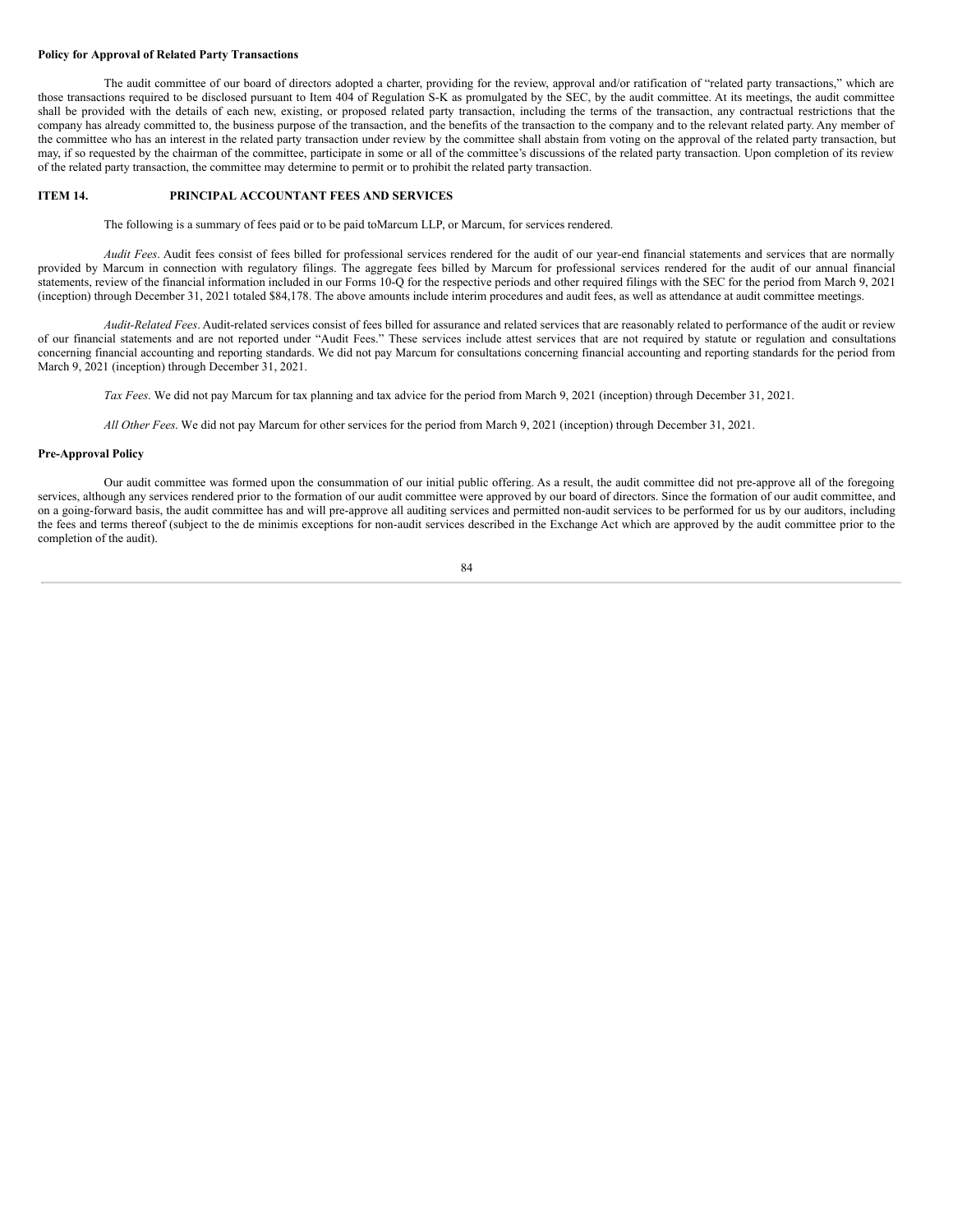**Policy for Approval of Related Party Transactions**

The audit committee of our board of directors adopted a charter, providing for the review, approval and/or ratification of "related party transactions," which are those transactions required to be disclosed pursuant to Item 404 of Regulation S-K as promulgated by the SEC, by the audit committee. At its meetings, the audit committee shall be provided with the details of each new, existing, or proposed related party transaction, including the terms of the transaction, any contractual restrictions that the company has already committed to, the business purpose of the transaction, and the benefits of the transaction to the company and to the relevant related party. Any member of the committee who has an interest in the related party transaction under review by the committee shall abstain from voting on the approval of the related party transaction, but may, if so requested by the chairman of the committee, participate in some or all of the committee's discussions of the related party transaction. Upon completion of its review of the related party transaction, the committee may determine to permit or to prohibit the related party transaction.

## ITEM 14. PRINCIPAL ACCOUNTANT FEES AND SERVICES

The following is a summary of fees paid or to be paid toMarcum LLP, or Marcum, for services rendered.

*Audit Fees*. Audit fees consist of fees billed for professional services rendered for the audit of our year-end financial statements and services that are normally provided by Marcum in connection with regulatory filings. The aggregate fees billed by Marcum for professional services rendered for the audit of our annual financial statements, review of the financial information included in our Forms 10-Q for the respective periods and other required filings with the SEC for the period from March 9, 2021 (inception) through December 31, 2021 totaled $84,178. The above amounts include interim procedures and audit fees, as well as attendance at audit committee meetings.

*Audit-Related Fees*. Audit-related services consist of fees billed for assurance and related services that are reasonably related to performance of the audit or review of our financial statements and are not reported under "Audit Fees." These services include attest services that are not required by statute or regulation and consultations concerning financial accounting and reporting standards. We did not pay Marcum for consultations concerning financial accounting and reporting standards for the period from March 9, 2021 (inception) through December 31, 2021.

*Tax Fees*. We did not pay Marcum for tax planning and tax advice for the period from March 9, 2021 (inception) through December 31, 2021.

*All Other Fees*. We did not pay Marcum for other services for the period from March 9, 2021 (inception) through December 31, 2021.

**Pre-Approval Policy**

Our audit committee was formed upon the consummation of our initial public offering. As a result, the audit committee did not pre-approve all of the foregoing services, although any services rendered prior to the formation of our audit committee were approved by our board of directors. Since the formation of our audit committee, and on a going-forward basis, the audit committee has and will pre-approve all auditing services and permitted non-audit services to be performed for us by our auditors, including the fees and terms thereof (subject to the de minimis exceptions for non-audit services described in the Exchange Act which are approved by the audit committee prior to the completion of the audit).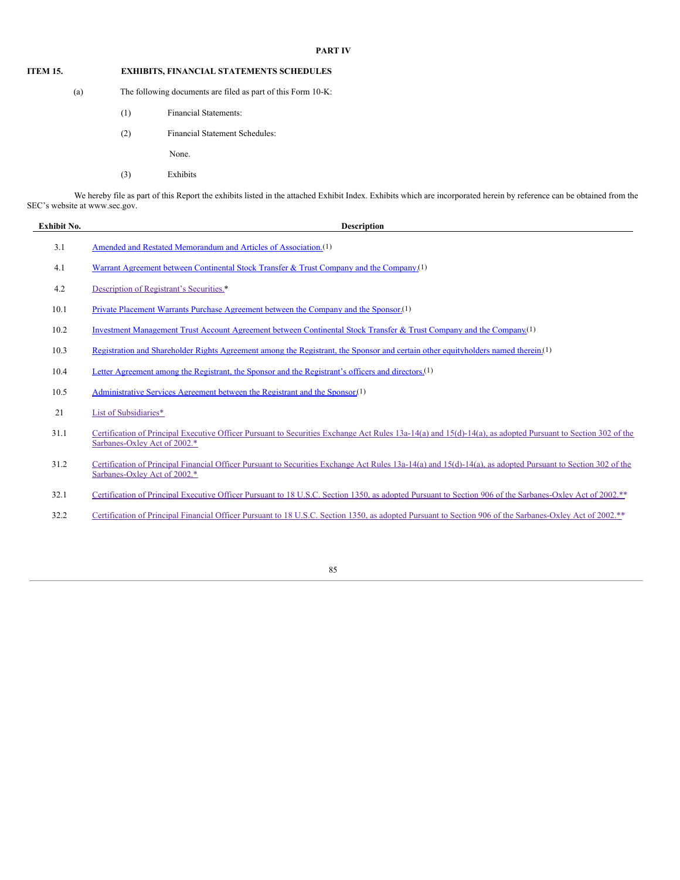## PART IV

### ITEM 15. EXHIBITS, FINANCIAL STATEMENTS SCHEDULES

(a) The following documents are filed as part of this Form 10-K:

(1) Financial Statements:

(2) Financial Statement Schedules:

None.

(3) Exhibits

We hereby file as part of this Report the exhibits listed in the attached Exhibit Index. Exhibits which are incorporated herein by reference can be obtained from the SEC's website at www.sec.gov.

| Exhibit No. | Description |
|---|---|
| 3.1 | Amended and Restated Memorandum and Articles of Association.(1) |
| 4.1 | Warrant Agreement between Continental Stock Transfer & Trust Company and the Company.(1) |
| 4.2 | Description of Registrant's Securities.* |
| 10.1 | Private Placement Warrants Purchase Agreement between the Company and the Sponsor.(1) |
| 10.2 | Investment Management Trust Account Agreement between Continental Stock Transfer & Trust Company and the Company.(1) |
| 10.3 | Registration and Shareholder Rights Agreement among the Registrant, the Sponsor and certain other equityholders named therein.(1) |
| 10.4 | Letter Agreement among the Registrant, the Sponsor and the Registrant's officers and directors.(1) |
| 10.5 | Administrative Services Agreement between the Registrant and the Sponsor(1) |
| 21 | List of Subsidiaries* |
| 31.1 | Certification of Principal Executive Officer Pursuant to Securities Exchange Act Rules 13a-14(a) and 15(d)-14(a), as adopted Pursuant to Section 302 of the Sarbanes-Oxley Act of 2002.* |
| 31.2 | Certification of Principal Financial Officer Pursuant to Securities Exchange Act Rules 13a-14(a) and 15(d)-14(a), as adopted Pursuant to Section 302 of the Sarbanes-Oxley Act of 2002.* |
| 32.1 | Certification of Principal Executive Officer Pursuant to 18 U.S.C. Section 1350, as adopted Pursuant to Section 906 of the Sarbanes-Oxley Act of 2002.** |
| 32.2 | Certification of Principal Financial Officer Pursuant to 18 U.S.C. Section 1350, as adopted Pursuant to Section 906 of the Sarbanes-Oxley Act of 2002.** |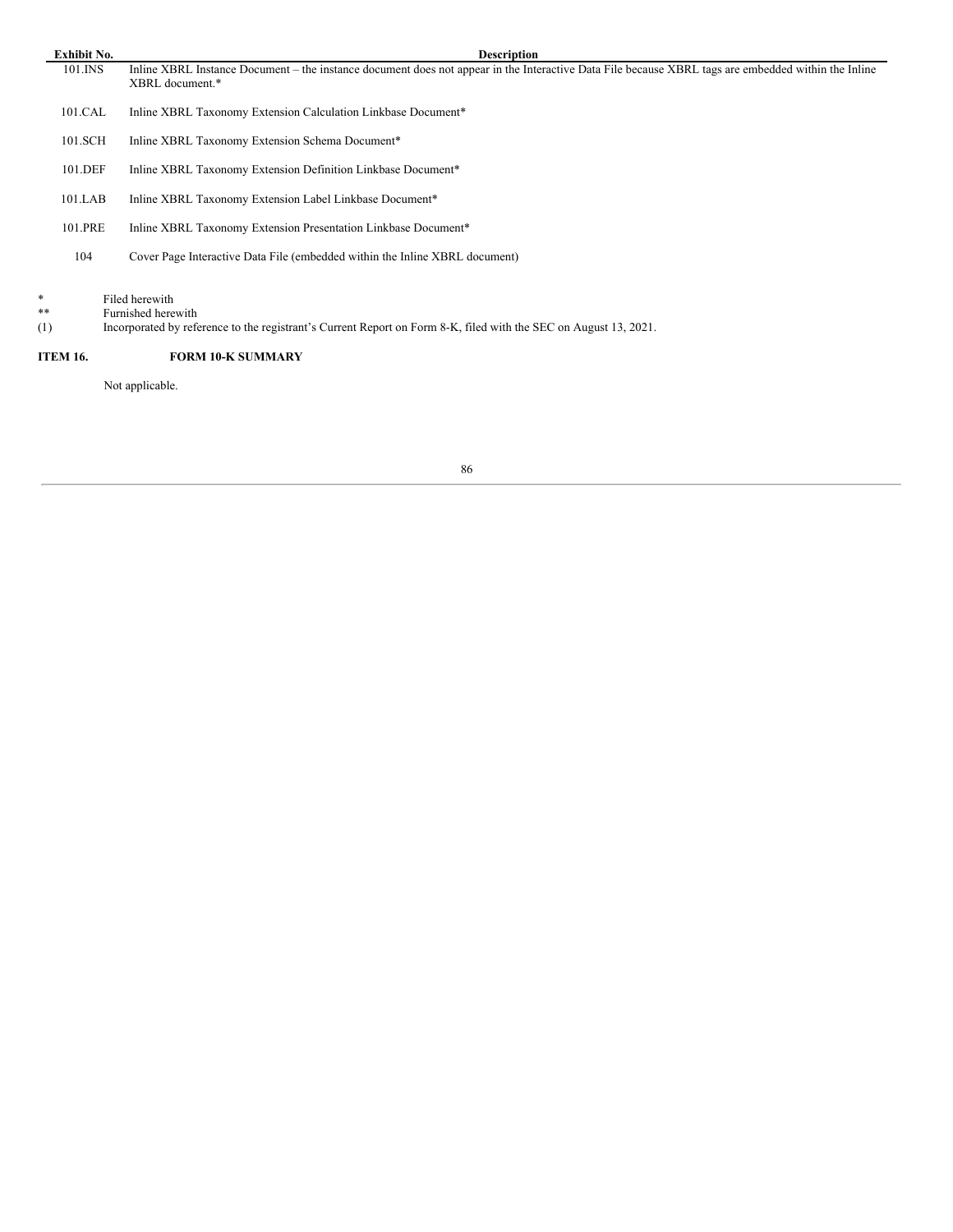| Exhibit No. | Description |
| --- | --- |
| 101.INS | Inline XBRL Instance Document – the instance document does not appear in the Interactive Data File because XBRL tags are embedded within the Inline XBRL document.* |
| 101.CAL | Inline XBRL Taxonomy Extension Calculation Linkbase Document* |
| 101.SCH | Inline XBRL Taxonomy Extension Schema Document* |
| 101.DEF | Inline XBRL Taxonomy Extension Definition Linkbase Document* |
| 101.LAB | Inline XBRL Taxonomy Extension Label Linkbase Document* |
| 101.PRE | Inline XBRL Taxonomy Extension Presentation Linkbase Document* |
| 104 | Cover Page Interactive Data File (embedded within the Inline XBRL document) |

\* Filed herewith

\*\* Furnished herewith

(1) Incorporated by reference to the registrant's Current Report on Form 8-K, filed with the SEC on August 13, 2021.

**ITEM 16. FORM 10-K SUMMARY**

Not applicable.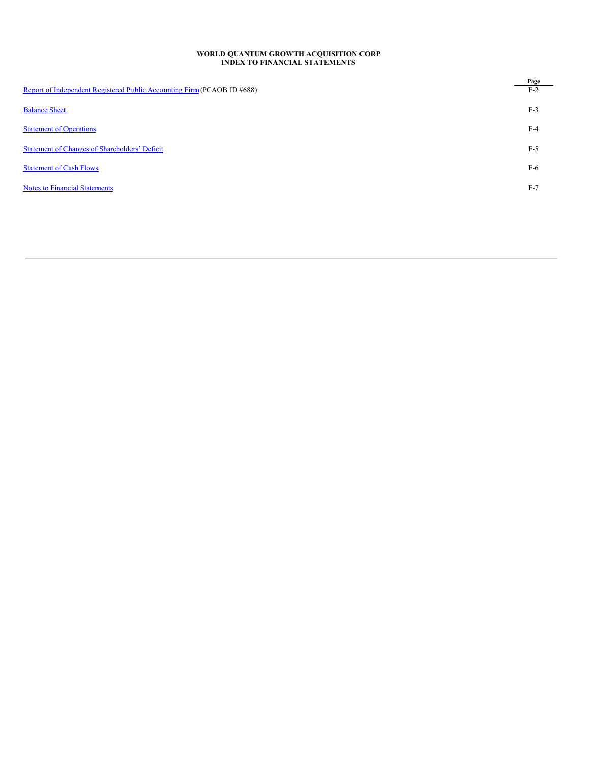**WORLD QUANTUM GROWTH ACQUISITION CORP**
**INDEX TO FINANCIAL STATEMENTS**

| | Page |
|---|---|
| Report of Independent Registered Public Accounting Firm (PCAOB ID #688) | F-2 |
| Balance Sheet | F-3 |
| Statement of Operations | F-4 |
| Statement of Changes of Shareholders' Deficit | F-5 |
| Statement of Cash Flows | F-6 |
| Notes to Financial Statements | F-7 |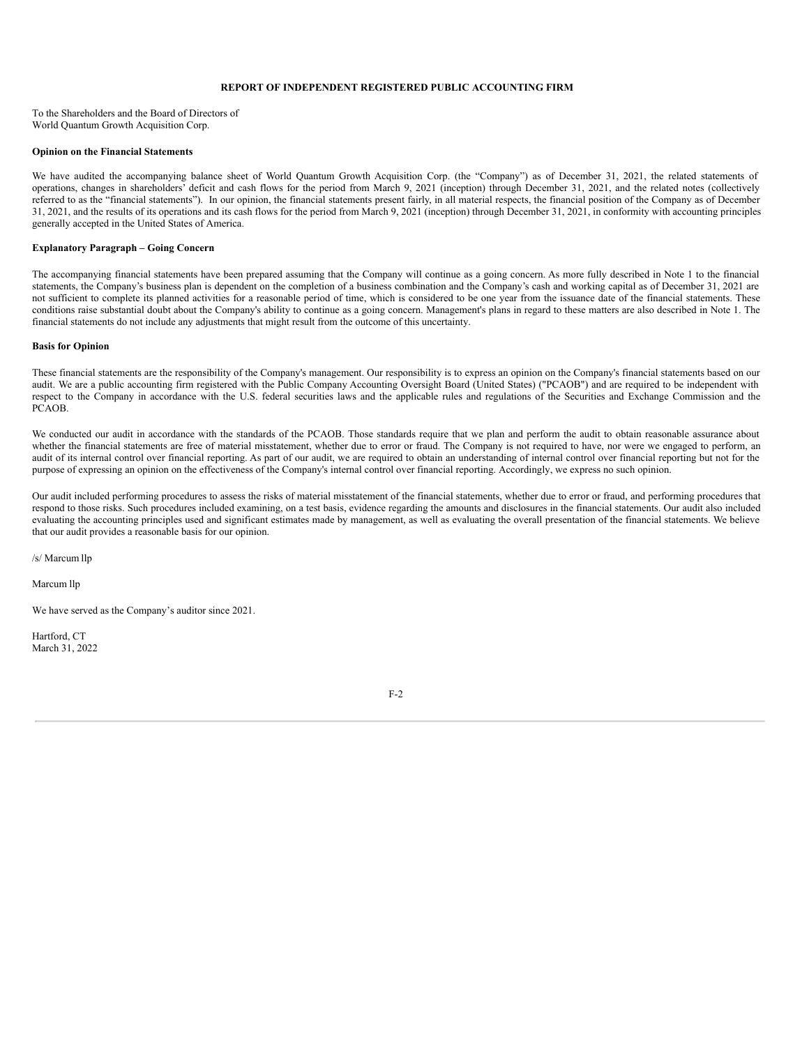# REPORT OF INDEPENDENT REGISTERED PUBLIC ACCOUNTING FIRM

To the Shareholders and the Board of Directors of
World Quantum Growth Acquisition Corp.

**Opinion on the Financial Statements**

We have audited the accompanying balance sheet of World Quantum Growth Acquisition Corp. (the "Company") as of December 31, 2021, the related statements of operations, changes in shareholders' deficit and cash flows for the period from March 9, 2021 (inception) through December 31, 2021, and the related notes (collectively referred to as the "financial statements"). In our opinion, the financial statements present fairly, in all material respects, the financial position of the Company as of December 31, 2021, and the results of its operations and its cash flows for the period from March 9, 2021 (inception) through December 31, 2021, in conformity with accounting principles generally accepted in the United States of America.

**Explanatory Paragraph – Going Concern**

The accompanying financial statements have been prepared assuming that the Company will continue as a going concern. As more fully described in Note 1 to the financial statements, the Company's business plan is dependent on the completion of a business combination and the Company's cash and working capital as of December 31, 2021 are not sufficient to complete its planned activities for a reasonable period of time, which is considered to be one year from the issuance date of the financial statements. These conditions raise substantial doubt about the Company's ability to continue as a going concern. Management's plans in regard to these matters are also described in Note 1. The financial statements do not include any adjustments that might result from the outcome of this uncertainty.

**Basis for Opinion**

These financial statements are the responsibility of the Company's management. Our responsibility is to express an opinion on the Company's financial statements based on our audit. We are a public accounting firm registered with the Public Company Accounting Oversight Board (United States) ("PCAOB") and are required to be independent with respect to the Company in accordance with the U.S. federal securities laws and the applicable rules and regulations of the Securities and Exchange Commission and the PCAOB.

We conducted our audit in accordance with the standards of the PCAOB. Those standards require that we plan and perform the audit to obtain reasonable assurance about whether the financial statements are free of material misstatement, whether due to error or fraud. The Company is not required to have, nor were we engaged to perform, an audit of its internal control over financial reporting. As part of our audit, we are required to obtain an understanding of internal control over financial reporting but not for the purpose of expressing an opinion on the effectiveness of the Company's internal control over financial reporting. Accordingly, we express no such opinion.

Our audit included performing procedures to assess the risks of material misstatement of the financial statements, whether due to error or fraud, and performing procedures that respond to those risks. Such procedures included examining, on a test basis, evidence regarding the amounts and disclosures in the financial statements. Our audit also included evaluating the accounting principles used and significant estimates made by management, as well as evaluating the overall presentation of the financial statements. We believe that our audit provides a reasonable basis for our opinion.

/s/ Marcum llp

Marcum llp

We have served as the Company's auditor since 2021.

Hartford, CT
March 31, 2022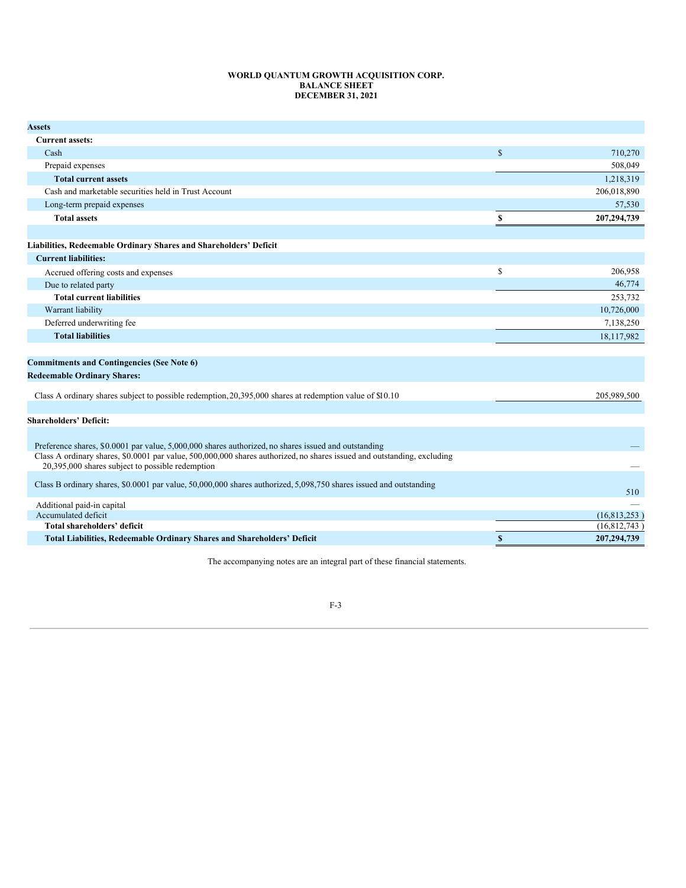**WORLD QUANTUM GROWTH ACQUISITION CORP.**
**BALANCE SHEET**
**DECEMBER 31, 2021**

| | | |
|---|---|---|
| **Assets** | | |
| **Current assets:** | | |
| Cash | $ | 710,270 |
| Prepaid expenses | | 508,049 |
| **Total current assets** | | 1,218,319 |
| Cash and marketable securities held in Trust Account | | 206,018,890 |
| Long-term prepaid expenses | | 57,530 |
| **Total assets** | **$** | **207,294,739** |
| | | |
| **Liabilities, Redeemable Ordinary Shares and Shareholders' Deficit** | | |
| **Current liabilities:** | | |
| Accrued offering costs and expenses | $ | 206,958 |
| Due to related party | | 46,774 |
| **Total current liabilities** | | 253,732 |
| Warrant liability | | 10,726,000 |
| Deferred underwriting fee | | 7,138,250 |
| **Total liabilities** | | 18,117,982 |
| | | |
| **Commitments and Contingencies (See Note 6)** | | |
| **Redeemable Ordinary Shares:** | | |
| Class A ordinary shares subject to possible redemption, 20,395,000 shares at redemption value of $10.10 | | 205,989,500 |
| | | |
| **Shareholders' Deficit:** | | |
| Preference shares, $0.0001 par value, 5,000,000 shares authorized, no shares issued and outstanding | | — |
| Class A ordinary shares, $0.0001 par value, 500,000,000 shares authorized, no shares issued and outstanding, excluding 20,395,000 shares subject to possible redemption | | — |
| Class B ordinary shares, $0.0001 par value, 50,000,000 shares authorized, 5,098,750 shares issued and outstanding | | 510 |
| Additional paid-in capital | | — |
| Accumulated deficit | | (16,813,253 ) |
| **Total shareholders' deficit** | | (16,812,743 ) |
| **Total Liabilities, Redeemable Ordinary Shares and Shareholders' Deficit** | **$** | **207,294,739** |

The accompanying notes are an integral part of these financial statements.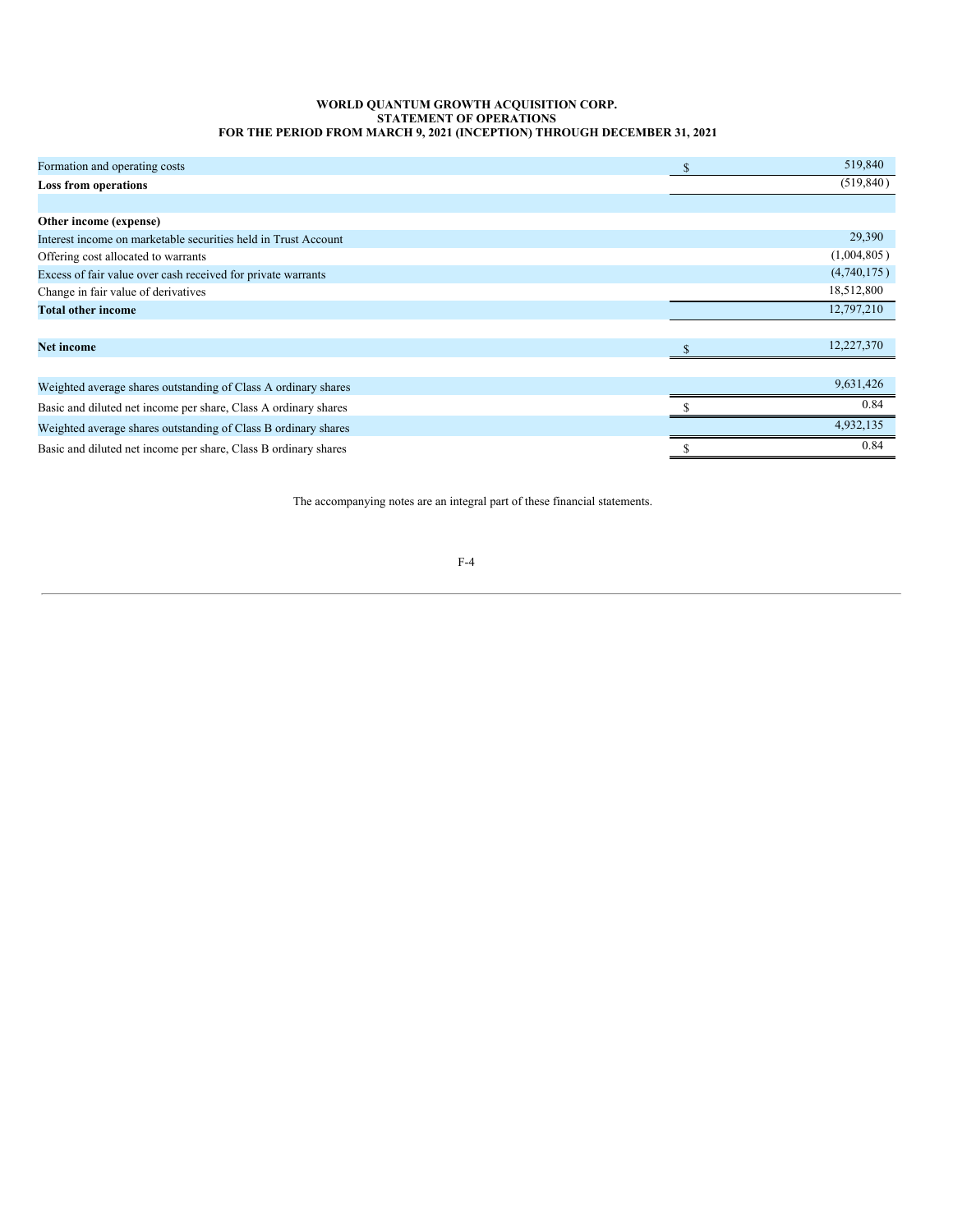**WORLD QUANTUM GROWTH ACQUISITION CORP.**
**STATEMENT OF OPERATIONS**
**FOR THE PERIOD FROM MARCH 9, 2021 (INCEPTION) THROUGH DECEMBER 31, 2021**

| | |
|---|---|
| Formation and operating costs | $ 519,840 |
| **Loss from operations** | (519,840) |
| | |
| **Other income (expense)** | |
| Interest income on marketable securities held in Trust Account | 29,390 |
| Offering cost allocated to warrants | (1,004,805) |
| Excess of fair value over cash received for private warrants | (4,740,175) |
| Change in fair value of derivatives | 18,512,800 |
| **Total other income** | 12,797,210 |
| | |
| **Net income** | $ 12,227,370 |
| | |
| Weighted average shares outstanding of Class A ordinary shares | 9,631,426 |
| Basic and diluted net income per share, Class A ordinary shares | $ 0.84 |
| Weighted average shares outstanding of Class B ordinary shares | 4,932,135 |
| Basic and diluted net income per share, Class B ordinary shares | $ 0.84 |

The accompanying notes are an integral part of these financial statements.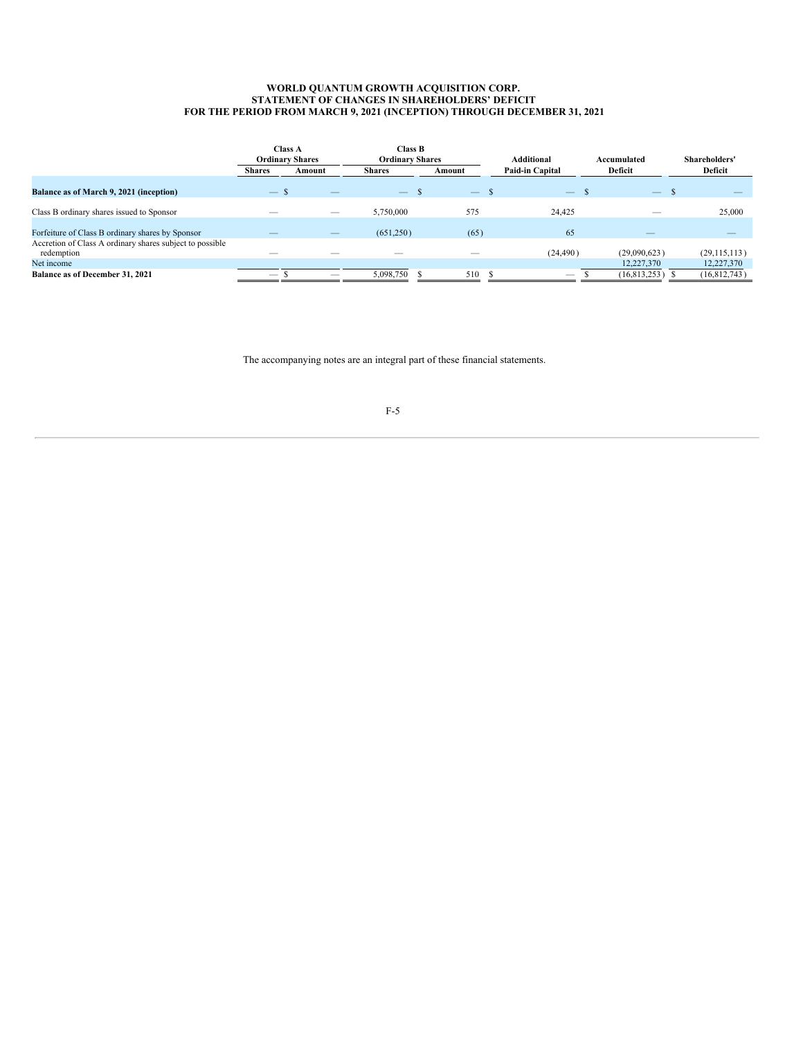**WORLD QUANTUM GROWTH ACQUISITION CORP.**
**STATEMENT OF CHANGES IN SHAREHOLDERS' DEFICIT**
**FOR THE PERIOD FROM MARCH 9, 2021 (INCEPTION) THROUGH DECEMBER 31, 2021**

| | Class A Ordinary Shares | | Class B Ordinary Shares | | Additional Paid-in Capital | Accumulated Deficit | Shareholders' Deficit |
|---|---|---|---|---|---|---|---|
| | Shares | Amount | Shares | Amount | | | |
| **Balance as of March 9, 2021 (inception)** | — | $ — | — | $ — | $ — | $ — | $ — |
| Class B ordinary shares issued to Sponsor | — | — | 5,750,000 | 575 | 24,425 | — | 25,000 |
| Forfeiture of Class B ordinary shares by Sponsor | — | — | (651,250) | (65) | 65 | — | — |
| Accretion of Class A ordinary shares subject to possible redemption | — | — | — | — | (24,490) | (29,090,623) | (29,115,113) |
| Net income | | | | | | 12,227,370 | 12,227,370 |
| **Balance as of December 31, 2021** | — | $ — | 5,098,750 | $ 510 | $ — | $ (16,813,253) | $ (16,812,743) |

The accompanying notes are an integral part of these financial statements.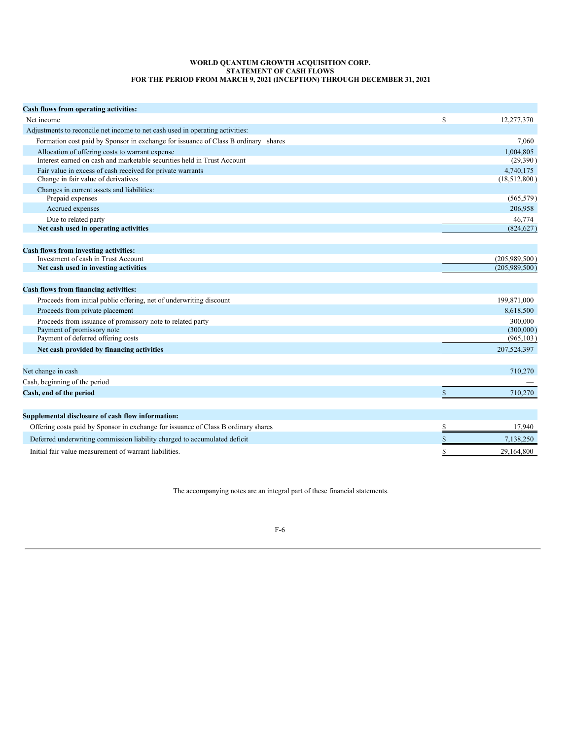**WORLD QUANTUM GROWTH ACQUISITION CORP.**
**STATEMENT OF CASH FLOWS**
**FOR THE PERIOD FROM MARCH 9, 2021 (INCEPTION) THROUGH DECEMBER 31, 2021**

| | | |
|---|---|---|
| **Cash flows from operating activities:** | | |
| Net income | $ | 12,277,370 |
| Adjustments to reconcile net income to net cash used in operating activities: | | |
| Formation cost paid by Sponsor in exchange for issuance of Class B ordinary shares | | 7,060 |
| Allocation of offering costs to warrant expense | | 1,004,805 |
| Interest earned on cash and marketable securities held in Trust Account | | (29,390) |
| Fair value in excess of cash received for private warrants | | 4,740,175 |
| Change in fair value of derivatives | | (18,512,800) |
| Changes in current assets and liabilities: | | |
| Prepaid expenses | | (565,579) |
| Accrued expenses | | 206,958 |
| Due to related party | | 46,774 |
| **Net cash used in operating activities** | | (824,627) |
| | | |
| **Cash flows from investing activities:** | | |
| Investment of cash in Trust Account | | (205,989,500) |
| **Net cash used in investing activities** | | (205,989,500) |
| | | |
| **Cash flows from financing activities:** | | |
| Proceeds from initial public offering, net of underwriting discount | | 199,871,000 |
| Proceeds from private placement | | 8,618,500 |
| Proceeds from issuance of promissory note to related party | | 300,000 |
| Payment of promissory note | | (300,000) |
| Payment of deferred offering costs | | (965,103) |
| **Net cash provided by financing activities** | | 207,524,397 |
| | | |
| Net change in cash | | 710,270 |
| Cash, beginning of the period | | — |
| **Cash, end of the period** | $ | 710,270 |
| | | |
| **Supplemental disclosure of cash flow information:** | | |
| Offering costs paid by Sponsor in exchange for issuance of Class B ordinary shares | $ | 17,940 |
| Deferred underwriting commission liability charged to accumulated deficit | $ | 7,138,250 |
| Initial fair value measurement of warrant liabilities. | $ | 29,164,800 |

The accompanying notes are an integral part of these financial statements.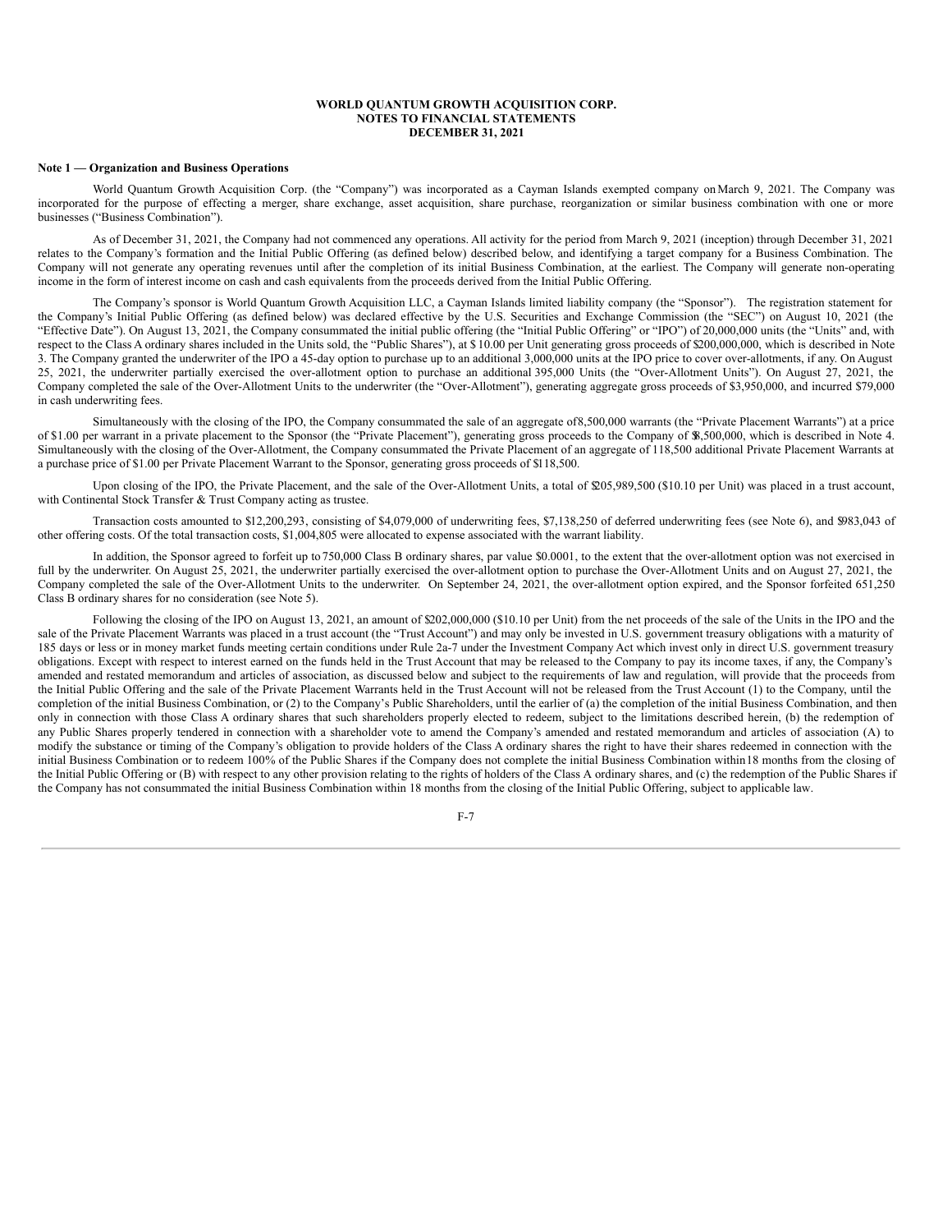**WORLD QUANTUM GROWTH ACQUISITION CORP.**
**NOTES TO FINANCIAL STATEMENTS**
**DECEMBER 31, 2021**

**Note 1 — Organization and Business Operations**

World Quantum Growth Acquisition Corp. (the "Company") was incorporated as a Cayman Islands exempted company on March 9, 2021. The Company was incorporated for the purpose of effecting a merger, share exchange, asset acquisition, share purchase, reorganization or similar business combination with one or more businesses ("Business Combination").

As of December 31, 2021, the Company had not commenced any operations. All activity for the period from March 9, 2021 (inception) through December 31, 2021 relates to the Company's formation and the Initial Public Offering (as defined below) described below, and identifying a target company for a Business Combination. The Company will not generate any operating revenues until after the completion of its initial Business Combination, at the earliest. The Company will generate non-operating income in the form of interest income on cash and cash equivalents from the proceeds derived from the Initial Public Offering.

The Company's sponsor is World Quantum Growth Acquisition LLC, a Cayman Islands limited liability company (the "Sponsor"). The registration statement for the Company's Initial Public Offering (as defined below) was declared effective by the U.S. Securities and Exchange Commission (the "SEC") on August 10, 2021 (the "Effective Date"). On August 13, 2021, the Company consummated the initial public offering (the "Initial Public Offering" or "IPO") of 20,000,000 units (the "Units" and, with respect to the Class A ordinary shares included in the Units sold, the "Public Shares"), at $10.00 per Unit generating gross proceeds of $200,000,000, which is described in Note 3. The Company granted the underwriter of the IPO a 45-day option to purchase up to an additional 3,000,000 units at the IPO price to cover over-allotments, if any. On August 25, 2021, the underwriter partially exercised the over-allotment option to purchase an additional 395,000 Units (the "Over-Allotment Units"). On August 27, 2021, the Company completed the sale of the Over-Allotment Units to the underwriter (the "Over-Allotment"), generating aggregate gross proceeds of $3,950,000, and incurred $79,000 in cash underwriting fees.

Simultaneously with the closing of the IPO, the Company consummated the sale of an aggregate of 8,500,000 warrants (the "Private Placement Warrants") at a price of $1.00 per warrant in a private placement to the Sponsor (the "Private Placement"), generating gross proceeds to the Company of $8,500,000, which is described in Note 4. Simultaneously with the closing of the Over-Allotment, the Company consummated the Private Placement of an aggregate of 118,500 additional Private Placement Warrants at a purchase price of $1.00 per Private Placement Warrant to the Sponsor, generating gross proceeds of $118,500.

Upon closing of the IPO, the Private Placement, and the sale of the Over-Allotment Units, a total of $205,989,500 ($10.10 per Unit) was placed in a trust account, with Continental Stock Transfer & Trust Company acting as trustee.

Transaction costs amounted to $12,200,293, consisting of $4,079,000 of underwriting fees, $7,138,250 of deferred underwriting fees (see Note 6), and $983,043 of other offering costs. Of the total transaction costs, $1,004,805 were allocated to expense associated with the warrant liability.

In addition, the Sponsor agreed to forfeit up to 750,000 Class B ordinary shares, par value $0.0001, to the extent that the over-allotment option was not exercised in full by the underwriter. On August 25, 2021, the underwriter partially exercised the over-allotment option to purchase the Over-Allotment Units and on August 27, 2021, the Company completed the sale of the Over-Allotment Units to the underwriter. On September 24, 2021, the over-allotment option expired, and the Sponsor forfeited 651,250 Class B ordinary shares for no consideration (see Note 5).

Following the closing of the IPO on August 13, 2021, an amount of $202,000,000 ($10.10 per Unit) from the net proceeds of the sale of the Units in the IPO and the sale of the Private Placement Warrants was placed in a trust account (the "Trust Account") and may only be invested in U.S. government treasury obligations with a maturity of 185 days or less or in money market funds meeting certain conditions under Rule 2a-7 under the Investment Company Act which invest only in direct U.S. government treasury obligations. Except with respect to interest earned on the funds held in the Trust Account that may be released to the Company to pay its income taxes, if any, the Company's amended and restated memorandum and articles of association, as discussed below and subject to the requirements of law and regulation, will provide that the proceeds from the Initial Public Offering and the sale of the Private Placement Warrants held in the Trust Account will not be released from the Trust Account (1) to the Company, until the completion of the initial Business Combination, or (2) to the Company's Public Shareholders, until the earlier of (a) the completion of the initial Business Combination, and then only in connection with those Class A ordinary shares that such shareholders properly elected to redeem, subject to the limitations described herein, (b) the redemption of any Public Shares properly tendered in connection with a shareholder vote to amend the Company's amended and restated memorandum and articles of association (A) to modify the substance or timing of the Company's obligation to provide holders of the Class A ordinary shares the right to have their shares redeemed in connection with the initial Business Combination or to redeem 100% of the Public Shares if the Company does not complete the initial Business Combination within 18 months from the closing of the Initial Public Offering or (B) with respect to any other provision relating to the rights of holders of the Class A ordinary shares, and (c) the redemption of the Public Shares if the Company has not consummated the initial Business Combination within 18 months from the closing of the Initial Public Offering, subject to applicable law.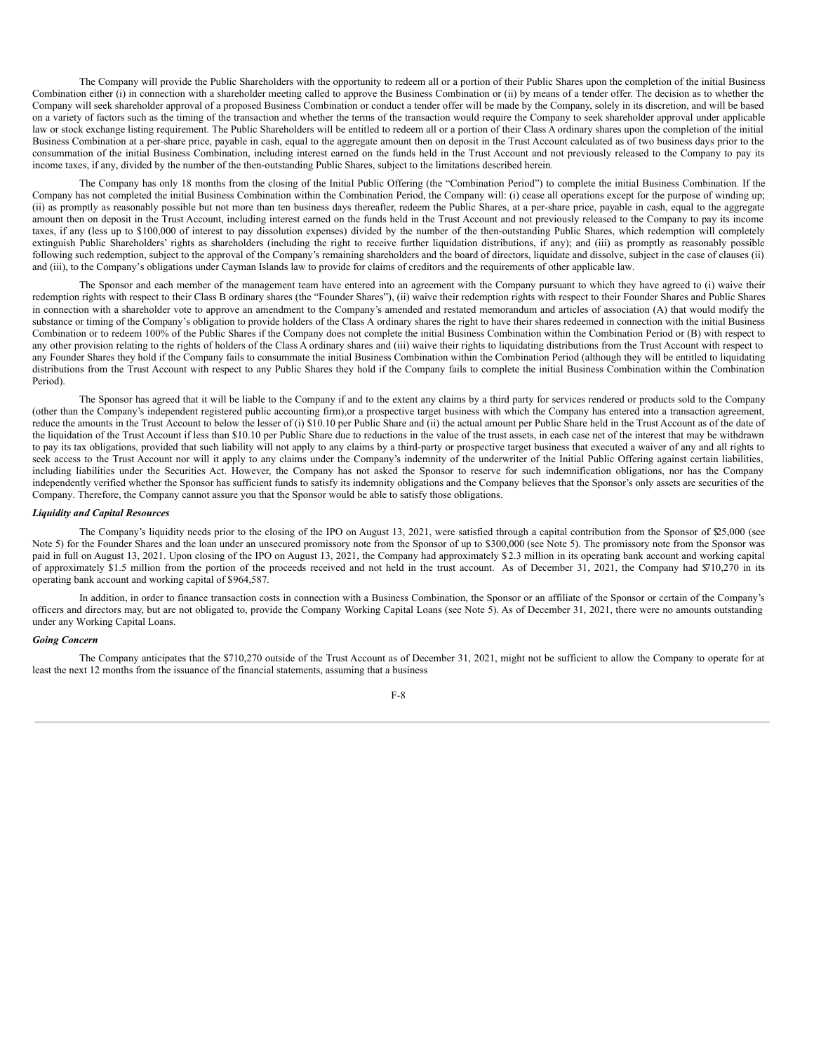The Company will provide the Public Shareholders with the opportunity to redeem all or a portion of their Public Shares upon the completion of the initial Business Combination either (i) in connection with a shareholder meeting called to approve the Business Combination or (ii) by means of a tender offer. The decision as to whether the Company will seek shareholder approval of a proposed Business Combination or conduct a tender offer will be made by the Company, solely in its discretion, and will be based on a variety of factors such as the timing of the transaction and whether the terms of the transaction would require the Company to seek shareholder approval under applicable law or stock exchange listing requirement. The Public Shareholders will be entitled to redeem all or a portion of their Class A ordinary shares upon the completion of the initial Business Combination at a per-share price, payable in cash, equal to the aggregate amount then on deposit in the Trust Account calculated as of two business days prior to the consummation of the initial Business Combination, including interest earned on the funds held in the Trust Account and not previously released to the Company to pay its income taxes, if any, divided by the number of the then-outstanding Public Shares, subject to the limitations described herein.

The Company has only 18 months from the closing of the Initial Public Offering (the "Combination Period") to complete the initial Business Combination. If the Company has not completed the initial Business Combination within the Combination Period, the Company will: (i) cease all operations except for the purpose of winding up; (ii) as promptly as reasonably possible but not more than ten business days thereafter, redeem the Public Shares, at a per-share price, payable in cash, equal to the aggregate amount then on deposit in the Trust Account, including interest earned on the funds held in the Trust Account and not previously released to the Company to pay its income taxes, if any (less up to $100,000 of interest to pay dissolution expenses) divided by the number of the then-outstanding Public Shares, which redemption will completely extinguish Public Shareholders' rights as shareholders (including the right to receive further liquidation distributions, if any); and (iii) as promptly as reasonably possible following such redemption, subject to the approval of the Company's remaining shareholders and the board of directors, liquidate and dissolve, subject in the case of clauses (ii) and (iii), to the Company's obligations under Cayman Islands law to provide for claims of creditors and the requirements of other applicable law.

The Sponsor and each member of the management team have entered into an agreement with the Company pursuant to which they have agreed to (i) waive their redemption rights with respect to their Class B ordinary shares (the "Founder Shares"), (ii) waive their redemption rights with respect to their Founder Shares and Public Shares in connection with a shareholder vote to approve an amendment to the Company's amended and restated memorandum and articles of association (A) that would modify the substance or timing of the Company's obligation to provide holders of the Class A ordinary shares the right to have their shares redeemed in connection with the initial Business Combination or to redeem 100% of the Public Shares if the Company does not complete the initial Business Combination within the Combination Period or (B) with respect to any other provision relating to the rights of holders of the Class A ordinary shares and (iii) waive their rights to liquidating distributions from the Trust Account with respect to any Founder Shares they hold if the Company fails to consummate the initial Business Combination within the Combination Period (although they will be entitled to liquidating distributions from the Trust Account with respect to any Public Shares they hold if the Company fails to complete the initial Business Combination within the Combination Period).

The Sponsor has agreed that it will be liable to the Company if and to the extent any claims by a third party for services rendered or products sold to the Company (other than the Company's independent registered public accounting firm),or a prospective target business with which the Company has entered into a transaction agreement, reduce the amounts in the Trust Account to below the lesser of (i) $10.10 per Public Share and (ii) the actual amount per Public Share held in the Trust Account as of the date of the liquidation of the Trust Account if less than $10.10 per Public Share due to reductions in the value of the trust assets, in each case net of the interest that may be withdrawn to pay its tax obligations, provided that such liability will not apply to any claims by a third-party or prospective target business that executed a waiver of any and all rights to seek access to the Trust Account nor will it apply to any claims under the Company's indemnity of the underwriter of the Initial Public Offering against certain liabilities, including liabilities under the Securities Act. However, the Company has not asked the Sponsor to reserve for such indemnification obligations, nor has the Company independently verified whether the Sponsor has sufficient funds to satisfy its indemnity obligations and the Company believes that the Sponsor's only assets are securities of the Company. Therefore, the Company cannot assure you that the Sponsor would be able to satisfy those obligations.

***Liquidity and Capital Resources***

The Company's liquidity needs prior to the closing of the IPO on August 13, 2021, were satisfied through a capital contribution from the Sponsor of $25,000 (see Note 5) for the Founder Shares and the loan under an unsecured promissory note from the Sponsor of up to $300,000 (see Note 5). The promissory note from the Sponsor was paid in full on August 13, 2021. Upon closing of the IPO on August 13, 2021, the Company had approximately $2.3 million in its operating bank account and working capital of approximately $1.5 million from the portion of the proceeds received and not held in the trust account. As of December 31, 2021, the Company had $710,270 in its operating bank account and working capital of $964,587.

In addition, in order to finance transaction costs in connection with a Business Combination, the Sponsor or an affiliate of the Sponsor or certain of the Company's officers and directors may, but are not obligated to, provide the Company Working Capital Loans (see Note 5). As of December 31, 2021, there were no amounts outstanding under any Working Capital Loans.

***Going Concern***

The Company anticipates that the $710,270 outside of the Trust Account as of December 31, 2021, might not be sufficient to allow the Company to operate for at least the next 12 months from the issuance of the financial statements, assuming that a business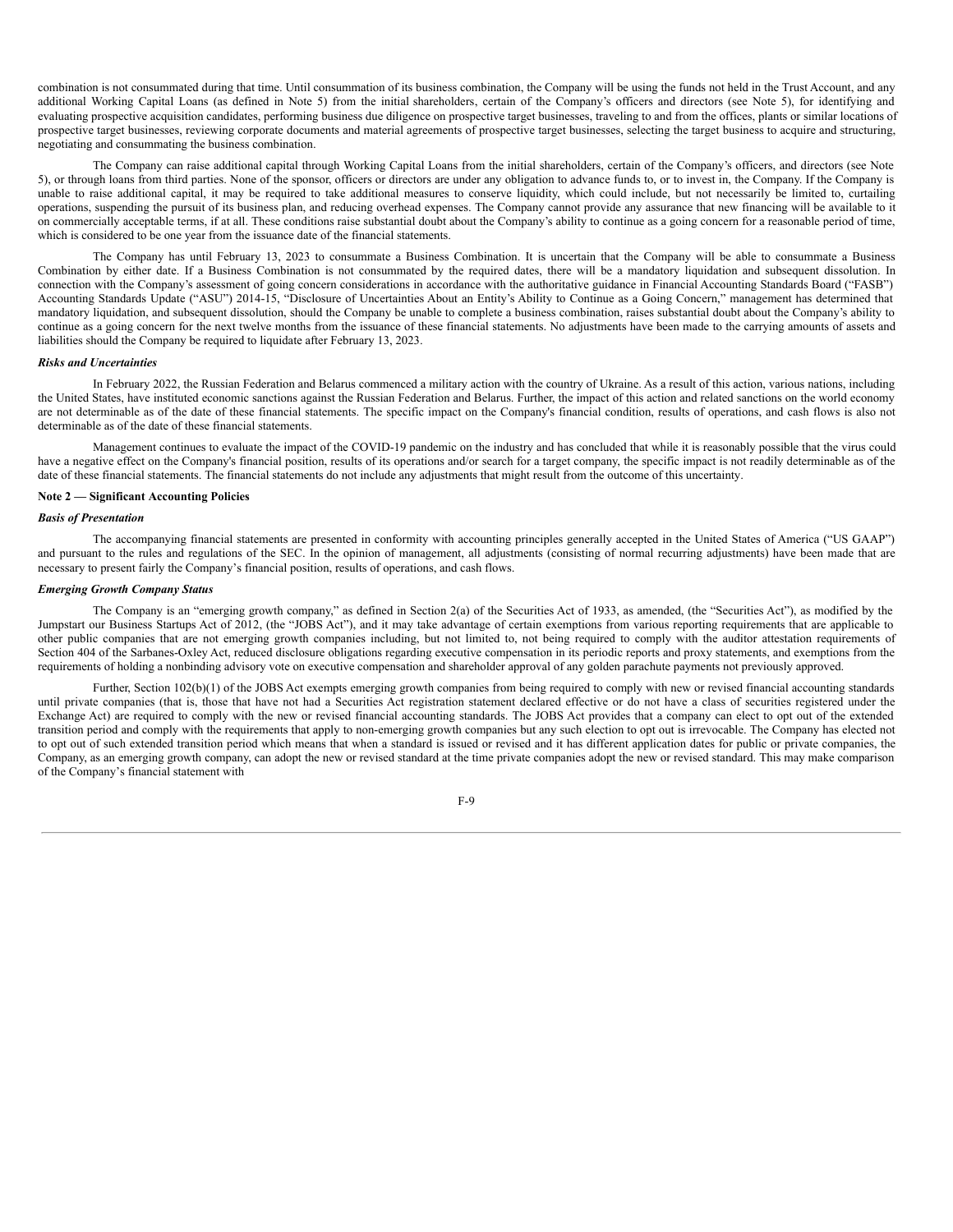combination is not consummated during that time. Until consummation of its business combination, the Company will be using the funds not held in the Trust Account, and any additional Working Capital Loans (as defined in Note 5) from the initial shareholders, certain of the Company's officers and directors (see Note 5), for identifying and evaluating prospective acquisition candidates, performing business due diligence on prospective target businesses, traveling to and from the offices, plants or similar locations of prospective target businesses, reviewing corporate documents and material agreements of prospective target businesses, selecting the target business to acquire and structuring, negotiating and consummating the business combination.

The Company can raise additional capital through Working Capital Loans from the initial shareholders, certain of the Company's officers, and directors (see Note 5), or through loans from third parties. None of the sponsor, officers or directors are under any obligation to advance funds to, or to invest in, the Company. If the Company is unable to raise additional capital, it may be required to take additional measures to conserve liquidity, which could include, but not necessarily be limited to, curtailing operations, suspending the pursuit of its business plan, and reducing overhead expenses. The Company cannot provide any assurance that new financing will be available to it on commercially acceptable terms, if at all. These conditions raise substantial doubt about the Company's ability to continue as a going concern for a reasonable period of time, which is considered to be one year from the issuance date of the financial statements.

The Company has until February 13, 2023 to consummate a Business Combination. It is uncertain that the Company will be able to consummate a Business Combination by either date. If a Business Combination is not consummated by the required dates, there will be a mandatory liquidation and subsequent dissolution. In connection with the Company's assessment of going concern considerations in accordance with the authoritative guidance in Financial Accounting Standards Board ("FASB") Accounting Standards Update ("ASU") 2014-15, "Disclosure of Uncertainties About an Entity's Ability to Continue as a Going Concern," management has determined that mandatory liquidation, and subsequent dissolution, should the Company be unable to complete a business combination, raises substantial doubt about the Company's ability to continue as a going concern for the next twelve months from the issuance of these financial statements. No adjustments have been made to the carrying amounts of assets and liabilities should the Company be required to liquidate after February 13, 2023.

***Risks and Uncertainties***

In February 2022, the Russian Federation and Belarus commenced a military action with the country of Ukraine. As a result of this action, various nations, including the United States, have instituted economic sanctions against the Russian Federation and Belarus. Further, the impact of this action and related sanctions on the world economy are not determinable as of the date of these financial statements. The specific impact on the Company's financial condition, results of operations, and cash flows is also not determinable as of the date of these financial statements.

Management continues to evaluate the impact of the COVID-19 pandemic on the industry and has concluded that while it is reasonably possible that the virus could have a negative effect on the Company's financial position, results of its operations and/or search for a target company, the specific impact is not readily determinable as of the date of these financial statements. The financial statements do not include any adjustments that might result from the outcome of this uncertainty.

**Note 2 — Significant Accounting Policies**

***Basis of Presentation***

The accompanying financial statements are presented in conformity with accounting principles generally accepted in the United States of America ("US GAAP") and pursuant to the rules and regulations of the SEC. In the opinion of management, all adjustments (consisting of normal recurring adjustments) have been made that are necessary to present fairly the Company's financial position, results of operations, and cash flows.

***Emerging Growth Company Status***

The Company is an "emerging growth company," as defined in Section 2(a) of the Securities Act of 1933, as amended, (the "Securities Act"), as modified by the Jumpstart our Business Startups Act of 2012, (the "JOBS Act"), and it may take advantage of certain exemptions from various reporting requirements that are applicable to other public companies that are not emerging growth companies including, but not limited to, not being required to comply with the auditor attestation requirements of Section 404 of the Sarbanes-Oxley Act, reduced disclosure obligations regarding executive compensation in its periodic reports and proxy statements, and exemptions from the requirements of holding a nonbinding advisory vote on executive compensation and shareholder approval of any golden parachute payments not previously approved.

Further, Section 102(b)(1) of the JOBS Act exempts emerging growth companies from being required to comply with new or revised financial accounting standards until private companies (that is, those that have not had a Securities Act registration statement declared effective or do not have a class of securities registered under the Exchange Act) are required to comply with the new or revised financial accounting standards. The JOBS Act provides that a company can elect to opt out of the extended transition period and comply with the requirements that apply to non-emerging growth companies but any such election to opt out is irrevocable. The Company has elected not to opt out of such extended transition period which means that when a standard is issued or revised and it has different application dates for public or private companies, the Company, as an emerging growth company, can adopt the new or revised standard at the time private companies adopt the new or revised standard. This may make comparison of the Company's financial statement with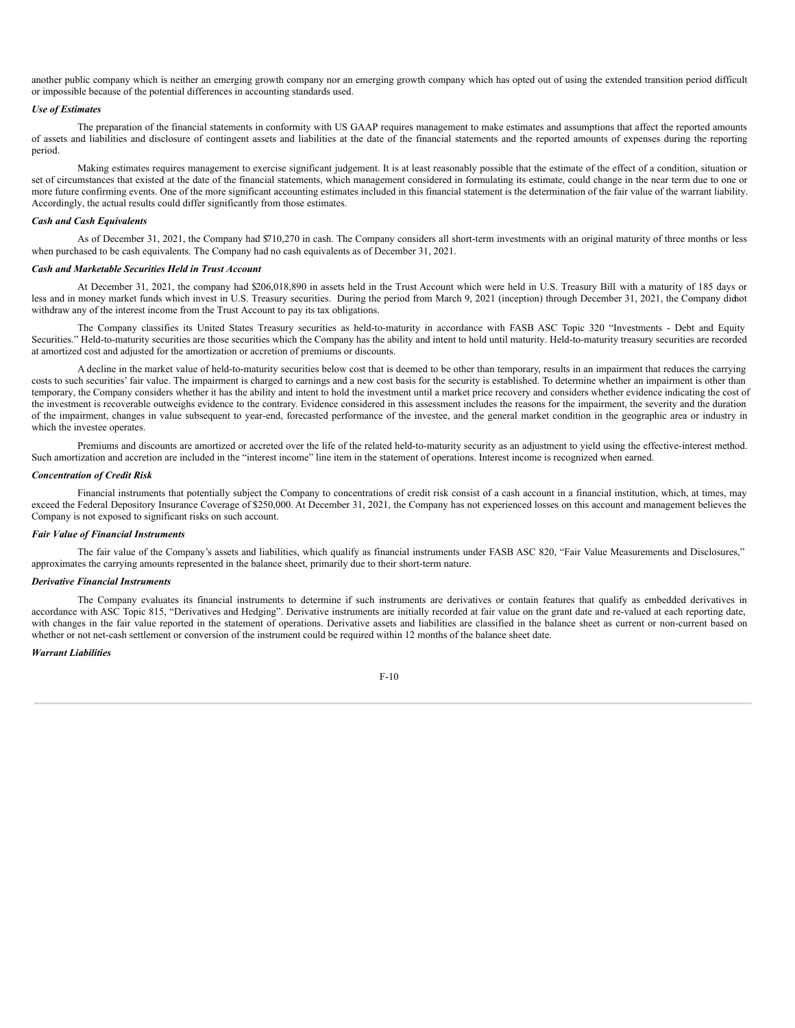another public company which is neither an emerging growth company nor an emerging growth company which has opted out of using the extended transition period difficult or impossible because of the potential differences in accounting standards used.

***Use of Estimates***

The preparation of the financial statements in conformity with US GAAP requires management to make estimates and assumptions that affect the reported amounts of assets and liabilities and disclosure of contingent assets and liabilities at the date of the financial statements and the reported amounts of expenses during the reporting period.

Making estimates requires management to exercise significant judgement. It is at least reasonably possible that the estimate of the effect of a condition, situation or set of circumstances that existed at the date of the financial statements, which management considered in formulating its estimate, could change in the near term due to one or more future confirming events. One of the more significant accounting estimates included in this financial statement is the determination of the fair value of the warrant liability. Accordingly, the actual results could differ significantly from those estimates.

***Cash and Cash Equivalents***

As of December 31, 2021, the Company had $710,270 in cash. The Company considers all short-term investments with an original maturity of three months or less when purchased to be cash equivalents. The Company had no cash equivalents as of December 31, 2021.

***Cash and Marketable Securities Held in Trust Account***

At December 31, 2021, the company had $206,018,890 in assets held in the Trust Account which were held in U.S. Treasury Bill with a maturity of 185 days or less and in money market funds which invest in U.S. Treasury securities. During the period from March 9, 2021 (inception) through December 31, 2021, the Company did not withdraw any of the interest income from the Trust Account to pay its tax obligations.

The Company classifies its United States Treasury securities as held-to-maturity in accordance with FASB ASC Topic 320 "Investments - Debt and Equity Securities." Held-to-maturity securities are those securities which the Company has the ability and intent to hold until maturity. Held-to-maturity treasury securities are recorded at amortized cost and adjusted for the amortization or accretion of premiums or discounts.

A decline in the market value of held-to-maturity securities below cost that is deemed to be other than temporary, results in an impairment that reduces the carrying costs to such securities' fair value. The impairment is charged to earnings and a new cost basis for the security is established. To determine whether an impairment is other than temporary, the Company considers whether it has the ability and intent to hold the investment until a market price recovery and considers whether evidence indicating the cost of the investment is recoverable outweighs evidence to the contrary. Evidence considered in this assessment includes the reasons for the impairment, the severity and the duration of the impairment, changes in value subsequent to year-end, forecasted performance of the investee, and the general market condition in the geographic area or industry in which the investee operates.

Premiums and discounts are amortized or accreted over the life of the related held-to-maturity security as an adjustment to yield using the effective-interest method. Such amortization and accretion are included in the "interest income" line item in the statement of operations. Interest income is recognized when earned.

***Concentration of Credit Risk***

Financial instruments that potentially subject the Company to concentrations of credit risk consist of a cash account in a financial institution, which, at times, may exceed the Federal Depository Insurance Coverage of $250,000. At December 31, 2021, the Company has not experienced losses on this account and management believes the Company is not exposed to significant risks on such account.

***Fair Value of Financial Instruments***

The fair value of the Company's assets and liabilities, which qualify as financial instruments under FASB ASC 820, "Fair Value Measurements and Disclosures," approximates the carrying amounts represented in the balance sheet, primarily due to their short-term nature.

***Derivative Financial Instruments***

The Company evaluates its financial instruments to determine if such instruments are derivatives or contain features that qualify as embedded derivatives in accordance with ASC Topic 815, "Derivatives and Hedging". Derivative instruments are initially recorded at fair value on the grant date and re-valued at each reporting date, with changes in the fair value reported in the statement of operations. Derivative assets and liabilities are classified in the balance sheet as current or non-current based on whether or not net-cash settlement or conversion of the instrument could be required within 12 months of the balance sheet date.

***Warrant Liabilities***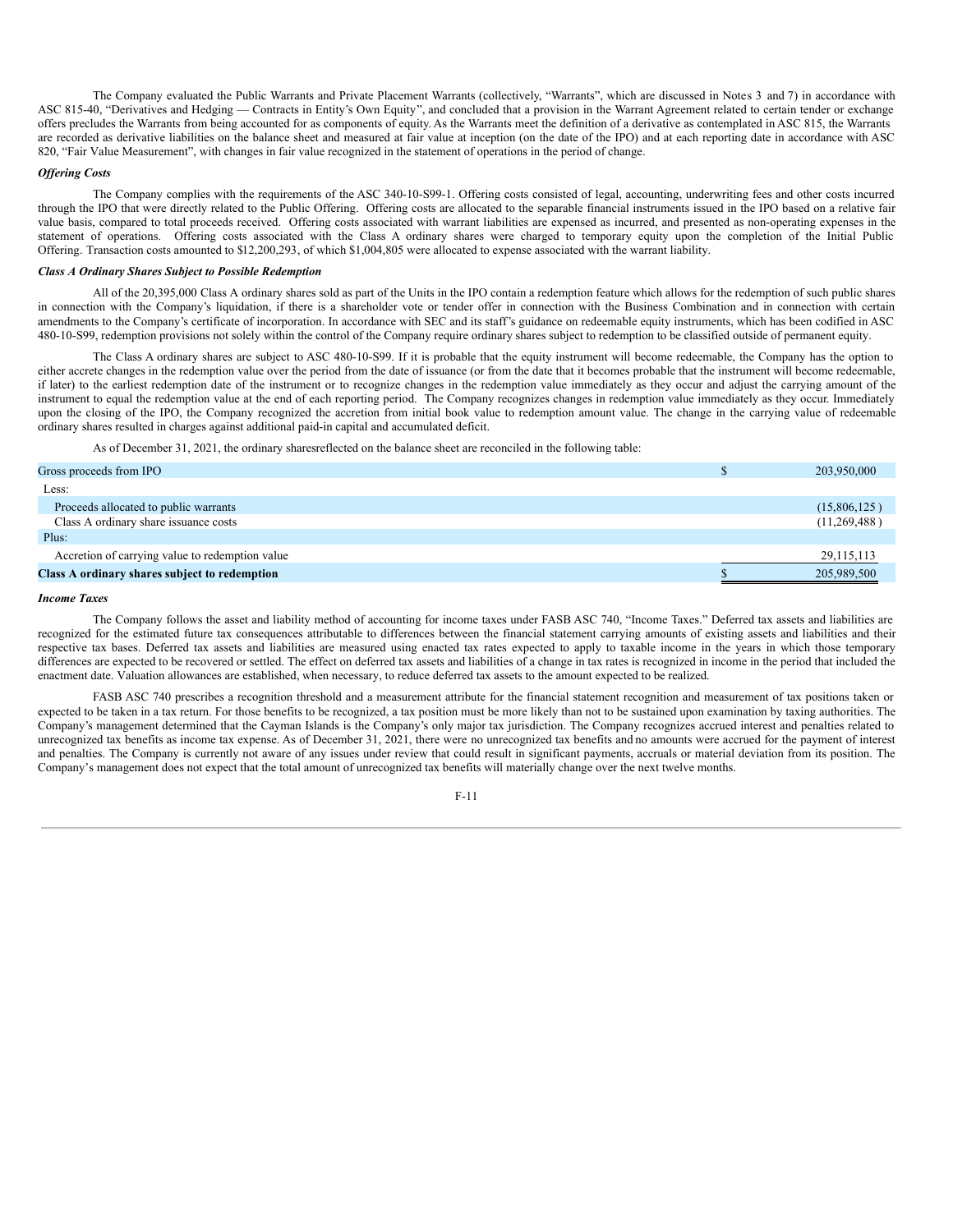The Company evaluated the Public Warrants and Private Placement Warrants (collectively, "Warrants", which are discussed in Notes 3 and 7) in accordance with ASC 815-40, "Derivatives and Hedging — Contracts in Entity's Own Equity", and concluded that a provision in the Warrant Agreement related to certain tender or exchange offers precludes the Warrants from being accounted for as components of equity. As the Warrants meet the definition of a derivative as contemplated in ASC 815, the Warrants are recorded as derivative liabilities on the balance sheet and measured at fair value at inception (on the date of the IPO) and at each reporting date in accordance with ASC 820, "Fair Value Measurement", with changes in fair value recognized in the statement of operations in the period of change.

***Offering Costs***

The Company complies with the requirements of the ASC 340-10-S99-1. Offering costs consisted of legal, accounting, underwriting fees and other costs incurred through the IPO that were directly related to the Public Offering. Offering costs are allocated to the separable financial instruments issued in the IPO based on a relative fair value basis, compared to total proceeds received. Offering costs associated with warrant liabilities are expensed as incurred, and presented as non-operating expenses in the statement of operations. Offering costs associated with the Class A ordinary shares were charged to temporary equity upon the completion of the Initial Public Offering. Transaction costs amounted to $12,200,293, of which $1,004,805 were allocated to expense associated with the warrant liability.

***Class A Ordinary Shares Subject to Possible Redemption***

All of the 20,395,000 Class A ordinary shares sold as part of the Units in the IPO contain a redemption feature which allows for the redemption of such public shares in connection with the Company's liquidation, if there is a shareholder vote or tender offer in connection with the Business Combination and in connection with certain amendments to the Company's certificate of incorporation. In accordance with SEC and its staff's guidance on redeemable equity instruments, which has been codified in ASC 480-10-S99, redemption provisions not solely within the control of the Company require ordinary shares subject to redemption to be classified outside of permanent equity.

The Class A ordinary shares are subject to ASC 480-10-S99. If it is probable that the equity instrument will become redeemable, the Company has the option to either accrete changes in the redemption value over the period from the date of issuance (or from the date that it becomes probable that the instrument will become redeemable, if later) to the earliest redemption date of the instrument or to recognize changes in the redemption value immediately as they occur and adjust the carrying amount of the instrument to equal the redemption value at the end of each reporting period. The Company recognizes changes in redemption value immediately as they occur. Immediately upon the closing of the IPO, the Company recognized the accretion from initial book value to redemption amount value. The change in the carrying value of redeemable ordinary shares resulted in charges against additional paid-in capital and accumulated deficit.

As of December 31, 2021, the ordinary sharesreflected on the balance sheet are reconciled in the following table:

| | |
|---|---|
| Gross proceeds from IPO | $ 203,950,000 |
| Less: | |
| Proceeds allocated to public warrants | (15,806,125) |
| Class A ordinary share issuance costs | (11,269,488) |
| Plus: | |
| Accretion of carrying value to redemption value | 29,115,113 |
| **Class A ordinary shares subject to redemption** | $ 205,989,500 |

***Income Taxes***

The Company follows the asset and liability method of accounting for income taxes under FASB ASC 740, "Income Taxes." Deferred tax assets and liabilities are recognized for the estimated future tax consequences attributable to differences between the financial statement carrying amounts of existing assets and liabilities and their respective tax bases. Deferred tax assets and liabilities are measured using enacted tax rates expected to apply to taxable income in the years in which those temporary differences are expected to be recovered or settled. The effect on deferred tax assets and liabilities of a change in tax rates is recognized in income in the period that included the enactment date. Valuation allowances are established, when necessary, to reduce deferred tax assets to the amount expected to be realized.

FASB ASC 740 prescribes a recognition threshold and a measurement attribute for the financial statement recognition and measurement of tax positions taken or expected to be taken in a tax return. For those benefits to be recognized, a tax position must be more likely than not to be sustained upon examination by taxing authorities. The Company's management determined that the Cayman Islands is the Company's only major tax jurisdiction. The Company recognizes accrued interest and penalties related to unrecognized tax benefits as income tax expense. As of December 31, 2021, there were no unrecognized tax benefits and no amounts were accrued for the payment of interest and penalties. The Company is currently not aware of any issues under review that could result in significant payments, accruals or material deviation from its position. The Company's management does not expect that the total amount of unrecognized tax benefits will materially change over the next twelve months.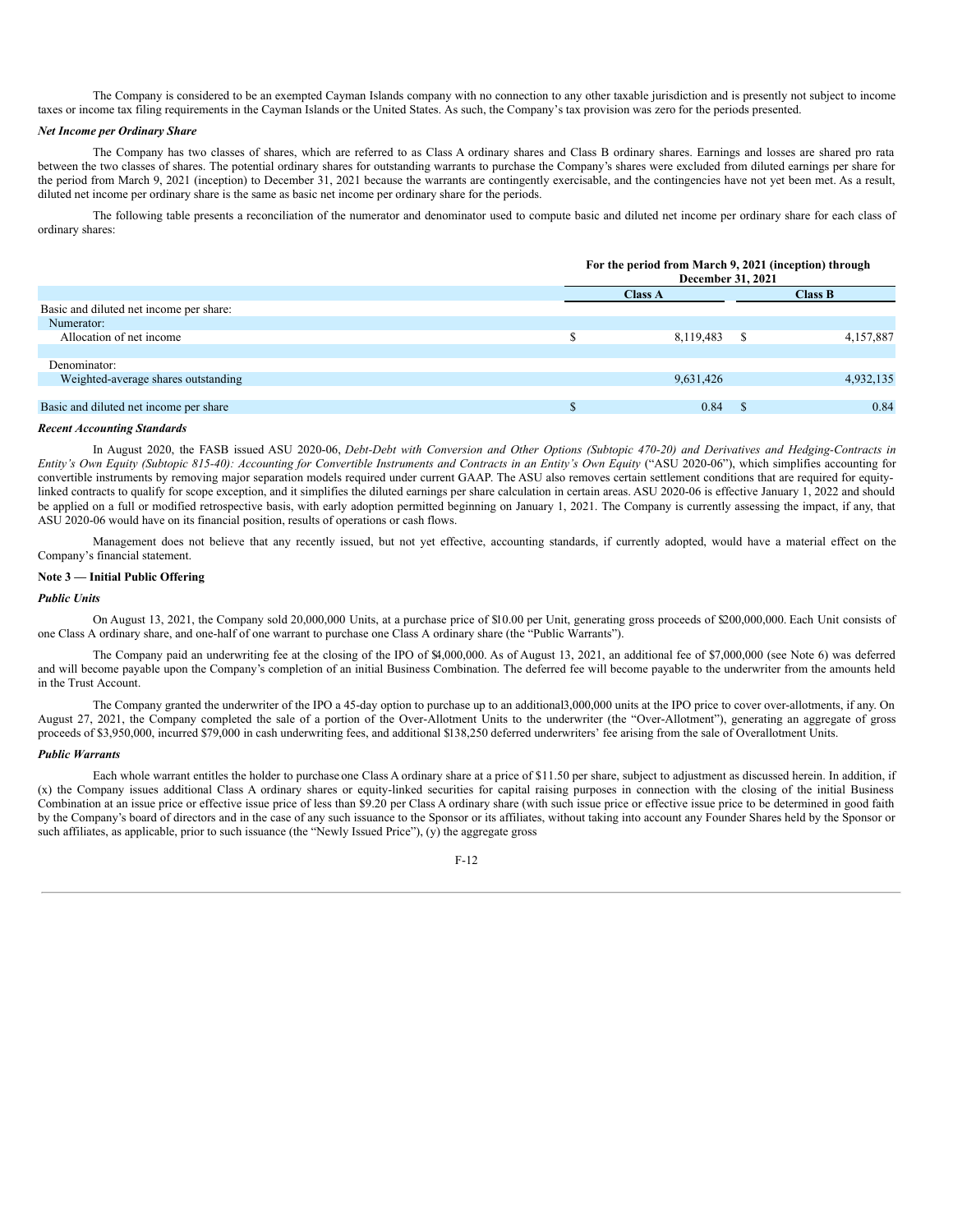The Company is considered to be an exempted Cayman Islands company with no connection to any other taxable jurisdiction and is presently not subject to income taxes or income tax filing requirements in the Cayman Islands or the United States. As such, the Company's tax provision was zero for the periods presented.

***Net Income per Ordinary Share***

The Company has two classes of shares, which are referred to as Class A ordinary shares and Class B ordinary shares. Earnings and losses are shared pro rata between the two classes of shares. The potential ordinary shares for outstanding warrants to purchase the Company's shares were excluded from diluted earnings per share for the period from March 9, 2021 (inception) to December 31, 2021 because the warrants are contingently exercisable, and the contingencies have not yet been met. As a result, diluted net income per ordinary share is the same as basic net income per ordinary share for the periods.

The following table presents a reconciliation of the numerator and denominator used to compute basic and diluted net income per ordinary share for each class of ordinary shares:

| | For the period from March 9, 2021 (inception) through December 31, 2021 | |
|---|---|---|
| | **Class A** | **Class B** |
| Basic and diluted net income per share: | | |
| Numerator: | | |
| Allocation of net income | $ 8,119,483 | $ 4,157,887 |
| Denominator: | | |
| Weighted-average shares outstanding | 9,631,426 | 4,932,135 |
| Basic and diluted net income per share | $ 0.84 | $ 0.84 |

***Recent Accounting Standards***

In August 2020, the FASB issued ASU 2020-06, *Debt-Debt with Conversion and Other Options (Subtopic 470-20) and Derivatives and Hedging-Contracts in Entity's Own Equity (Subtopic 815-40): Accounting for Convertible Instruments and Contracts in an Entity's Own Equity* ("ASU 2020-06"), which simplifies accounting for convertible instruments by removing major separation models required under current GAAP. The ASU also removes certain settlement conditions that are required for equity-linked contracts to qualify for scope exception, and it simplifies the diluted earnings per share calculation in certain areas. ASU 2020-06 is effective January 1, 2022 and should be applied on a full or modified retrospective basis, with early adoption permitted beginning on January 1, 2021. The Company is currently assessing the impact, if any, that ASU 2020-06 would have on its financial position, results of operations or cash flows.

Management does not believe that any recently issued, but not yet effective, accounting standards, if currently adopted, would have a material effect on the Company's financial statement.

**Note 3 — Initial Public Offering**

***Public Units***

On August 13, 2021, the Company sold 20,000,000 Units, at a purchase price of $10.00 per Unit, generating gross proceeds of $200,000,000. Each Unit consists of one Class A ordinary share, and one-half of one warrant to purchase one Class A ordinary share (the "Public Warrants").

The Company paid an underwriting fee at the closing of the IPO of $4,000,000. As of August 13, 2021, an additional fee of $7,000,000 (see Note 6) was deferred and will become payable upon the Company's completion of an initial Business Combination. The deferred fee will become payable to the underwriter from the amounts held in the Trust Account.

The Company granted the underwriter of the IPO a 45-day option to purchase up to an additional3,000,000 units at the IPO price to cover over-allotments, if any. On August 27, 2021, the Company completed the sale of a portion of the Over-Allotment Units to the underwriter (the "Over-Allotment"), generating an aggregate of gross proceeds of $3,950,000, incurred $79,000 in cash underwriting fees, and additional $138,250 deferred underwriters' fee arising from the sale of Overallotment Units.

***Public Warrants***

Each whole warrant entitles the holder to purchase one Class A ordinary share at a price of $11.50 per share, subject to adjustment as discussed herein. In addition, if (x) the Company issues additional Class A ordinary shares or equity-linked securities for capital raising purposes in connection with the closing of the initial Business Combination at an issue price or effective issue price of less than $9.20 per Class A ordinary share (with such issue price or effective issue price to be determined in good faith by the Company's board of directors and in the case of any such issuance to the Sponsor or its affiliates, without taking into account any Founder Shares held by the Sponsor or such affiliates, as applicable, prior to such issuance (the "Newly Issued Price"), (y) the aggregate gross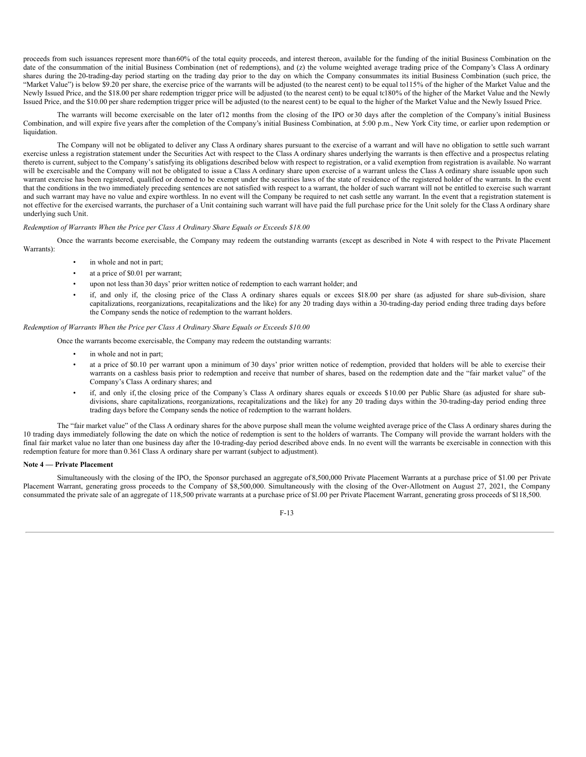proceeds from such issuances represent more than 60% of the total equity proceeds, and interest thereon, available for the funding of the initial Business Combination on the date of the consummation of the initial Business Combination (net of redemptions), and (z) the volume weighted average trading price of the Company's Class A ordinary shares during the 20-trading-day period starting on the trading day prior to the day on which the Company consummates its initial Business Combination (such price, the "Market Value") is below $9.20 per share, the exercise price of the warrants will be adjusted (to the nearest cent) to be equal to 115% of the higher of the Market Value and the Newly Issued Price, and the $18.00 per share redemption trigger price will be adjusted (to the nearest cent) to be equal to 180% of the higher of the Market Value and the Newly Issued Price, and the $10.00 per share redemption trigger price will be adjusted (to the nearest cent) to be equal to the higher of the Market Value and the Newly Issued Price.

The warrants will become exercisable on the later of 12 months from the closing of the IPO or 30 days after the completion of the Company's initial Business Combination, and will expire five years after the completion of the Company's initial Business Combination, at 5:00 p.m., New York City time, or earlier upon redemption or liquidation.

The Company will not be obligated to deliver any Class A ordinary shares pursuant to the exercise of a warrant and will have no obligation to settle such warrant exercise unless a registration statement under the Securities Act with respect to the Class A ordinary shares underlying the warrants is then effective and a prospectus relating thereto is current, subject to the Company's satisfying its obligations described below with respect to registration, or a valid exemption from registration is available. No warrant will be exercisable and the Company will not be obligated to issue a Class A ordinary share upon exercise of a warrant unless the Class A ordinary share issuable upon such warrant exercise has been registered, qualified or deemed to be exempt under the securities laws of the state of residence of the registered holder of the warrants. In the event that the conditions in the two immediately preceding sentences are not satisfied with respect to a warrant, the holder of such warrant will not be entitled to exercise such warrant and such warrant may have no value and expire worthless. In no event will the Company be required to net cash settle any warrant. In the event that a registration statement is not effective for the exercised warrants, the purchaser of a Unit containing such warrant will have paid the full purchase price for the Unit solely for the Class A ordinary share underlying such Unit.

*Redemption of Warrants When the Price per Class A Ordinary Share Equals or Exceeds $18.00*

Once the warrants become exercisable, the Company may redeem the outstanding warrants (except as described in Note 4 with respect to the Private Placement Warrants):

- in whole and not in part;
- at a price of $0.01 per warrant;
- upon not less than 30 days' prior written notice of redemption to each warrant holder; and
- if, and only if, the closing price of the Class A ordinary shares equals or excees $18.00 per share (as adjusted for share sub-division, share capitalizations, reorganizations, recapitalizations and the like) for any 20 trading days within a 30-trading-day period ending three trading days before the Company sends the notice of redemption to the warrant holders.

*Redemption of Warrants When the Price per Class A Ordinary Share Equals or Exceeds $10.00*

Once the warrants become exercisable, the Company may redeem the outstanding warrants:

- in whole and not in part;
- at a price of $0.10 per warrant upon a minimum of 30 days' prior written notice of redemption, provided that holders will be able to exercise their warrants on a cashless basis prior to redemption and receive that number of shares, based on the redemption date and the "fair market value" of the Company's Class A ordinary shares; and
- if, and only if, the closing price of the Company's Class A ordinary shares equals or exceeds $10.00 per Public Share (as adjusted for share sub-divisions, share capitalizations, reorganizations, recapitalizations and the like) for any 20 trading days within the 30-trading-day period ending three trading days before the Company sends the notice of redemption to the warrant holders.

The "fair market value" of the Class A ordinary shares for the above purpose shall mean the volume weighted average price of the Class A ordinary shares during the 10 trading days immediately following the date on which the notice of redemption is sent to the holders of warrants. The Company will provide the warrant holders with the final fair market value no later than one business day after the 10-trading-day period described above ends. In no event will the warrants be exercisable in connection with this redemption feature for more than 0.361 Class A ordinary share per warrant (subject to adjustment).

**Note 4 — Private Placement**

Simultaneously with the closing of the IPO, the Sponsor purchased an aggregate of 8,500,000 Private Placement Warrants at a purchase price of $1.00 per Private Placement Warrant, generating gross proceeds to the Company of $8,500,000. Simultaneously with the closing of the Over-Allotment on August 27, 2021, the Company consummated the private sale of an aggregate of 118,500 private warrants at a purchase price of $1.00 per Private Placement Warrant, generating gross proceeds of $118,500.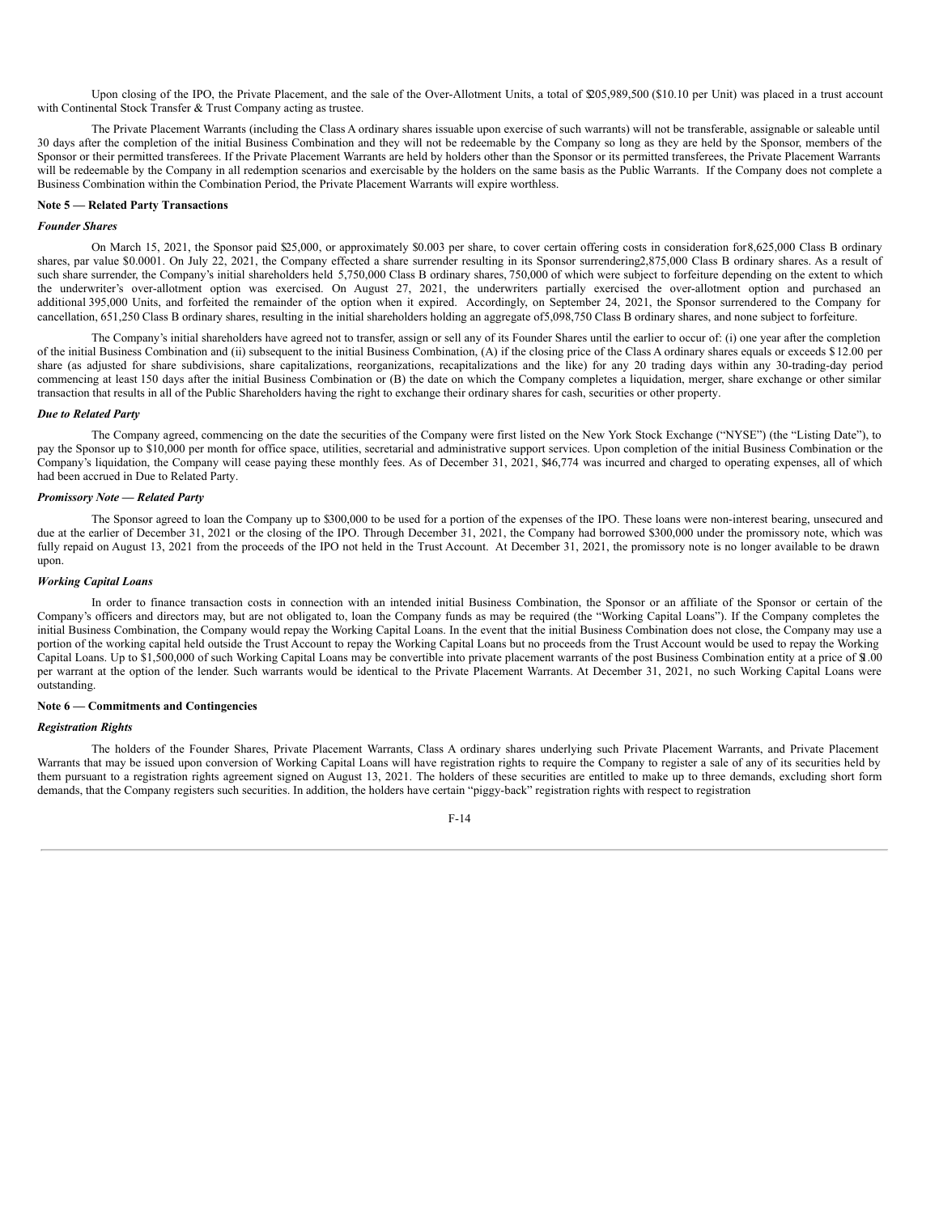Upon closing of the IPO, the Private Placement, and the sale of the Over-Allotment Units, a total of $205,989,500 ($10.10 per Unit) was placed in a trust account with Continental Stock Transfer & Trust Company acting as trustee.

The Private Placement Warrants (including the Class A ordinary shares issuable upon exercise of such warrants) will not be transferable, assignable or saleable until 30 days after the completion of the initial Business Combination and they will not be redeemable by the Company so long as they are held by the Sponsor, members of the Sponsor or their permitted transferees. If the Private Placement Warrants are held by holders other than the Sponsor or its permitted transferees, the Private Placement Warrants will be redeemable by the Company in all redemption scenarios and exercisable by the holders on the same basis as the Public Warrants. If the Company does not complete a Business Combination within the Combination Period, the Private Placement Warrants will expire worthless.

**Note 5 — Related Party Transactions**

***Founder Shares***

On March 15, 2021, the Sponsor paid $25,000, or approximately $0.003 per share, to cover certain offering costs in consideration for 8,625,000 Class B ordinary shares, par value $0.0001. On July 22, 2021, the Company effected a share surrender resulting in its Sponsor surrendering 2,875,000 Class B ordinary shares. As a result of such share surrender, the Company's initial shareholders held 5,750,000 Class B ordinary shares, 750,000 of which were subject to forfeiture depending on the extent to which the underwriter's over-allotment option was exercised. On August 27, 2021, the underwriters partially exercised the over-allotment option and purchased an additional 395,000 Units, and forfeited the remainder of the option when it expired. Accordingly, on September 24, 2021, the Sponsor surrendered to the Company for cancellation, 651,250 Class B ordinary shares, resulting in the initial shareholders holding an aggregate of 5,098,750 Class B ordinary shares, and none subject to forfeiture.

The Company's initial shareholders have agreed not to transfer, assign or sell any of its Founder Shares until the earlier to occur of: (i) one year after the completion of the initial Business Combination and (ii) subsequent to the initial Business Combination, (A) if the closing price of the Class A ordinary shares equals or exceeds $12.00 per share (as adjusted for share subdivisions, share capitalizations, reorganizations, recapitalizations and the like) for any 20 trading days within any 30-trading-day period commencing at least 150 days after the initial Business Combination or (B) the date on which the Company completes a liquidation, merger, share exchange or other similar transaction that results in all of the Public Shareholders having the right to exchange their ordinary shares for cash, securities or other property.

***Due to Related Party***

The Company agreed, commencing on the date the securities of the Company were first listed on the New York Stock Exchange ("NYSE") (the "Listing Date"), to pay the Sponsor up to $10,000 per month for office space, utilities, secretarial and administrative support services. Upon completion of the initial Business Combination or the Company's liquidation, the Company will cease paying these monthly fees. As of December 31, 2021, $46,774 was incurred and charged to operating expenses, all of which had been accrued in Due to Related Party.

***Promissory Note — Related Party***

The Sponsor agreed to loan the Company up to $300,000 to be used for a portion of the expenses of the IPO. These loans were non-interest bearing, unsecured and due at the earlier of December 31, 2021 or the closing of the IPO. Through December 31, 2021, the Company had borrowed $300,000 under the promissory note, which was fully repaid on August 13, 2021 from the proceeds of the IPO not held in the Trust Account. At December 31, 2021, the promissory note is no longer available to be drawn upon.

***Working Capital Loans***

In order to finance transaction costs in connection with an intended initial Business Combination, the Sponsor or an affiliate of the Sponsor or certain of the Company's officers and directors may, but are not obligated to, loan the Company funds as may be required (the "Working Capital Loans"). If the Company completes the initial Business Combination, the Company would repay the Working Capital Loans. In the event that the initial Business Combination does not close, the Company may use a portion of the working capital held outside the Trust Account to repay the Working Capital Loans but no proceeds from the Trust Account would be used to repay the Working Capital Loans. Up to $1,500,000 of such Working Capital Loans may be convertible into private placement warrants of the post Business Combination entity at a price of $1.00 per warrant at the option of the lender. Such warrants would be identical to the Private Placement Warrants. At December 31, 2021, no such Working Capital Loans were outstanding.

**Note 6 — Commitments and Contingencies**

***Registration Rights***

The holders of the Founder Shares, Private Placement Warrants, Class A ordinary shares underlying such Private Placement Warrants, and Private Placement Warrants that may be issued upon conversion of Working Capital Loans will have registration rights to require the Company to register a sale of any of its securities held by them pursuant to a registration rights agreement signed on August 13, 2021. The holders of these securities are entitled to make up to three demands, excluding short form demands, that the Company registers such securities. In addition, the holders have certain "piggy-back" registration rights with respect to registration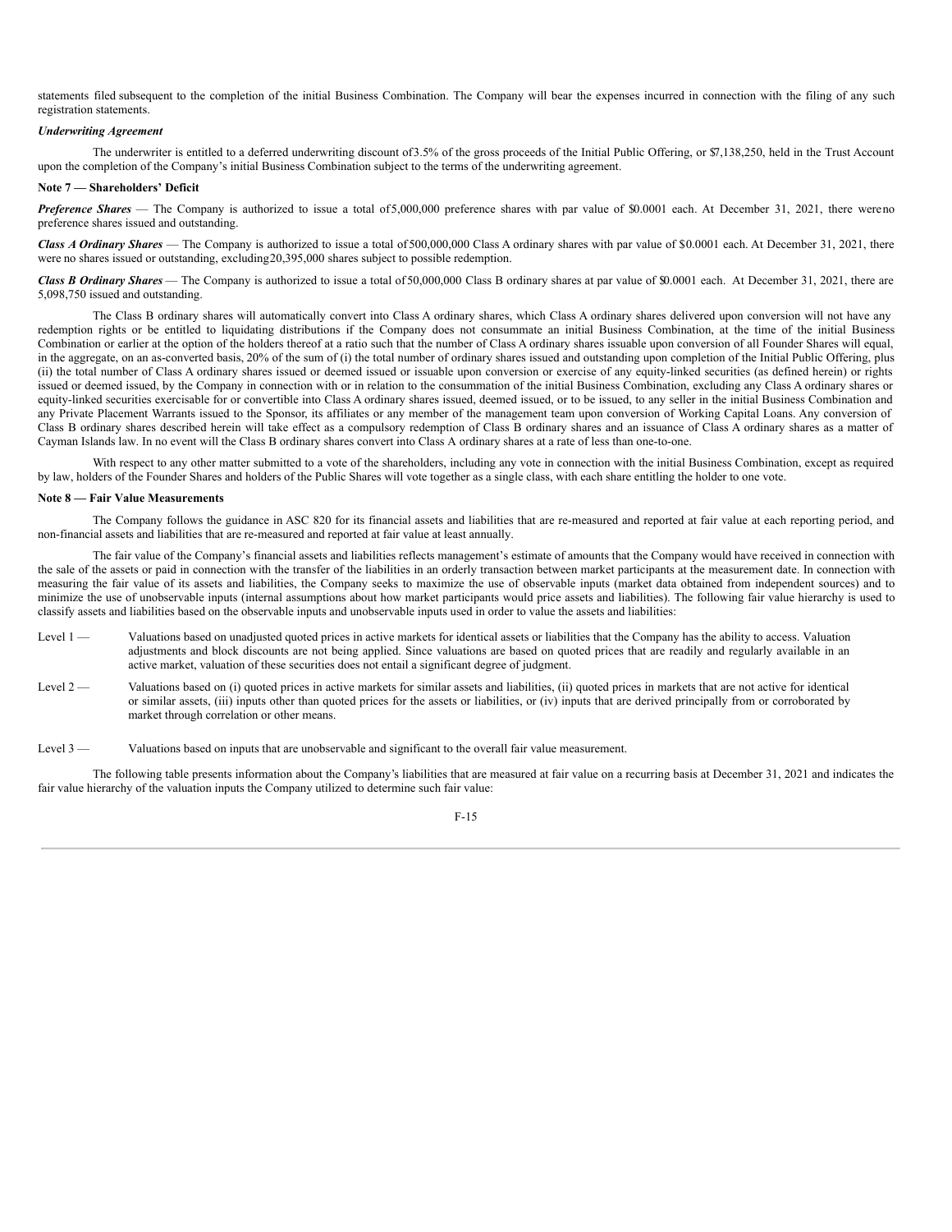statements filed subsequent to the completion of the initial Business Combination. The Company will bear the expenses incurred in connection with the filing of any such registration statements.

***Underwriting Agreement***

The underwriter is entitled to a deferred underwriting discount of 3.5% of the gross proceeds of the Initial Public Offering, or $7,138,250, held in the Trust Account upon the completion of the Company's initial Business Combination subject to the terms of the underwriting agreement.

**Note 7 — Shareholders' Deficit**

***Preference Shares*** — The Company is authorized to issue a total of 5,000,000 preference shares with par value of $0.0001 each. At December 31, 2021, there were no preference shares issued and outstanding.

***Class A Ordinary Shares*** — The Company is authorized to issue a total of 500,000,000 Class A ordinary shares with par value of $0.0001 each. At December 31, 2021, there were no shares issued or outstanding, excluding 20,395,000 shares subject to possible redemption.

***Class B Ordinary Shares*** — The Company is authorized to issue a total of 50,000,000 Class B ordinary shares at par value of $0.0001 each. At December 31, 2021, there are 5,098,750 issued and outstanding.

The Class B ordinary shares will automatically convert into Class A ordinary shares, which Class A ordinary shares delivered upon conversion will not have any redemption rights or be entitled to liquidating distributions if the Company does not consummate an initial Business Combination, at the time of the initial Business Combination or earlier at the option of the holders thereof at a ratio such that the number of Class A ordinary shares issuable upon conversion of all Founder Shares will equal, in the aggregate, on an as-converted basis, 20% of the sum of (i) the total number of ordinary shares issued and outstanding upon completion of the Initial Public Offering, plus (ii) the total number of Class A ordinary shares issued or deemed issued or issuable upon conversion or exercise of any equity-linked securities (as defined herein) or rights issued or deemed issued, by the Company in connection with or in relation to the consummation of the initial Business Combination, excluding any Class A ordinary shares or equity-linked securities exercisable for or convertible into Class A ordinary shares issued, deemed issued, or to be issued, to any seller in the initial Business Combination and any Private Placement Warrants issued to the Sponsor, its affiliates or any member of the management team upon conversion of Working Capital Loans. Any conversion of Class B ordinary shares described herein will take effect as a compulsory redemption of Class B ordinary shares and an issuance of Class A ordinary shares as a matter of Cayman Islands law. In no event will the Class B ordinary shares convert into Class A ordinary shares at a rate of less than one-to-one.

With respect to any other matter submitted to a vote of the shareholders, including any vote in connection with the initial Business Combination, except as required by law, holders of the Founder Shares and holders of the Public Shares will vote together as a single class, with each share entitling the holder to one vote.

**Note 8 — Fair Value Measurements**

The Company follows the guidance in ASC 820 for its financial assets and liabilities that are re-measured and reported at fair value at each reporting period, and non-financial assets and liabilities that are re-measured and reported at fair value at least annually.

The fair value of the Company's financial assets and liabilities reflects management's estimate of amounts that the Company would have received in connection with the sale of the assets or paid in connection with the transfer of the liabilities in an orderly transaction between market participants at the measurement date. In connection with measuring the fair value of its assets and liabilities, the Company seeks to maximize the use of observable inputs (market data obtained from independent sources) and to minimize the use of unobservable inputs (internal assumptions about how market participants would price assets and liabilities). The following fair value hierarchy is used to classify assets and liabilities based on the observable inputs and unobservable inputs used in order to value the assets and liabilities:

Level 1 — Valuations based on unadjusted quoted prices in active markets for identical assets or liabilities that the Company has the ability to access. Valuation adjustments and block discounts are not being applied. Since valuations are based on quoted prices that are readily and regularly available in an active market, valuation of these securities does not entail a significant degree of judgment.

Level 2 — Valuations based on (i) quoted prices in active markets for similar assets and liabilities, (ii) quoted prices in markets that are not active for identical or similar assets, (iii) inputs other than quoted prices for the assets or liabilities, or (iv) inputs that are derived principally from or corroborated by market through correlation or other means.

Level 3 — Valuations based on inputs that are unobservable and significant to the overall fair value measurement.

The following table presents information about the Company's liabilities that are measured at fair value on a recurring basis at December 31, 2021 and indicates the fair value hierarchy of the valuation inputs the Company utilized to determine such fair value: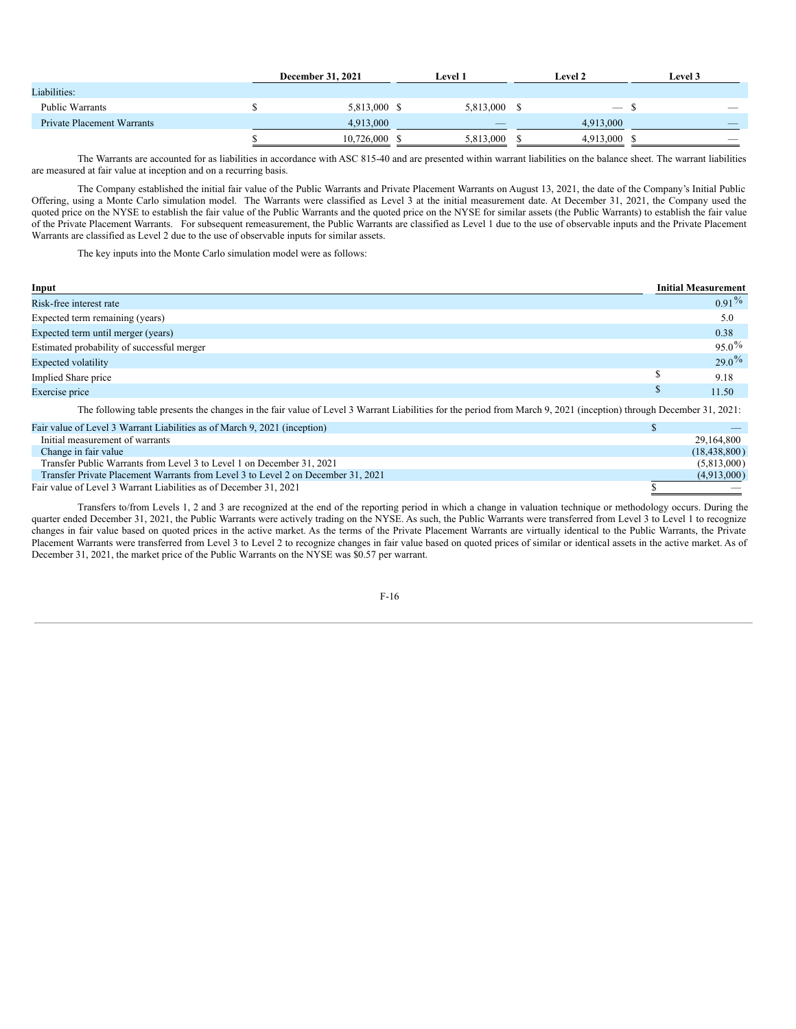| | December 31, 2021 | Level 1 | Level 2 | Level 3 |
|---|---|---|---|---|
| Liabilities: | | | | |
| Public Warrants | $ 5,813,000 | $ 5,813,000 | $ — | $ — |
| Private Placement Warrants | 4,913,000 | — | 4,913,000 | — |
| | $ 10,726,000 | $ 5,813,000 | $ 4,913,000 | $ — |

The Warrants are accounted for as liabilities in accordance with ASC 815-40 and are presented within warrant liabilities on the balance sheet. The warrant liabilities are measured at fair value at inception and on a recurring basis.

The Company established the initial fair value of the Public Warrants and Private Placement Warrants on August 13, 2021, the date of the Company's Initial Public Offering, using a Monte Carlo simulation model. The Warrants were classified as Level 3 at the initial measurement date. At December 31, 2021, the Company used the quoted price on the NYSE to establish the fair value of the Public Warrants and the quoted price on the NYSE for similar assets (the Public Warrants) to establish the fair value of the Private Placement Warrants. For subsequent remeasurement, the Public Warrants are classified as Level 1 due to the use of observable inputs and the Private Placement Warrants are classified as Level 2 due to the use of observable inputs for similar assets.

The key inputs into the Monte Carlo simulation model were as follows:

| Input | Initial Measurement |
|---|---|
| Risk-free interest rate | 0.91% |
| Expected term remaining (years) | 5.0 |
| Expected term until merger (years) | 0.38 |
| Estimated probability of successful merger | 95.0% |
| Expected volatility | 29.0% |
| Implied Share price | $ 9.18 |
| Exercise price | $ 11.50 |

The following table presents the changes in the fair value of Level 3 Warrant Liabilities for the period from March 9, 2021 (inception) through December 31, 2021:

| | |
|---|---|
| Fair value of Level 3 Warrant Liabilities as of March 9, 2021 (inception) | $ — |
| Initial measurement of warrants | 29,164,800 |
| Change in fair value | (18,438,800) |
| Transfer Public Warrants from Level 3 to Level 1 on December 31, 2021 | (5,813,000) |
| Transfer Private Placement Warrants from Level 3 to Level 2 on December 31, 2021 | (4,913,000) |
| Fair value of Level 3 Warrant Liabilities as of December 31, 2021 | $ — |

Transfers to/from Levels 1, 2 and 3 are recognized at the end of the reporting period in which a change in valuation technique or methodology occurs. During the quarter ended December 31, 2021, the Public Warrants were actively trading on the NYSE. As such, the Public Warrants were transferred from Level 3 to Level 1 to recognize changes in fair value based on quoted prices in the active market. As the terms of the Private Placement Warrants are virtually identical to the Public Warrants, the Private Placement Warrants were transferred from Level 3 to Level 2 to recognize changes in fair value based on quoted prices of similar or identical assets in the active market. As of December 31, 2021, the market price of the Public Warrants on the NYSE was $0.57 per warrant.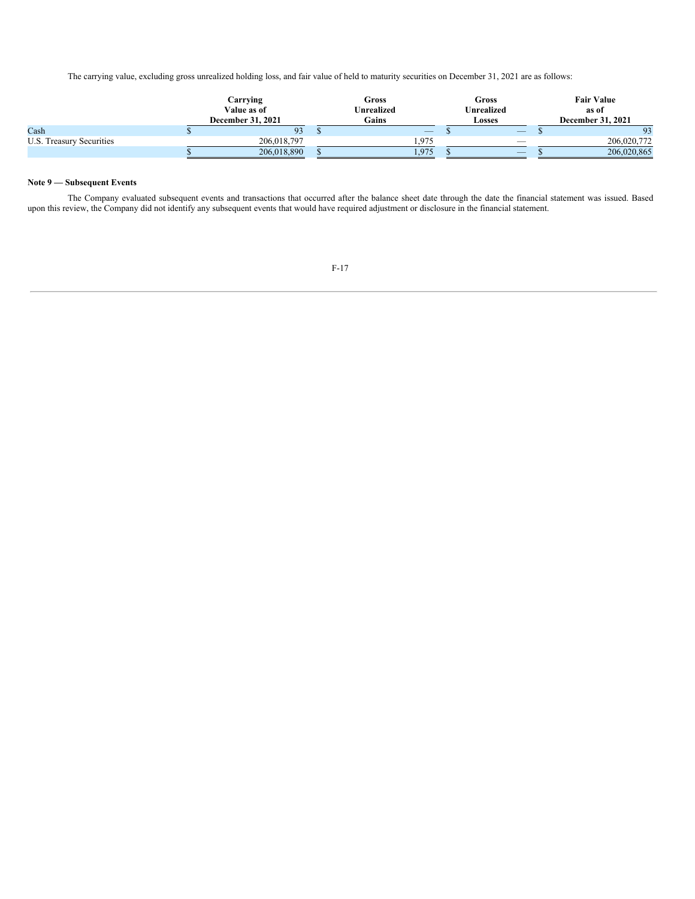The carrying value, excluding gross unrealized holding loss, and fair value of held to maturity securities on December 31, 2021 are as follows:

| | Carrying Value as of December 31, 2021 | Gross Unrealized Gains | Gross Unrealized Losses | Fair Value as of December 31, 2021 |
|---|---|---|---|---|
| Cash | $ 93 | $ — | $ — | $ 93 |
| U.S. Treasury Securities | 206,018,797 | 1,975 | — | 206,020,772 |
| | $ 206,018,890 | $ 1,975 | $ — | $ 206,020,865 |

**Note 9 — Subsequent Events**

The Company evaluated subsequent events and transactions that occurred after the balance sheet date through the date the financial statement was issued. Based upon this review, the Company did not identify any subsequent events that would have required adjustment or disclosure in the financial statement.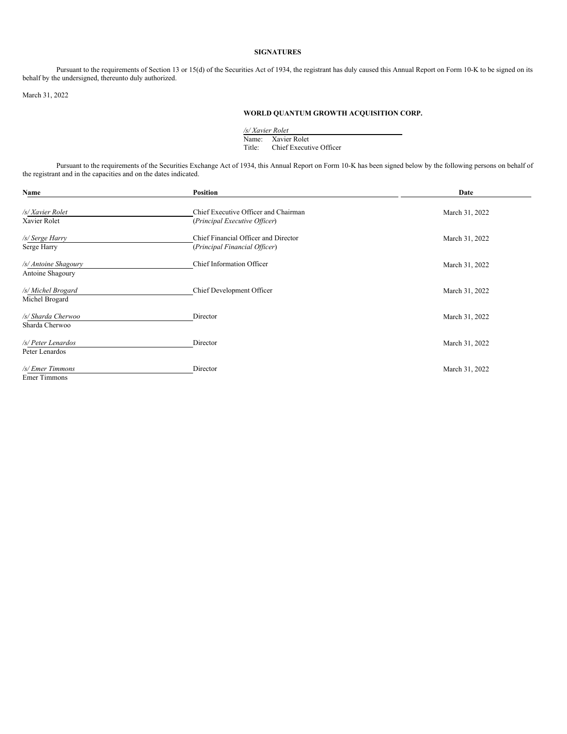## SIGNATURES

Pursuant to the requirements of Section 13 or 15(d) of the Securities Act of 1934, the registrant has duly caused this Annual Report on Form 10-K to be signed on its behalf by the undersigned, thereunto duly authorized.

March 31, 2022

**WORLD QUANTUM GROWTH ACQUISITION CORP.**

*/s/ Xavier Rolet*
Name: Xavier Rolet
Title: Chief Executive Officer

Pursuant to the requirements of the Securities Exchange Act of 1934, this Annual Report on Form 10-K has been signed below by the following persons on behalf of the registrant and in the capacities and on the dates indicated.

| Name | Position | Date |
|---|---|---|
| */s/ Xavier Rolet*<br>Xavier Rolet | Chief Executive Officer and Chairman<br>(*Principal Executive Officer*) | March 31, 2022 |
| */s/ Serge Harry*<br>Serge Harry | Chief Financial Officer and Director<br>(*Principal Financial Officer*) | March 31, 2022 |
| */s/ Antoine Shagoury*<br>Antoine Shagoury | Chief Information Officer | March 31, 2022 |
| */s/ Michel Brogard*<br>Michel Brogard | Chief Development Officer | March 31, 2022 |
| */s/ Sharda Cherwoo*<br>Sharda Cherwoo | Director | March 31, 2022 |
| */s/ Peter Lenardos*<br>Peter Lenardos | Director | March 31, 2022 |
| */s/ Emer Timmons*<br>Emer Timmons | Director | March 31, 2022 |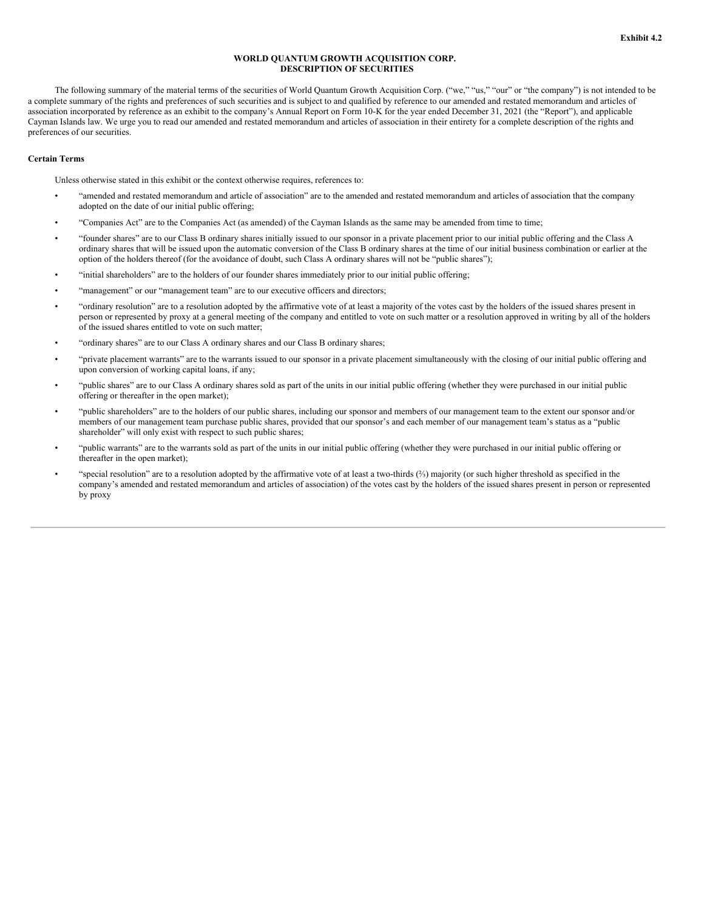Exhibit 4.2

# WORLD QUANTUM GROWTH ACQUISITION CORP.
## DESCRIPTION OF SECURITIES

The following summary of the material terms of the securities of World Quantum Growth Acquisition Corp. ("we," "us," "our" or "the company") is not intended to be a complete summary of the rights and preferences of such securities and is subject to and qualified by reference to our amended and restated memorandum and articles of association incorporated by reference as an exhibit to the company's Annual Report on Form 10-K for the year ended December 31, 2021 (the "Report"), and applicable Cayman Islands law. We urge you to read our amended and restated memorandum and articles of association in their entirety for a complete description of the rights and preferences of our securities.

**Certain Terms**

Unless otherwise stated in this exhibit or the context otherwise requires, references to:

- "amended and restated memorandum and article of association" are to the amended and restated memorandum and articles of association that the company adopted on the date of our initial public offering;
- "Companies Act" are to the Companies Act (as amended) of the Cayman Islands as the same may be amended from time to time;
- "founder shares" are to our Class B ordinary shares initially issued to our sponsor in a private placement prior to our initial public offering and the Class A ordinary shares that will be issued upon the automatic conversion of the Class B ordinary shares at the time of our initial business combination or earlier at the option of the holders thereof (for the avoidance of doubt, such Class A ordinary shares will not be "public shares");
- "initial shareholders" are to the holders of our founder shares immediately prior to our initial public offering;
- "management" or our "management team" are to our executive officers and directors;
- "ordinary resolution" are to a resolution adopted by the affirmative vote of at least a majority of the votes cast by the holders of the issued shares present in person or represented by proxy at a general meeting of the company and entitled to vote on such matter or a resolution approved in writing by all of the holders of the issued shares entitled to vote on such matter;
- "ordinary shares" are to our Class A ordinary shares and our Class B ordinary shares;
- "private placement warrants" are to the warrants issued to our sponsor in a private placement simultaneously with the closing of our initial public offering and upon conversion of working capital loans, if any;
- "public shares" are to our Class A ordinary shares sold as part of the units in our initial public offering (whether they were purchased in our initial public offering or thereafter in the open market);
- "public shareholders" are to the holders of our public shares, including our sponsor and members of our management team to the extent our sponsor and/or members of our management team purchase public shares, provided that our sponsor's and each member of our management team's status as a "public shareholder" will only exist with respect to such public shares;
- "public warrants" are to the warrants sold as part of the units in our initial public offering (whether they were purchased in our initial public offering or thereafter in the open market);
- "special resolution" are to a resolution adopted by the affirmative vote of at least a two-thirds (⅔) majority (or such higher threshold as specified in the company's amended and restated memorandum and articles of association) of the votes cast by the holders of the issued shares present in person or represented by proxy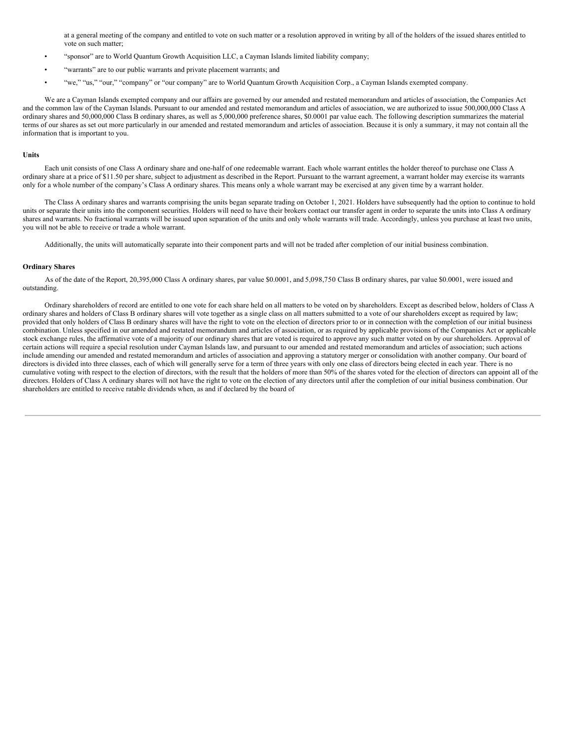at a general meeting of the company and entitled to vote on such matter or a resolution approved in writing by all of the holders of the issued shares entitled to vote on such matter;

- "sponsor" are to World Quantum Growth Acquisition LLC, a Cayman Islands limited liability company;
- "warrants" are to our public warrants and private placement warrants; and
- "we," "us," "our," "company" or "our company" are to World Quantum Growth Acquisition Corp., a Cayman Islands exempted company.

We are a Cayman Islands exempted company and our affairs are governed by our amended and restated memorandum and articles of association, the Companies Act and the common law of the Cayman Islands. Pursuant to our amended and restated memorandum and articles of association, we are authorized to issue 500,000,000 Class A ordinary shares and 50,000,000 Class B ordinary shares, as well as 5,000,000 preference shares, $0.0001 par value each. The following description summarizes the material terms of our shares as set out more particularly in our amended and restated memorandum and articles of association. Because it is only a summary, it may not contain all the information that is important to you.

**Units**

Each unit consists of one Class A ordinary share and one-half of one redeemable warrant. Each whole warrant entitles the holder thereof to purchase one Class A ordinary share at a price of $11.50 per share, subject to adjustment as described in the Report. Pursuant to the warrant agreement, a warrant holder may exercise its warrants only for a whole number of the company's Class A ordinary shares. This means only a whole warrant may be exercised at any given time by a warrant holder.

The Class A ordinary shares and warrants comprising the units began separate trading on October 1, 2021. Holders have subsequently had the option to continue to hold units or separate their units into the component securities. Holders will need to have their brokers contact our transfer agent in order to separate the units into Class A ordinary shares and warrants. No fractional warrants will be issued upon separation of the units and only whole warrants will trade. Accordingly, unless you purchase at least two units, you will not be able to receive or trade a whole warrant.

Additionally, the units will automatically separate into their component parts and will not be traded after completion of our initial business combination.

**Ordinary Shares**

As of the date of the Report, 20,395,000 Class A ordinary shares, par value $0.0001, and 5,098,750 Class B ordinary shares, par value $0.0001, were issued and outstanding.

Ordinary shareholders of record are entitled to one vote for each share held on all matters to be voted on by shareholders. Except as described below, holders of Class A ordinary shares and holders of Class B ordinary shares will vote together as a single class on all matters submitted to a vote of our shareholders except as required by law; provided that only holders of Class B ordinary shares will have the right to vote on the election of directors prior to or in connection with the completion of our initial business combination. Unless specified in our amended and restated memorandum and articles of association, or as required by applicable provisions of the Companies Act or applicable stock exchange rules, the affirmative vote of a majority of our ordinary shares that are voted is required to approve any such matter voted on by our shareholders. Approval of certain actions will require a special resolution under Cayman Islands law, and pursuant to our amended and restated memorandum and articles of association; such actions include amending our amended and restated memorandum and articles of association and approving a statutory merger or consolidation with another company. Our board of directors is divided into three classes, each of which will generally serve for a term of three years with only one class of directors being elected in each year. There is no cumulative voting with respect to the election of directors, with the result that the holders of more than 50% of the shares voted for the election of directors can appoint all of the directors. Holders of Class A ordinary shares will not have the right to vote on the election of any directors until after the completion of our initial business combination. Our shareholders are entitled to receive ratable dividends when, as and if declared by the board of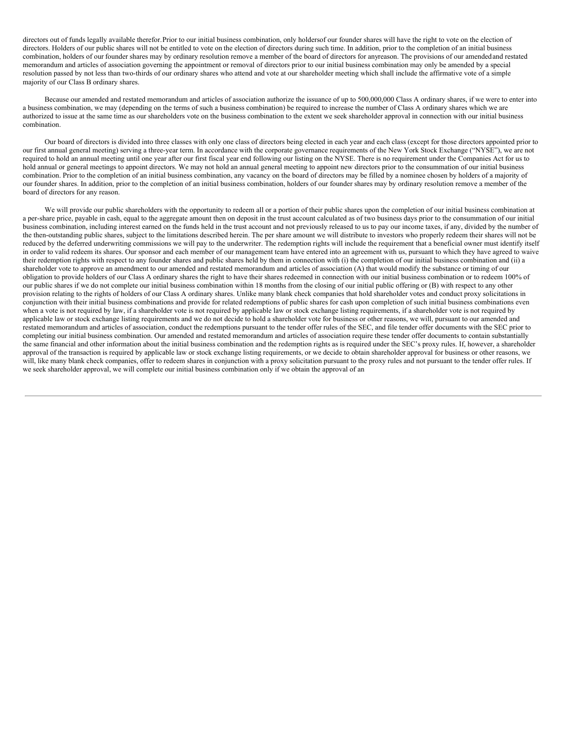directors out of funds legally available therefor. Prior to our initial business combination, only holders of our founder shares will have the right to vote on the election of directors. Holders of our public shares will not be entitled to vote on the election of directors during such time. In addition, prior to the completion of an initial business combination, holders of our founder shares may by ordinary resolution remove a member of the board of directors for any reason. The provisions of our amended and restated memorandum and articles of association governing the appointment or removal of directors prior to our initial business combination may only be amended by a special resolution passed by not less than two-thirds of our ordinary shares who attend and vote at our shareholder meeting which shall include the affirmative vote of a simple majority of our Class B ordinary shares.

Because our amended and restated memorandum and articles of association authorize the issuance of up to 500,000,000 Class A ordinary shares, if we were to enter into a business combination, we may (depending on the terms of such a business combination) be required to increase the number of Class A ordinary shares which we are authorized to issue at the same time as our shareholders vote on the business combination to the extent we seek shareholder approval in connection with our initial business combination.

Our board of directors is divided into three classes with only one class of directors being elected in each year and each class (except for those directors appointed prior to our first annual general meeting) serving a three-year term. In accordance with the corporate governance requirements of the New York Stock Exchange ("NYSE"), we are not required to hold an annual meeting until one year after our first fiscal year end following our listing on the NYSE. There is no requirement under the Companies Act for us to hold annual or general meetings to appoint directors. We may not hold an annual general meeting to appoint new directors prior to the consummation of our initial business combination. Prior to the completion of an initial business combination, any vacancy on the board of directors may be filled by a nominee chosen by holders of a majority of our founder shares. In addition, prior to the completion of an initial business combination, holders of our founder shares may by ordinary resolution remove a member of the board of directors for any reason.

We will provide our public shareholders with the opportunity to redeem all or a portion of their public shares upon the completion of our initial business combination at a per-share price, payable in cash, equal to the aggregate amount then on deposit in the trust account calculated as of two business days prior to the consummation of our initial business combination, including interest earned on the funds held in the trust account and not previously released to us to pay our income taxes, if any, divided by the number of the then-outstanding public shares, subject to the limitations described herein. The per share amount we will distribute to investors who properly redeem their shares will not be reduced by the deferred underwriting commissions we will pay to the underwriter. The redemption rights will include the requirement that a beneficial owner must identify itself in order to valid redeem its shares. Our sponsor and each member of our management team have entered into an agreement with us, pursuant to which they have agreed to waive their redemption rights with respect to any founder shares and public shares held by them in connection with (i) the completion of our initial business combination and (ii) a shareholder vote to approve an amendment to our amended and restated memorandum and articles of association (A) that would modify the substance or timing of our obligation to provide holders of our Class A ordinary shares the right to have their shares redeemed in connection with our initial business combination or to redeem 100% of our public shares if we do not complete our initial business combination within 18 months from the closing of our initial public offering or (B) with respect to any other provision relating to the rights of holders of our Class A ordinary shares. Unlike many blank check companies that hold shareholder votes and conduct proxy solicitations in conjunction with their initial business combinations and provide for related redemptions of public shares for cash upon completion of such initial business combinations even when a vote is not required by law, if a shareholder vote is not required by applicable law or stock exchange listing requirements, if a shareholder vote is not required by applicable law or stock exchange listing requirements and we do not decide to hold a shareholder vote for business or other reasons, we will, pursuant to our amended and restated memorandum and articles of association, conduct the redemptions pursuant to the tender offer rules of the SEC, and file tender offer documents with the SEC prior to completing our initial business combination. Our amended and restated memorandum and articles of association require these tender offer documents to contain substantially the same financial and other information about the initial business combination and the redemption rights as is required under the SEC's proxy rules. If, however, a shareholder approval of the transaction is required by applicable law or stock exchange listing requirements, or we decide to obtain shareholder approval for business or other reasons, we will, like many blank check companies, offer to redeem shares in conjunction with a proxy solicitation pursuant to the proxy rules and not pursuant to the tender offer rules. If we seek shareholder approval, we will complete our initial business combination only if we obtain the approval of an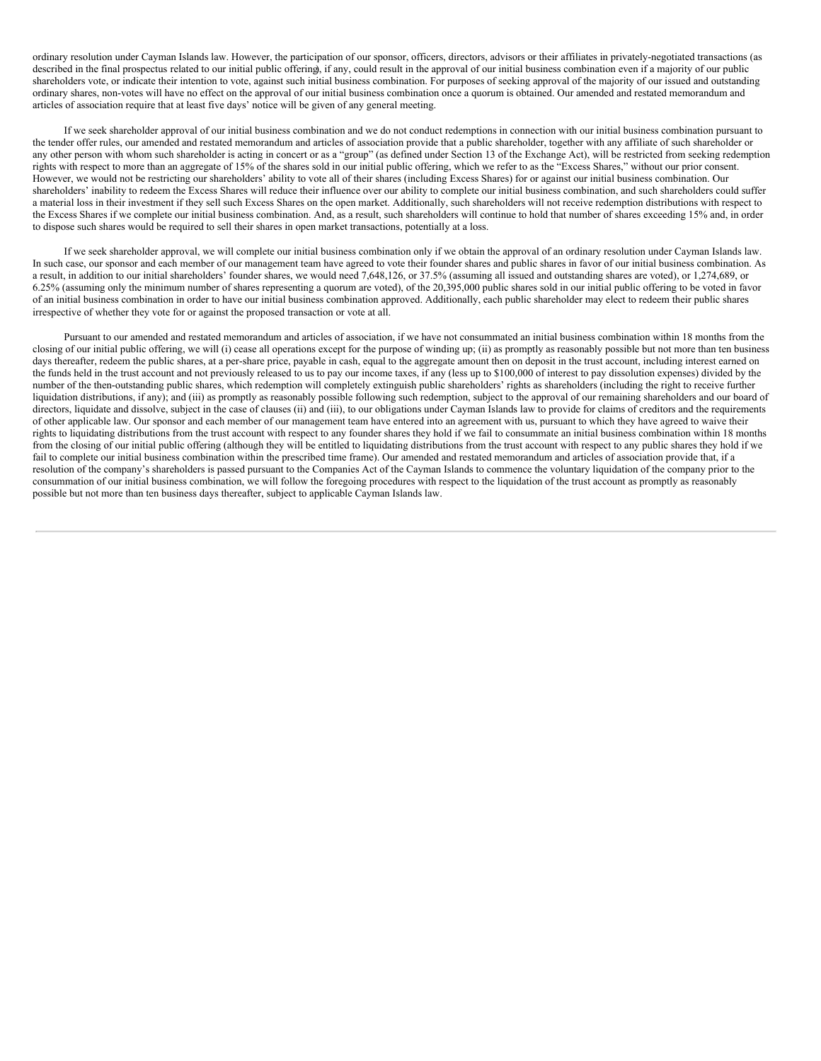ordinary resolution under Cayman Islands law. However, the participation of our sponsor, officers, directors, advisors or their affiliates in privately-negotiated transactions (as described in the final prospectus related to our initial public offering), if any, could result in the approval of our initial business combination even if a majority of our public shareholders vote, or indicate their intention to vote, against such initial business combination. For purposes of seeking approval of the majority of our issued and outstanding ordinary shares, non-votes will have no effect on the approval of our initial business combination once a quorum is obtained. Our amended and restated memorandum and articles of association require that at least five days' notice will be given of any general meeting.

If we seek shareholder approval of our initial business combination and we do not conduct redemptions in connection with our initial business combination pursuant to the tender offer rules, our amended and restated memorandum and articles of association provide that a public shareholder, together with any affiliate of such shareholder or any other person with whom such shareholder is acting in concert or as a "group" (as defined under Section 13 of the Exchange Act), will be restricted from seeking redemption rights with respect to more than an aggregate of 15% of the shares sold in our initial public offering, which we refer to as the "Excess Shares," without our prior consent. However, we would not be restricting our shareholders' ability to vote all of their shares (including Excess Shares) for or against our initial business combination. Our shareholders' inability to redeem the Excess Shares will reduce their influence over our ability to complete our initial business combination, and such shareholders could suffer a material loss in their investment if they sell such Excess Shares on the open market. Additionally, such shareholders will not receive redemption distributions with respect to the Excess Shares if we complete our initial business combination. And, as a result, such shareholders will continue to hold that number of shares exceeding 15% and, in order to dispose such shares would be required to sell their shares in open market transactions, potentially at a loss.

If we seek shareholder approval, we will complete our initial business combination only if we obtain the approval of an ordinary resolution under Cayman Islands law. In such case, our sponsor and each member of our management team have agreed to vote their founder shares and public shares in favor of our initial business combination. As a result, in addition to our initial shareholders' founder shares, we would need 7,648,126, or 37.5% (assuming all issued and outstanding shares are voted), or 1,274,689, or 6.25% (assuming only the minimum number of shares representing a quorum are voted), of the 20,395,000 public shares sold in our initial public offering to be voted in favor of an initial business combination in order to have our initial business combination approved. Additionally, each public shareholder may elect to redeem their public shares irrespective of whether they vote for or against the proposed transaction or vote at all.

Pursuant to our amended and restated memorandum and articles of association, if we have not consummated an initial business combination within 18 months from the closing of our initial public offering, we will (i) cease all operations except for the purpose of winding up; (ii) as promptly as reasonably possible but not more than ten business days thereafter, redeem the public shares, at a per-share price, payable in cash, equal to the aggregate amount then on deposit in the trust account, including interest earned on the funds held in the trust account and not previously released to us to pay our income taxes, if any (less up to $100,000 of interest to pay dissolution expenses) divided by the number of the then-outstanding public shares, which redemption will completely extinguish public shareholders' rights as shareholders (including the right to receive further liquidation distributions, if any); and (iii) as promptly as reasonably possible following such redemption, subject to the approval of our remaining shareholders and our board of directors, liquidate and dissolve, subject in the case of clauses (ii) and (iii), to our obligations under Cayman Islands law to provide for claims of creditors and the requirements of other applicable law. Our sponsor and each member of our management team have entered into an agreement with us, pursuant to which they have agreed to waive their rights to liquidating distributions from the trust account with respect to any founder shares they hold if we fail to consummate an initial business combination within 18 months from the closing of our initial public offering (although they will be entitled to liquidating distributions from the trust account with respect to any public shares they hold if we fail to complete our initial business combination within the prescribed time frame). Our amended and restated memorandum and articles of association provide that, if a resolution of the company's shareholders is passed pursuant to the Companies Act of the Cayman Islands to commence the voluntary liquidation of the company prior to the consummation of our initial business combination, we will follow the foregoing procedures with respect to the liquidation of the trust account as promptly as reasonably possible but not more than ten business days thereafter, subject to applicable Cayman Islands law.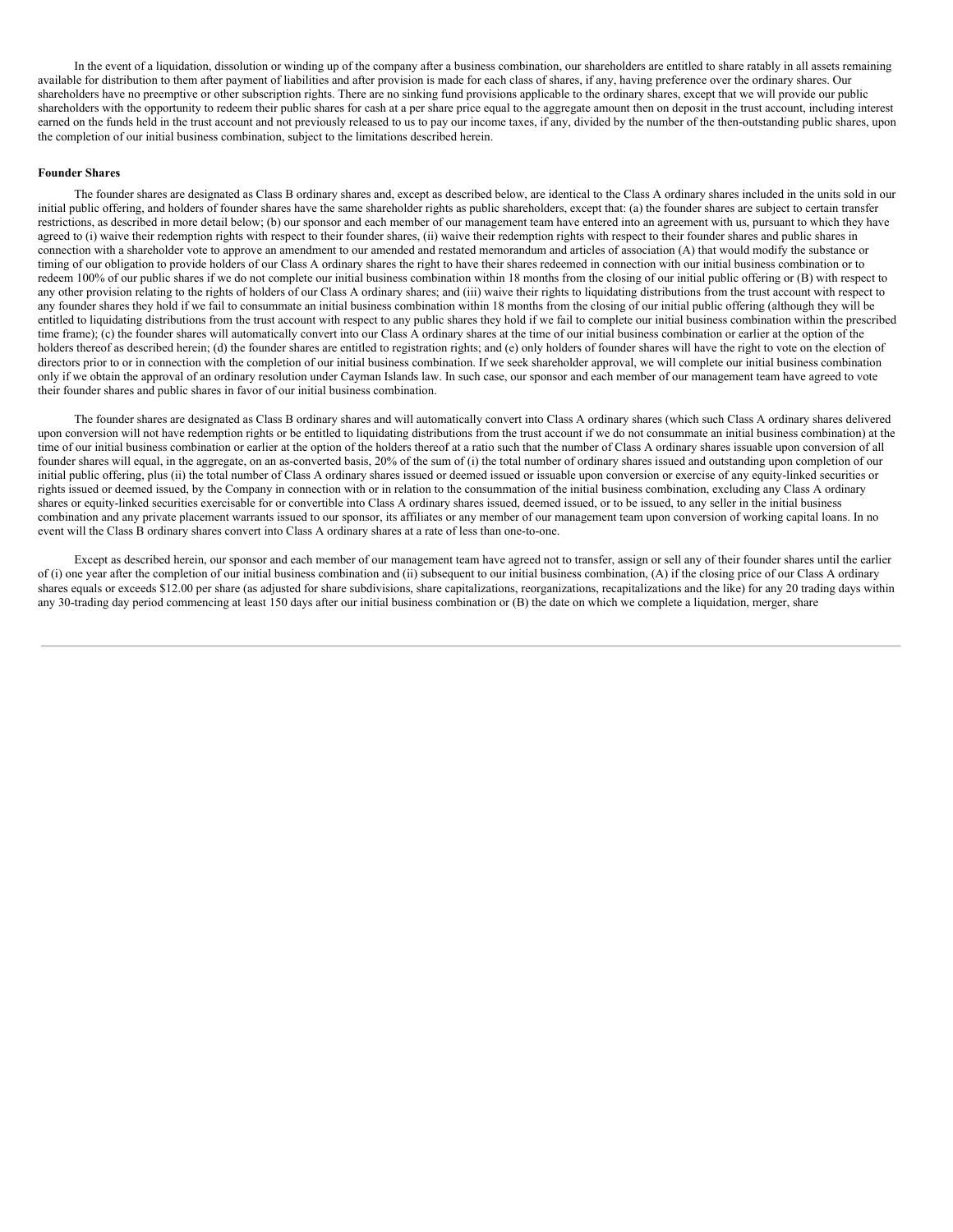In the event of a liquidation, dissolution or winding up of the company after a business combination, our shareholders are entitled to share ratably in all assets remaining available for distribution to them after payment of liabilities and after provision is made for each class of shares, if any, having preference over the ordinary shares. Our shareholders have no preemptive or other subscription rights. There are no sinking fund provisions applicable to the ordinary shares, except that we will provide our public shareholders with the opportunity to redeem their public shares for cash at a per share price equal to the aggregate amount then on deposit in the trust account, including interest earned on the funds held in the trust account and not previously released to us to pay our income taxes, if any, divided by the number of the then-outstanding public shares, upon the completion of our initial business combination, subject to the limitations described herein.

**Founder Shares**

The founder shares are designated as Class B ordinary shares and, except as described below, are identical to the Class A ordinary shares included in the units sold in our initial public offering, and holders of founder shares have the same shareholder rights as public shareholders, except that: (a) the founder shares are subject to certain transfer restrictions, as described in more detail below; (b) our sponsor and each member of our management team have entered into an agreement with us, pursuant to which they have agreed to (i) waive their redemption rights with respect to their founder shares, (ii) waive their redemption rights with respect to their founder shares and public shares in connection with a shareholder vote to approve an amendment to our amended and restated memorandum and articles of association (A) that would modify the substance or timing of our obligation to provide holders of our Class A ordinary shares the right to have their shares redeemed in connection with our initial business combination or to redeem 100% of our public shares if we do not complete our initial business combination within 18 months from the closing of our initial public offering or (B) with respect to any other provision relating to the rights of holders of our Class A ordinary shares; and (iii) waive their rights to liquidating distributions from the trust account with respect to any founder shares they hold if we fail to consummate an initial business combination within 18 months from the closing of our initial public offering (although they will be entitled to liquidating distributions from the trust account with respect to any public shares they hold if we fail to complete our initial business combination within the prescribed time frame); (c) the founder shares will automatically convert into our Class A ordinary shares at the time of our initial business combination or earlier at the option of the holders thereof as described herein; (d) the founder shares are entitled to registration rights; and (e) only holders of founder shares will have the right to vote on the election of directors prior to or in connection with the completion of our initial business combination. If we seek shareholder approval, we will complete our initial business combination only if we obtain the approval of an ordinary resolution under Cayman Islands law. In such case, our sponsor and each member of our management team have agreed to vote their founder shares and public shares in favor of our initial business combination.

The founder shares are designated as Class B ordinary shares and will automatically convert into Class A ordinary shares (which such Class A ordinary shares delivered upon conversion will not have redemption rights or be entitled to liquidating distributions from the trust account if we do not consummate an initial business combination) at the time of our initial business combination or earlier at the option of the holders thereof at a ratio such that the number of Class A ordinary shares issuable upon conversion of all founder shares will equal, in the aggregate, on an as-converted basis, 20% of the sum of (i) the total number of ordinary shares issued and outstanding upon completion of our initial public offering, plus (ii) the total number of Class A ordinary shares issued or deemed issued or issuable upon conversion or exercise of any equity-linked securities or rights issued or deemed issued, by the Company in connection with or in relation to the consummation of the initial business combination, excluding any Class A ordinary shares or equity-linked securities exercisable for or convertible into Class A ordinary shares issued, deemed issued, or to be issued, to any seller in the initial business combination and any private placement warrants issued to our sponsor, its affiliates or any member of our management team upon conversion of working capital loans. In no event will the Class B ordinary shares convert into Class A ordinary shares at a rate of less than one-to-one.

Except as described herein, our sponsor and each member of our management team have agreed not to transfer, assign or sell any of their founder shares until the earlier of (i) one year after the completion of our initial business combination and (ii) subsequent to our initial business combination, (A) if the closing price of our Class A ordinary shares equals or exceeds $12.00 per share (as adjusted for share subdivisions, share capitalizations, reorganizations, recapitalizations and the like) for any 20 trading days within any 30-trading day period commencing at least 150 days after our initial business combination or (B) the date on which we complete a liquidation, merger, share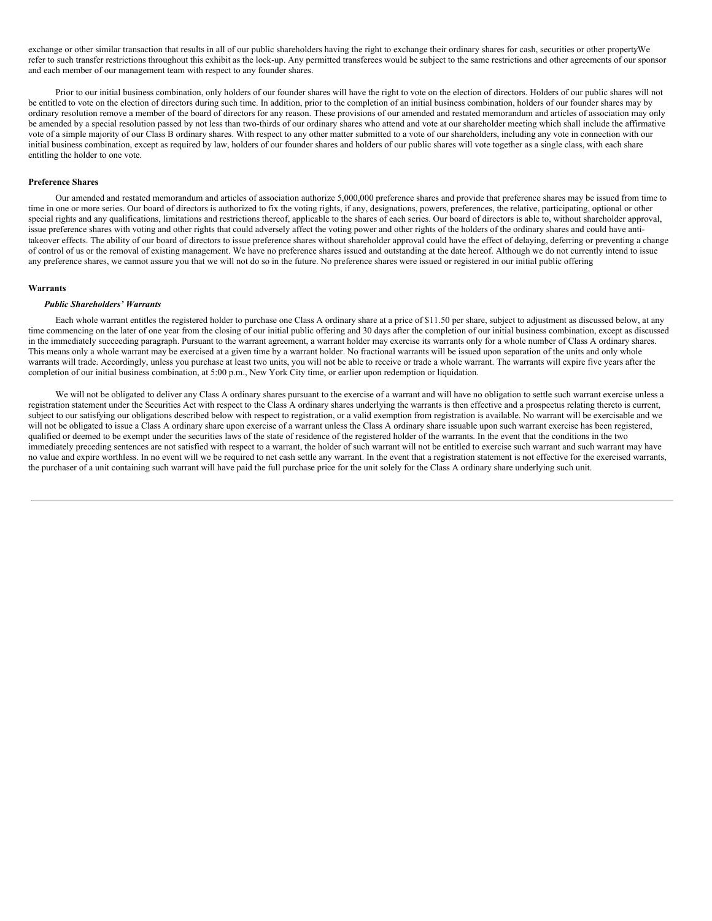exchange or other similar transaction that results in all of our public shareholders having the right to exchange their ordinary shares for cash, securities or other propertyWe refer to such transfer restrictions throughout this exhibit as the lock-up. Any permitted transferees would be subject to the same restrictions and other agreements of our sponsor and each member of our management team with respect to any founder shares.

Prior to our initial business combination, only holders of our founder shares will have the right to vote on the election of directors. Holders of our public shares will not be entitled to vote on the election of directors during such time. In addition, prior to the completion of an initial business combination, holders of our founder shares may by ordinary resolution remove a member of the board of directors for any reason. These provisions of our amended and restated memorandum and articles of association may only be amended by a special resolution passed by not less than two-thirds of our ordinary shares who attend and vote at our shareholder meeting which shall include the affirmative vote of a simple majority of our Class B ordinary shares. With respect to any other matter submitted to a vote of our shareholders, including any vote in connection with our initial business combination, except as required by law, holders of our founder shares and holders of our public shares will vote together as a single class, with each share entitling the holder to one vote.

**Preference Shares**

Our amended and restated memorandum and articles of association authorize 5,000,000 preference shares and provide that preference shares may be issued from time to time in one or more series. Our board of directors is authorized to fix the voting rights, if any, designations, powers, preferences, the relative, participating, optional or other special rights and any qualifications, limitations and restrictions thereof, applicable to the shares of each series. Our board of directors is able to, without shareholder approval, issue preference shares with voting and other rights that could adversely affect the voting power and other rights of the holders of the ordinary shares and could have anti-takeover effects. The ability of our board of directors to issue preference shares without shareholder approval could have the effect of delaying, deferring or preventing a change of control of us or the removal of existing management. We have no preference shares issued and outstanding at the date hereof. Although we do not currently intend to issue any preference shares, we cannot assure you that we will not do so in the future. No preference shares were issued or registered in our initial public offering

**Warrants**

***Public Shareholders' Warrants***

Each whole warrant entitles the registered holder to purchase one Class A ordinary share at a price of $11.50 per share, subject to adjustment as discussed below, at any time commencing on the later of one year from the closing of our initial public offering and 30 days after the completion of our initial business combination, except as discussed in the immediately succeeding paragraph. Pursuant to the warrant agreement, a warrant holder may exercise its warrants only for a whole number of Class A ordinary shares. This means only a whole warrant may be exercised at a given time by a warrant holder. No fractional warrants will be issued upon separation of the units and only whole warrants will trade. Accordingly, unless you purchase at least two units, you will not be able to receive or trade a whole warrant. The warrants will expire five years after the completion of our initial business combination, at 5:00 p.m., New York City time, or earlier upon redemption or liquidation.

We will not be obligated to deliver any Class A ordinary shares pursuant to the exercise of a warrant and will have no obligation to settle such warrant exercise unless a registration statement under the Securities Act with respect to the Class A ordinary shares underlying the warrants is then effective and a prospectus relating thereto is current, subject to our satisfying our obligations described below with respect to registration, or a valid exemption from registration is available. No warrant will be exercisable and we will not be obligated to issue a Class A ordinary share upon exercise of a warrant unless the Class A ordinary share issuable upon such warrant exercise has been registered, qualified or deemed to be exempt under the securities laws of the state of residence of the registered holder of the warrants. In the event that the conditions in the two immediately preceding sentences are not satisfied with respect to a warrant, the holder of such warrant will not be entitled to exercise such warrant and such warrant may have no value and expire worthless. In no event will we be required to net cash settle any warrant. In the event that a registration statement is not effective for the exercised warrants, the purchaser of a unit containing such warrant will have paid the full purchase price for the unit solely for the Class A ordinary share underlying such unit.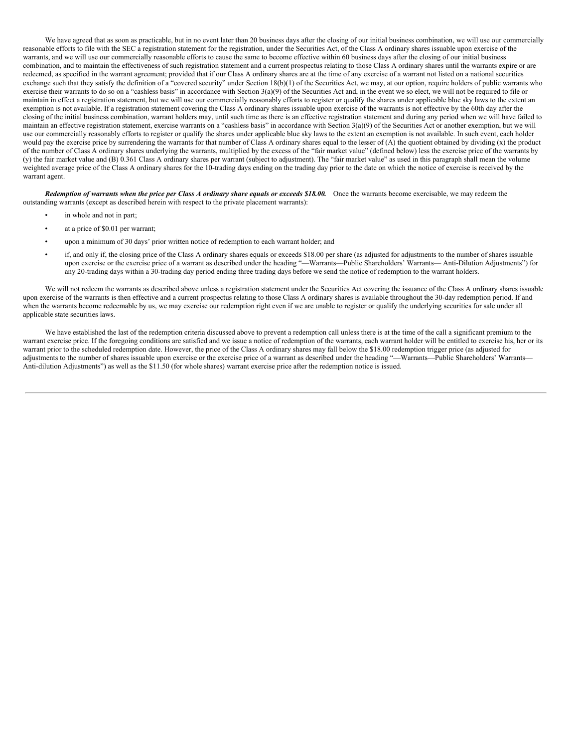We have agreed that as soon as practicable, but in no event later than 20 business days after the closing of our initial business combination, we will use our commercially reasonable efforts to file with the SEC a registration statement for the registration, under the Securities Act, of the Class A ordinary shares issuable upon exercise of the warrants, and we will use our commercially reasonable efforts to cause the same to become effective within 60 business days after the closing of our initial business combination, and to maintain the effectiveness of such registration statement and a current prospectus relating to those Class A ordinary shares until the warrants expire or are redeemed, as specified in the warrant agreement; provided that if our Class A ordinary shares are at the time of any exercise of a warrant not listed on a national securities exchange such that they satisfy the definition of a "covered security" under Section 18(b)(1) of the Securities Act, we may, at our option, require holders of public warrants who exercise their warrants to do so on a "cashless basis" in accordance with Section 3(a)(9) of the Securities Act and, in the event we so elect, we will not be required to file or maintain in effect a registration statement, but we will use our commercially reasonably efforts to register or qualify the shares under applicable blue sky laws to the extent an exemption is not available. If a registration statement covering the Class A ordinary shares issuable upon exercise of the warrants is not effective by the 60th day after the closing of the initial business combination, warrant holders may, until such time as there is an effective registration statement and during any period when we will have failed to maintain an effective registration statement, exercise warrants on a "cashless basis" in accordance with Section 3(a)(9) of the Securities Act or another exemption, but we will use our commercially reasonably efforts to register or qualify the shares under applicable blue sky laws to the extent an exemption is not available. In such event, each holder would pay the exercise price by surrendering the warrants for that number of Class A ordinary shares equal to the lesser of (A) the quotient obtained by dividing (x) the product of the number of Class A ordinary shares underlying the warrants, multiplied by the excess of the "fair market value" (defined below) less the exercise price of the warrants by (y) the fair market value and (B) 0.361 Class A ordinary shares per warrant (subject to adjustment). The "fair market value" as used in this paragraph shall mean the volume weighted average price of the Class A ordinary shares for the 10-trading days ending on the trading day prior to the date on which the notice of exercise is received by the warrant agent.

***Redemption of warrants when the price per Class A ordinary share equals or exceeds $18.00.*** Once the warrants become exercisable, we may redeem the outstanding warrants (except as described herein with respect to the private placement warrants):

- in whole and not in part;
- at a price of $0.01 per warrant;
- upon a minimum of 30 days' prior written notice of redemption to each warrant holder; and
- if, and only if, the closing price of the Class A ordinary shares equals or exceeds $18.00 per share (as adjusted for adjustments to the number of shares issuable upon exercise or the exercise price of a warrant as described under the heading "—Warrants—Public Shareholders' Warrants— Anti-Dilution Adjustments") for any 20-trading days within a 30-trading day period ending three trading days before we send the notice of redemption to the warrant holders.

We will not redeem the warrants as described above unless a registration statement under the Securities Act covering the issuance of the Class A ordinary shares issuable upon exercise of the warrants is then effective and a current prospectus relating to those Class A ordinary shares is available throughout the 30-day redemption period. If and when the warrants become redeemable by us, we may exercise our redemption right even if we are unable to register or qualify the underlying securities for sale under all applicable state securities laws.

We have established the last of the redemption criteria discussed above to prevent a redemption call unless there is at the time of the call a significant premium to the warrant exercise price. If the foregoing conditions are satisfied and we issue a notice of redemption of the warrants, each warrant holder will be entitled to exercise his, her or its warrant prior to the scheduled redemption date. However, the price of the Class A ordinary shares may fall below the $18.00 redemption trigger price (as adjusted for adjustments to the number of shares issuable upon exercise or the exercise price of a warrant as described under the heading "—Warrants—Public Shareholders' Warrants—Anti-dilution Adjustments") as well as the $11.50 (for whole shares) warrant exercise price after the redemption notice is issued.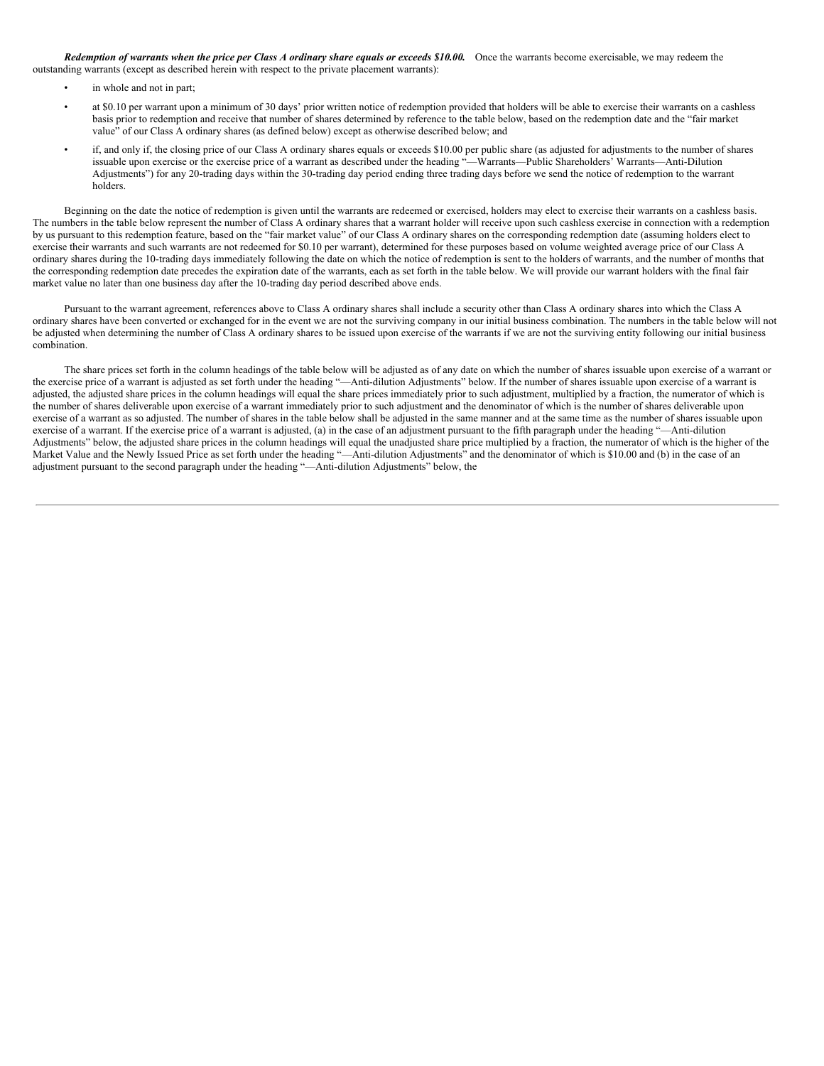***Redemption of warrants when the price per Class A ordinary share equals or exceeds $10.00.*** Once the warrants become exercisable, we may redeem the outstanding warrants (except as described herein with respect to the private placement warrants):

- in whole and not in part;
- at $0.10 per warrant upon a minimum of 30 days' prior written notice of redemption provided that holders will be able to exercise their warrants on a cashless basis prior to redemption and receive that number of shares determined by reference to the table below, based on the redemption date and the "fair market value" of our Class A ordinary shares (as defined below) except as otherwise described below; and
- if, and only if, the closing price of our Class A ordinary shares equals or exceeds $10.00 per public share (as adjusted for adjustments to the number of shares issuable upon exercise or the exercise price of a warrant as described under the heading "—Warrants—Public Shareholders' Warrants—Anti-Dilution Adjustments") for any 20-trading days within the 30-trading day period ending three trading days before we send the notice of redemption to the warrant holders.

Beginning on the date the notice of redemption is given until the warrants are redeemed or exercised, holders may elect to exercise their warrants on a cashless basis. The numbers in the table below represent the number of Class A ordinary shares that a warrant holder will receive upon such cashless exercise in connection with a redemption by us pursuant to this redemption feature, based on the "fair market value" of our Class A ordinary shares on the corresponding redemption date (assuming holders elect to exercise their warrants and such warrants are not redeemed for $0.10 per warrant), determined for these purposes based on volume weighted average price of our Class A ordinary shares during the 10-trading days immediately following the date on which the notice of redemption is sent to the holders of warrants, and the number of months that the corresponding redemption date precedes the expiration date of the warrants, each as set forth in the table below. We will provide our warrant holders with the final fair market value no later than one business day after the 10-trading day period described above ends.

Pursuant to the warrant agreement, references above to Class A ordinary shares shall include a security other than Class A ordinary shares into which the Class A ordinary shares have been converted or exchanged for in the event we are not the surviving company in our initial business combination. The numbers in the table below will not be adjusted when determining the number of Class A ordinary shares to be issued upon exercise of the warrants if we are not the surviving entity following our initial business combination.

The share prices set forth in the column headings of the table below will be adjusted as of any date on which the number of shares issuable upon exercise of a warrant or the exercise price of a warrant is adjusted as set forth under the heading "—Anti-dilution Adjustments" below. If the number of shares issuable upon exercise of a warrant is adjusted, the adjusted share prices in the column headings will equal the share prices immediately prior to such adjustment, multiplied by a fraction, the numerator of which is the number of shares deliverable upon exercise of a warrant immediately prior to such adjustment and the denominator of which is the number of shares deliverable upon exercise of a warrant as so adjusted. The number of shares in the table below shall be adjusted in the same manner and at the same time as the number of shares issuable upon exercise of a warrant. If the exercise price of a warrant is adjusted, (a) in the case of an adjustment pursuant to the fifth paragraph under the heading "—Anti-dilution Adjustments" below, the adjusted share prices in the column headings will equal the unadjusted share price multiplied by a fraction, the numerator of which is the higher of the Market Value and the Newly Issued Price as set forth under the heading "—Anti-dilution Adjustments" and the denominator of which is $10.00 and (b) in the case of an adjustment pursuant to the second paragraph under the heading "—Anti-dilution Adjustments" below, the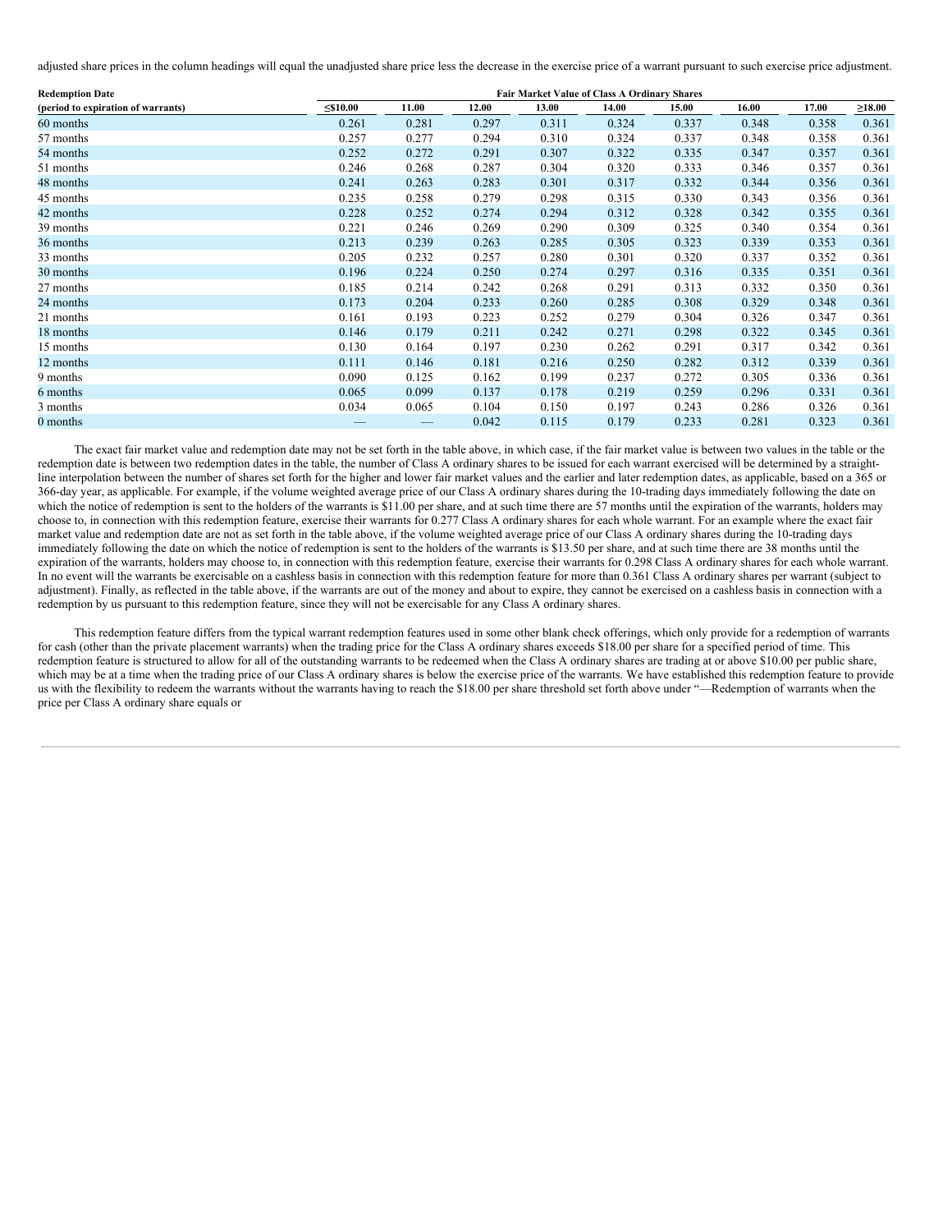adjusted share prices in the column headings will equal the unadjusted share price less the decrease in the exercise price of a warrant pursuant to such exercise price adjustment.

| Redemption Date | Fair Market Value of Class A Ordinary Shares | | | | | | | | |
|---|---|---|---|---|---|---|---|---|---|
| (period to expiration of warrants) | ≤$10.00 | 11.00 | 12.00 | 13.00 | 14.00 | 15.00 | 16.00 | 17.00 | ≥18.00 |
| 60 months | 0.261 | 0.281 | 0.297 | 0.311 | 0.324 | 0.337 | 0.348 | 0.358 | 0.361 |
| 57 months | 0.257 | 0.277 | 0.294 | 0.310 | 0.324 | 0.337 | 0.348 | 0.358 | 0.361 |
| 54 months | 0.252 | 0.272 | 0.291 | 0.307 | 0.322 | 0.335 | 0.347 | 0.357 | 0.361 |
| 51 months | 0.246 | 0.268 | 0.287 | 0.304 | 0.320 | 0.333 | 0.346 | 0.357 | 0.361 |
| 48 months | 0.241 | 0.263 | 0.283 | 0.301 | 0.317 | 0.332 | 0.344 | 0.356 | 0.361 |
| 45 months | 0.235 | 0.258 | 0.279 | 0.298 | 0.315 | 0.330 | 0.343 | 0.356 | 0.361 |
| 42 months | 0.228 | 0.252 | 0.274 | 0.294 | 0.312 | 0.328 | 0.342 | 0.355 | 0.361 |
| 39 months | 0.221 | 0.246 | 0.269 | 0.290 | 0.309 | 0.325 | 0.340 | 0.354 | 0.361 |
| 36 months | 0.213 | 0.239 | 0.263 | 0.285 | 0.305 | 0.323 | 0.339 | 0.353 | 0.361 |
| 33 months | 0.205 | 0.232 | 0.257 | 0.280 | 0.301 | 0.320 | 0.337 | 0.352 | 0.361 |
| 30 months | 0.196 | 0.224 | 0.250 | 0.274 | 0.297 | 0.316 | 0.335 | 0.351 | 0.361 |
| 27 months | 0.185 | 0.214 | 0.242 | 0.268 | 0.291 | 0.313 | 0.332 | 0.350 | 0.361 |
| 24 months | 0.173 | 0.204 | 0.233 | 0.260 | 0.285 | 0.308 | 0.329 | 0.348 | 0.361 |
| 21 months | 0.161 | 0.193 | 0.223 | 0.252 | 0.279 | 0.304 | 0.326 | 0.347 | 0.361 |
| 18 months | 0.146 | 0.179 | 0.211 | 0.242 | 0.271 | 0.298 | 0.322 | 0.345 | 0.361 |
| 15 months | 0.130 | 0.164 | 0.197 | 0.230 | 0.262 | 0.291 | 0.317 | 0.342 | 0.361 |
| 12 months | 0.111 | 0.146 | 0.181 | 0.216 | 0.250 | 0.282 | 0.312 | 0.339 | 0.361 |
| 9 months | 0.090 | 0.125 | 0.162 | 0.199 | 0.237 | 0.272 | 0.305 | 0.336 | 0.361 |
| 6 months | 0.065 | 0.099 | 0.137 | 0.178 | 0.219 | 0.259 | 0.296 | 0.331 | 0.361 |
| 3 months | 0.034 | 0.065 | 0.104 | 0.150 | 0.197 | 0.243 | 0.286 | 0.326 | 0.361 |
| 0 months | — | — | 0.042 | 0.115 | 0.179 | 0.233 | 0.281 | 0.323 | 0.361 |

The exact fair market value and redemption date may not be set forth in the table above, in which case, if the fair market value is between two values in the table or the redemption date is between two redemption dates in the table, the number of Class A ordinary shares to be issued for each warrant exercised will be determined by a straight-line interpolation between the number of shares set forth for the higher and lower fair market values and the earlier and later redemption dates, as applicable, based on a 365 or 366-day year, as applicable. For example, if the volume weighted average price of our Class A ordinary shares during the 10-trading days immediately following the date on which the notice of redemption is sent to the holders of the warrants is $11.00 per share, and at such time there are 57 months until the expiration of the warrants, holders may choose to, in connection with this redemption feature, exercise their warrants for 0.277 Class A ordinary shares for each whole warrant. For an example where the exact fair market value and redemption date are not as set forth in the table above, if the volume weighted average price of our Class A ordinary shares during the 10-trading days immediately following the date on which the notice of redemption is sent to the holders of the warrants is $13.50 per share, and at such time there are 38 months until the expiration of the warrants, holders may choose to, in connection with this redemption feature, exercise their warrants for 0.298 Class A ordinary shares for each whole warrant. In no event will the warrants be exercisable on a cashless basis in connection with this redemption feature for more than 0.361 Class A ordinary shares per warrant (subject to adjustment). Finally, as reflected in the table above, if the warrants are out of the money and about to expire, they cannot be exercised on a cashless basis in connection with a redemption by us pursuant to this redemption feature, since they will not be exercisable for any Class A ordinary shares.

This redemption feature differs from the typical warrant redemption features used in some other blank check offerings, which only provide for a redemption of warrants for cash (other than the private placement warrants) when the trading price for the Class A ordinary shares exceeds $18.00 per share for a specified period of time. This redemption feature is structured to allow for all of the outstanding warrants to be redeemed when the Class A ordinary shares are trading at or above $10.00 per public share, which may be at a time when the trading price of our Class A ordinary shares is below the exercise price of the warrants. We have established this redemption feature to provide us with the flexibility to redeem the warrants without the warrants having to reach the $18.00 per share threshold set forth above under "—Redemption of warrants when the price per Class A ordinary share equals or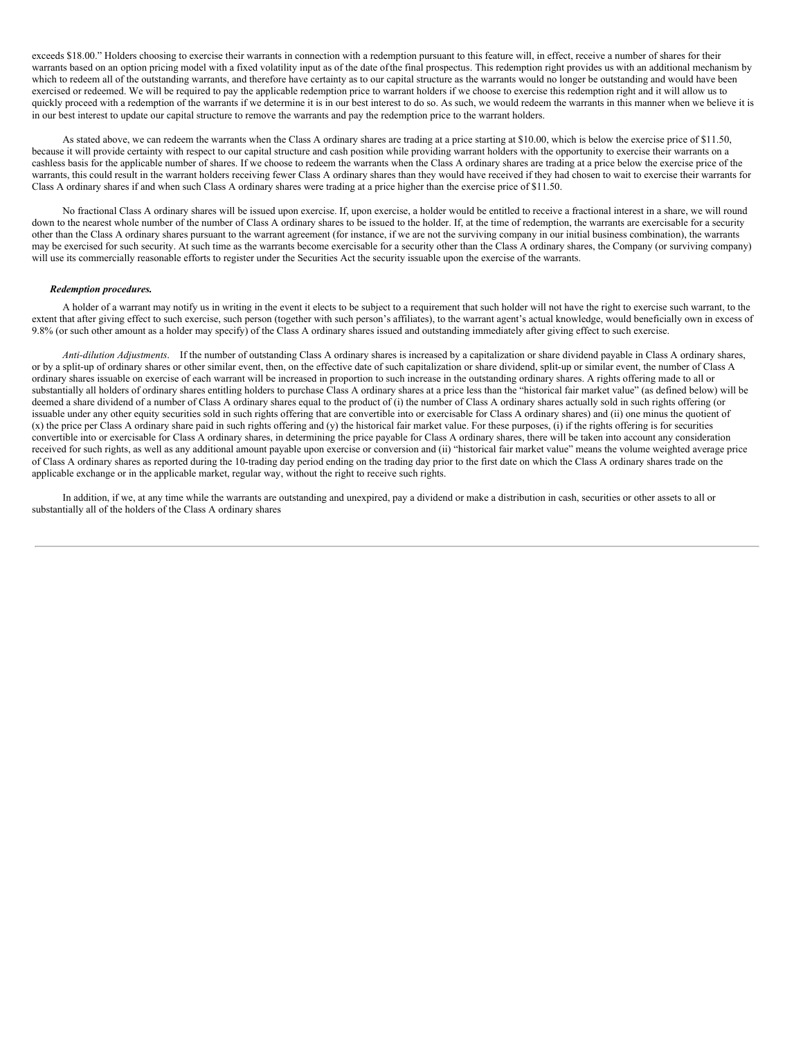exceeds $18.00." Holders choosing to exercise their warrants in connection with a redemption pursuant to this feature will, in effect, receive a number of shares for their warrants based on an option pricing model with a fixed volatility input as of the date of the final prospectus. This redemption right provides us with an additional mechanism by which to redeem all of the outstanding warrants, and therefore have certainty as to our capital structure as the warrants would no longer be outstanding and would have been exercised or redeemed. We will be required to pay the applicable redemption price to warrant holders if we choose to exercise this redemption right and it will allow us to quickly proceed with a redemption of the warrants if we determine it is in our best interest to do so. As such, we would redeem the warrants in this manner when we believe it is in our best interest to update our capital structure to remove the warrants and pay the redemption price to the warrant holders.

As stated above, we can redeem the warrants when the Class A ordinary shares are trading at a price starting at $10.00, which is below the exercise price of $11.50, because it will provide certainty with respect to our capital structure and cash position while providing warrant holders with the opportunity to exercise their warrants on a cashless basis for the applicable number of shares. If we choose to redeem the warrants when the Class A ordinary shares are trading at a price below the exercise price of the warrants, this could result in the warrant holders receiving fewer Class A ordinary shares than they would have received if they had chosen to wait to exercise their warrants for Class A ordinary shares if and when such Class A ordinary shares were trading at a price higher than the exercise price of $11.50.

No fractional Class A ordinary shares will be issued upon exercise. If, upon exercise, a holder would be entitled to receive a fractional interest in a share, we will round down to the nearest whole number of the number of Class A ordinary shares to be issued to the holder. If, at the time of redemption, the warrants are exercisable for a security other than the Class A ordinary shares pursuant to the warrant agreement (for instance, if we are not the surviving company in our initial business combination), the warrants may be exercised for such security. At such time as the warrants become exercisable for a security other than the Class A ordinary shares, the Company (or surviving company) will use its commercially reasonable efforts to register under the Securities Act the security issuable upon the exercise of the warrants.

***Redemption procedures.***

A holder of a warrant may notify us in writing in the event it elects to be subject to a requirement that such holder will not have the right to exercise such warrant, to the extent that after giving effect to such exercise, such person (together with such person's affiliates), to the warrant agent's actual knowledge, would beneficially own in excess of 9.8% (or such other amount as a holder may specify) of the Class A ordinary shares issued and outstanding immediately after giving effect to such exercise.

*Anti-dilution Adjustments.* If the number of outstanding Class A ordinary shares is increased by a capitalization or share dividend payable in Class A ordinary shares, or by a split-up of ordinary shares or other similar event, then, on the effective date of such capitalization or share dividend, split-up or similar event, the number of Class A ordinary shares issuable on exercise of each warrant will be increased in proportion to such increase in the outstanding ordinary shares. A rights offering made to all or substantially all holders of ordinary shares entitling holders to purchase Class A ordinary shares at a price less than the "historical fair market value" (as defined below) will be deemed a share dividend of a number of Class A ordinary shares equal to the product of (i) the number of Class A ordinary shares actually sold in such rights offering (or issuable under any other equity securities sold in such rights offering that are convertible into or exercisable for Class A ordinary shares) and (ii) one minus the quotient of (x) the price per Class A ordinary share paid in such rights offering and (y) the historical fair market value. For these purposes, (i) if the rights offering is for securities convertible into or exercisable for Class A ordinary shares, in determining the price payable for Class A ordinary shares, there will be taken into account any consideration received for such rights, as well as any additional amount payable upon exercise or conversion and (ii) "historical fair market value" means the volume weighted average price of Class A ordinary shares as reported during the 10-trading day period ending on the trading day prior to the first date on which the Class A ordinary shares trade on the applicable exchange or in the applicable market, regular way, without the right to receive such rights.

In addition, if we, at any time while the warrants are outstanding and unexpired, pay a dividend or make a distribution in cash, securities or other assets to all or substantially all of the holders of the Class A ordinary shares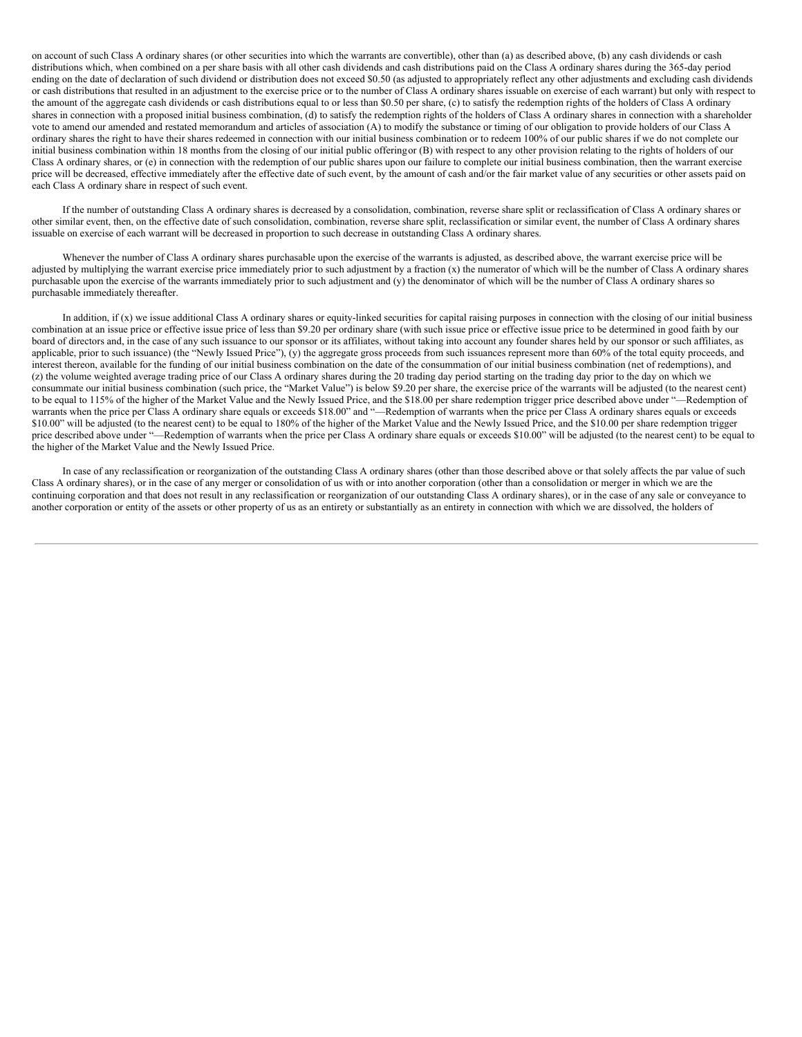on account of such Class A ordinary shares (or other securities into which the warrants are convertible), other than (a) as described above, (b) any cash dividends or cash distributions which, when combined on a per share basis with all other cash dividends and cash distributions paid on the Class A ordinary shares during the 365-day period ending on the date of declaration of such dividend or distribution does not exceed $0.50 (as adjusted to appropriately reflect any other adjustments and excluding cash dividends or cash distributions that resulted in an adjustment to the exercise price or to the number of Class A ordinary shares issuable on exercise of each warrant) but only with respect to the amount of the aggregate cash dividends or cash distributions equal to or less than $0.50 per share, (c) to satisfy the redemption rights of the holders of Class A ordinary shares in connection with a proposed initial business combination, (d) to satisfy the redemption rights of the holders of Class A ordinary shares in connection with a shareholder vote to amend our amended and restated memorandum and articles of association (A) to modify the substance or timing of our obligation to provide holders of our Class A ordinary shares the right to have their shares redeemed in connection with our initial business combination or to redeem 100% of our public shares if we do not complete our initial business combination within 18 months from the closing of our initial public offering or (B) with respect to any other provision relating to the rights of holders of our Class A ordinary shares, or (e) in connection with the redemption of our public shares upon our failure to complete our initial business combination, then the warrant exercise price will be decreased, effective immediately after the effective date of such event, by the amount of cash and/or the fair market value of any securities or other assets paid on each Class A ordinary share in respect of such event.

If the number of outstanding Class A ordinary shares is decreased by a consolidation, combination, reverse share split or reclassification of Class A ordinary shares or other similar event, then, on the effective date of such consolidation, combination, reverse share split, reclassification or similar event, the number of Class A ordinary shares issuable on exercise of each warrant will be decreased in proportion to such decrease in outstanding Class A ordinary shares.

Whenever the number of Class A ordinary shares purchasable upon the exercise of the warrants is adjusted, as described above, the warrant exercise price will be adjusted by multiplying the warrant exercise price immediately prior to such adjustment by a fraction (x) the numerator of which will be the number of Class A ordinary shares purchasable upon the exercise of the warrants immediately prior to such adjustment and (y) the denominator of which will be the number of Class A ordinary shares so purchasable immediately thereafter.

In addition, if (x) we issue additional Class A ordinary shares or equity-linked securities for capital raising purposes in connection with the closing of our initial business combination at an issue price or effective issue price of less than $9.20 per ordinary share (with such issue price or effective issue price to be determined in good faith by our board of directors and, in the case of any such issuance to our sponsor or its affiliates, without taking into account any founder shares held by our sponsor or such affiliates, as applicable, prior to such issuance) (the "Newly Issued Price"), (y) the aggregate gross proceeds from such issuances represent more than 60% of the total equity proceeds, and interest thereon, available for the funding of our initial business combination on the date of the consummation of our initial business combination (net of redemptions), and (z) the volume weighted average trading price of our Class A ordinary shares during the 20 trading day period starting on the trading day prior to the day on which we consummate our initial business combination (such price, the "Market Value") is below $9.20 per share, the exercise price of the warrants will be adjusted (to the nearest cent) to be equal to 115% of the higher of the Market Value and the Newly Issued Price, and the $18.00 per share redemption trigger price described above under "—Redemption of warrants when the price per Class A ordinary share equals or exceeds $18.00" and "—Redemption of warrants when the price per Class A ordinary shares equals or exceeds $10.00" will be adjusted (to the nearest cent) to be equal to 180% of the higher of the Market Value and the Newly Issued Price, and the $10.00 per share redemption trigger price described above under "—Redemption of warrants when the price per Class A ordinary share equals or exceeds $10.00" will be adjusted (to the nearest cent) to be equal to the higher of the Market Value and the Newly Issued Price.

In case of any reclassification or reorganization of the outstanding Class A ordinary shares (other than those described above or that solely affects the par value of such Class A ordinary shares), or in the case of any merger or consolidation of us with or into another corporation (other than a consolidation or merger in which we are the continuing corporation and that does not result in any reclassification or reorganization of our outstanding Class A ordinary shares), or in the case of any sale or conveyance to another corporation or entity of the assets or other property of us as an entirety or substantially as an entirety in connection with which we are dissolved, the holders of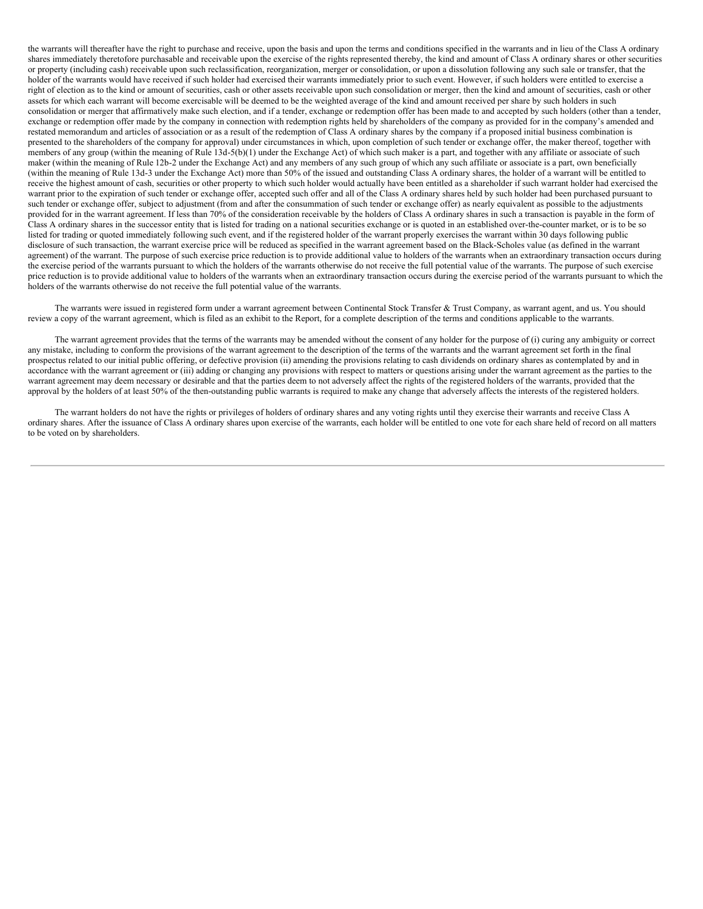the warrants will thereafter have the right to purchase and receive, upon the basis and upon the terms and conditions specified in the warrants and in lieu of the Class A ordinary shares immediately theretofore purchasable and receivable upon the exercise of the rights represented thereby, the kind and amount of Class A ordinary shares or other securities or property (including cash) receivable upon such reclassification, reorganization, merger or consolidation, or upon a dissolution following any such sale or transfer, that the holder of the warrants would have received if such holder had exercised their warrants immediately prior to such event. However, if such holders were entitled to exercise a right of election as to the kind or amount of securities, cash or other assets receivable upon such consolidation or merger, then the kind and amount of securities, cash or other assets for which each warrant will become exercisable will be deemed to be the weighted average of the kind and amount received per share by such holders in such consolidation or merger that affirmatively make such election, and if a tender, exchange or redemption offer has been made to and accepted by such holders (other than a tender, exchange or redemption offer made by the company in connection with redemption rights held by shareholders of the company as provided for in the company's amended and restated memorandum and articles of association or as a result of the redemption of Class A ordinary shares by the company if a proposed initial business combination is presented to the shareholders of the company for approval) under circumstances in which, upon completion of such tender or exchange offer, the maker thereof, together with members of any group (within the meaning of Rule 13d-5(b)(1) under the Exchange Act) of which such maker is a part, and together with any affiliate or associate of such maker (within the meaning of Rule 12b-2 under the Exchange Act) and any members of any such group of which any such affiliate or associate is a part, own beneficially (within the meaning of Rule 13d-3 under the Exchange Act) more than 50% of the issued and outstanding Class A ordinary shares, the holder of a warrant will be entitled to receive the highest amount of cash, securities or other property to which such holder would actually have been entitled as a shareholder if such warrant holder had exercised the warrant prior to the expiration of such tender or exchange offer, accepted such offer and all of the Class A ordinary shares held by such holder had been purchased pursuant to such tender or exchange offer, subject to adjustment (from and after the consummation of such tender or exchange offer) as nearly equivalent as possible to the adjustments provided for in the warrant agreement. If less than 70% of the consideration receivable by the holders of Class A ordinary shares in such a transaction is payable in the form of Class A ordinary shares in the successor entity that is listed for trading on a national securities exchange or is quoted in an established over-the-counter market, or is to be so listed for trading or quoted immediately following such event, and if the registered holder of the warrant properly exercises the warrant within 30 days following public disclosure of such transaction, the warrant exercise price will be reduced as specified in the warrant agreement based on the Black-Scholes value (as defined in the warrant agreement) of the warrant. The purpose of such exercise price reduction is to provide additional value to holders of the warrants when an extraordinary transaction occurs during the exercise period of the warrants pursuant to which the holders of the warrants otherwise do not receive the full potential value of the warrants. The purpose of such exercise price reduction is to provide additional value to holders of the warrants when an extraordinary transaction occurs during the exercise period of the warrants pursuant to which the holders of the warrants otherwise do not receive the full potential value of the warrants.

The warrants were issued in registered form under a warrant agreement between Continental Stock Transfer & Trust Company, as warrant agent, and us. You should review a copy of the warrant agreement, which is filed as an exhibit to the Report, for a complete description of the terms and conditions applicable to the warrants.

The warrant agreement provides that the terms of the warrants may be amended without the consent of any holder for the purpose of (i) curing any ambiguity or correct any mistake, including to conform the provisions of the warrant agreement to the description of the terms of the warrants and the warrant agreement set forth in the final prospectus related to our initial public offering, or defective provision (ii) amending the provisions relating to cash dividends on ordinary shares as contemplated by and in accordance with the warrant agreement or (iii) adding or changing any provisions with respect to matters or questions arising under the warrant agreement as the parties to the warrant agreement may deem necessary or desirable and that the parties deem to not adversely affect the rights of the registered holders of the warrants, provided that the approval by the holders of at least 50% of the then-outstanding public warrants is required to make any change that adversely affects the interests of the registered holders.

The warrant holders do not have the rights or privileges of holders of ordinary shares and any voting rights until they exercise their warrants and receive Class A ordinary shares. After the issuance of Class A ordinary shares upon exercise of the warrants, each holder will be entitled to one vote for each share held of record on all matters to be voted on by shareholders.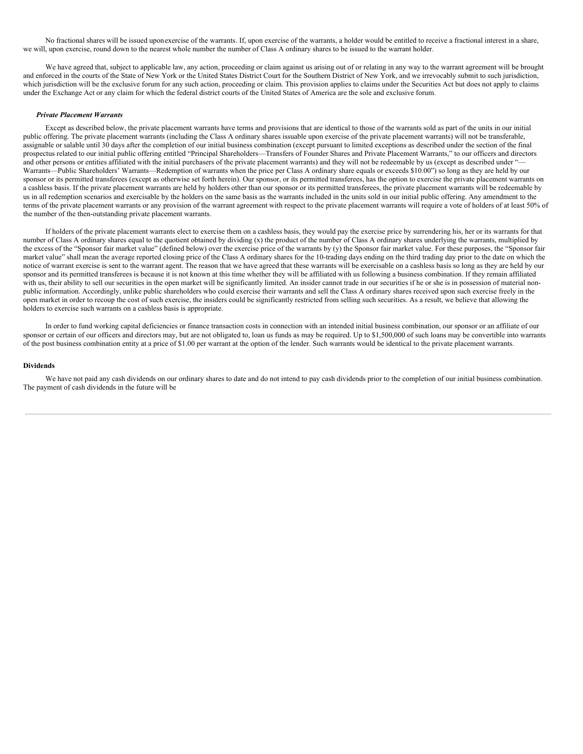No fractional shares will be issued uponexercise of the warrants. If, upon exercise of the warrants, a holder would be entitled to receive a fractional interest in a share, we will, upon exercise, round down to the nearest whole number the number of Class A ordinary shares to be issued to the warrant holder.

We have agreed that, subject to applicable law, any action, proceeding or claim against us arising out of or relating in any way to the warrant agreement will be brought and enforced in the courts of the State of New York or the United States District Court for the Southern District of New York, and we irrevocably submit to such jurisdiction, which jurisdiction will be the exclusive forum for any such action, proceeding or claim. This provision applies to claims under the Securities Act but does not apply to claims under the Exchange Act or any claim for which the federal district courts of the United States of America are the sole and exclusive forum.

***Private Placement Warrants***

Except as described below, the private placement warrants have terms and provisions that are identical to those of the warrants sold as part of the units in our initial public offering. The private placement warrants (including the Class A ordinary shares issuable upon exercise of the private placement warrants) will not be transferable, assignable or salable until 30 days after the completion of our initial business combination (except pursuant to limited exceptions as described under the section of the final prospectus related to our initial public offering entitled "Principal Shareholders—Transfers of Founder Shares and Private Placement Warrants," to our officers and directors and other persons or entities affiliated with the initial purchasers of the private placement warrants) and they will not be redeemable by us (except as described under "—Warrants—Public Shareholders' Warrants—Redemption of warrants when the price per Class A ordinary share equals or exceeds $10.00") so long as they are held by our sponsor or its permitted transferees (except as otherwise set forth herein). Our sponsor, or its permitted transferees, has the option to exercise the private placement warrants on a cashless basis. If the private placement warrants are held by holders other than our sponsor or its permitted transferees, the private placement warrants will be redeemable by us in all redemption scenarios and exercisable by the holders on the same basis as the warrants included in the units sold in our initial public offering. Any amendment to the terms of the private placement warrants or any provision of the warrant agreement with respect to the private placement warrants will require a vote of holders of at least 50% of the number of the then-outstanding private placement warrants.

If holders of the private placement warrants elect to exercise them on a cashless basis, they would pay the exercise price by surrendering his, her or its warrants for that number of Class A ordinary shares equal to the quotient obtained by dividing (x) the product of the number of Class A ordinary shares underlying the warrants, multiplied by the excess of the "Sponsor fair market value" (defined below) over the exercise price of the warrants by (y) the Sponsor fair market value. For these purposes, the "Sponsor fair market value" shall mean the average reported closing price of the Class A ordinary shares for the 10-trading days ending on the third trading day prior to the date on which the notice of warrant exercise is sent to the warrant agent. The reason that we have agreed that these warrants will be exercisable on a cashless basis so long as they are held by our sponsor and its permitted transferees is because it is not known at this time whether they will be affiliated with us following a business combination. If they remain affiliated with us, their ability to sell our securities in the open market will be significantly limited. An insider cannot trade in our securities if he or she is in possession of material non-public information. Accordingly, unlike public shareholders who could exercise their warrants and sell the Class A ordinary shares received upon such exercise freely in the open market in order to recoup the cost of such exercise, the insiders could be significantly restricted from selling such securities. As a result, we believe that allowing the holders to exercise such warrants on a cashless basis is appropriate.

In order to fund working capital deficiencies or finance transaction costs in connection with an intended initial business combination, our sponsor or an affiliate of our sponsor or certain of our officers and directors may, but are not obligated to, loan us funds as may be required. Up to $1,500,000 of such loans may be convertible into warrants of the post business combination entity at a price of $1.00 per warrant at the option of the lender. Such warrants would be identical to the private placement warrants.

**Dividends**

We have not paid any cash dividends on our ordinary shares to date and do not intend to pay cash dividends prior to the completion of our initial business combination. The payment of cash dividends in the future will be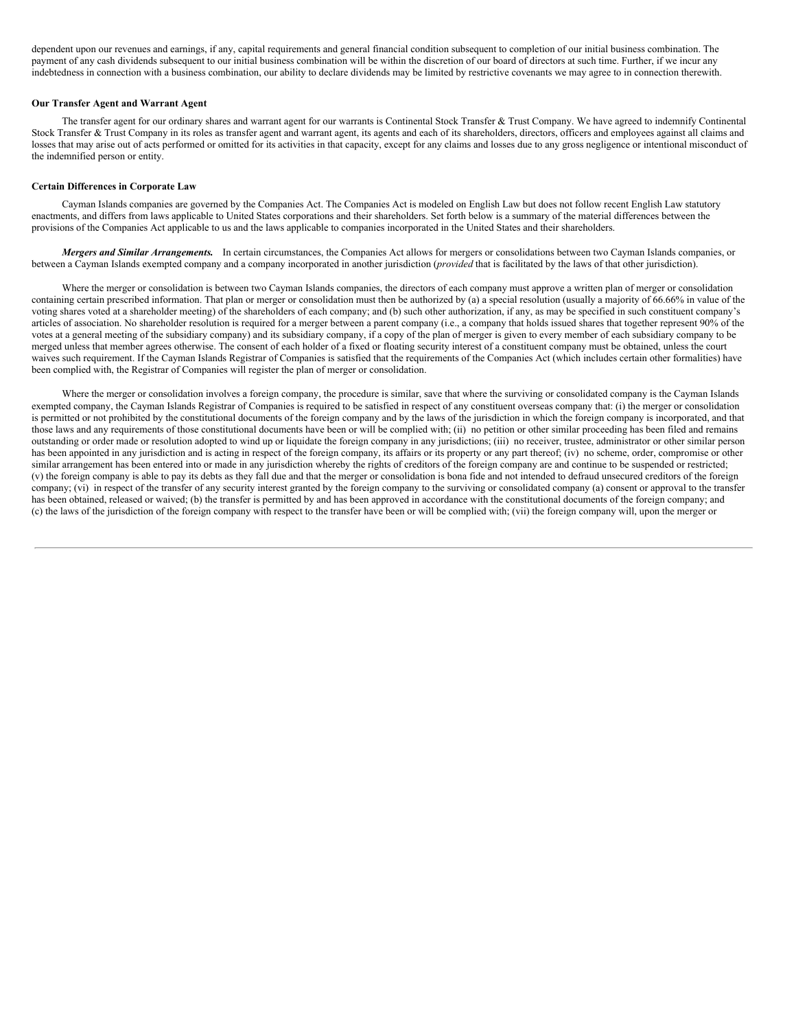dependent upon our revenues and earnings, if any, capital requirements and general financial condition subsequent to completion of our initial business combination. The payment of any cash dividends subsequent to our initial business combination will be within the discretion of our board of directors at such time. Further, if we incur any indebtedness in connection with a business combination, our ability to declare dividends may be limited by restrictive covenants we may agree to in connection therewith.

**Our Transfer Agent and Warrant Agent**

The transfer agent for our ordinary shares and warrant agent for our warrants is Continental Stock Transfer & Trust Company. We have agreed to indemnify Continental Stock Transfer & Trust Company in its roles as transfer agent and warrant agent, its agents and each of its shareholders, directors, officers and employees against all claims and losses that may arise out of acts performed or omitted for its activities in that capacity, except for any claims and losses due to any gross negligence or intentional misconduct of the indemnified person or entity.

**Certain Differences in Corporate Law**

Cayman Islands companies are governed by the Companies Act. The Companies Act is modeled on English Law but does not follow recent English Law statutory enactments, and differs from laws applicable to United States corporations and their shareholders. Set forth below is a summary of the material differences between the provisions of the Companies Act applicable to us and the laws applicable to companies incorporated in the United States and their shareholders.

***Mergers and Similar Arrangements.*** In certain circumstances, the Companies Act allows for mergers or consolidations between two Cayman Islands companies, or between a Cayman Islands exempted company and a company incorporated in another jurisdiction (*provided* that is facilitated by the laws of that other jurisdiction).

Where the merger or consolidation is between two Cayman Islands companies, the directors of each company must approve a written plan of merger or consolidation containing certain prescribed information. That plan or merger or consolidation must then be authorized by (a) a special resolution (usually a majority of 66.66% in value of the voting shares voted at a shareholder meeting) of the shareholders of each company; and (b) such other authorization, if any, as may be specified in such constituent company's articles of association. No shareholder resolution is required for a merger between a parent company (i.e., a company that holds issued shares that together represent 90% of the votes at a general meeting of the subsidiary company) and its subsidiary company, if a copy of the plan of merger is given to every member of each subsidiary company to be merged unless that member agrees otherwise. The consent of each holder of a fixed or floating security interest of a constituent company must be obtained, unless the court waives such requirement. If the Cayman Islands Registrar of Companies is satisfied that the requirements of the Companies Act (which includes certain other formalities) have been complied with, the Registrar of Companies will register the plan of merger or consolidation.

Where the merger or consolidation involves a foreign company, the procedure is similar, save that where the surviving or consolidated company is the Cayman Islands exempted company, the Cayman Islands Registrar of Companies is required to be satisfied in respect of any constituent overseas company that: (i) the merger or consolidation is permitted or not prohibited by the constitutional documents of the foreign company and by the laws of the jurisdiction in which the foreign company is incorporated, and that those laws and any requirements of those constitutional documents have been or will be complied with; (ii) no petition or other similar proceeding has been filed and remains outstanding or order made or resolution adopted to wind up or liquidate the foreign company in any jurisdictions; (iii) no receiver, trustee, administrator or other similar person has been appointed in any jurisdiction and is acting in respect of the foreign company, its affairs or its property or any part thereof; (iv) no scheme, order, compromise or other similar arrangement has been entered into or made in any jurisdiction whereby the rights of creditors of the foreign company are and continue to be suspended or restricted; (v) the foreign company is able to pay its debts as they fall due and that the merger or consolidation is bona fide and not intended to defraud unsecured creditors of the foreign company; (vi) in respect of the transfer of any security interest granted by the foreign company to the surviving or consolidated company (a) consent or approval to the transfer has been obtained, released or waived; (b) the transfer is permitted by and has been approved in accordance with the constitutional documents of the foreign company; and (c) the laws of the jurisdiction of the foreign company with respect to the transfer have been or will be complied with; (vii) the foreign company will, upon the merger or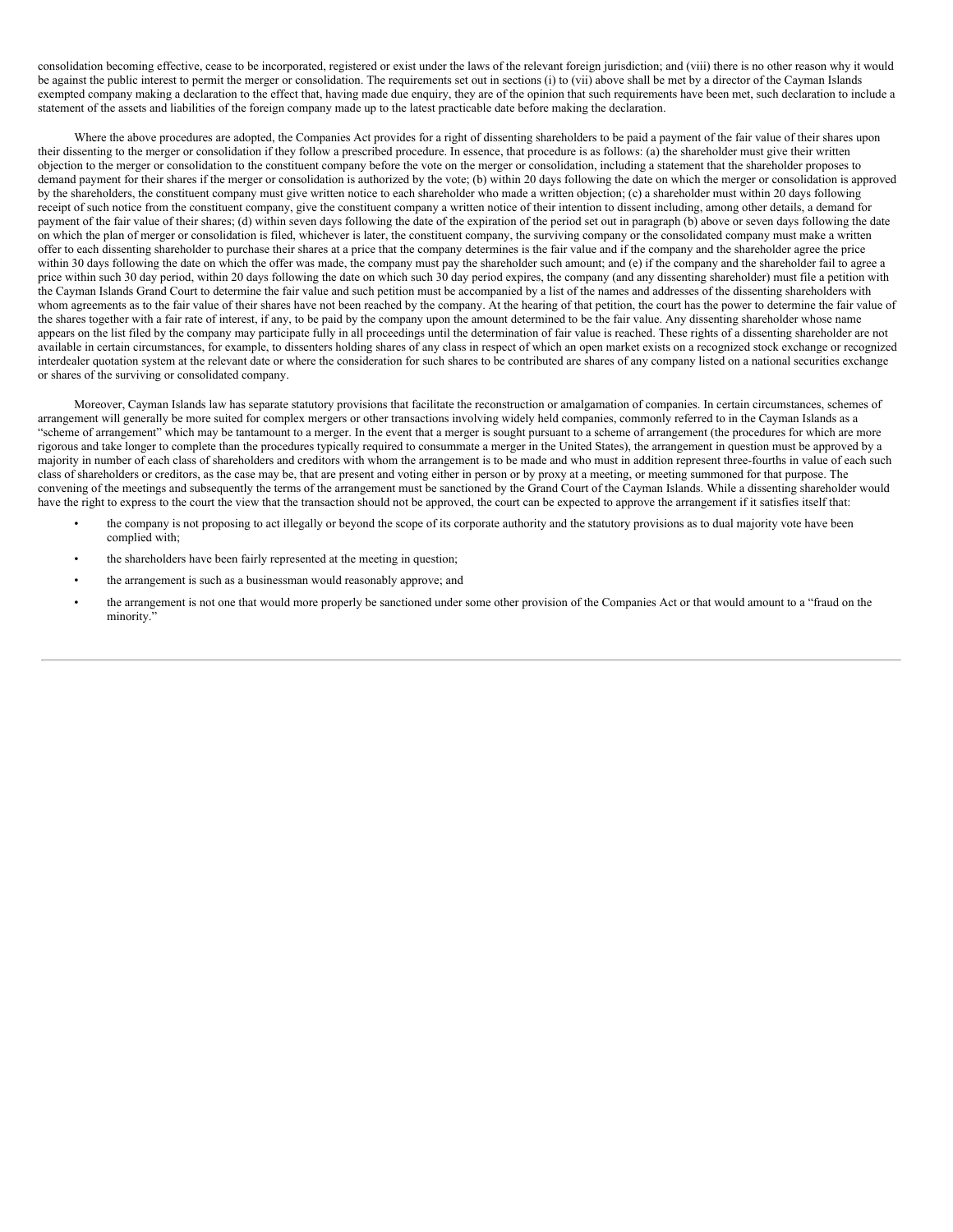consolidation becoming effective, cease to be incorporated, registered or exist under the laws of the relevant foreign jurisdiction; and (viii) there is no other reason why it would be against the public interest to permit the merger or consolidation. The requirements set out in sections (i) to (vii) above shall be met by a director of the Cayman Islands exempted company making a declaration to the effect that, having made due enquiry, they are of the opinion that such requirements have been met, such declaration to include a statement of the assets and liabilities of the foreign company made up to the latest practicable date before making the declaration.

Where the above procedures are adopted, the Companies Act provides for a right of dissenting shareholders to be paid a payment of the fair value of their shares upon their dissenting to the merger or consolidation if they follow a prescribed procedure. In essence, that procedure is as follows: (a) the shareholder must give their written objection to the merger or consolidation to the constituent company before the vote on the merger or consolidation, including a statement that the shareholder proposes to demand payment for their shares if the merger or consolidation is authorized by the vote; (b) within 20 days following the date on which the merger or consolidation is approved by the shareholders, the constituent company must give written notice to each shareholder who made a written objection; (c) a shareholder must within 20 days following receipt of such notice from the constituent company, give the constituent company a written notice of their intention to dissent including, among other details, a demand for payment of the fair value of their shares; (d) within seven days following the date of the expiration of the period set out in paragraph (b) above or seven days following the date on which the plan of merger or consolidation is filed, whichever is later, the constituent company, the surviving company or the consolidated company must make a written offer to each dissenting shareholder to purchase their shares at a price that the company determines is the fair value and if the company and the shareholder agree the price within 30 days following the date on which the offer was made, the company must pay the shareholder such amount; and (e) if the company and the shareholder fail to agree a price within such 30 day period, within 20 days following the date on which such 30 day period expires, the company (and any dissenting shareholder) must file a petition with the Cayman Islands Grand Court to determine the fair value and such petition must be accompanied by a list of the names and addresses of the dissenting shareholders with whom agreements as to the fair value of their shares have not been reached by the company. At the hearing of that petition, the court has the power to determine the fair value of the shares together with a fair rate of interest, if any, to be paid by the company upon the amount determined to be the fair value. Any dissenting shareholder whose name appears on the list filed by the company may participate fully in all proceedings until the determination of fair value is reached. These rights of a dissenting shareholder are not available in certain circumstances, for example, to dissenters holding shares of any class in respect of which an open market exists on a recognized stock exchange or recognized interdealer quotation system at the relevant date or where the consideration for such shares to be contributed are shares of any company listed on a national securities exchange or shares of the surviving or consolidated company.

Moreover, Cayman Islands law has separate statutory provisions that facilitate the reconstruction or amalgamation of companies. In certain circumstances, schemes of arrangement will generally be more suited for complex mergers or other transactions involving widely held companies, commonly referred to in the Cayman Islands as a "scheme of arrangement" which may be tantamount to a merger. In the event that a merger is sought pursuant to a scheme of arrangement (the procedures for which are more rigorous and take longer to complete than the procedures typically required to consummate a merger in the United States), the arrangement in question must be approved by a majority in number of each class of shareholders and creditors with whom the arrangement is to be made and who must in addition represent three-fourths in value of each such class of shareholders or creditors, as the case may be, that are present and voting either in person or by proxy at a meeting, or meeting summoned for that purpose. The convening of the meetings and subsequently the terms of the arrangement must be sanctioned by the Grand Court of the Cayman Islands. While a dissenting shareholder would have the right to express to the court the view that the transaction should not be approved, the court can be expected to approve the arrangement if it satisfies itself that:

- the company is not proposing to act illegally or beyond the scope of its corporate authority and the statutory provisions as to dual majority vote have been complied with;
- the shareholders have been fairly represented at the meeting in question;
- the arrangement is such as a businessman would reasonably approve; and
- the arrangement is not one that would more properly be sanctioned under some other provision of the Companies Act or that would amount to a "fraud on the minority."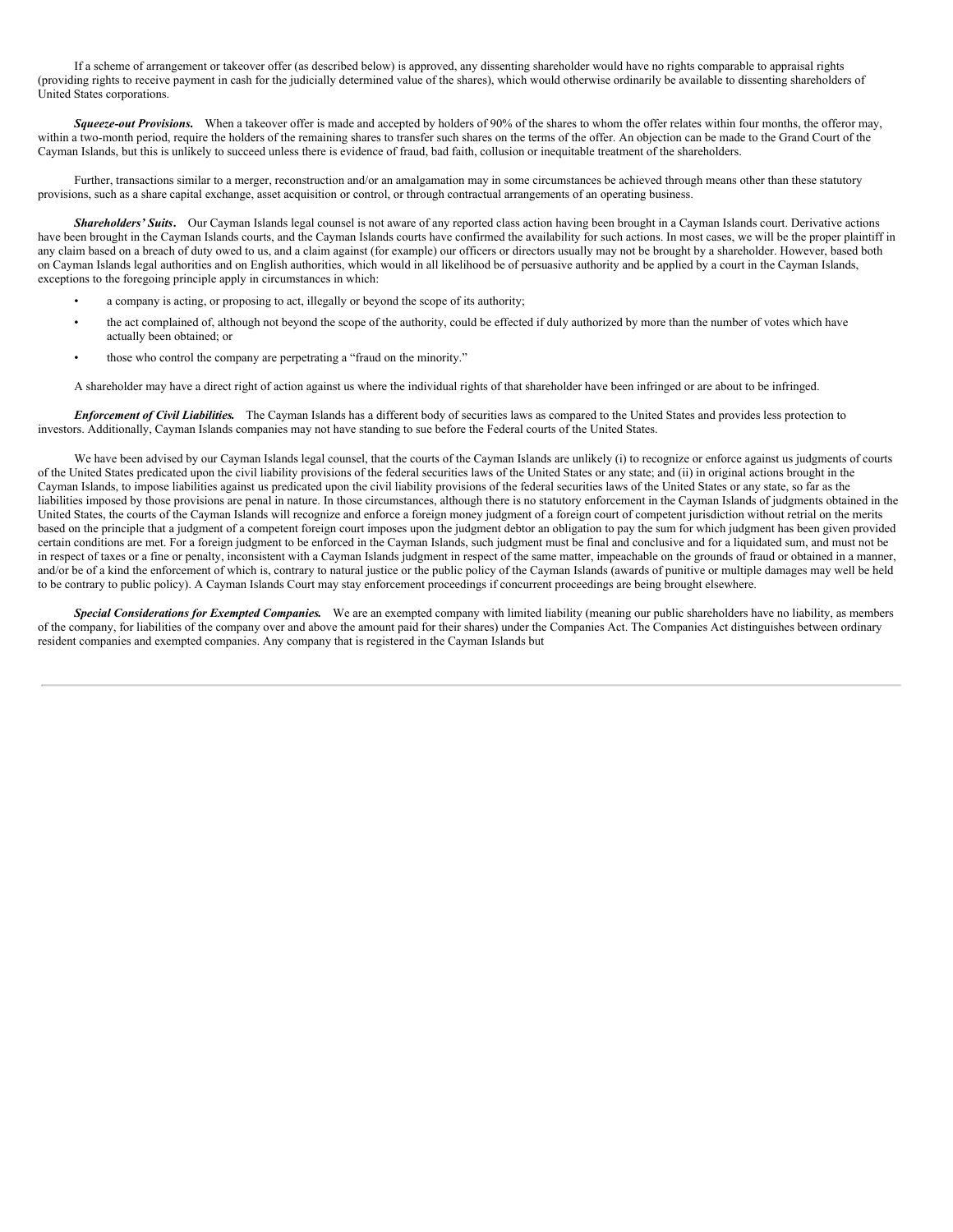If a scheme of arrangement or takeover offer (as described below) is approved, any dissenting shareholder would have no rights comparable to appraisal rights (providing rights to receive payment in cash for the judicially determined value of the shares), which would otherwise ordinarily be available to dissenting shareholders of United States corporations.

***Squeeze-out Provisions.*** When a takeover offer is made and accepted by holders of 90% of the shares to whom the offer relates within four months, the offeror may, within a two-month period, require the holders of the remaining shares to transfer such shares on the terms of the offer. An objection can be made to the Grand Court of the Cayman Islands, but this is unlikely to succeed unless there is evidence of fraud, bad faith, collusion or inequitable treatment of the shareholders.

Further, transactions similar to a merger, reconstruction and/or an amalgamation may in some circumstances be achieved through means other than these statutory provisions, such as a share capital exchange, asset acquisition or control, or through contractual arrangements of an operating business.

***Shareholders' Suits.*** Our Cayman Islands legal counsel is not aware of any reported class action having been brought in a Cayman Islands court. Derivative actions have been brought in the Cayman Islands courts, and the Cayman Islands courts have confirmed the availability for such actions. In most cases, we will be the proper plaintiff in any claim based on a breach of duty owed to us, and a claim against (for example) our officers or directors usually may not be brought by a shareholder. However, based both on Cayman Islands legal authorities and on English authorities, which would in all likelihood be of persuasive authority and be applied by a court in the Cayman Islands, exceptions to the foregoing principle apply in circumstances in which:

- a company is acting, or proposing to act, illegally or beyond the scope of its authority;
- the act complained of, although not beyond the scope of the authority, could be effected if duly authorized by more than the number of votes which have actually been obtained; or
- those who control the company are perpetrating a "fraud on the minority."

A shareholder may have a direct right of action against us where the individual rights of that shareholder have been infringed or are about to be infringed.

***Enforcement of Civil Liabilities.*** The Cayman Islands has a different body of securities laws as compared to the United States and provides less protection to investors. Additionally, Cayman Islands companies may not have standing to sue before the Federal courts of the United States.

We have been advised by our Cayman Islands legal counsel, that the courts of the Cayman Islands are unlikely (i) to recognize or enforce against us judgments of courts of the United States predicated upon the civil liability provisions of the federal securities laws of the United States or any state; and (ii) in original actions brought in the Cayman Islands, to impose liabilities against us predicated upon the civil liability provisions of the federal securities laws of the United States or any state, so far as the liabilities imposed by those provisions are penal in nature. In those circumstances, although there is no statutory enforcement in the Cayman Islands of judgments obtained in the United States, the courts of the Cayman Islands will recognize and enforce a foreign money judgment of a foreign court of competent jurisdiction without retrial on the merits based on the principle that a judgment of a competent foreign court imposes upon the judgment debtor an obligation to pay the sum for which judgment has been given provided certain conditions are met. For a foreign judgment to be enforced in the Cayman Islands, such judgment must be final and conclusive and for a liquidated sum, and must not be in respect of taxes or a fine or penalty, inconsistent with a Cayman Islands judgment in respect of the same matter, impeachable on the grounds of fraud or obtained in a manner, and/or be of a kind the enforcement of which is, contrary to natural justice or the public policy of the Cayman Islands (awards of punitive or multiple damages may well be held to be contrary to public policy). A Cayman Islands Court may stay enforcement proceedings if concurrent proceedings are being brought elsewhere.

***Special Considerations for Exempted Companies.*** We are an exempted company with limited liability (meaning our public shareholders have no liability, as members of the company, for liabilities of the company over and above the amount paid for their shares) under the Companies Act. The Companies Act distinguishes between ordinary resident companies and exempted companies. Any company that is registered in the Cayman Islands but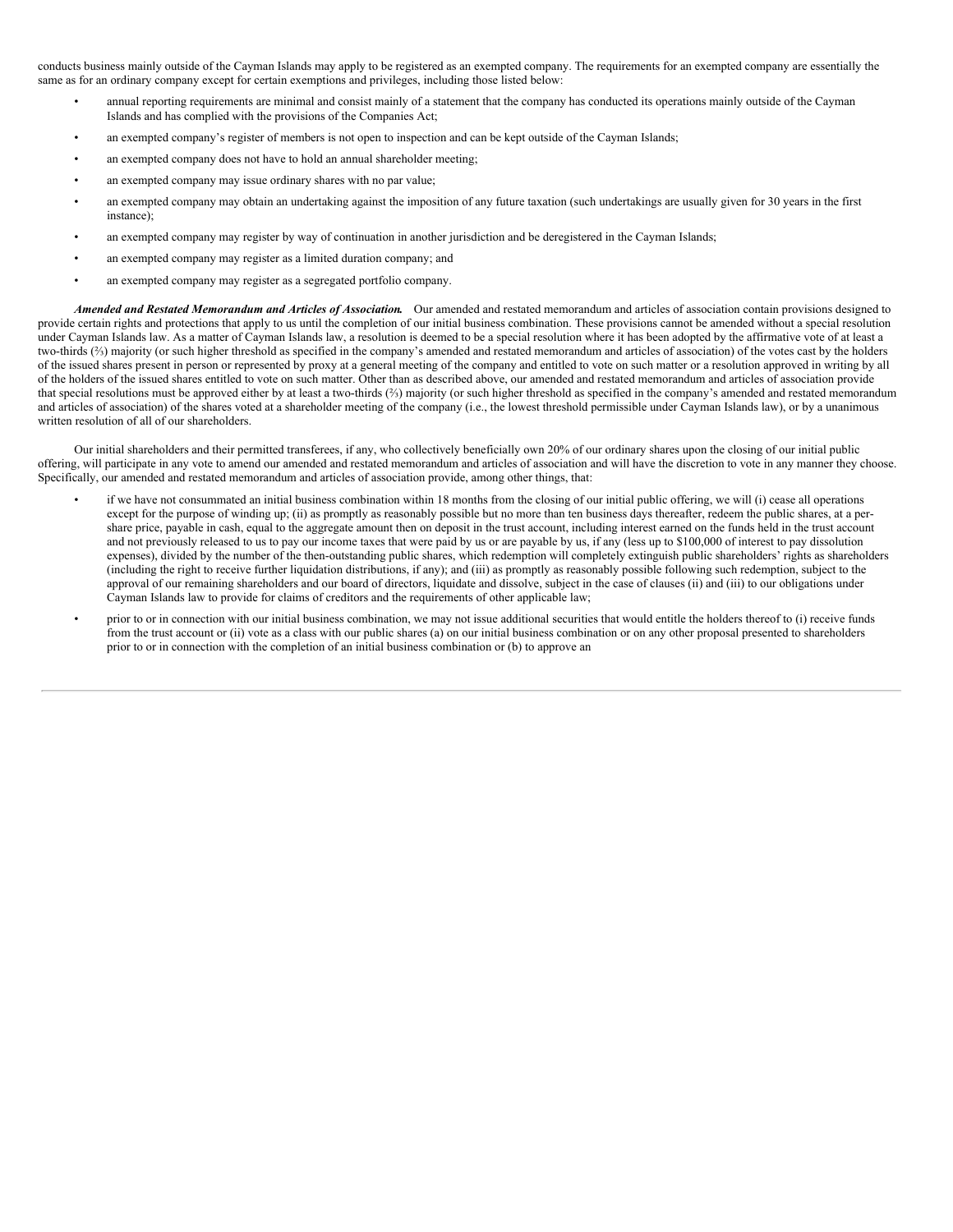conducts business mainly outside of the Cayman Islands may apply to be registered as an exempted company. The requirements for an exempted company are essentially the same as for an ordinary company except for certain exemptions and privileges, including those listed below:

- annual reporting requirements are minimal and consist mainly of a statement that the company has conducted its operations mainly outside of the Cayman Islands and has complied with the provisions of the Companies Act;
- an exempted company's register of members is not open to inspection and can be kept outside of the Cayman Islands;
- an exempted company does not have to hold an annual shareholder meeting;
- an exempted company may issue ordinary shares with no par value;
- an exempted company may obtain an undertaking against the imposition of any future taxation (such undertakings are usually given for 30 years in the first instance);
- an exempted company may register by way of continuation in another jurisdiction and be deregistered in the Cayman Islands;
- an exempted company may register as a limited duration company; and
- an exempted company may register as a segregated portfolio company.

***Amended and Restated Memorandum and Articles of Association.*** Our amended and restated memorandum and articles of association contain provisions designed to provide certain rights and protections that apply to us until the completion of our initial business combination. These provisions cannot be amended without a special resolution under Cayman Islands law. As a matter of Cayman Islands law, a resolution is deemed to be a special resolution where it has been adopted by the affirmative vote of at least a two-thirds (⅔) majority (or such higher threshold as specified in the company's amended and restated memorandum and articles of association) of the votes cast by the holders of the issued shares present in person or represented by proxy at a general meeting of the company and entitled to vote on such matter or a resolution approved in writing by all of the holders of the issued shares entitled to vote on such matter. Other than as described above, our amended and restated memorandum and articles of association provide that special resolutions must be approved either by at least a two-thirds (⅔) majority (or such higher threshold as specified in the company's amended and restated memorandum and articles of association) of the shares voted at a shareholder meeting of the company (i.e., the lowest threshold permissible under Cayman Islands law), or by a unanimous written resolution of all of our shareholders.

Our initial shareholders and their permitted transferees, if any, who collectively beneficially own 20% of our ordinary shares upon the closing of our initial public offering, will participate in any vote to amend our amended and restated memorandum and articles of association and will have the discretion to vote in any manner they choose. Specifically, our amended and restated memorandum and articles of association provide, among other things, that:

- if we have not consummated an initial business combination within 18 months from the closing of our initial public offering, we will (i) cease all operations except for the purpose of winding up; (ii) as promptly as reasonably possible but no more than ten business days thereafter, redeem the public shares, at a per-share price, payable in cash, equal to the aggregate amount then on deposit in the trust account, including interest earned on the funds held in the trust account and not previously released to us to pay our income taxes that were paid by us or are payable by us, if any (less up to $100,000 of interest to pay dissolution expenses), divided by the number of the then-outstanding public shares, which redemption will completely extinguish public shareholders' rights as shareholders (including the right to receive further liquidation distributions, if any); and (iii) as promptly as reasonably possible following such redemption, subject to the approval of our remaining shareholders and our board of directors, liquidate and dissolve, subject in the case of clauses (ii) and (iii) to our obligations under Cayman Islands law to provide for claims of creditors and the requirements of other applicable law;
- prior to or in connection with our initial business combination, we may not issue additional securities that would entitle the holders thereof to (i) receive funds from the trust account or (ii) vote as a class with our public shares (a) on our initial business combination or on any other proposal presented to shareholders prior to or in connection with the completion of an initial business combination or (b) to approve an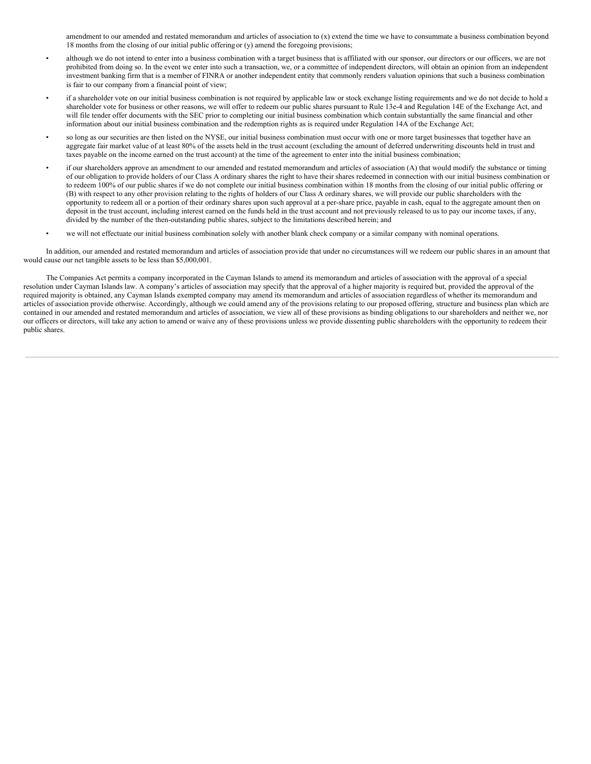amendment to our amended and restated memorandum and articles of association to (x) extend the time we have to consummate a business combination beyond 18 months from the closing of our initial public offering or (y) amend the foregoing provisions;

- although we do not intend to enter into a business combination with a target business that is affiliated with our sponsor, our directors or our officers, we are not prohibited from doing so. In the event we enter into such a transaction, we, or a committee of independent directors, will obtain an opinion from an independent investment banking firm that is a member of FINRA or another independent entity that commonly renders valuation opinions that such a business combination is fair to our company from a financial point of view;
- if a shareholder vote on our initial business combination is not required by applicable law or stock exchange listing requirements and we do not decide to hold a shareholder vote for business or other reasons, we will offer to redeem our public shares pursuant to Rule 13e-4 and Regulation 14E of the Exchange Act, and will file tender offer documents with the SEC prior to completing our initial business combination which contain substantially the same financial and other information about our initial business combination and the redemption rights as is required under Regulation 14A of the Exchange Act;
- so long as our securities are then listed on the NYSE, our initial business combination must occur with one or more target businesses that together have an aggregate fair market value of at least 80% of the assets held in the trust account (excluding the amount of deferred underwriting discounts held in trust and taxes payable on the income earned on the trust account) at the time of the agreement to enter into the initial business combination;
- if our shareholders approve an amendment to our amended and restated memorandum and articles of association (A) that would modify the substance or timing of our obligation to provide holders of our Class A ordinary shares the right to have their shares redeemed in connection with our initial business combination or to redeem 100% of our public shares if we do not complete our initial business combination within 18 months from the closing of our initial public offering or (B) with respect to any other provision relating to the rights of holders of our Class A ordinary shares, we will provide our public shareholders with the opportunity to redeem all or a portion of their ordinary shares upon such approval at a per-share price, payable in cash, equal to the aggregate amount then on deposit in the trust account, including interest earned on the funds held in the trust account and not previously released to us to pay our income taxes, if any, divided by the number of the then-outstanding public shares, subject to the limitations described herein; and
- we will not effectuate our initial business combination solely with another blank check company or a similar company with nominal operations.

In addition, our amended and restated memorandum and articles of association provide that under no circumstances will we redeem our public shares in an amount that would cause our net tangible assets to be less than $5,000,001.

The Companies Act permits a company incorporated in the Cayman Islands to amend its memorandum and articles of association with the approval of a special resolution under Cayman Islands law. A company's articles of association may specify that the approval of a higher majority is required but, provided the approval of the required majority is obtained, any Cayman Islands exempted company may amend its memorandum and articles of association regardless of whether its memorandum and articles of association provide otherwise. Accordingly, although we could amend any of the provisions relating to our proposed offering, structure and business plan which are contained in our amended and restated memorandum and articles of association, we view all of these provisions as binding obligations to our shareholders and neither we, nor our officers or directors, will take any action to amend or waive any of these provisions unless we provide dissenting public shareholders with the opportunity to redeem their public shares.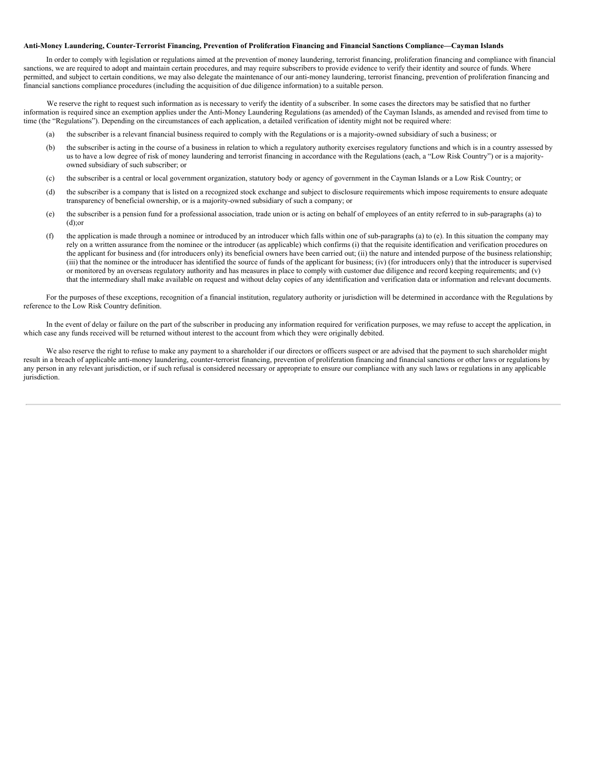**Anti-Money Laundering, Counter-Terrorist Financing, Prevention of Proliferation Financing and Financial Sanctions Compliance—Cayman Islands**

In order to comply with legislation or regulations aimed at the prevention of money laundering, terrorist financing, proliferation financing and compliance with financial sanctions, we are required to adopt and maintain certain procedures, and may require subscribers to provide evidence to verify their identity and source of funds. Where permitted, and subject to certain conditions, we may also delegate the maintenance of our anti-money laundering, terrorist financing, prevention of proliferation financing and financial sanctions compliance procedures (including the acquisition of due diligence information) to a suitable person.

We reserve the right to request such information as is necessary to verify the identity of a subscriber. In some cases the directors may be satisfied that no further information is required since an exemption applies under the Anti-Money Laundering Regulations (as amended) of the Cayman Islands, as amended and revised from time to time (the "Regulations"). Depending on the circumstances of each application, a detailed verification of identity might not be required where:

(a) the subscriber is a relevant financial business required to comply with the Regulations or is a majority-owned subsidiary of such a business; or

(b) the subscriber is acting in the course of a business in relation to which a regulatory authority exercises regulatory functions and which is in a country assessed by us to have a low degree of risk of money laundering and terrorist financing in accordance with the Regulations (each, a "Low Risk Country") or is a majority-owned subsidiary of such subscriber; or

(c) the subscriber is a central or local government organization, statutory body or agency of government in the Cayman Islands or a Low Risk Country; or

(d) the subscriber is a company that is listed on a recognized stock exchange and subject to disclosure requirements which impose requirements to ensure adequate transparency of beneficial ownership, or is a majority-owned subsidiary of such a company; or

(e) the subscriber is a pension fund for a professional association, trade union or is acting on behalf of employees of an entity referred to in sub-paragraphs (a) to (d);or

(f) the application is made through a nominee or introduced by an introducer which falls within one of sub-paragraphs (a) to (e). In this situation the company may rely on a written assurance from the nominee or the introducer (as applicable) which confirms (i) that the requisite identification and verification procedures on the applicant for business and (for introducers only) its beneficial owners have been carried out; (ii) the nature and intended purpose of the business relationship; (iii) that the nominee or the introducer has identified the source of funds of the applicant for business; (iv) (for introducers only) that the introducer is supervised or monitored by an overseas regulatory authority and has measures in place to comply with customer due diligence and record keeping requirements; and (v) that the intermediary shall make available on request and without delay copies of any identification and verification data or information and relevant documents.

For the purposes of these exceptions, recognition of a financial institution, regulatory authority or jurisdiction will be determined in accordance with the Regulations by reference to the Low Risk Country definition.

In the event of delay or failure on the part of the subscriber in producing any information required for verification purposes, we may refuse to accept the application, in which case any funds received will be returned without interest to the account from which they were originally debited.

We also reserve the right to refuse to make any payment to a shareholder if our directors or officers suspect or are advised that the payment to such shareholder might result in a breach of applicable anti-money laundering, counter-terrorist financing, prevention of proliferation financing and financial sanctions or other laws or regulations by any person in any relevant jurisdiction, or if such refusal is considered necessary or appropriate to ensure our compliance with any such laws or regulations in any applicable jurisdiction.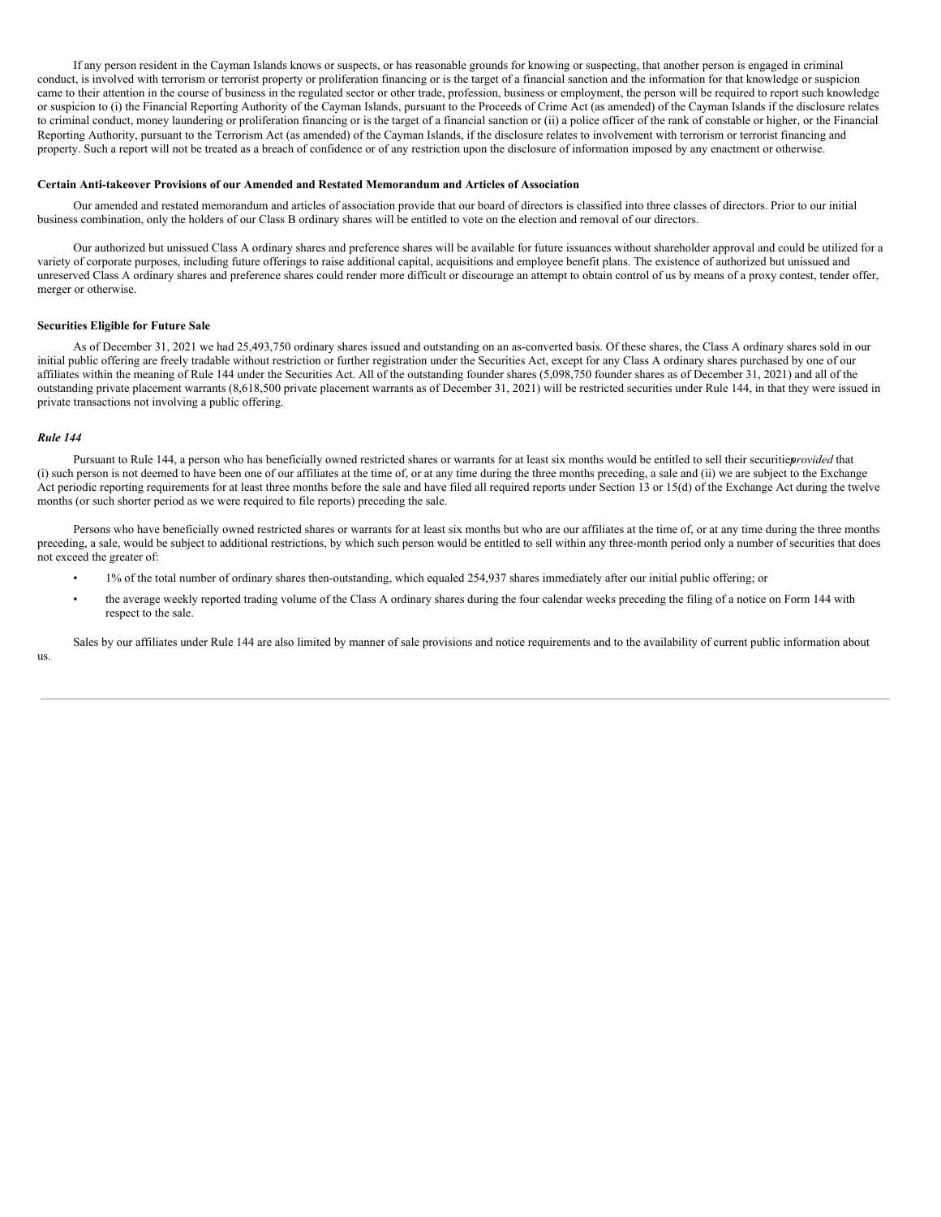If any person resident in the Cayman Islands knows or suspects, or has reasonable grounds for knowing or suspecting, that another person is engaged in criminal conduct, is involved with terrorism or terrorist property or proliferation financing or is the target of a financial sanction and the information for that knowledge or suspicion came to their attention in the course of business in the regulated sector or other trade, profession, business or employment, the person will be required to report such knowledge or suspicion to (i) the Financial Reporting Authority of the Cayman Islands, pursuant to the Proceeds of Crime Act (as amended) of the Cayman Islands if the disclosure relates to criminal conduct, money laundering or proliferation financing or is the target of a financial sanction or (ii) a police officer of the rank of constable or higher, or the Financial Reporting Authority, pursuant to the Terrorism Act (as amended) of the Cayman Islands, if the disclosure relates to involvement with terrorism or terrorist financing and property. Such a report will not be treated as a breach of confidence or of any restriction upon the disclosure of information imposed by any enactment or otherwise.

**Certain Anti-takeover Provisions of our Amended and Restated Memorandum and Articles of Association**

Our amended and restated memorandum and articles of association provide that our board of directors is classified into three classes of directors. Prior to our initial business combination, only the holders of our Class B ordinary shares will be entitled to vote on the election and removal of our directors.

Our authorized but unissued Class A ordinary shares and preference shares will be available for future issuances without shareholder approval and could be utilized for a variety of corporate purposes, including future offerings to raise additional capital, acquisitions and employee benefit plans. The existence of authorized but unissued and unreserved Class A ordinary shares and preference shares could render more difficult or discourage an attempt to obtain control of us by means of a proxy contest, tender offer, merger or otherwise.

**Securities Eligible for Future Sale**

As of December 31, 2021 we had 25,493,750 ordinary shares issued and outstanding on an as-converted basis. Of these shares, the Class A ordinary shares sold in our initial public offering are freely tradable without restriction or further registration under the Securities Act, except for any Class A ordinary shares purchased by one of our affiliates within the meaning of Rule 144 under the Securities Act. All of the outstanding founder shares (5,098,750 founder shares as of December 31, 2021) and all of the outstanding private placement warrants (8,618,500 private placement warrants as of December 31, 2021) will be restricted securities under Rule 144, in that they were issued in private transactions not involving a public offering.

***Rule 144***

Pursuant to Rule 144, a person who has beneficially owned restricted shares or warrants for at least six months would be entitled to sell their securities *provided* that (i) such person is not deemed to have been one of our affiliates at the time of, or at any time during the three months preceding, a sale and (ii) we are subject to the Exchange Act periodic reporting requirements for at least three months before the sale and have filed all required reports under Section 13 or 15(d) of the Exchange Act during the twelve months (or such shorter period as we were required to file reports) preceding the sale.

Persons who have beneficially owned restricted shares or warrants for at least six months but who are our affiliates at the time of, or at any time during the three months preceding, a sale, would be subject to additional restrictions, by which such person would be entitled to sell within any three-month period only a number of securities that does not exceed the greater of:

- 1% of the total number of ordinary shares then-outstanding, which equaled 254,937 shares immediately after our initial public offering; or
- the average weekly reported trading volume of the Class A ordinary shares during the four calendar weeks preceding the filing of a notice on Form 144 with respect to the sale.

Sales by our affiliates under Rule 144 are also limited by manner of sale provisions and notice requirements and to the availability of current public information about us.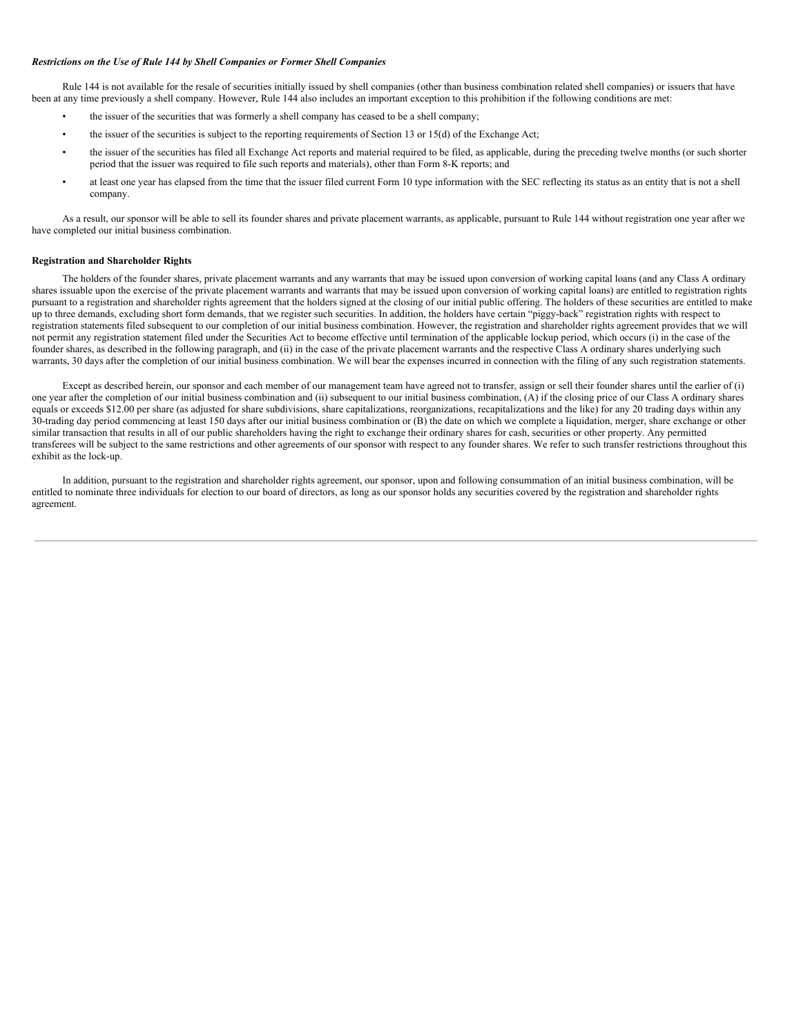***Restrictions on the Use of Rule 144 by Shell Companies or Former Shell Companies***

Rule 144 is not available for the resale of securities initially issued by shell companies (other than business combination related shell companies) or issuers that have been at any time previously a shell company. However, Rule 144 also includes an important exception to this prohibition if the following conditions are met:

- the issuer of the securities that was formerly a shell company has ceased to be a shell company;
- the issuer of the securities is subject to the reporting requirements of Section 13 or 15(d) of the Exchange Act;
- the issuer of the securities has filed all Exchange Act reports and material required to be filed, as applicable, during the preceding twelve months (or such shorter period that the issuer was required to file such reports and materials), other than Form 8-K reports; and
- at least one year has elapsed from the time that the issuer filed current Form 10 type information with the SEC reflecting its status as an entity that is not a shell company.

As a result, our sponsor will be able to sell its founder shares and private placement warrants, as applicable, pursuant to Rule 144 without registration one year after we have completed our initial business combination.

**Registration and Shareholder Rights**

The holders of the founder shares, private placement warrants and any warrants that may be issued upon conversion of working capital loans (and any Class A ordinary shares issuable upon the exercise of the private placement warrants and warrants that may be issued upon conversion of working capital loans) are entitled to registration rights pursuant to a registration and shareholder rights agreement that the holders signed at the closing of our initial public offering. The holders of these securities are entitled to make up to three demands, excluding short form demands, that we register such securities. In addition, the holders have certain "piggy-back" registration rights with respect to registration statements filed subsequent to our completion of our initial business combination. However, the registration and shareholder rights agreement provides that we will not permit any registration statement filed under the Securities Act to become effective until termination of the applicable lockup period, which occurs (i) in the case of the founder shares, as described in the following paragraph, and (ii) in the case of the private placement warrants and the respective Class A ordinary shares underlying such warrants, 30 days after the completion of our initial business combination. We will bear the expenses incurred in connection with the filing of any such registration statements.

Except as described herein, our sponsor and each member of our management team have agreed not to transfer, assign or sell their founder shares until the earlier of (i) one year after the completion of our initial business combination and (ii) subsequent to our initial business combination, (A) if the closing price of our Class A ordinary shares equals or exceeds $12.00 per share (as adjusted for share subdivisions, share capitalizations, reorganizations, recapitalizations and the like) for any 20 trading days within any 30-trading day period commencing at least 150 days after our initial business combination or (B) the date on which we complete a liquidation, merger, share exchange or other similar transaction that results in all of our public shareholders having the right to exchange their ordinary shares for cash, securities or other property. Any permitted transferees will be subject to the same restrictions and other agreements of our sponsor with respect to any founder shares. We refer to such transfer restrictions throughout this exhibit as the lock-up.

In addition, pursuant to the registration and shareholder rights agreement, our sponsor, upon and following consummation of an initial business combination, will be entitled to nominate three individuals for election to our board of directors, as long as our sponsor holds any securities covered by the registration and shareholder rights agreement.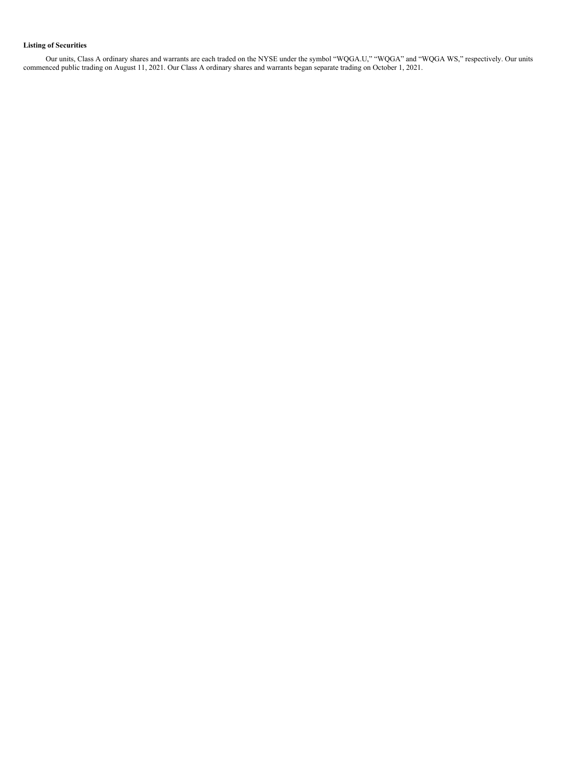**Listing of Securities**

Our units, Class A ordinary shares and warrants are each traded on the NYSE under the symbol "WQGA.U," "WQGA" and "WQGA WS," respectively. Our units commenced public trading on August 11, 2021. Our Class A ordinary shares and warrants began separate trading on October 1, 2021.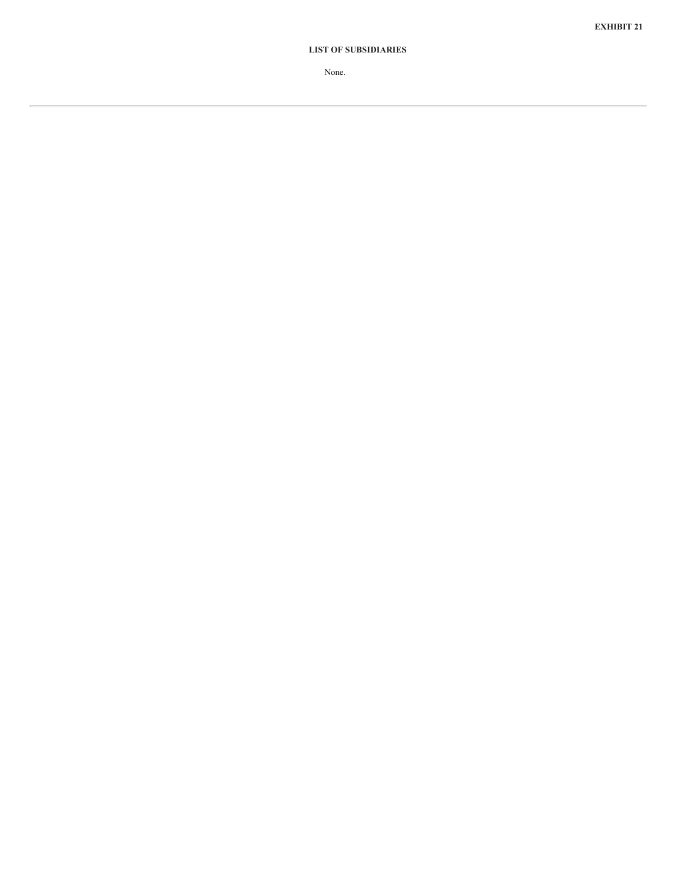**EXHIBIT 21**

**LIST OF SUBSIDIARIES**

None.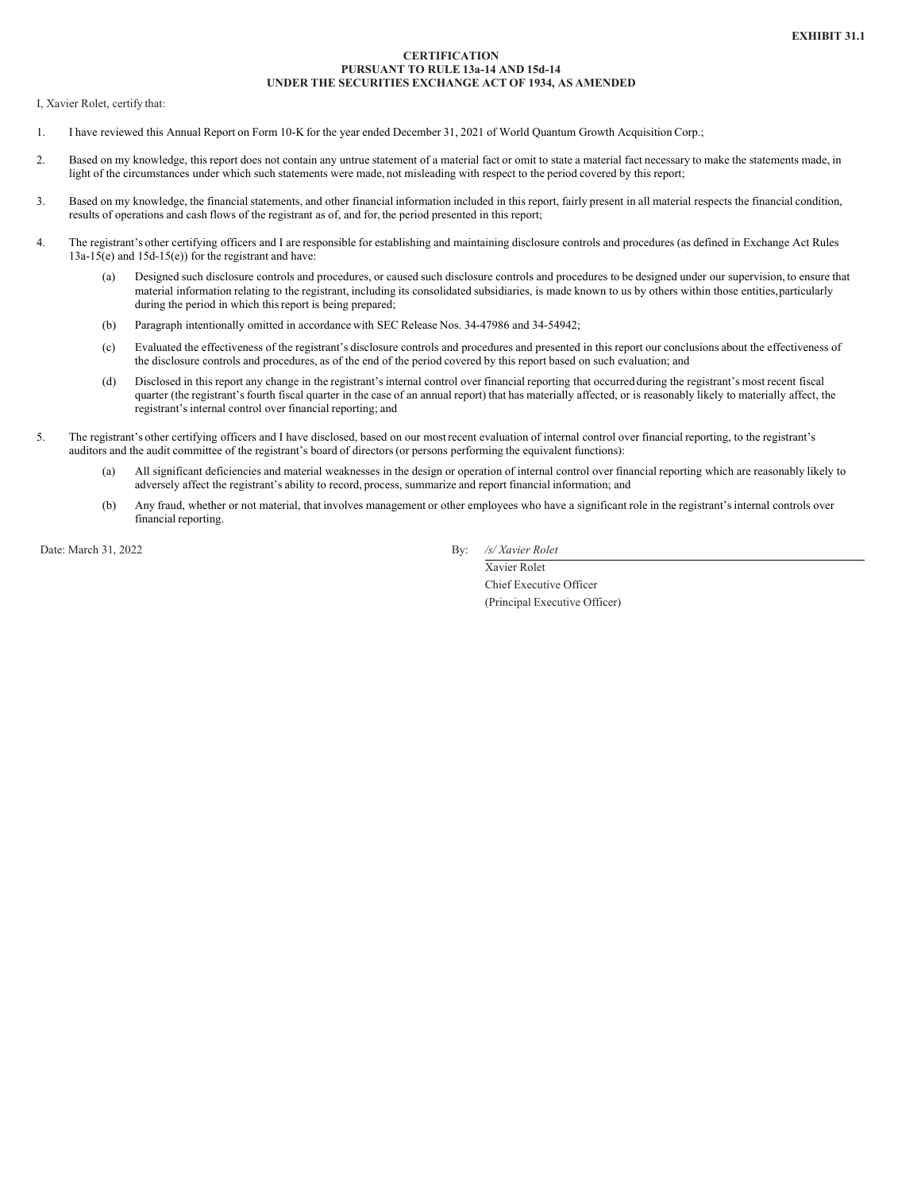**EXHIBIT 31.1**

**CERTIFICATION**
**PURSUANT TO RULE 13a-14 AND 15d-14**
**UNDER THE SECURITIES EXCHANGE ACT OF 1934, AS AMENDED**

I, Xavier Rolet, certify that:

1. I have reviewed this Annual Report on Form 10-K for the year ended December 31, 2021 of World Quantum Growth Acquisition Corp.;

2. Based on my knowledge, this report does not contain any untrue statement of a material fact or omit to state a material fact necessary to make the statements made, in light of the circumstances under which such statements were made, not misleading with respect to the period covered by this report;

3. Based on my knowledge, the financial statements, and other financial information included in this report, fairly present in all material respects the financial condition, results of operations and cash flows of the registrant as of, and for, the period presented in this report;

4. The registrant's other certifying officers and I are responsible for establishing and maintaining disclosure controls and procedures (as defined in Exchange Act Rules 13a-15(e) and 15d-15(e)) for the registrant and have:

   (a) Designed such disclosure controls and procedures, or caused such disclosure controls and procedures to be designed under our supervision, to ensure that material information relating to the registrant, including its consolidated subsidiaries, is made known to us by others within those entities, particularly during the period in which this report is being prepared;

   (b) Paragraph intentionally omitted in accordance with SEC Release Nos. 34-47986 and 34-54942;

   (c) Evaluated the effectiveness of the registrant's disclosure controls and procedures and presented in this report our conclusions about the effectiveness of the disclosure controls and procedures, as of the end of the period covered by this report based on such evaluation; and

   (d) Disclosed in this report any change in the registrant's internal control over financial reporting that occurred during the registrant's most recent fiscal quarter (the registrant's fourth fiscal quarter in the case of an annual report) that has materially affected, or is reasonably likely to materially affect, the registrant's internal control over financial reporting; and

5. The registrant's other certifying officers and I have disclosed, based on our most recent evaluation of internal control over financial reporting, to the registrant's auditors and the audit committee of the registrant's board of directors (or persons performing the equivalent functions):

   (a) All significant deficiencies and material weaknesses in the design or operation of internal control over financial reporting which are reasonably likely to adversely affect the registrant's ability to record, process, summarize and report financial information; and

   (b) Any fraud, whether or not material, that involves management or other employees who have a significant role in the registrant's internal controls over financial reporting.

Date: March 31, 2022

By: */s/ Xavier Rolet*
Xavier Rolet
Chief Executive Officer
(Principal Executive Officer)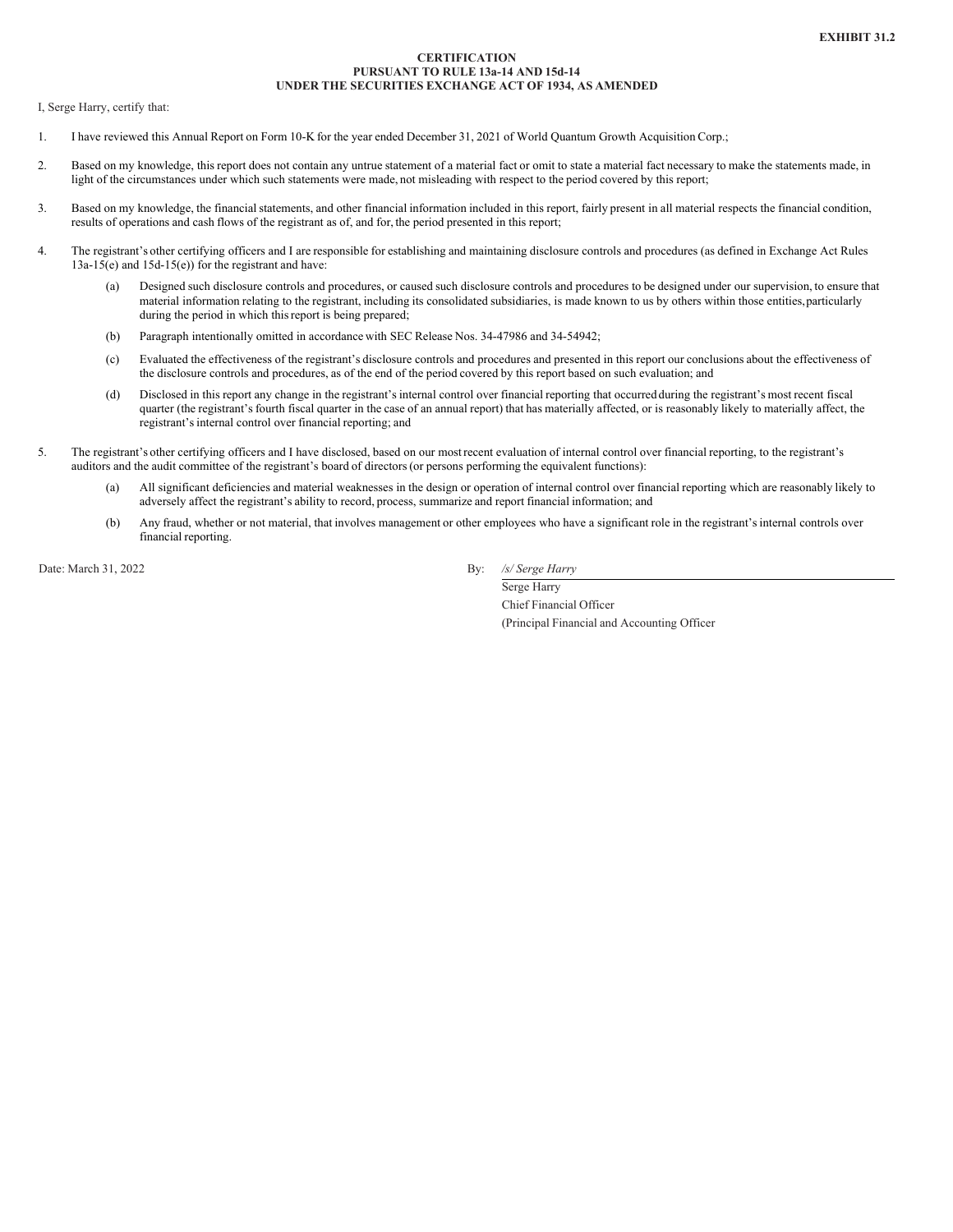**EXHIBIT 31.2**

**CERTIFICATION**
**PURSUANT TO RULE 13a-14 AND 15d-14**
**UNDER THE SECURITIES EXCHANGE ACT OF 1934, AS AMENDED**

I, Serge Harry, certify that:

1. I have reviewed this Annual Report on Form 10-K for the year ended December 31, 2021 of World Quantum Growth Acquisition Corp.;

2. Based on my knowledge, this report does not contain any untrue statement of a material fact or omit to state a material fact necessary to make the statements made, in light of the circumstances under which such statements were made, not misleading with respect to the period covered by this report;

3. Based on my knowledge, the financial statements, and other financial information included in this report, fairly present in all material respects the financial condition, results of operations and cash flows of the registrant as of, and for, the period presented in this report;

4. The registrant's other certifying officers and I are responsible for establishing and maintaining disclosure controls and procedures (as defined in Exchange Act Rules 13a-15(e) and 15d-15(e)) for the registrant and have:

   (a) Designed such disclosure controls and procedures, or caused such disclosure controls and procedures to be designed under our supervision, to ensure that material information relating to the registrant, including its consolidated subsidiaries, is made known to us by others within those entities, particularly during the period in which this report is being prepared;

   (b) Paragraph intentionally omitted in accordance with SEC Release Nos. 34-47986 and 34-54942;

   (c) Evaluated the effectiveness of the registrant's disclosure controls and procedures and presented in this report our conclusions about the effectiveness of the disclosure controls and procedures, as of the end of the period covered by this report based on such evaluation; and

   (d) Disclosed in this report any change in the registrant's internal control over financial reporting that occurred during the registrant's most recent fiscal quarter (the registrant's fourth fiscal quarter in the case of an annual report) that has materially affected, or is reasonably likely to materially affect, the registrant's internal control over financial reporting; and

5. The registrant's other certifying officers and I have disclosed, based on our most recent evaluation of internal control over financial reporting, to the registrant's auditors and the audit committee of the registrant's board of directors (or persons performing the equivalent functions):

   (a) All significant deficiencies and material weaknesses in the design or operation of internal control over financial reporting which are reasonably likely to adversely affect the registrant's ability to record, process, summarize and report financial information; and

   (b) Any fraud, whether or not material, that involves management or other employees who have a significant role in the registrant's internal controls over financial reporting.

Date: March 31, 2022

By: */s/ Serge Harry*
Serge Harry
Chief Financial Officer
(Principal Financial and Accounting Officer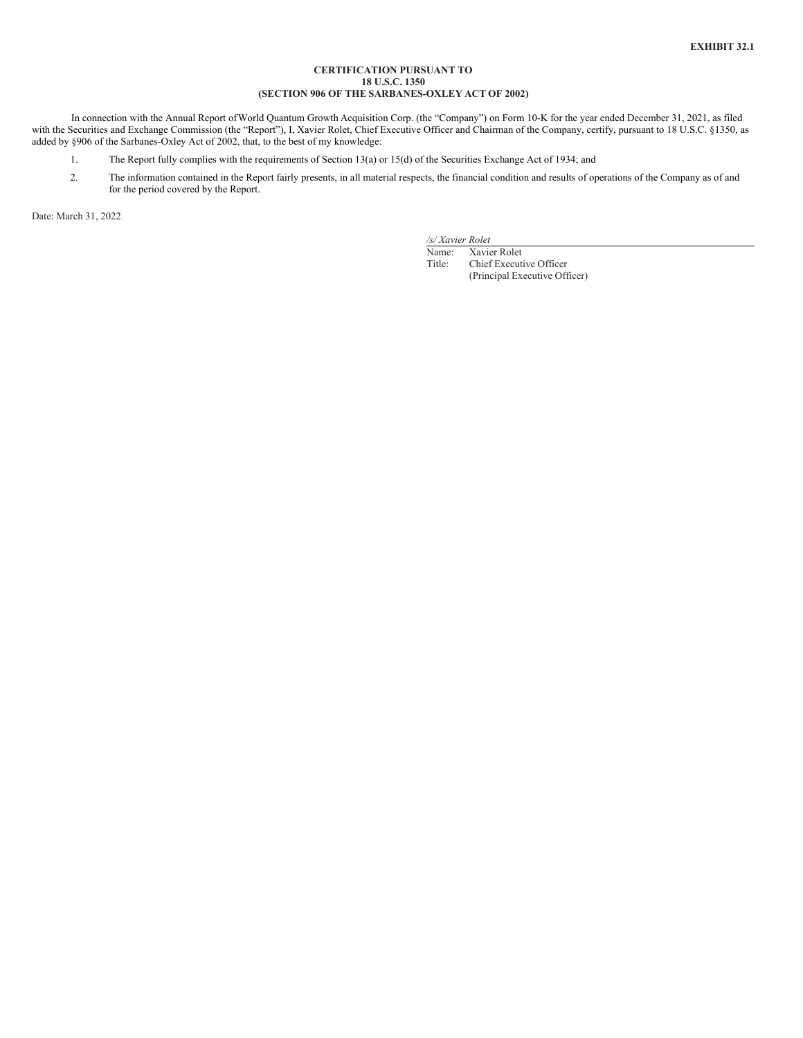**EXHIBIT 32.1**

**CERTIFICATION PURSUANT TO**
**18 U.S.C. 1350**
**(SECTION 906 OF THE SARBANES-OXLEY ACT OF 2002)**

In connection with the Annual Report of World Quantum Growth Acquisition Corp. (the "Company") on Form 10-K for the year ended December 31, 2021, as filed with the Securities and Exchange Commission (the "Report"), I, Xavier Rolet, Chief Executive Officer and Chairman of the Company, certify, pursuant to 18 U.S.C. §1350, as added by §906 of the Sarbanes-Oxley Act of 2002, that, to the best of my knowledge:

1. The Report fully complies with the requirements of Section 13(a) or 15(d) of the Securities Exchange Act of 1934; and
2. The information contained in the Report fairly presents, in all material respects, the financial condition and results of operations of the Company as of and for the period covered by the Report.

Date: March 31, 2022

*/s/ Xavier Rolet*

Name: Xavier Rolet
Title: Chief Executive Officer
(Principal Executive Officer)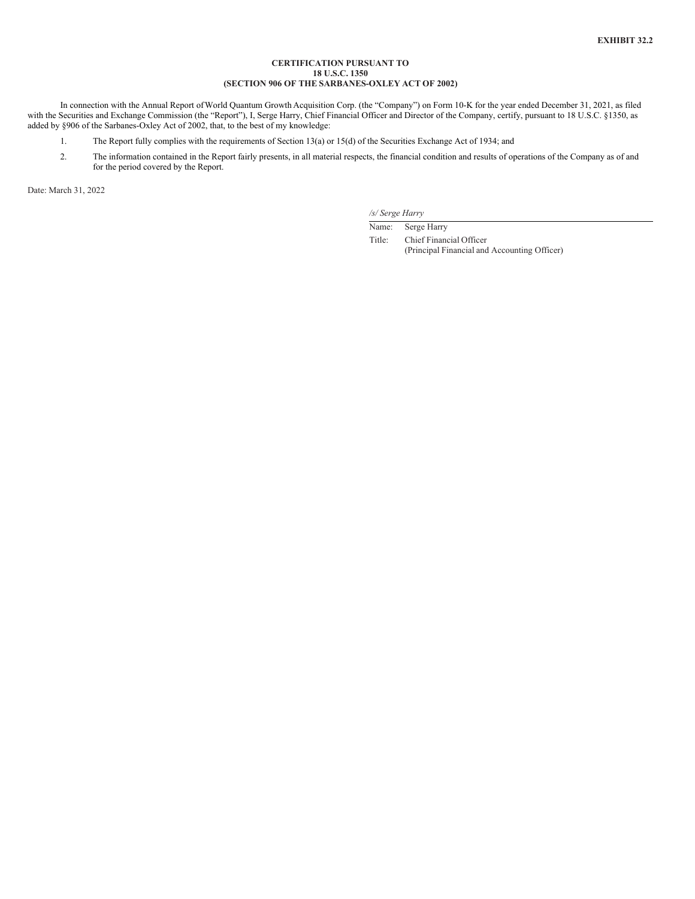**EXHIBIT 32.2**

**CERTIFICATION PURSUANT TO**
**18 U.S.C. 1350**
**(SECTION 906 OF THE SARBANES-OXLEY ACT OF 2002)**

In connection with the Annual Report of World Quantum Growth Acquisition Corp. (the "Company") on Form 10-K for the year ended December 31, 2021, as filed with the Securities and Exchange Commission (the "Report"), I, Serge Harry, Chief Financial Officer and Director of the Company, certify, pursuant to 18 U.S.C. §1350, as added by §906 of the Sarbanes-Oxley Act of 2002, that, to the best of my knowledge:

1. The Report fully complies with the requirements of Section 13(a) or 15(d) of the Securities Exchange Act of 1934; and
2. The information contained in the Report fairly presents, in all material respects, the financial condition and results of operations of the Company as of and for the period covered by the Report.

Date: March 31, 2022

*/s/ Serge Harry*

Name: Serge Harry

Title: Chief Financial Officer
(Principal Financial and Accounting Officer)